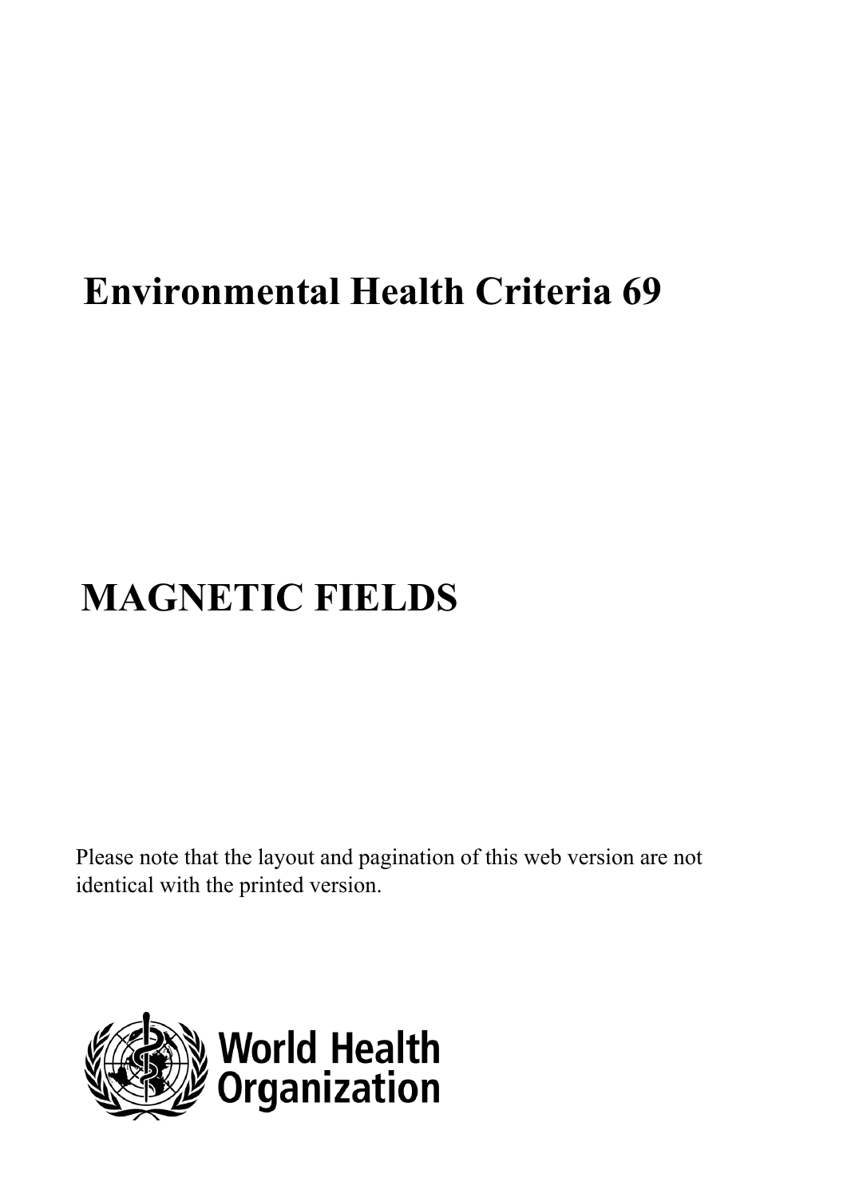# Environmental Health Criteria 69

# MAGNETIC FIELDS

Please note that the layout and pagination of this web version are not identical with the printed version.

World Health Organization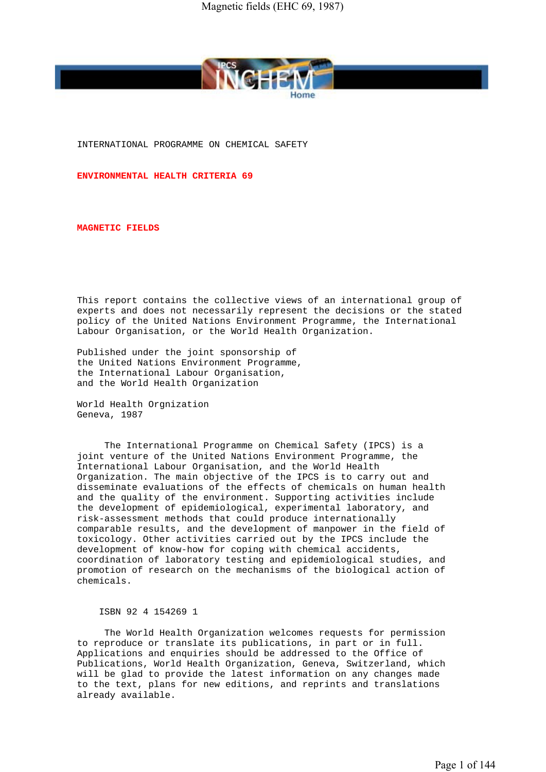INTERNATIONAL PROGRAMME ON CHEMICAL SAFETY

# ENVIRONMENTAL HEALTH CRITERIA 69

## MAGNETIC FIELDS

This report contains the collective views of an international group of experts and does not necessarily represent the decisions or the stated policy of the United Nations Environment Programme, the International Labour Organisation, or the World Health Organization.

Published under the joint sponsorship of
the United Nations Environment Programme,
the International Labour Organisation,
and the World Health Organization

World Health Orgnization
Geneva, 1987

The International Programme on Chemical Safety (IPCS) is a joint venture of the United Nations Environment Programme, the International Labour Organisation, and the World Health Organization. The main objective of the IPCS is to carry out and disseminate evaluations of the effects of chemicals on human health and the quality of the environment. Supporting activities include the development of epidemiological, experimental laboratory, and risk-assessment methods that could produce internationally comparable results, and the development of manpower in the field of toxicology. Other activities carried out by the IPCS include the development of know-how for coping with chemical accidents, coordination of laboratory testing and epidemiological studies, and promotion of research on the mechanisms of the biological action of chemicals.

ISBN 92 4 154269 1

The World Health Organization welcomes requests for permission to reproduce or translate its publications, in part or in full. Applications and enquiries should be addressed to the Office of Publications, World Health Organization, Geneva, Switzerland, which will be glad to provide the latest information on any changes made to the text, plans for new editions, and reprints and translations already available.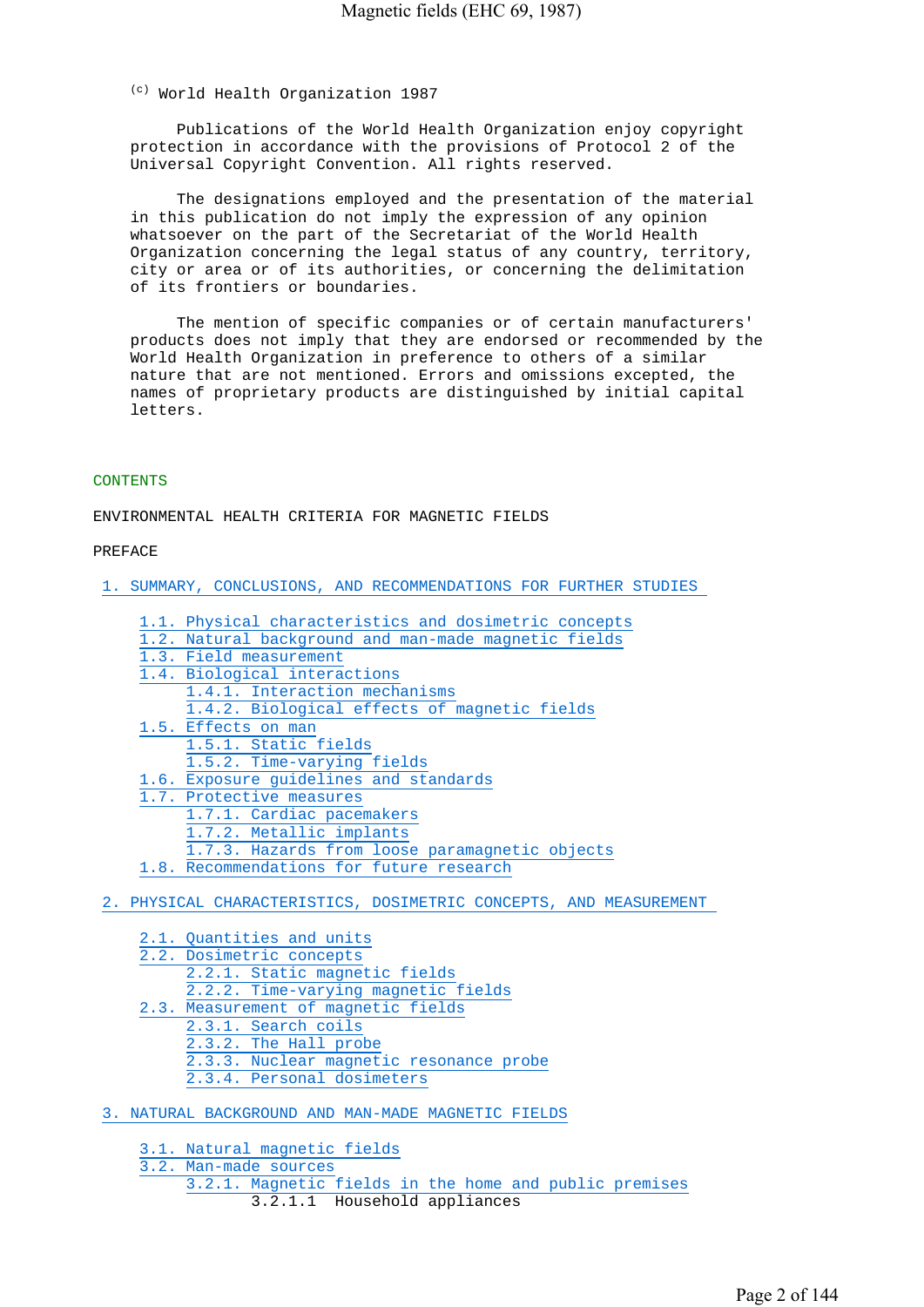(c) World Health Organization 1987

Publications of the World Health Organization enjoy copyright protection in accordance with the provisions of Protocol 2 of the Universal Copyright Convention. All rights reserved.

The designations employed and the presentation of the material in this publication do not imply the expression of any opinion whatsoever on the part of the Secretariat of the World Health Organization concerning the legal status of any country, territory, city or area or of its authorities, or concerning the delimitation of its frontiers or boundaries.

The mention of specific companies or of certain manufacturers' products does not imply that they are endorsed or recommended by the World Health Organization in preference to others of a similar nature that are not mentioned. Errors and omissions excepted, the names of proprietary products are distinguished by initial capital letters.

CONTENTS

ENVIRONMENTAL HEALTH CRITERIA FOR MAGNETIC FIELDS

PREFACE

1. SUMMARY, CONCLUSIONS, AND RECOMMENDATIONS FOR FURTHER STUDIES
   - 1.1. Physical characteristics and dosimetric concepts
   - 1.2. Natural background and man-made magnetic fields
   - 1.3. Field measurement
   - 1.4. Biological interactions
     - 1.4.1. Interaction mechanisms
     - 1.4.2. Biological effects of magnetic fields
   - 1.5. Effects on man
     - 1.5.1. Static fields
     - 1.5.2. Time-varying fields
   - 1.6. Exposure guidelines and standards
   - 1.7. Protective measures
     - 1.7.1. Cardiac pacemakers
     - 1.7.2. Metallic implants
     - 1.7.3. Hazards from loose paramagnetic objects
   - 1.8. Recommendations for future research

2. PHYSICAL CHARACTERISTICS, DOSIMETRIC CONCEPTS, AND MEASUREMENT
   - 2.1. Quantities and units
   - 2.2. Dosimetric concepts
     - 2.2.1. Static magnetic fields
     - 2.2.2. Time-varying magnetic fields
   - 2.3. Measurement of magnetic fields
     - 2.3.1. Search coils
     - 2.3.2. The Hall probe
     - 2.3.3. Nuclear magnetic resonance probe
     - 2.3.4. Personal dosimeters

3. NATURAL BACKGROUND AND MAN-MADE MAGNETIC FIELDS
   - 3.1. Natural magnetic fields
   - 3.2. Man-made sources
     - 3.2.1. Magnetic fields in the home and public premises
       - 3.2.1.1 Household appliances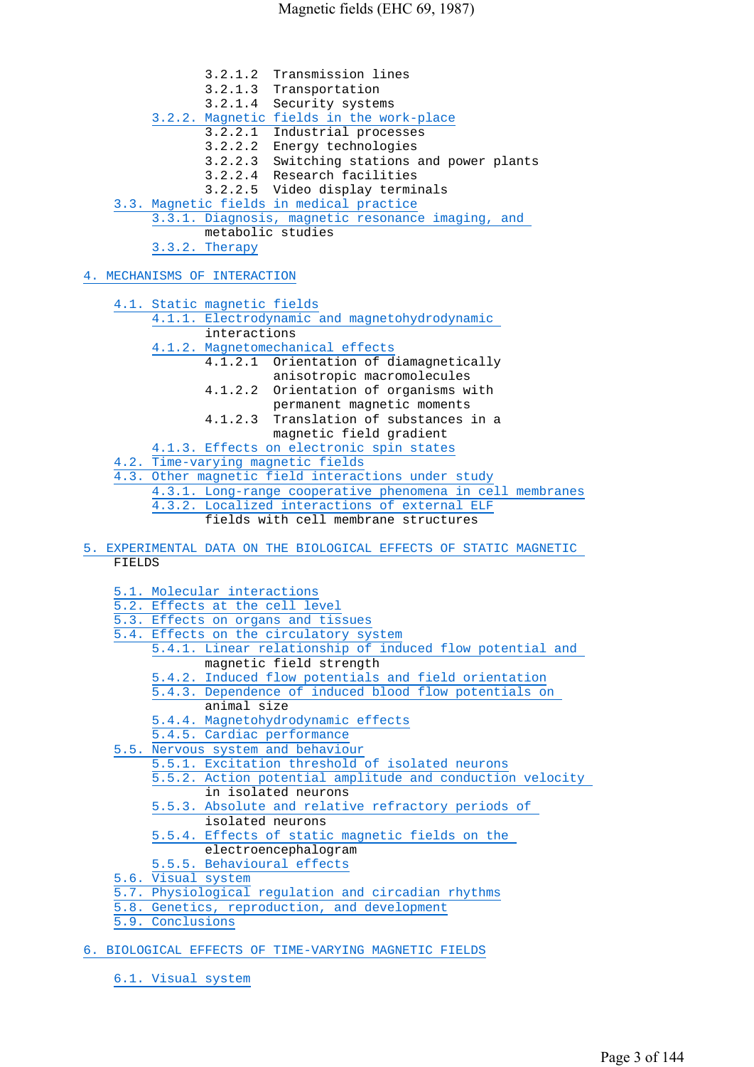- 3.2.1.2 Transmission lines
- 3.2.1.3 Transportation
- 3.2.1.4 Security systems
- 3.2.2. Magnetic fields in the work-place
  - 3.2.2.1 Industrial processes
  - 3.2.2.2 Energy technologies
  - 3.2.2.3 Switching stations and power plants
  - 3.2.2.4 Research facilities
  - 3.2.2.5 Video display terminals
- 3.3. Magnetic fields in medical practice
  - 3.3.1. Diagnosis, magnetic resonance imaging, and metabolic studies
  - 3.3.2. Therapy

4. MECHANISMS OF INTERACTION

- 4.1. Static magnetic fields
  - 4.1.1. Electrodynamic and magnetohydrodynamic interactions
  - 4.1.2. Magnetomechanical effects
    - 4.1.2.1 Orientation of diamagnetically anisotropic macromolecules
    - 4.1.2.2 Orientation of organisms with permanent magnetic moments
    - 4.1.2.3 Translation of substances in a magnetic field gradient
  - 4.1.3. Effects on electronic spin states
- 4.2. Time-varying magnetic fields
- 4.3. Other magnetic field interactions under study
  - 4.3.1. Long-range cooperative phenomena in cell membranes
  - 4.3.2. Localized interactions of external ELF fields with cell membrane structures

5. EXPERIMENTAL DATA ON THE BIOLOGICAL EFFECTS OF STATIC MAGNETIC FIELDS

- 5.1. Molecular interactions
- 5.2. Effects at the cell level
- 5.3. Effects on organs and tissues
- 5.4. Effects on the circulatory system
  - 5.4.1. Linear relationship of induced flow potential and magnetic field strength
  - 5.4.2. Induced flow potentials and field orientation
  - 5.4.3. Dependence of induced blood flow potentials on animal size
  - 5.4.4. Magnetohydrodynamic effects
  - 5.4.5. Cardiac performance
- 5.5. Nervous system and behaviour
  - 5.5.1. Excitation threshold of isolated neurons
  - 5.5.2. Action potential amplitude and conduction velocity in isolated neurons
  - 5.5.3. Absolute and relative refractory periods of isolated neurons
  - 5.5.4. Effects of static magnetic fields on the electroencephalogram
  - 5.5.5. Behavioural effects
- 5.6. Visual system
- 5.7. Physiological regulation and circadian rhythms
- 5.8. Genetics, reproduction, and development
- 5.9. Conclusions

6. BIOLOGICAL EFFECTS OF TIME-VARYING MAGNETIC FIELDS

- 6.1. Visual system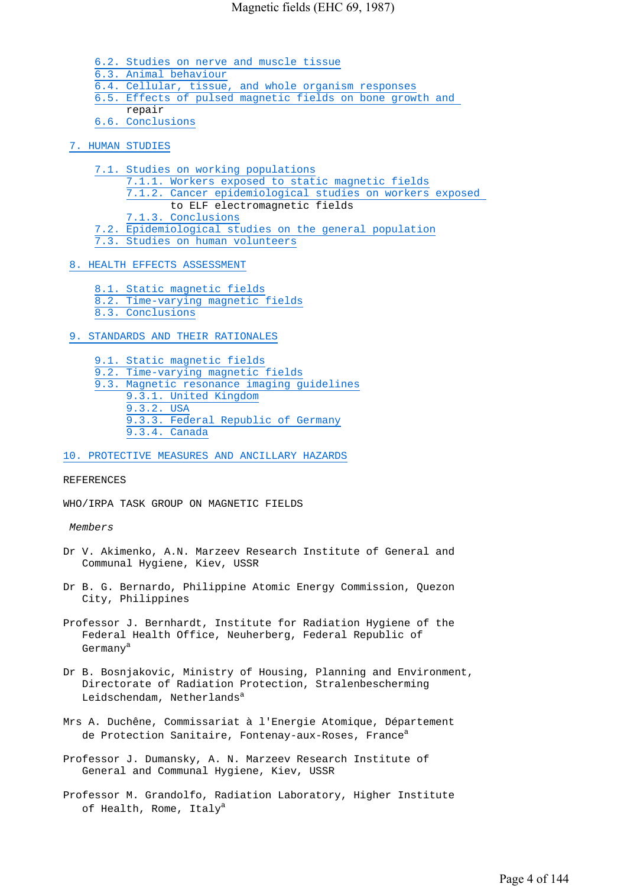6.2. Studies on nerve and muscle tissue
6.3. Animal behaviour
6.4. Cellular, tissue, and whole organism responses
6.5. Effects of pulsed magnetic fields on bone growth and repair
6.6. Conclusions

7. HUMAN STUDIES

7.1. Studies on working populations
7.1.1. Workers exposed to static magnetic fields
7.1.2. Cancer epidemiological studies on workers exposed to ELF electromagnetic fields
7.1.3. Conclusions
7.2. Epidemiological studies on the general population
7.3. Studies on human volunteers

8. HEALTH EFFECTS ASSESSMENT

8.1. Static magnetic fields
8.2. Time-varying magnetic fields
8.3. Conclusions

9. STANDARDS AND THEIR RATIONALES

9.1. Static magnetic fields
9.2. Time-varying magnetic fields
9.3. Magnetic resonance imaging guidelines
9.3.1. United Kingdom
9.3.2. USA
9.3.3. Federal Republic of Germany
9.3.4. Canada

10. PROTECTIVE MEASURES AND ANCILLARY HAZARDS

REFERENCES

WHO/IRPA TASK GROUP ON MAGNETIC FIELDS

*Members*

Dr V. Akimenko, A.N. Marzeev Research Institute of General and Communal Hygiene, Kiev, USSR

Dr B. G. Bernardo, Philippine Atomic Energy Commission, Quezon City, Philippines

Professor J. Bernhardt, Institute for Radiation Hygiene of the Federal Health Office, Neuherberg, Federal Republic of Germany[a]

Dr B. Bosnjakovic, Ministry of Housing, Planning and Environment, Directorate of Radiation Protection, Stralenbescherming Leidschendam, Netherlands[a]

Mrs A. Duchêne, Commissariat à l'Energie Atomique, Département de Protection Sanitaire, Fontenay-aux-Roses, France[a]

Professor J. Dumansky, A. N. Marzeev Research Institute of General and Communal Hygiene, Kiev, USSR

Professor M. Grandolfo, Radiation Laboratory, Higher Institute of Health, Rome, Italy[a]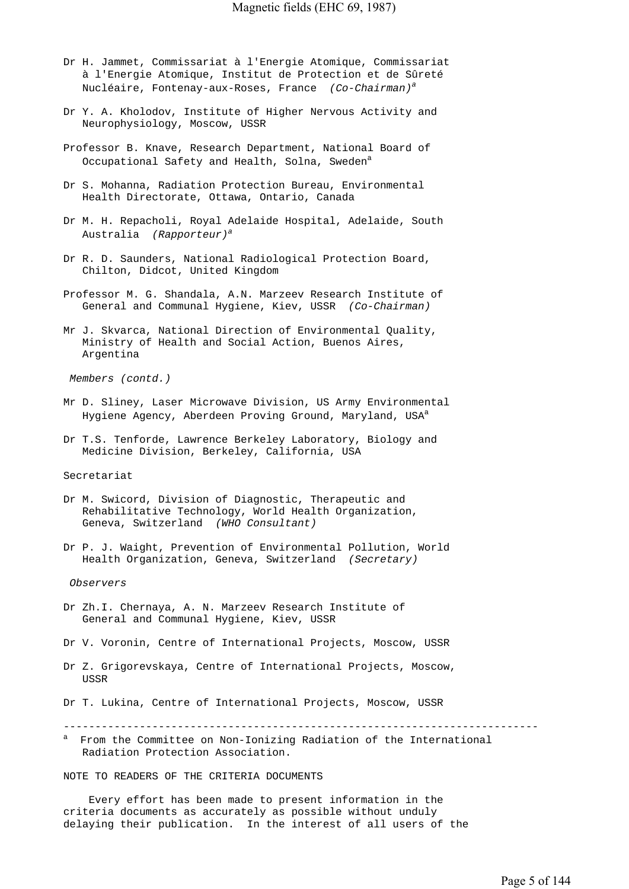Dr H. Jammet, Commissariat à l'Energie Atomique, Commissariat à l'Energie Atomique, Institut de Protection et de Sûreté Nucléaire, Fontenay-aux-Roses, France *(Co-Chairman)*[a]

Dr Y. A. Kholodov, Institute of Higher Nervous Activity and Neurophysiology, Moscow, USSR

Professor B. Knave, Research Department, National Board of Occupational Safety and Health, Solna, Sweden[a]

Dr S. Mohanna, Radiation Protection Bureau, Environmental Health Directorate, Ottawa, Ontario, Canada

Dr M. H. Repacholi, Royal Adelaide Hospital, Adelaide, South Australia *(Rapporteur)*[a]

Dr R. D. Saunders, National Radiological Protection Board, Chilton, Didcot, United Kingdom

Professor M. G. Shandala, A.N. Marzeev Research Institute of General and Communal Hygiene, Kiev, USSR *(Co-Chairman)*

Mr J. Skvarca, National Direction of Environmental Quality, Ministry of Health and Social Action, Buenos Aires, Argentina

*Members (contd.)*

Mr D. Sliney, Laser Microwave Division, US Army Environmental Hygiene Agency, Aberdeen Proving Ground, Maryland, USA[a]

Dr T.S. Tenforde, Lawrence Berkeley Laboratory, Biology and Medicine Division, Berkeley, California, USA

Secretariat

Dr M. Swicord, Division of Diagnostic, Therapeutic and Rehabilitative Technology, World Health Organization, Geneva, Switzerland *(WHO Consultant)*

Dr P. J. Waight, Prevention of Environmental Pollution, World Health Organization, Geneva, Switzerland *(Secretary)*

*Observers*

Dr Zh.I. Chernaya, A. N. Marzeev Research Institute of General and Communal Hygiene, Kiev, USSR

Dr V. Voronin, Centre of International Projects, Moscow, USSR

Dr Z. Grigorevskaya, Centre of International Projects, Moscow, USSR

Dr T. Lukina, Centre of International Projects, Moscow, USSR

---

[a] From the Committee on Non-Ionizing Radiation of the International Radiation Protection Association.

NOTE TO READERS OF THE CRITERIA DOCUMENTS

Every effort has been made to present information in the criteria documents as accurately as possible without unduly delaying their publication. In the interest of all users of the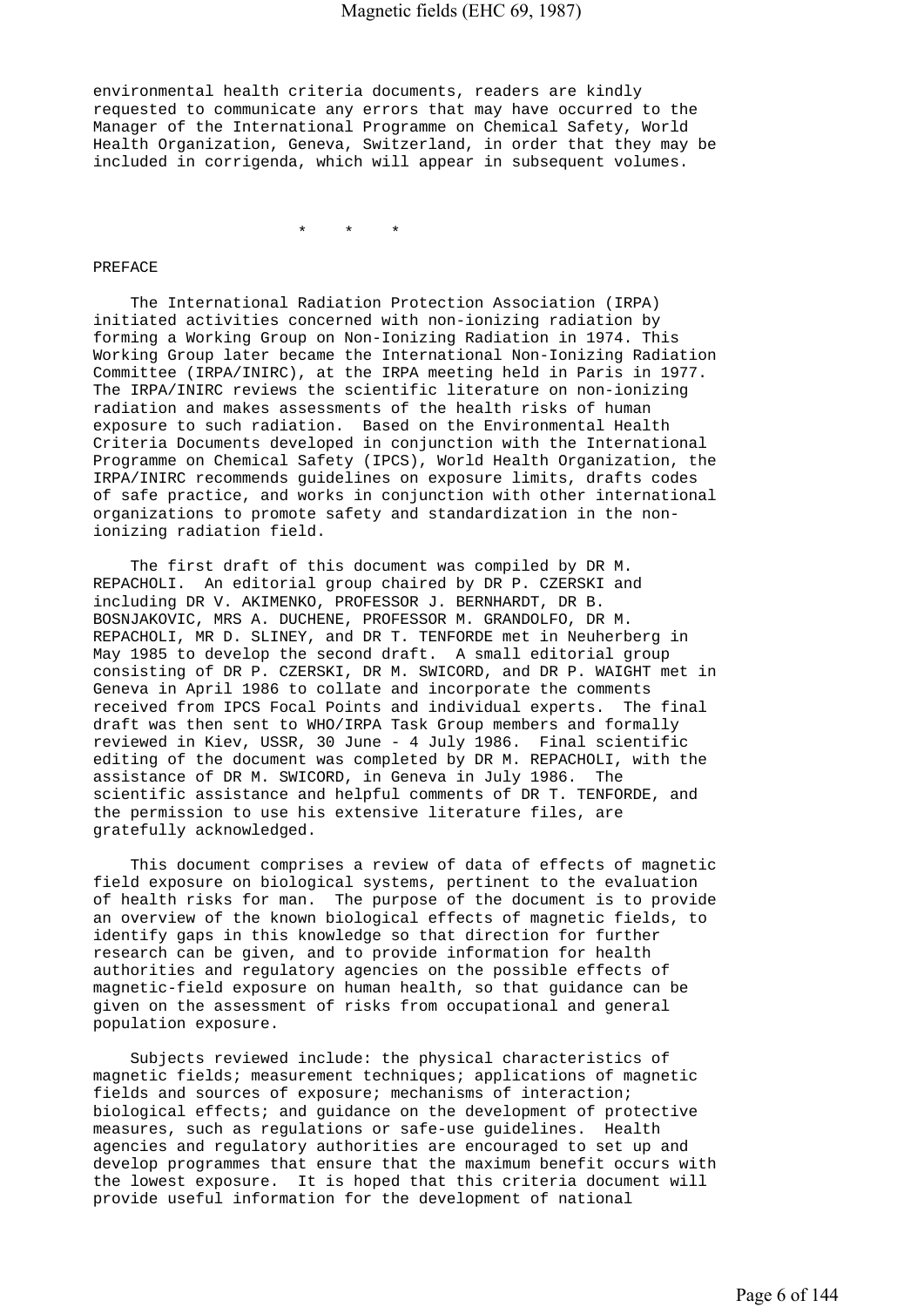environmental health criteria documents, readers are kindly requested to communicate any errors that may have occurred to the Manager of the International Programme on Chemical Safety, World Health Organization, Geneva, Switzerland, in order that they may be included in corrigenda, which will appear in subsequent volumes.

\* \* \*

## PREFACE

The International Radiation Protection Association (IRPA) initiated activities concerned with non-ionizing radiation by forming a Working Group on Non-Ionizing Radiation in 1974. This Working Group later became the International Non-Ionizing Radiation Committee (IRPA/INIRC), at the IRPA meeting held in Paris in 1977. The IRPA/INIRC reviews the scientific literature on non-ionizing radiation and makes assessments of the health risks of human exposure to such radiation. Based on the Environmental Health Criteria Documents developed in conjunction with the International Programme on Chemical Safety (IPCS), World Health Organization, the IRPA/INIRC recommends guidelines on exposure limits, drafts codes of safe practice, and works in conjunction with other international organizations to promote safety and standardization in the non-ionizing radiation field.

The first draft of this document was compiled by DR M. REPACHOLI. An editorial group chaired by DR P. CZERSKI and including DR V. AKIMENKO, PROFESSOR J. BERNHARDT, DR B. BOSNJAKOVIC, MRS A. DUCHENE, PROFESSOR M. GRANDOLFO, DR M. REPACHOLI, MR D. SLINEY, and DR T. TENFORDE met in Neuherberg in May 1985 to develop the second draft. A small editorial group consisting of DR P. CZERSKI, DR M. SWICORD, and DR P. WAIGHT met in Geneva in April 1986 to collate and incorporate the comments received from IPCS Focal Points and individual experts. The final draft was then sent to WHO/IRPA Task Group members and formally reviewed in Kiev, USSR, 30 June - 4 July 1986. Final scientific editing of the document was completed by DR M. REPACHOLI, with the assistance of DR M. SWICORD, in Geneva in July 1986. The scientific assistance and helpful comments of DR T. TENFORDE, and the permission to use his extensive literature files, are gratefully acknowledged.

This document comprises a review of data of effects of magnetic field exposure on biological systems, pertinent to the evaluation of health risks for man. The purpose of the document is to provide an overview of the known biological effects of magnetic fields, to identify gaps in this knowledge so that direction for further research can be given, and to provide information for health authorities and regulatory agencies on the possible effects of magnetic-field exposure on human health, so that guidance can be given on the assessment of risks from occupational and general population exposure.

Subjects reviewed include: the physical characteristics of magnetic fields; measurement techniques; applications of magnetic fields and sources of exposure; mechanisms of interaction; biological effects; and guidance on the development of protective measures, such as regulations or safe-use guidelines. Health agencies and regulatory authorities are encouraged to set up and develop programmes that ensure that the maximum benefit occurs with the lowest exposure. It is hoped that this criteria document will provide useful information for the development of national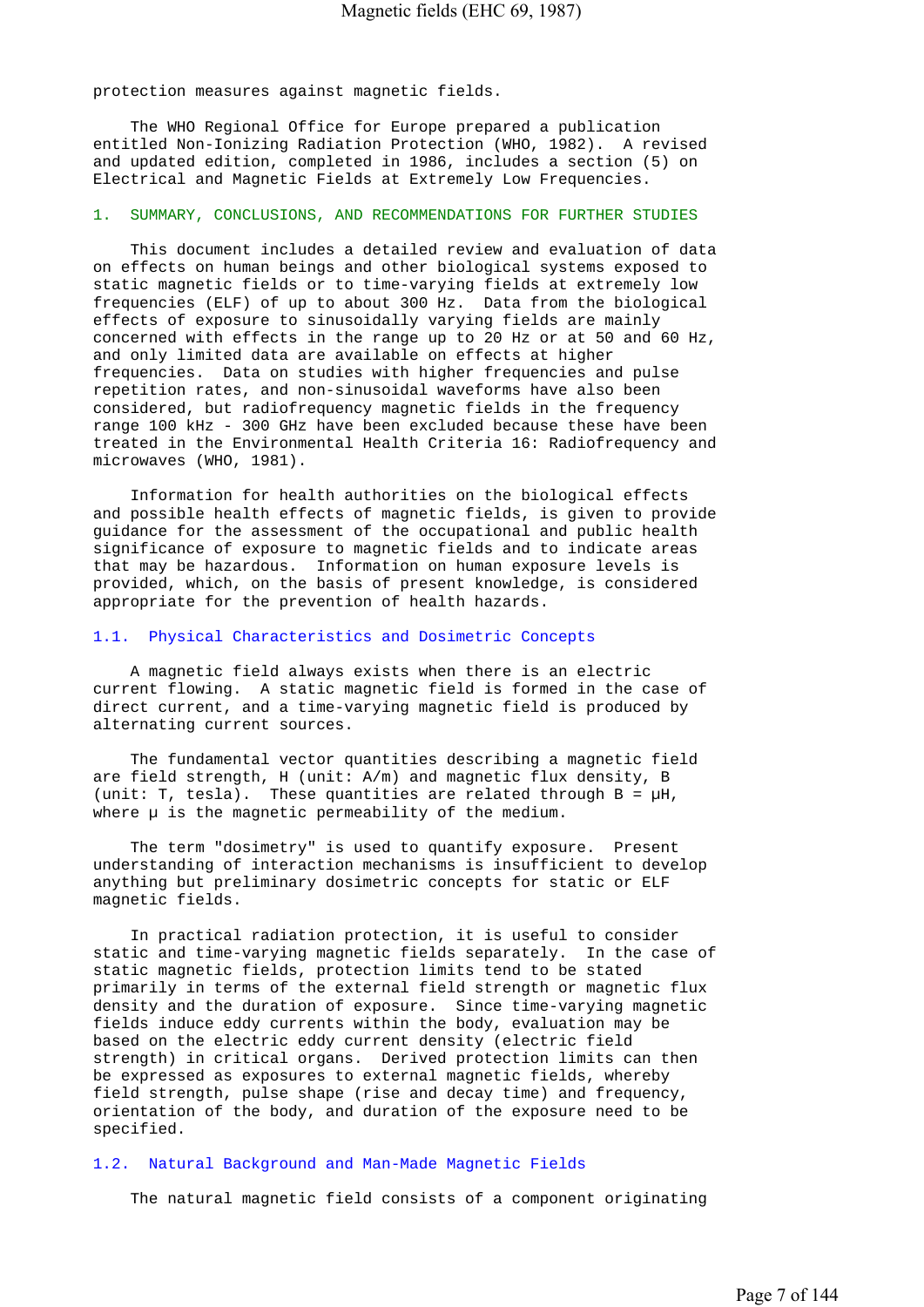protection measures against magnetic fields.

The WHO Regional Office for Europe prepared a publication entitled Non-Ionizing Radiation Protection (WHO, 1982). A revised and updated edition, completed in 1986, includes a section (5) on Electrical and Magnetic Fields at Extremely Low Frequencies.

## 1. SUMMARY, CONCLUSIONS, AND RECOMMENDATIONS FOR FURTHER STUDIES

This document includes a detailed review and evaluation of data on effects on human beings and other biological systems exposed to static magnetic fields or to time-varying fields at extremely low frequencies (ELF) of up to about 300 Hz. Data from the biological effects of exposure to sinusoidally varying fields are mainly concerned with effects in the range up to 20 Hz or at 50 and 60 Hz, and only limited data are available on effects at higher frequencies. Data on studies with higher frequencies and pulse repetition rates, and non-sinusoidal waveforms have also been considered, but radiofrequency magnetic fields in the frequency range 100 kHz - 300 GHz have been excluded because these have been treated in the Environmental Health Criteria 16: Radiofrequency and microwaves (WHO, 1981).

Information for health authorities on the biological effects and possible health effects of magnetic fields, is given to provide guidance for the assessment of the occupational and public health significance of exposure to magnetic fields and to indicate areas that may be hazardous. Information on human exposure levels is provided, which, on the basis of present knowledge, is considered appropriate for the prevention of health hazards.

### 1.1. Physical Characteristics and Dosimetric Concepts

A magnetic field always exists when there is an electric current flowing. A static magnetic field is formed in the case of direct current, and a time-varying magnetic field is produced by alternating current sources.

The fundamental vector quantities describing a magnetic field are field strength, H (unit: A/m) and magnetic flux density, B (unit: T, tesla). These quantities are related through $B = \mu H$, where $\mu$ is the magnetic permeability of the medium.

The term "dosimetry" is used to quantify exposure. Present understanding of interaction mechanisms is insufficient to develop anything but preliminary dosimetric concepts for static or ELF magnetic fields.

In practical radiation protection, it is useful to consider static and time-varying magnetic fields separately. In the case of static magnetic fields, protection limits tend to be stated primarily in terms of the external field strength or magnetic flux density and the duration of exposure. Since time-varying magnetic fields induce eddy currents within the body, evaluation may be based on the electric eddy current density (electric field strength) in critical organs. Derived protection limits can then be expressed as exposures to external magnetic fields, whereby field strength, pulse shape (rise and decay time) and frequency, orientation of the body, and duration of the exposure need to be specified.

### 1.2. Natural Background and Man-Made Magnetic Fields

The natural magnetic field consists of a component originating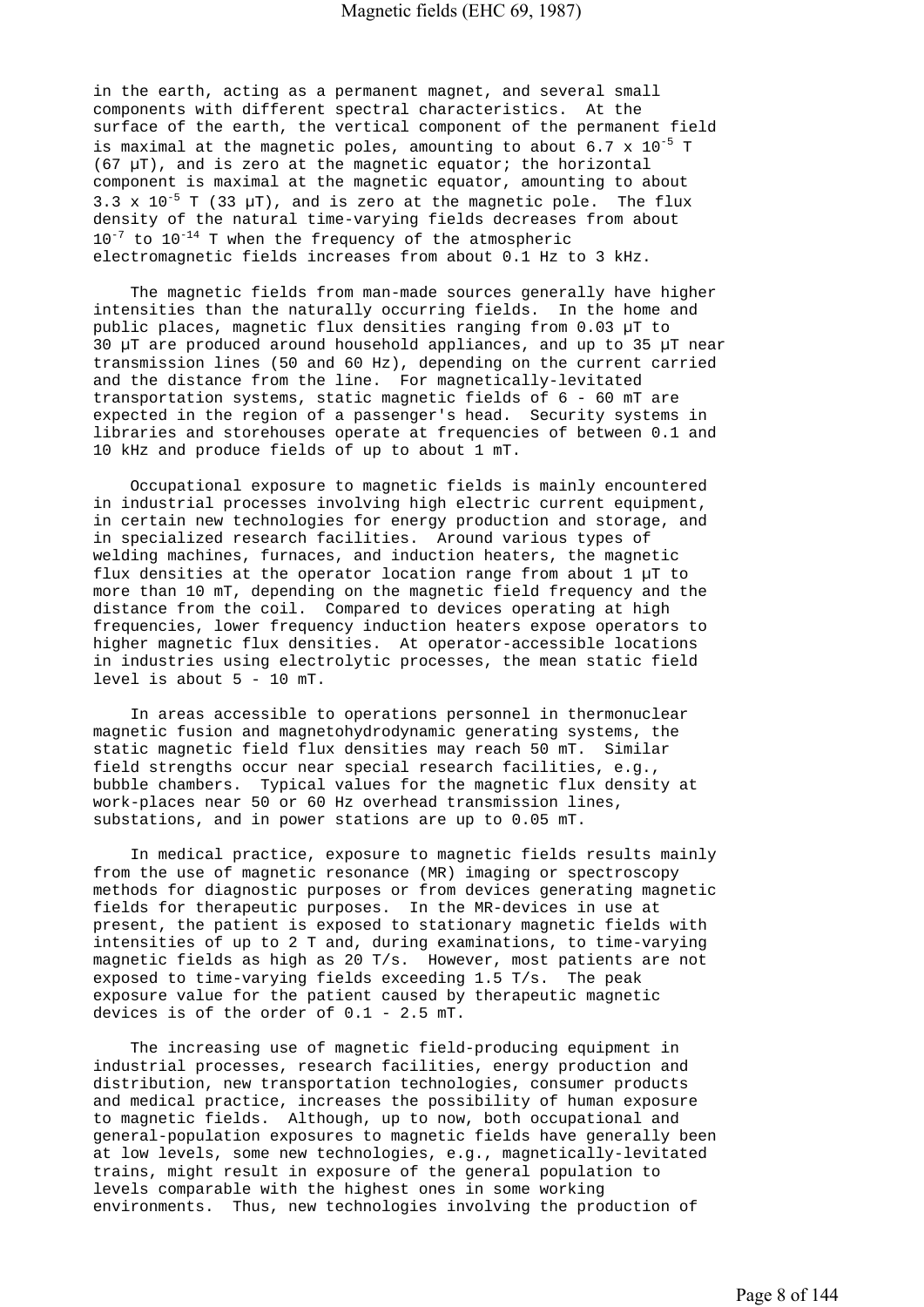in the earth, acting as a permanent magnet, and several small components with different spectral characteristics. At the surface of the earth, the vertical component of the permanent field is maximal at the magnetic poles, amounting to about $6.7 \times 10^{-5}$ T (67 μT), and is zero at the magnetic equator; the horizontal component is maximal at the magnetic equator, amounting to about $3.3 \times 10^{-5}$ T (33 μT), and is zero at the magnetic pole. The flux density of the natural time-varying fields decreases from about $10^{-7}$ to $10^{-14}$ T when the frequency of the atmospheric electromagnetic fields increases from about 0.1 Hz to 3 kHz.

The magnetic fields from man-made sources generally have higher intensities than the naturally occurring fields. In the home and public places, magnetic flux densities ranging from 0.03 μT to 30 μT are produced around household appliances, and up to 35 μT near transmission lines (50 and 60 Hz), depending on the current carried and the distance from the line. For magnetically-levitated transportation systems, static magnetic fields of 6 - 60 mT are expected in the region of a passenger's head. Security systems in libraries and storehouses operate at frequencies of between 0.1 and 10 kHz and produce fields of up to about 1 mT.

Occupational exposure to magnetic fields is mainly encountered in industrial processes involving high electric current equipment, in certain new technologies for energy production and storage, and in specialized research facilities. Around various types of welding machines, furnaces, and induction heaters, the magnetic flux densities at the operator location range from about 1 μT to more than 10 mT, depending on the magnetic field frequency and the distance from the coil. Compared to devices operating at high frequencies, lower frequency induction heaters expose operators to higher magnetic flux densities. At operator-accessible locations in industries using electrolytic processes, the mean static field level is about 5 - 10 mT.

In areas accessible to operations personnel in thermonuclear magnetic fusion and magnetohydrodynamic generating systems, the static magnetic field flux densities may reach 50 mT. Similar field strengths occur near special research facilities, e.g., bubble chambers. Typical values for the magnetic flux density at work-places near 50 or 60 Hz overhead transmission lines, substations, and in power stations are up to 0.05 mT.

In medical practice, exposure to magnetic fields results mainly from the use of magnetic resonance (MR) imaging or spectroscopy methods for diagnostic purposes or from devices generating magnetic fields for therapeutic purposes. In the MR-devices in use at present, the patient is exposed to stationary magnetic fields with intensities of up to 2 T and, during examinations, to time-varying magnetic fields as high as 20 T/s. However, most patients are not exposed to time-varying fields exceeding 1.5 T/s. The peak exposure value for the patient caused by therapeutic magnetic devices is of the order of 0.1 - 2.5 mT.

The increasing use of magnetic field-producing equipment in industrial processes, research facilities, energy production and distribution, new transportation technologies, consumer products and medical practice, increases the possibility of human exposure to magnetic fields. Although, up to now, both occupational and general-population exposures to magnetic fields have generally been at low levels, some new technologies, e.g., magnetically-levitated trains, might result in exposure of the general population to levels comparable with the highest ones in some working environments. Thus, new technologies involving the production of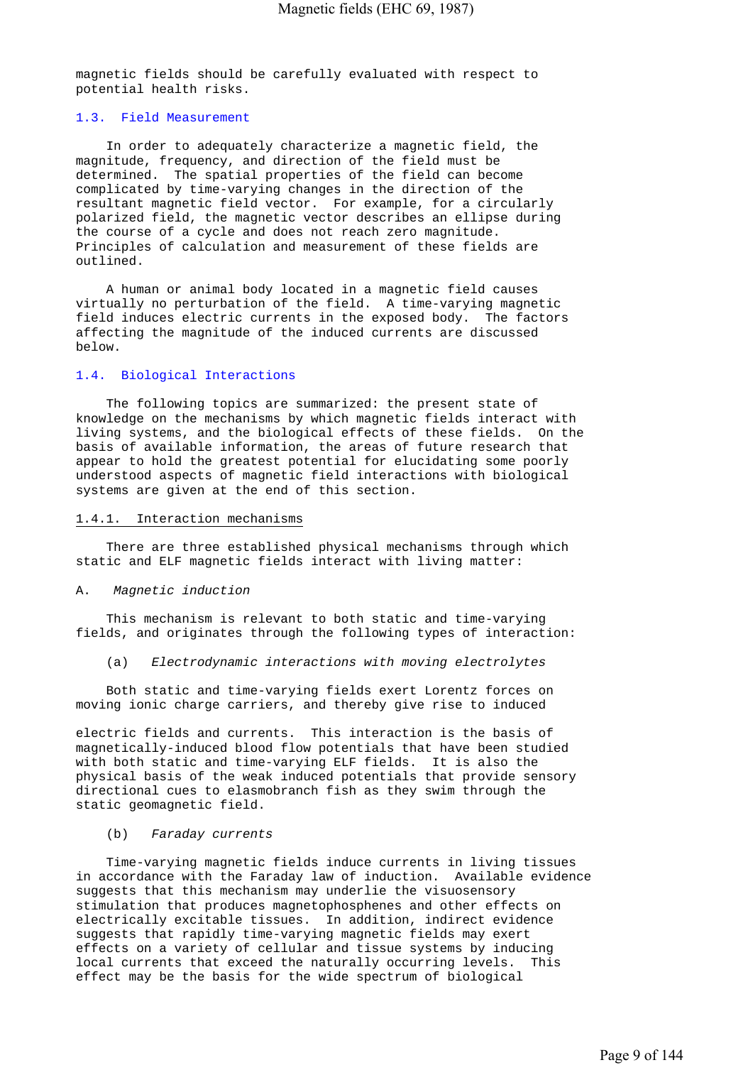magnetic fields should be carefully evaluated with respect to potential health risks.

## 1.3. Field Measurement

In order to adequately characterize a magnetic field, the magnitude, frequency, and direction of the field must be determined. The spatial properties of the field can become complicated by time-varying changes in the direction of the resultant magnetic field vector. For example, for a circularly polarized field, the magnetic vector describes an ellipse during the course of a cycle and does not reach zero magnitude. Principles of calculation and measurement of these fields are outlined.

A human or animal body located in a magnetic field causes virtually no perturbation of the field. A time-varying magnetic field induces electric currents in the exposed body. The factors affecting the magnitude of the induced currents are discussed below.

## 1.4. Biological Interactions

The following topics are summarized: the present state of knowledge on the mechanisms by which magnetic fields interact with living systems, and the biological effects of these fields. On the basis of available information, the areas of future research that appear to hold the greatest potential for elucidating some poorly understood aspects of magnetic field interactions with biological systems are given at the end of this section.

### 1.4.1. Interaction mechanisms

There are three established physical mechanisms through which static and ELF magnetic fields interact with living matter:

A. *Magnetic induction*

This mechanism is relevant to both static and time-varying fields, and originates through the following types of interaction:

(a) *Electrodynamic interactions with moving electrolytes*

Both static and time-varying fields exert Lorentz forces on moving ionic charge carriers, and thereby give rise to induced electric fields and currents. This interaction is the basis of magnetically-induced blood flow potentials that have been studied with both static and time-varying ELF fields. It is also the physical basis of the weak induced potentials that provide sensory directional cues to elasmobranch fish as they swim through the static geomagnetic field.

(b) *Faraday currents*

Time-varying magnetic fields induce currents in living tissues in accordance with the Faraday law of induction. Available evidence suggests that this mechanism may underlie the visuosensory stimulation that produces magnetophosphenes and other effects on electrically excitable tissues. In addition, indirect evidence suggests that rapidly time-varying magnetic fields may exert effects on a variety of cellular and tissue systems by inducing local currents that exceed the naturally occurring levels. This effect may be the basis for the wide spectrum of biological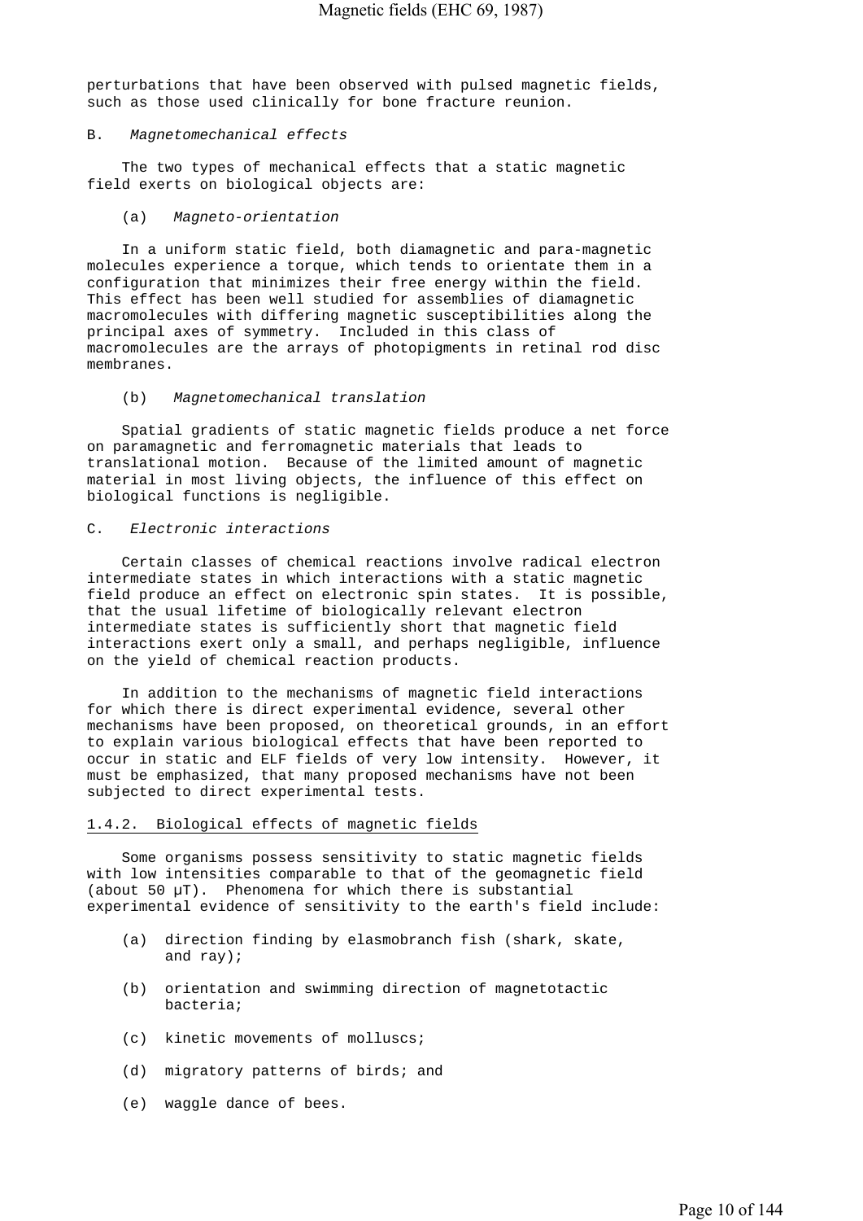perturbations that have been observed with pulsed magnetic fields, such as those used clinically for bone fracture reunion.

B. *Magnetomechanical effects*

The two types of mechanical effects that a static magnetic field exerts on biological objects are:

(a) *Magneto-orientation*

In a uniform static field, both diamagnetic and para-magnetic molecules experience a torque, which tends to orientate them in a configuration that minimizes their free energy within the field. This effect has been well studied for assemblies of diamagnetic macromolecules with differing magnetic susceptibilities along the principal axes of symmetry. Included in this class of macromolecules are the arrays of photopigments in retinal rod disc membranes.

(b) *Magnetomechanical translation*

Spatial gradients of static magnetic fields produce a net force on paramagnetic and ferromagnetic materials that leads to translational motion. Because of the limited amount of magnetic material in most living objects, the influence of this effect on biological functions is negligible.

C. *Electronic interactions*

Certain classes of chemical reactions involve radical electron intermediate states in which interactions with a static magnetic field produce an effect on electronic spin states. It is possible, that the usual lifetime of biologically relevant electron intermediate states is sufficiently short that magnetic field interactions exert only a small, and perhaps negligible, influence on the yield of chemical reaction products.

In addition to the mechanisms of magnetic field interactions for which there is direct experimental evidence, several other mechanisms have been proposed, on theoretical grounds, in an effort to explain various biological effects that have been reported to occur in static and ELF fields of very low intensity. However, it must be emphasized, that many proposed mechanisms have not been subjected to direct experimental tests.

### 1.4.2. Biological effects of magnetic fields

Some organisms possess sensitivity to static magnetic fields with low intensities comparable to that of the geomagnetic field (about 50 μT). Phenomena for which there is substantial experimental evidence of sensitivity to the earth's field include:

(a) direction finding by elasmobranch fish (shark, skate, and ray);

(b) orientation and swimming direction of magnetotactic bacteria;

(c) kinetic movements of molluscs;

(d) migratory patterns of birds; and

(e) waggle dance of bees.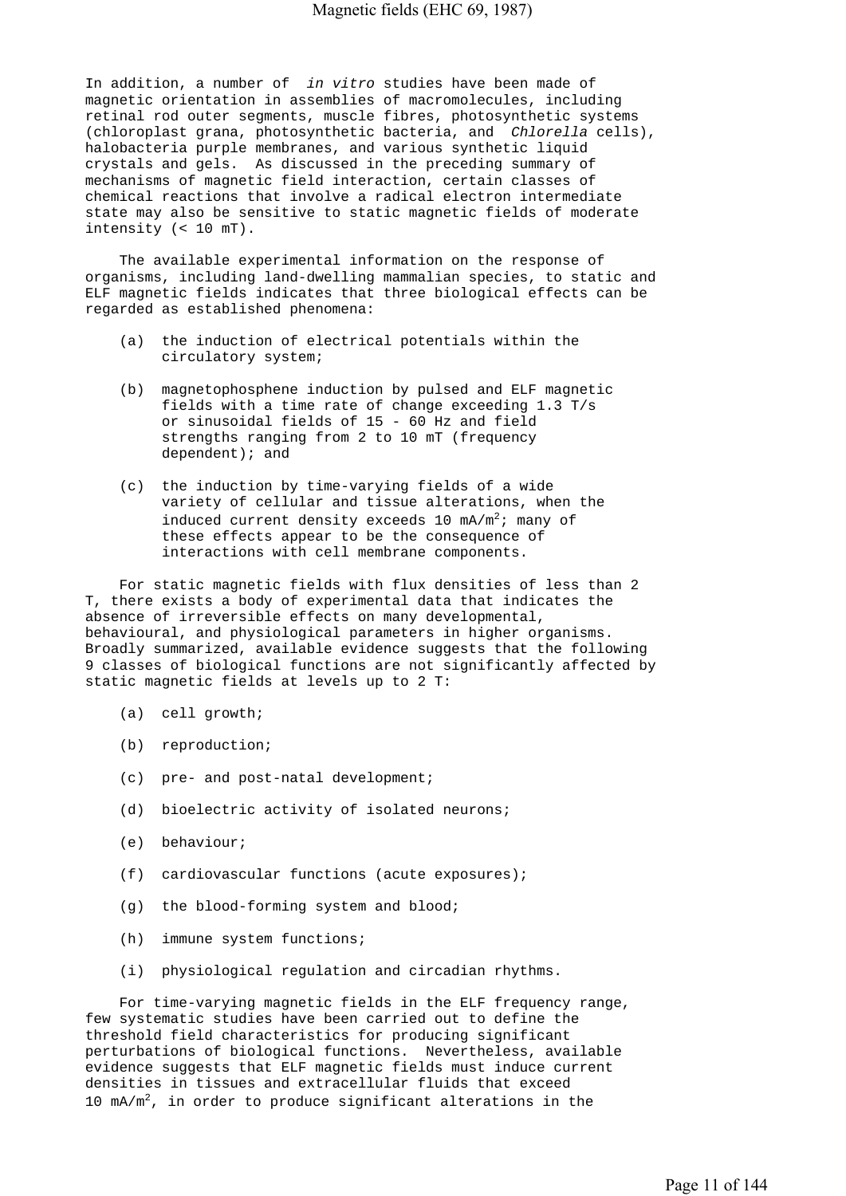In addition, a number of *in vitro* studies have been made of magnetic orientation in assemblies of macromolecules, including retinal rod outer segments, muscle fibres, photosynthetic systems (chloroplast grana, photosynthetic bacteria, and *Chlorella* cells), halobacteria purple membranes, and various synthetic liquid crystals and gels. As discussed in the preceding summary of mechanisms of magnetic field interaction, certain classes of chemical reactions that involve a radical electron intermediate state may also be sensitive to static magnetic fields of moderate intensity (< 10 mT).

The available experimental information on the response of organisms, including land-dwelling mammalian species, to static and ELF magnetic fields indicates that three biological effects can be regarded as established phenomena:

(a) the induction of electrical potentials within the circulatory system;

(b) magnetophosphene induction by pulsed and ELF magnetic fields with a time rate of change exceeding 1.3 T/s or sinusoidal fields of 15 - 60 Hz and field strengths ranging from 2 to 10 mT (frequency dependent); and

(c) the induction by time-varying fields of a wide variety of cellular and tissue alterations, when the induced current density exceeds 10 $mA/m^2$; many of these effects appear to be the consequence of interactions with cell membrane components.

For static magnetic fields with flux densities of less than 2 T, there exists a body of experimental data that indicates the absence of irreversible effects on many developmental, behavioural, and physiological parameters in higher organisms. Broadly summarized, available evidence suggests that the following 9 classes of biological functions are not significantly affected by static magnetic fields at levels up to 2 T:

(a) cell growth;

(b) reproduction;

(c) pre- and post-natal development;

(d) bioelectric activity of isolated neurons;

(e) behaviour;

(f) cardiovascular functions (acute exposures);

(g) the blood-forming system and blood;

(h) immune system functions;

(i) physiological regulation and circadian rhythms.

For time-varying magnetic fields in the ELF frequency range, few systematic studies have been carried out to define the threshold field characteristics for producing significant perturbations of biological functions. Nevertheless, available evidence suggests that ELF magnetic fields must induce current densities in tissues and extracellular fluids that exceed 10 $mA/m^2$, in order to produce significant alterations in the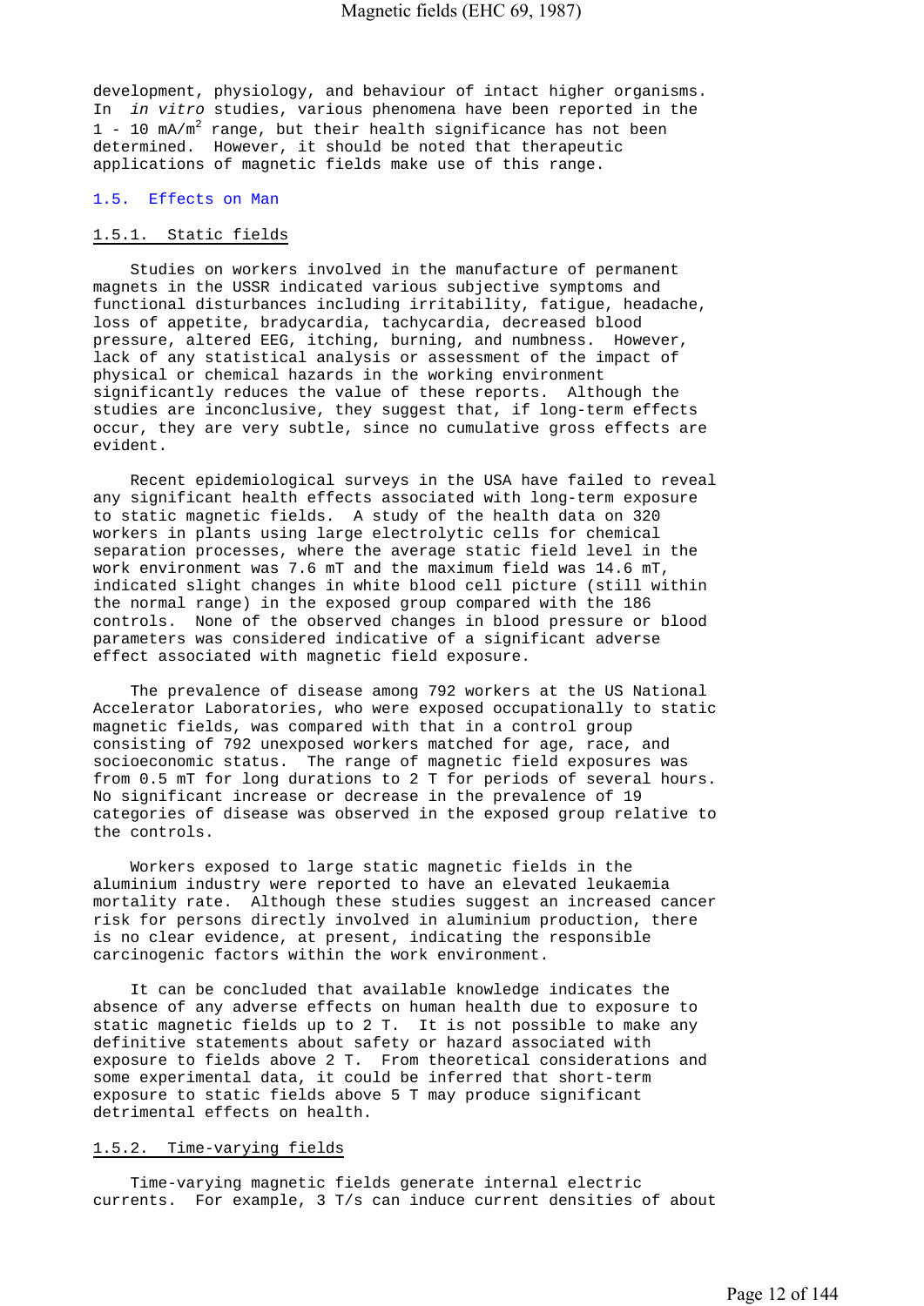development, physiology, and behaviour of intact higher organisms. In *in vitro* studies, various phenomena have been reported in the 1 - 10 $mA/m^2$ range, but their health significance has not been determined. However, it should be noted that therapeutic applications of magnetic fields make use of this range.

## 1.5. Effects on Man

### 1.5.1. Static fields

Studies on workers involved in the manufacture of permanent magnets in the USSR indicated various subjective symptoms and functional disturbances including irritability, fatigue, headache, loss of appetite, bradycardia, tachycardia, decreased blood pressure, altered EEG, itching, burning, and numbness. However, lack of any statistical analysis or assessment of the impact of physical or chemical hazards in the working environment significantly reduces the value of these reports. Although the studies are inconclusive, they suggest that, if long-term effects occur, they are very subtle, since no cumulative gross effects are evident.

Recent epidemiological surveys in the USA have failed to reveal any significant health effects associated with long-term exposure to static magnetic fields. A study of the health data on 320 workers in plants using large electrolytic cells for chemical separation processes, where the average static field level in the work environment was 7.6 mT and the maximum field was 14.6 mT, indicated slight changes in white blood cell picture (still within the normal range) in the exposed group compared with the 186 controls. None of the observed changes in blood pressure or blood parameters was considered indicative of a significant adverse effect associated with magnetic field exposure.

The prevalence of disease among 792 workers at the US National Accelerator Laboratories, who were exposed occupationally to static magnetic fields, was compared with that in a control group consisting of 792 unexposed workers matched for age, race, and socioeconomic status. The range of magnetic field exposures was from 0.5 mT for long durations to 2 T for periods of several hours. No significant increase or decrease in the prevalence of 19 categories of disease was observed in the exposed group relative to the controls.

Workers exposed to large static magnetic fields in the aluminium industry were reported to have an elevated leukaemia mortality rate. Although these studies suggest an increased cancer risk for persons directly involved in aluminium production, there is no clear evidence, at present, indicating the responsible carcinogenic factors within the work environment.

It can be concluded that available knowledge indicates the absence of any adverse effects on human health due to exposure to static magnetic fields up to 2 T. It is not possible to make any definitive statements about safety or hazard associated with exposure to fields above 2 T. From theoretical considerations and some experimental data, it could be inferred that short-term exposure to static fields above 5 T may produce significant detrimental effects on health.

### 1.5.2. Time-varying fields

Time-varying magnetic fields generate internal electric currents. For example, 3 T/s can induce current densities of about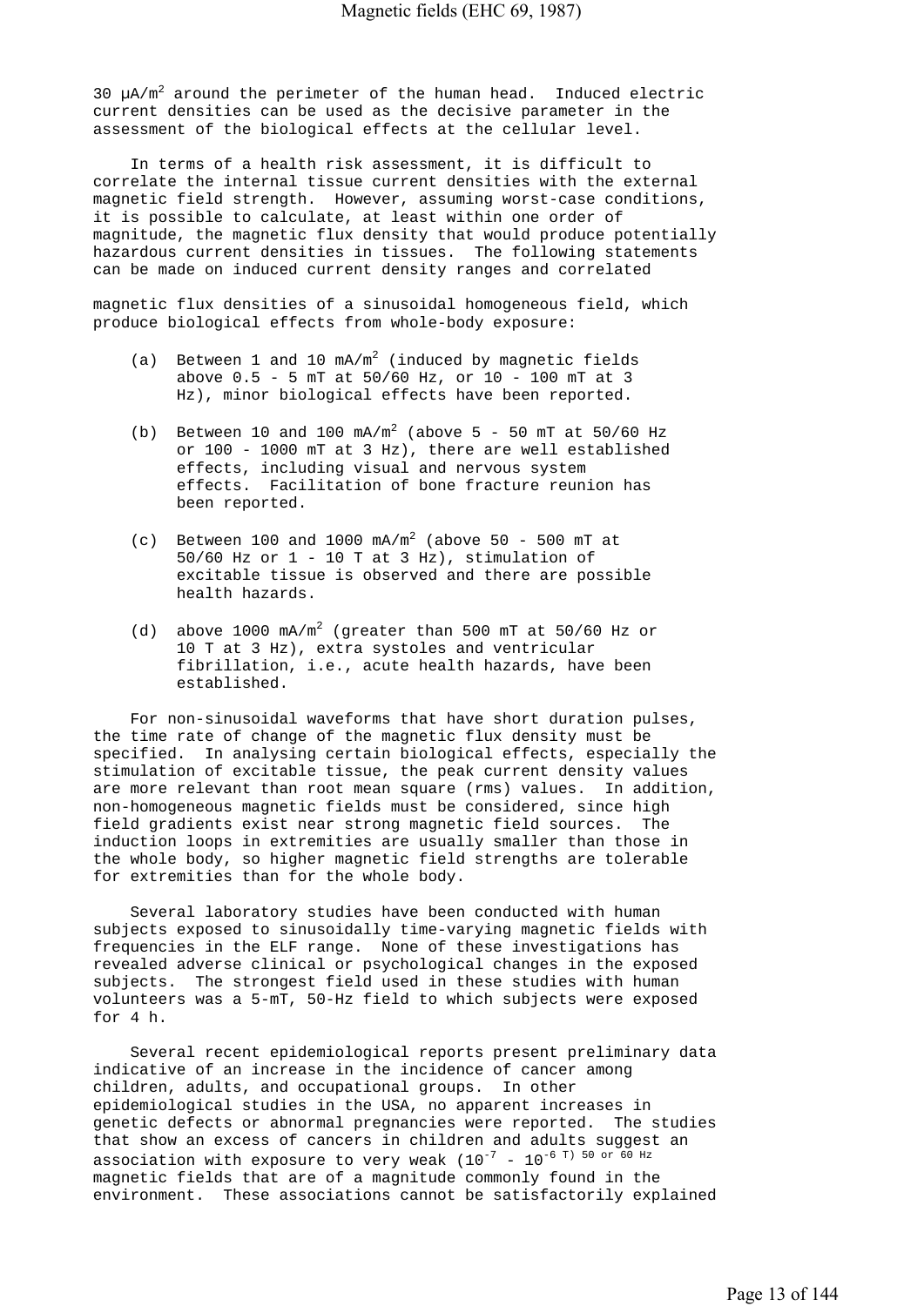30 $\mu A/m^2$ around the perimeter of the human head. Induced electric current densities can be used as the decisive parameter in the assessment of the biological effects at the cellular level.

In terms of a health risk assessment, it is difficult to correlate the internal tissue current densities with the external magnetic field strength. However, assuming worst-case conditions, it is possible to calculate, at least within one order of magnitude, the magnetic flux density that would produce potentially hazardous current densities in tissues. The following statements can be made on induced current density ranges and correlated magnetic flux densities of a sinusoidal homogeneous field, which produce biological effects from whole-body exposure:

(a) Between 1 and 10 $mA/m^2$ (induced by magnetic fields above 0.5 - 5 mT at 50/60 Hz, or 10 - 100 mT at 3 Hz), minor biological effects have been reported.

(b) Between 10 and 100 $mA/m^2$ (above 5 - 50 mT at 50/60 Hz or 100 - 1000 mT at 3 Hz), there are well established effects, including visual and nervous system effects. Facilitation of bone fracture reunion has been reported.

(c) Between 100 and 1000 $mA/m^2$ (above 50 - 500 mT at 50/60 Hz or 1 - 10 T at 3 Hz), stimulation of excitable tissue is observed and there are possible health hazards.

(d) above 1000 $mA/m^2$ (greater than 500 mT at 50/60 Hz or 10 T at 3 Hz), extra systoles and ventricular fibrillation, i.e., acute health hazards, have been established.

For non-sinusoidal waveforms that have short duration pulses, the time rate of change of the magnetic flux density must be specified. In analysing certain biological effects, especially the stimulation of excitable tissue, the peak current density values are more relevant than root mean square (rms) values. In addition, non-homogeneous magnetic fields must be considered, since high field gradients exist near strong magnetic field sources. The induction loops in extremities are usually smaller than those in the whole body, so higher magnetic field strengths are tolerable for extremities than for the whole body.

Several laboratory studies have been conducted with human subjects exposed to sinusoidally time-varying magnetic fields with frequencies in the ELF range. None of these investigations has revealed adverse clinical or psychological changes in the exposed subjects. The strongest field used in these studies with human volunteers was a 5-mT, 50-Hz field to which subjects were exposed for 4 h.

Several recent epidemiological reports present preliminary data indicative of an increase in the incidence of cancer among children, adults, and occupational groups. In other epidemiological studies in the USA, no apparent increases in genetic defects or abnormal pregnancies were reported. The studies that show an excess of cancers in children and adults suggest an association with exposure to very weak ($10^{-7}$ - $10^{-6}$ T) 50 or 60 Hz magnetic fields that are of a magnitude commonly found in the environment. These associations cannot be satisfactorily explained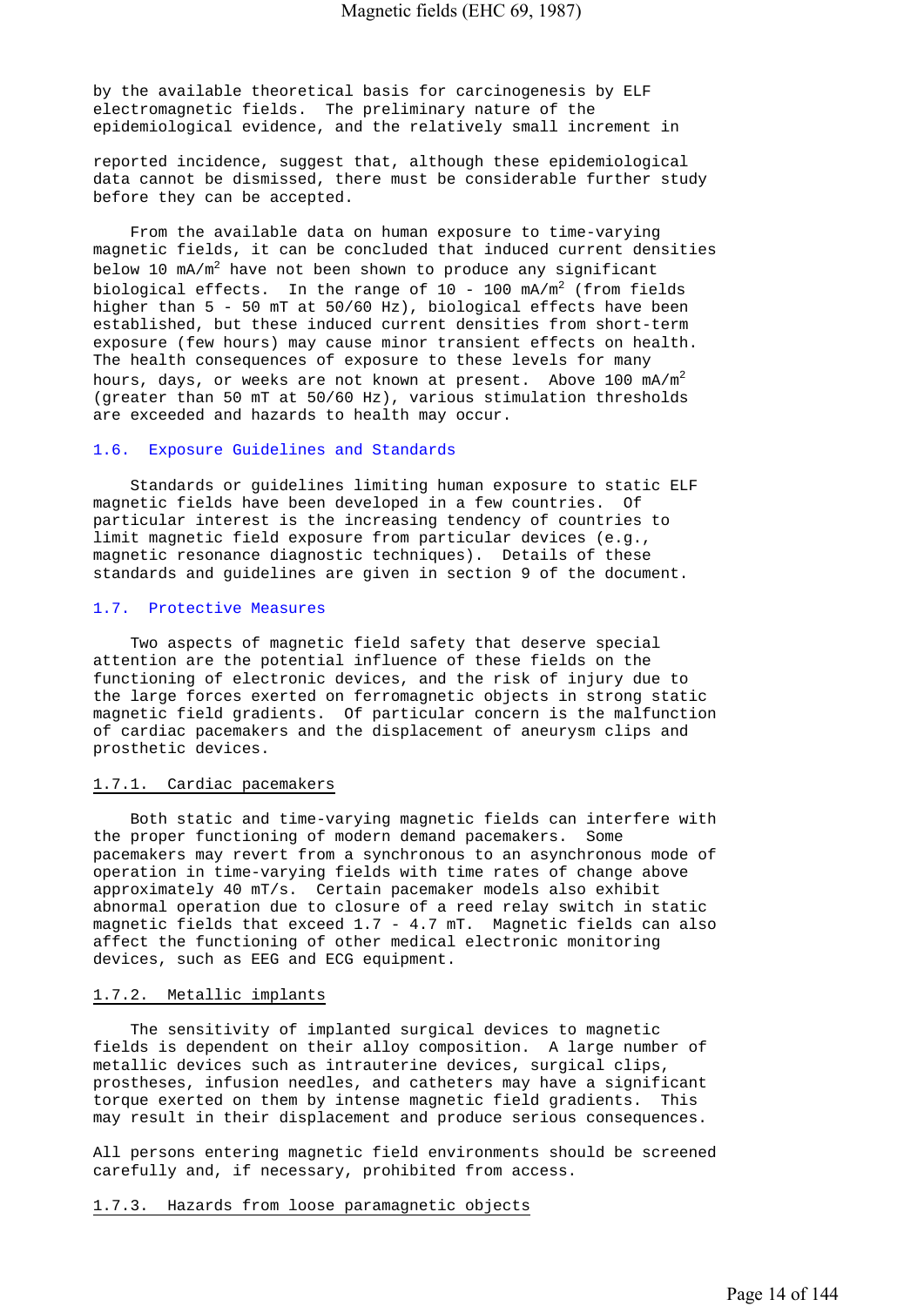by the available theoretical basis for carcinogenesis by ELF electromagnetic fields. The preliminary nature of the epidemiological evidence, and the relatively small increment in

reported incidence, suggest that, although these epidemiological data cannot be dismissed, there must be considerable further study before they can be accepted.

From the available data on human exposure to time-varying magnetic fields, it can be concluded that induced current densities below 10 $mA/m^2$ have not been shown to produce any significant biological effects. In the range of 10 - 100 $mA/m^2$ (from fields higher than 5 - 50 mT at 50/60 Hz), biological effects have been established, but these induced current densities from short-term exposure (few hours) may cause minor transient effects on health. The health consequences of exposure to these levels for many hours, days, or weeks are not known at present. Above 100 $mA/m^2$ (greater than 50 mT at 50/60 Hz), various stimulation thresholds are exceeded and hazards to health may occur.

## 1.6. Exposure Guidelines and Standards

Standards or guidelines limiting human exposure to static ELF magnetic fields have been developed in a few countries. Of particular interest is the increasing tendency of countries to limit magnetic field exposure from particular devices (e.g., magnetic resonance diagnostic techniques). Details of these standards and guidelines are given in section 9 of the document.

## 1.7. Protective Measures

Two aspects of magnetic field safety that deserve special attention are the potential influence of these fields on the functioning of electronic devices, and the risk of injury due to the large forces exerted on ferromagnetic objects in strong static magnetic field gradients. Of particular concern is the malfunction of cardiac pacemakers and the displacement of aneurysm clips and prosthetic devices.

### 1.7.1. Cardiac pacemakers

Both static and time-varying magnetic fields can interfere with the proper functioning of modern demand pacemakers. Some pacemakers may revert from a synchronous to an asynchronous mode of operation in time-varying fields with time rates of change above approximately 40 mT/s. Certain pacemaker models also exhibit abnormal operation due to closure of a reed relay switch in static magnetic fields that exceed 1.7 - 4.7 mT. Magnetic fields can also affect the functioning of other medical electronic monitoring devices, such as EEG and ECG equipment.

### 1.7.2. Metallic implants

The sensitivity of implanted surgical devices to magnetic fields is dependent on their alloy composition. A large number of metallic devices such as intrauterine devices, surgical clips, prostheses, infusion needles, and catheters may have a significant torque exerted on them by intense magnetic field gradients. This may result in their displacement and produce serious consequences.

All persons entering magnetic field environments should be screened carefully and, if necessary, prohibited from access.

### 1.7.3. Hazards from loose paramagnetic objects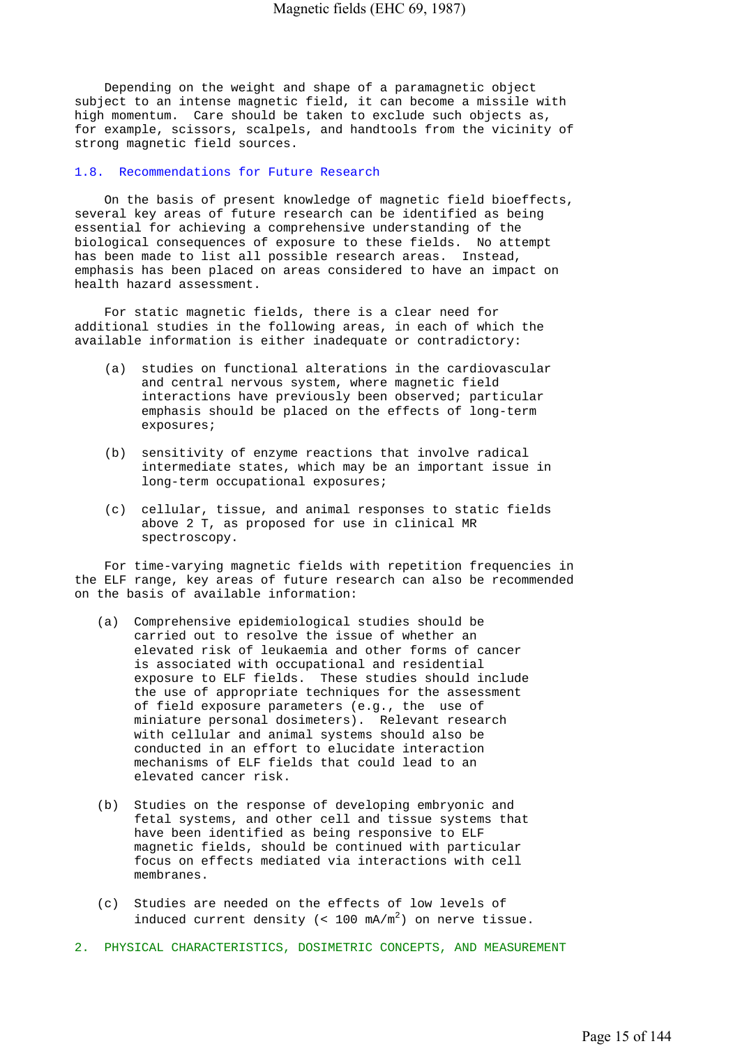Depending on the weight and shape of a paramagnetic object subject to an intense magnetic field, it can become a missile with high momentum. Care should be taken to exclude such objects as, for example, scissors, scalpels, and handtools from the vicinity of strong magnetic field sources.

## 1.8. Recommendations for Future Research

On the basis of present knowledge of magnetic field bioeffects, several key areas of future research can be identified as being essential for achieving a comprehensive understanding of the biological consequences of exposure to these fields. No attempt has been made to list all possible research areas. Instead, emphasis has been placed on areas considered to have an impact on health hazard assessment.

For static magnetic fields, there is a clear need for additional studies in the following areas, in each of which the available information is either inadequate or contradictory:

(a) studies on functional alterations in the cardiovascular and central nervous system, where magnetic field interactions have previously been observed; particular emphasis should be placed on the effects of long-term exposures;

(b) sensitivity of enzyme reactions that involve radical intermediate states, which may be an important issue in long-term occupational exposures;

(c) cellular, tissue, and animal responses to static fields above 2 T, as proposed for use in clinical MR spectroscopy.

For time-varying magnetic fields with repetition frequencies in the ELF range, key areas of future research can also be recommended on the basis of available information:

(a) Comprehensive epidemiological studies should be carried out to resolve the issue of whether an elevated risk of leukaemia and other forms of cancer is associated with occupational and residential exposure to ELF fields. These studies should include the use of appropriate techniques for the assessment of field exposure parameters (e.g., the use of miniature personal dosimeters). Relevant research with cellular and animal systems should also be conducted in an effort to elucidate interaction mechanisms of ELF fields that could lead to an elevated cancer risk.

(b) Studies on the response of developing embryonic and fetal systems, and other cell and tissue systems that have been identified as being responsive to ELF magnetic fields, should be continued with particular focus on effects mediated via interactions with cell membranes.

(c) Studies are needed on the effects of low levels of induced current density (< 100 mA/$m^2$) on nerve tissue.

# 2. PHYSICAL CHARACTERISTICS, DOSIMETRIC CONCEPTS, AND MEASUREMENT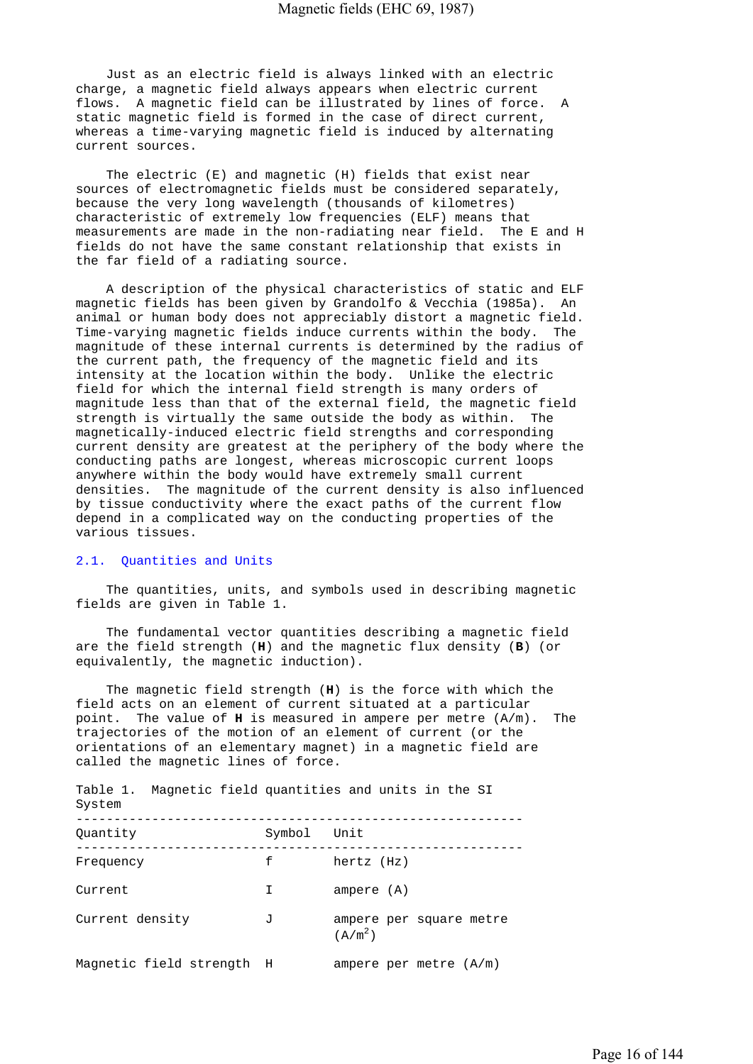Just as an electric field is always linked with an electric charge, a magnetic field always appears when electric current flows. A magnetic field can be illustrated by lines of force. A static magnetic field is formed in the case of direct current, whereas a time-varying magnetic field is induced by alternating current sources.

The electric (E) and magnetic (H) fields that exist near sources of electromagnetic fields must be considered separately, because the very long wavelength (thousands of kilometres) characteristic of extremely low frequencies (ELF) means that measurements are made in the non-radiating near field. The E and H fields do not have the same constant relationship that exists in the far field of a radiating source.

A description of the physical characteristics of static and ELF magnetic fields has been given by Grandolfo & Vecchia (1985a). An animal or human body does not appreciably distort a magnetic field. Time-varying magnetic fields induce currents within the body. The magnitude of these internal currents is determined by the radius of the current path, the frequency of the magnetic field and its intensity at the location within the body. Unlike the electric field for which the internal field strength is many orders of magnitude less than that of the external field, the magnetic field strength is virtually the same outside the body as within. The magnetically-induced electric field strengths and corresponding current density are greatest at the periphery of the body where the conducting paths are longest, whereas microscopic current loops anywhere within the body would have extremely small current densities. The magnitude of the current density is also influenced by tissue conductivity where the exact paths of the current flow depend in a complicated way on the conducting properties of the various tissues.

## 2.1. Quantities and Units

The quantities, units, and symbols used in describing magnetic fields are given in Table 1.

The fundamental vector quantities describing a magnetic field are the field strength (**H**) and the magnetic flux density (**B**) (or equivalently, the magnetic induction).

The magnetic field strength (**H**) is the force with which the field acts on an element of current situated at a particular point. The value of **H** is measured in ampere per metre (A/m). The trajectories of the motion of an element of current (or the orientations of an elementary magnet) in a magnetic field are called the magnetic lines of force.

Table 1. Magnetic field quantities and units in the SI System

| Quantity | Symbol | Unit |
|---|---|---|
| Frequency | f | hertz (Hz) |
| Current | I | ampere (A) |
| Current density | J | ampere per square metre ($A/m^2$) |
| Magnetic field strength | H | ampere per metre (A/m) |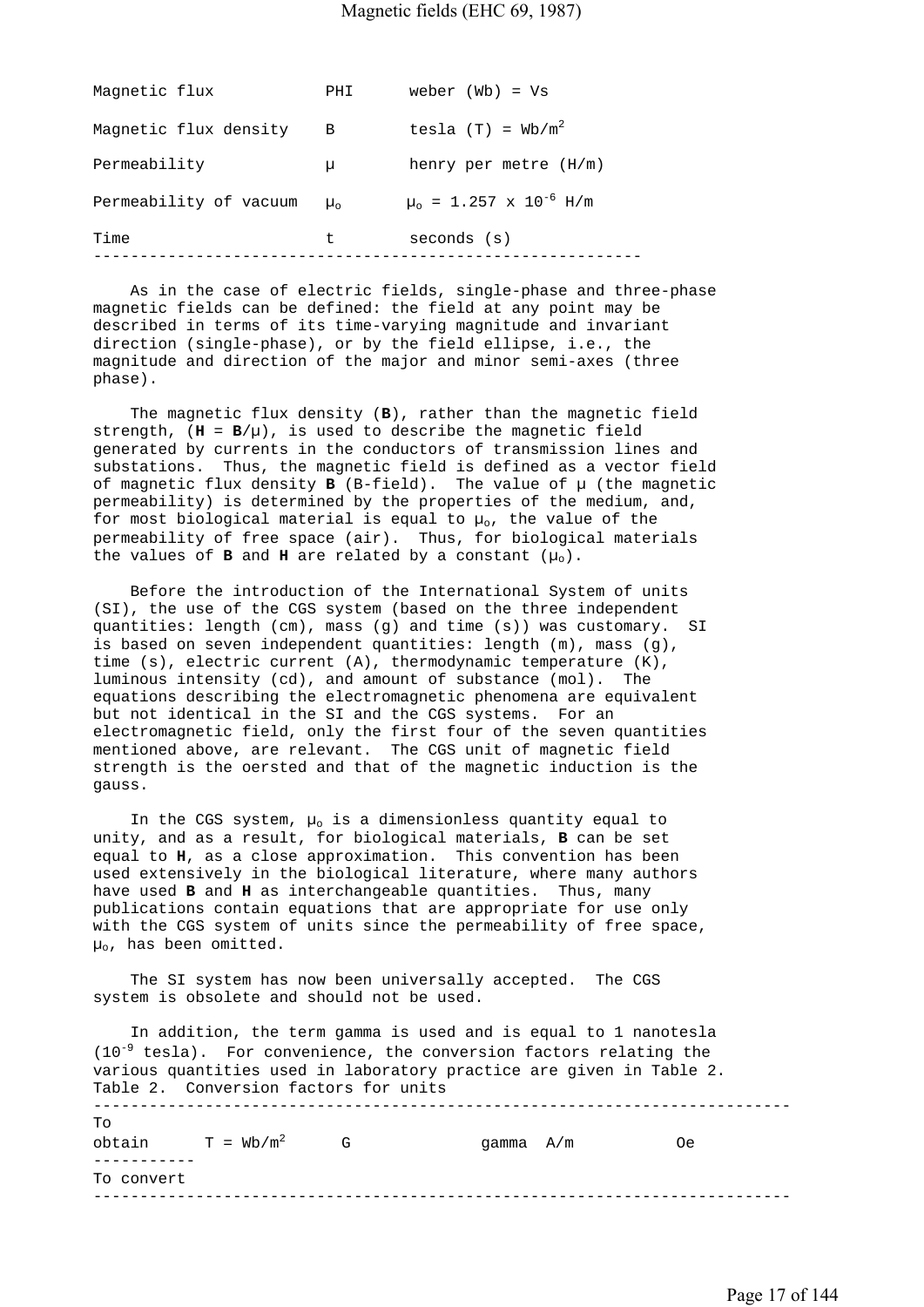| | | |
|---|---|---|
| Magnetic flux | PHI | weber (Wb) = Vs |
| Magnetic flux density | B | tesla (T) = $Wb/m^2$ |
| Permeability | μ | henry per metre (H/m) |
| Permeability of vacuum | $\mu_o$ | $\mu_o = 1.257 \times 10^{-6}$ H/m |
| Time | t | seconds (s) |

As in the case of electric fields, single-phase and three-phase magnetic fields can be defined: the field at any point may be described in terms of its time-varying magnitude and invariant direction (single-phase), or by the field ellipse, i.e., the magnitude and direction of the major and minor semi-axes (three phase).

The magnetic flux density (**B**), rather than the magnetic field strength, (**H** = **B**/μ), is used to describe the magnetic field generated by currents in the conductors of transmission lines and substations. Thus, the magnetic field is defined as a vector field of magnetic flux density **B** (B-field). The value of μ (the magnetic permeability) is determined by the properties of the medium, and, for most biological material is equal to $\mu_o$, the value of the permeability of free space (air). Thus, for biological materials the values of **B** and **H** are related by a constant ($\mu_o$).

Before the introduction of the International System of units (SI), the use of the CGS system (based on the three independent quantities: length (cm), mass (g) and time (s)) was customary. SI is based on seven independent quantities: length (m), mass (g), time (s), electric current (A), thermodynamic temperature (K), luminous intensity (cd), and amount of substance (mol). The equations describing the electromagnetic phenomena are equivalent but not identical in the SI and the CGS systems. For an electromagnetic field, only the first four of the seven quantities mentioned above, are relevant. The CGS unit of magnetic field strength is the oersted and that of the magnetic induction is the gauss.

In the CGS system, $\mu_o$ is a dimensionless quantity equal to unity, and as a result, for biological materials, **B** can be set equal to **H**, as a close approximation. This convention has been used extensively in the biological literature, where many authors have used **B** and **H** as interchangeable quantities. Thus, many publications contain equations that are appropriate for use only with the CGS system of units since the permeability of free space, $\mu_o$, has been omitted.

The SI system has now been universally accepted. The CGS system is obsolete and should not be used.

In addition, the term gamma is used and is equal to 1 nanotesla ($10^{-9}$ tesla). For convenience, the conversion factors relating the various quantities used in laboratory practice are given in Table 2.

Table 2. Conversion factors for units

| To obtain | T = $Wb/m^2$ | G | gamma | A/m | Oe |
|---|---|---|---|---|---|
| To convert | | | | | |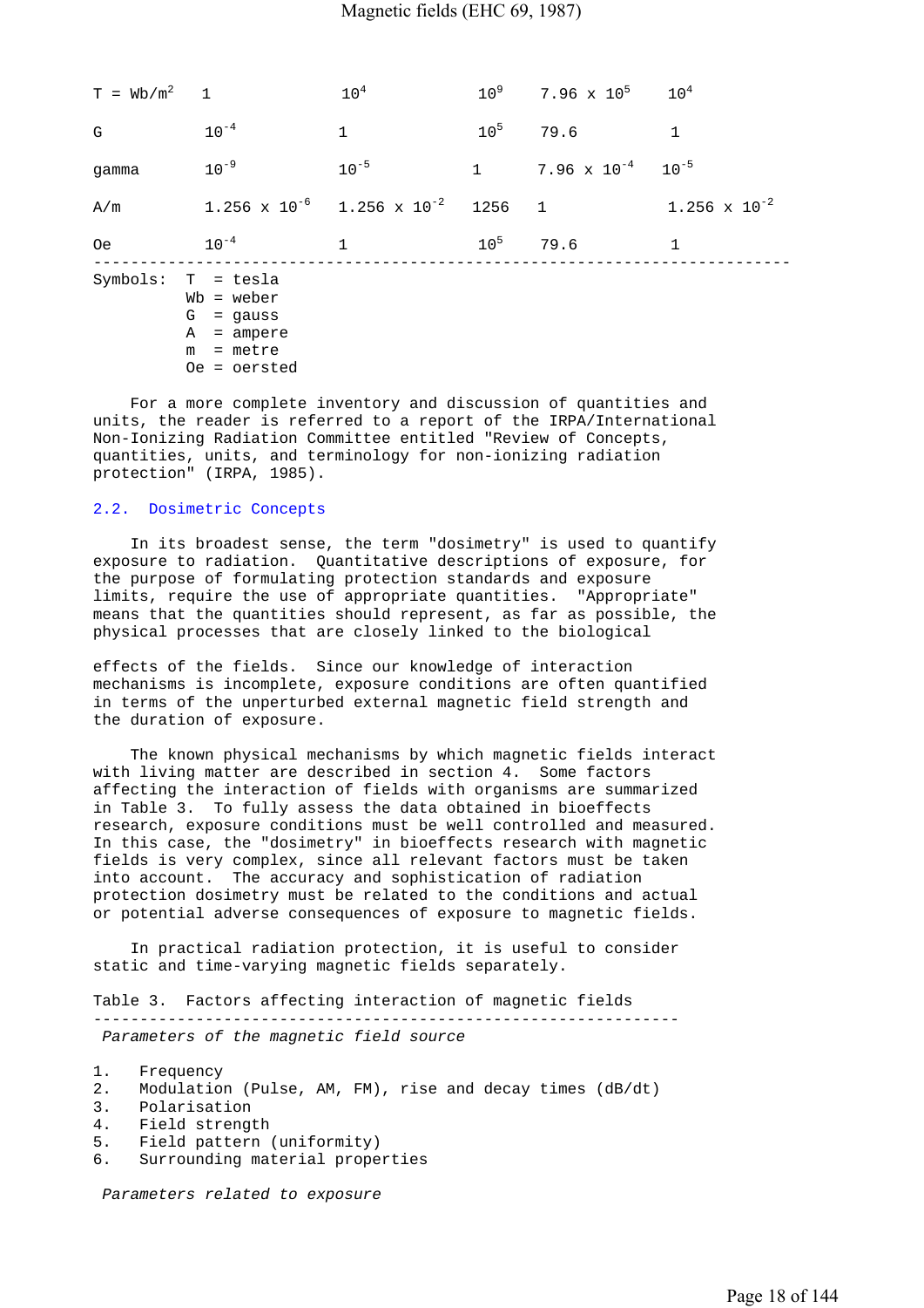| | | | | | |
|---|---|---|---|---|---|
| T = Wb/m$^2$ | 1 | $10^4$ | $10^9$ | $7.96 \times 10^5$ | $10^4$ |
| G | $10^{-4}$ | 1 | $10^5$ | 79.6 | 1 |
| gamma | $10^{-9}$ | $10^{-5}$ | 1 | $7.96 \times 10^{-4}$ | $10^{-5}$ |
| A/m | $1.256 \times 10^{-6}$ | $1.256 \times 10^{-2}$ | 1256 | 1 | $1.256 \times 10^{-2}$ |
| Oe | $10^{-4}$ | 1 | $10^5$ | 79.6 | 1 |

Symbols: T = tesla
Wb = weber
G = gauss
A = ampere
m = metre
Oe = oersted

For a more complete inventory and discussion of quantities and units, the reader is referred to a report of the IRPA/International Non-Ionizing Radiation Committee entitled "Review of Concepts, quantities, units, and terminology for non-ionizing radiation protection" (IRPA, 1985).

## 2.2. Dosimetric Concepts

In its broadest sense, the term "dosimetry" is used to quantify exposure to radiation. Quantitative descriptions of exposure, for the purpose of formulating protection standards and exposure limits, require the use of appropriate quantities. "Appropriate" means that the quantities should represent, as far as possible, the physical processes that are closely linked to the biological effects of the fields. Since our knowledge of interaction mechanisms is incomplete, exposure conditions are often quantified in terms of the unperturbed external magnetic field strength and the duration of exposure.

The known physical mechanisms by which magnetic fields interact with living matter are described in section 4. Some factors affecting the interaction of fields with organisms are summarized in Table 3. To fully assess the data obtained in bioeffects research, exposure conditions must be well controlled and measured. In this case, the "dosimetry" in bioeffects research with magnetic fields is very complex, since all relevant factors must be taken into account. The accuracy and sophistication of radiation protection dosimetry must be related to the conditions and actual or potential adverse consequences of exposure to magnetic fields.

In practical radiation protection, it is useful to consider static and time-varying magnetic fields separately.

Table 3. Factors affecting interaction of magnetic fields

*Parameters of the magnetic field source*

1. Frequency
2. Modulation (Pulse, AM, FM), rise and decay times (dB/dt)
3. Polarisation
4. Field strength
5. Field pattern (uniformity)
6. Surrounding material properties

*Parameters related to exposure*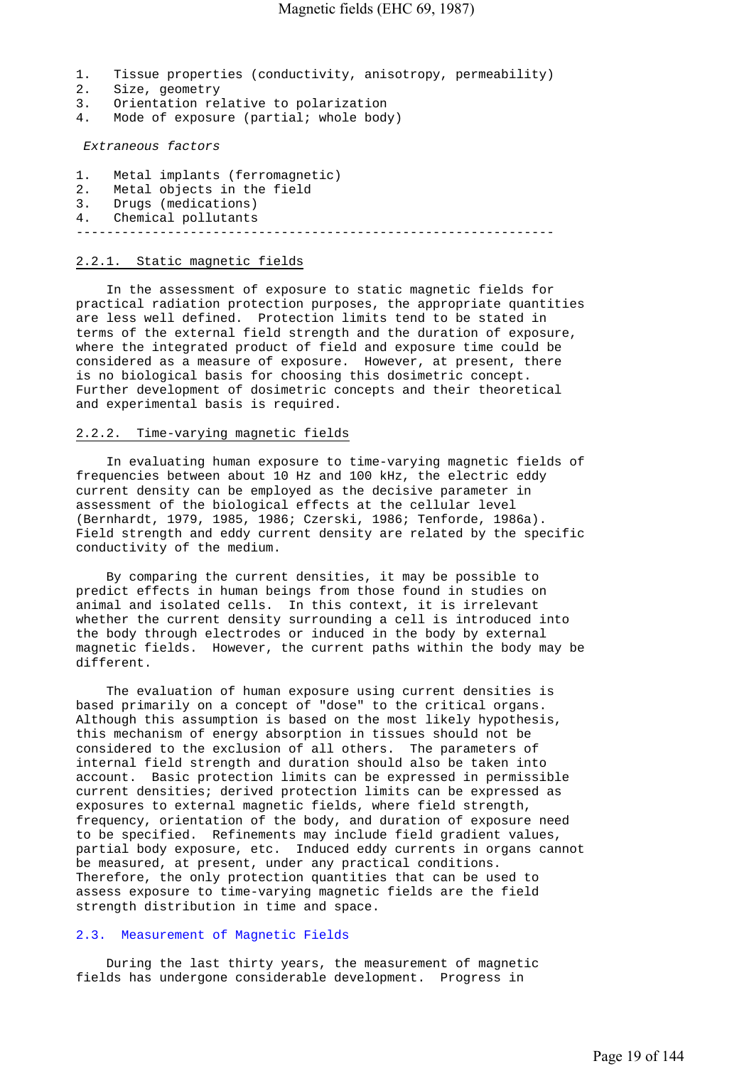1. Tissue properties (conductivity, anisotropy, permeability)
2. Size, geometry
3. Orientation relative to polarization
4. Mode of exposure (partial; whole body)

*Extraneous factors*

1. Metal implants (ferromagnetic)
2. Metal objects in the field
3. Drugs (medications)
4. Chemical pollutants

---

### 2.2.1. Static magnetic fields

In the assessment of exposure to static magnetic fields for practical radiation protection purposes, the appropriate quantities are less well defined. Protection limits tend to be stated in terms of the external field strength and the duration of exposure, where the integrated product of field and exposure time could be considered as a measure of exposure. However, at present, there is no biological basis for choosing this dosimetric concept. Further development of dosimetric concepts and their theoretical and experimental basis is required.

### 2.2.2. Time-varying magnetic fields

In evaluating human exposure to time-varying magnetic fields of frequencies between about 10 Hz and 100 kHz, the electric eddy current density can be employed as the decisive parameter in assessment of the biological effects at the cellular level (Bernhardt, 1979, 1985, 1986; Czerski, 1986; Tenforde, 1986a). Field strength and eddy current density are related by the specific conductivity of the medium.

By comparing the current densities, it may be possible to predict effects in human beings from those found in studies on animal and isolated cells. In this context, it is irrelevant whether the current density surrounding a cell is introduced into the body through electrodes or induced in the body by external magnetic fields. However, the current paths within the body may be different.

The evaluation of human exposure using current densities is based primarily on a concept of "dose" to the critical organs. Although this assumption is based on the most likely hypothesis, this mechanism of energy absorption in tissues should not be considered to the exclusion of all others. The parameters of internal field strength and duration should also be taken into account. Basic protection limits can be expressed in permissible current densities; derived protection limits can be expressed as exposures to external magnetic fields, where field strength, frequency, orientation of the body, and duration of exposure need to be specified. Refinements may include field gradient values, partial body exposure, etc. Induced eddy currents in organs cannot be measured, at present, under any practical conditions. Therefore, the only protection quantities that can be used to assess exposure to time-varying magnetic fields are the field strength distribution in time and space.

## 2.3. Measurement of Magnetic Fields

During the last thirty years, the measurement of magnetic fields has undergone considerable development. Progress in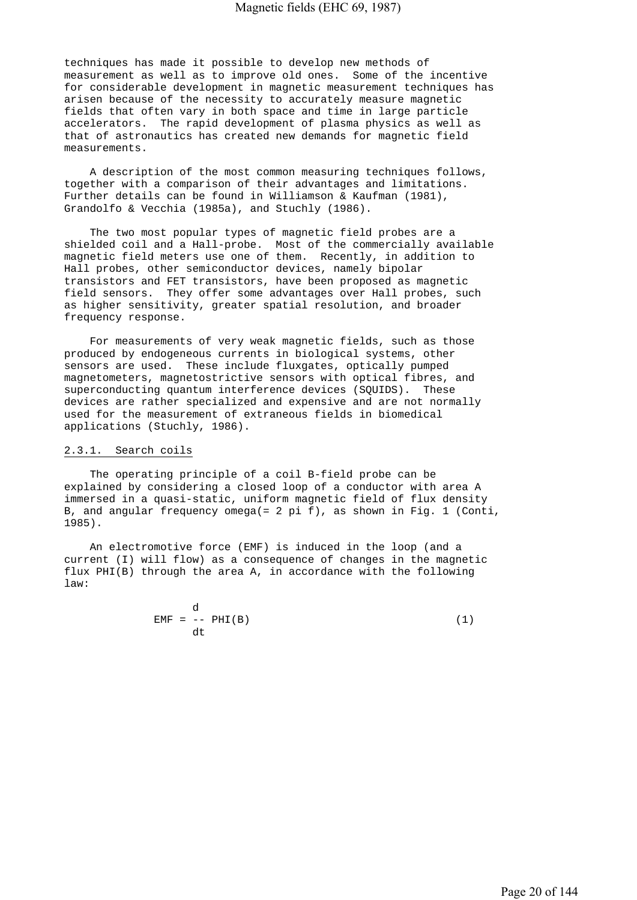techniques has made it possible to develop new methods of measurement as well as to improve old ones. Some of the incentive for considerable development in magnetic measurement techniques has arisen because of the necessity to accurately measure magnetic fields that often vary in both space and time in large particle accelerators. The rapid development of plasma physics as well as that of astronautics has created new demands for magnetic field measurements.

A description of the most common measuring techniques follows, together with a comparison of their advantages and limitations. Further details can be found in Williamson & Kaufman (1981), Grandolfo & Vecchia (1985a), and Stuchly (1986).

The two most popular types of magnetic field probes are a shielded coil and a Hall-probe. Most of the commercially available magnetic field meters use one of them. Recently, in addition to Hall probes, other semiconductor devices, namely bipolar transistors and FET transistors, have been proposed as magnetic field sensors. They offer some advantages over Hall probes, such as higher sensitivity, greater spatial resolution, and broader frequency response.

For measurements of very weak magnetic fields, such as those produced by endogeneous currents in biological systems, other sensors are used. These include fluxgates, optically pumped magnetometers, magnetostrictive sensors with optical fibres, and superconducting quantum interference devices (SQUIDS). These devices are rather specialized and expensive and are not normally used for the measurement of extraneous fields in biomedical applications (Stuchly, 1986).

### 2.3.1. Search coils

The operating principle of a coil B-field probe can be explained by considering a closed loop of a conductor with area A immersed in a quasi-static, uniform magnetic field of flux density B, and angular frequency $\omega (= 2 \pi f)$, as shown in Fig. 1 (Conti, 1985).

An electromotive force (EMF) is induced in the loop (and a current (I) will flow) as a consequence of changes in the magnetic flux $\Phi(B)$ through the area A, in accordance with the following law:

$$EMF = \frac{d}{dt} \Phi(B) \qquad (1)$$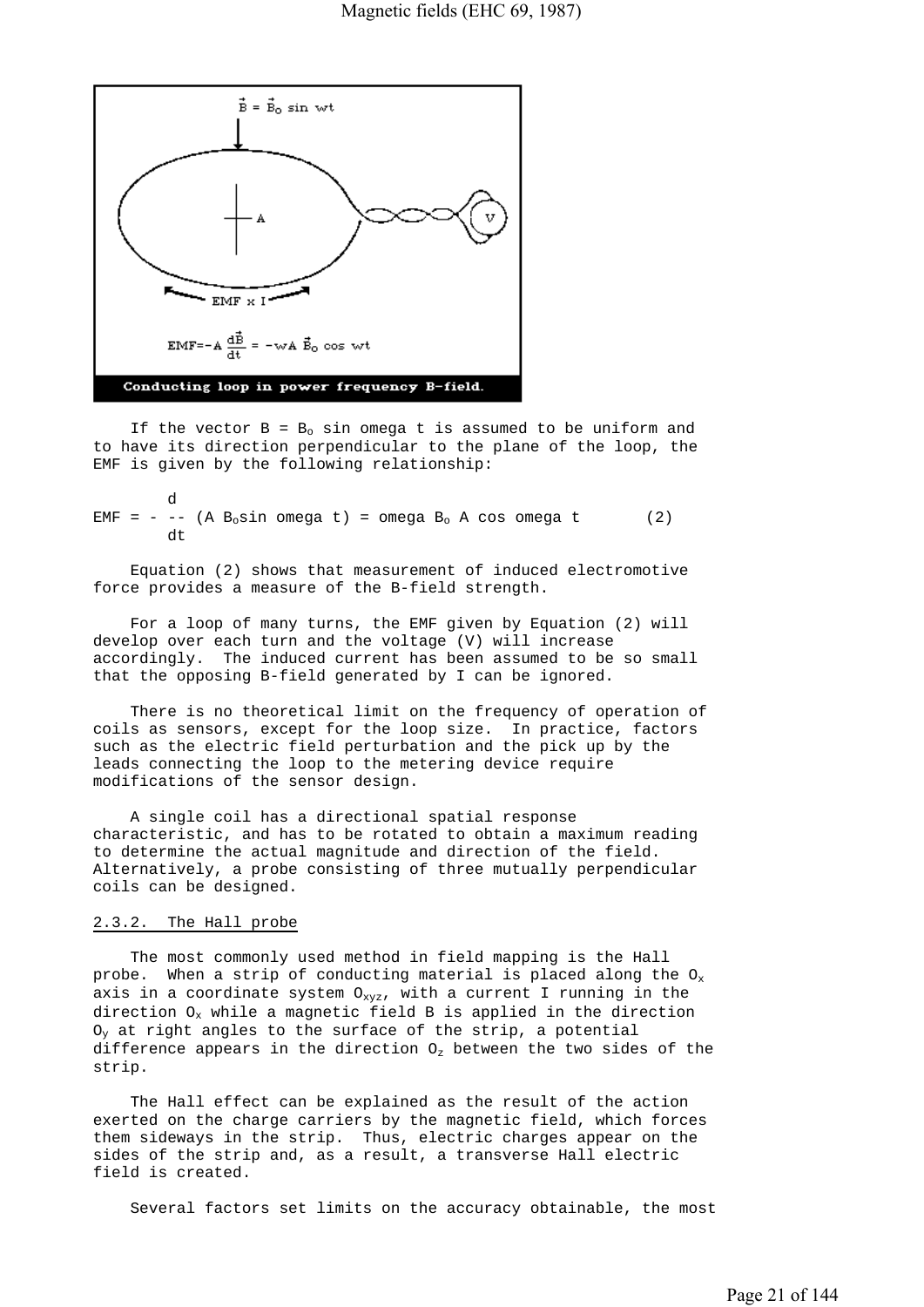If the vector $B = B_o \sin \omega t$ is assumed to be uniform and to have its direction perpendicular to the plane of the loop, the EMF is given by the following relationship:

$$EMF = -\frac{d}{dt}(A B_o \sin \omega t) = \omega B_o A \cos \omega t \qquad (2)$$

Equation (2) shows that measurement of induced electromotive force provides a measure of the B-field strength.

For a loop of many turns, the EMF given by Equation (2) will develop over each turn and the voltage (V) will increase accordingly. The induced current has been assumed to be so small that the opposing B-field generated by I can be ignored.

There is no theoretical limit on the frequency of operation of coils as sensors, except for the loop size. In practice, factors such as the electric field perturbation and the pick up by the leads connecting the loop to the metering device require modifications of the sensor design.

A single coil has a directional spatial response characteristic, and has to be rotated to obtain a maximum reading to determine the actual magnitude and direction of the field. Alternatively, a probe consisting of three mutually perpendicular coils can be designed.

### 2.3.2. The Hall probe

The most commonly used method in field mapping is the Hall probe. When a strip of conducting material is placed along the $O_x$ axis in a coordinate system $O_{xyz}$, with a current I running in the direction $O_x$ while a magnetic field B is applied in the direction $O_y$ at right angles to the surface of the strip, a potential difference appears in the direction $O_z$ between the two sides of the strip.

The Hall effect can be explained as the result of the action exerted on the charge carriers by the magnetic field, which forces them sideways in the strip. Thus, electric charges appear on the sides of the strip and, as a result, a transverse Hall electric field is created.

Several factors set limits on the accuracy obtainable, the most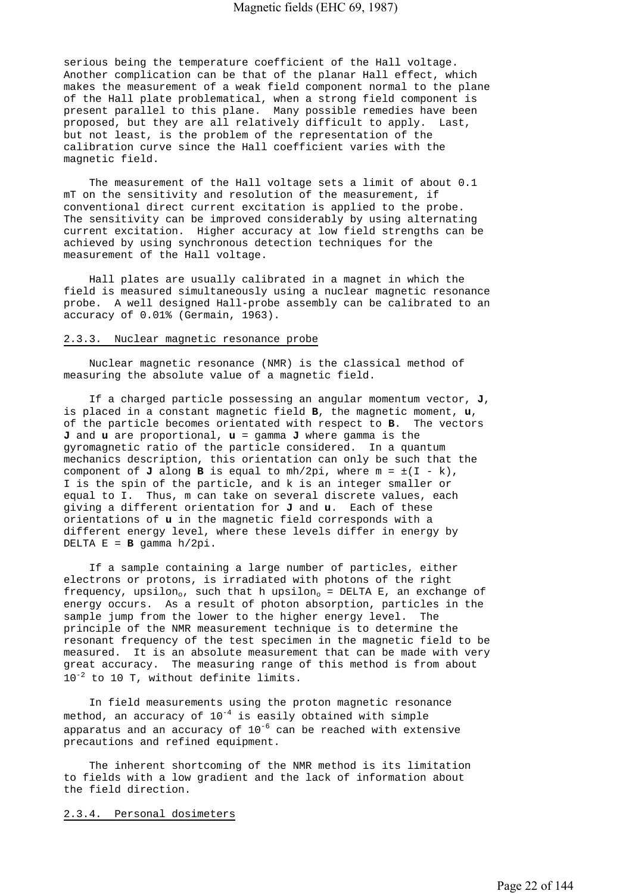serious being the temperature coefficient of the Hall voltage. Another complication can be that of the planar Hall effect, which makes the measurement of a weak field component normal to the plane of the Hall plate problematical, when a strong field component is present parallel to this plane. Many possible remedies have been proposed, but they are all relatively difficult to apply. Last, but not least, is the problem of the representation of the calibration curve since the Hall coefficient varies with the magnetic field.

The measurement of the Hall voltage sets a limit of about 0.1 mT on the sensitivity and resolution of the measurement, if conventional direct current excitation is applied to the probe. The sensitivity can be improved considerably by using alternating current excitation. Higher accuracy at low field strengths can be achieved by using synchronous detection techniques for the measurement of the Hall voltage.

Hall plates are usually calibrated in a magnet in which the field is measured simultaneously using a nuclear magnetic resonance probe. A well designed Hall-probe assembly can be calibrated to an accuracy of 0.01% (Germain, 1963).

### 2.3.3. Nuclear magnetic resonance probe

Nuclear magnetic resonance (NMR) is the classical method of measuring the absolute value of a magnetic field.

If a charged particle possessing an angular momentum vector, **J**, is placed in a constant magnetic field **B**, the magnetic moment, **u**, of the particle becomes orientated with respect to **B**. The vectors **J** and **u** are proportional, **u** = gamma **J** where gamma is the gyromagnetic ratio of the particle considered. In a quantum mechanics description, this orientation can only be such that the component of **J** along **B** is equal to mh/2pi, where m = ±(I - k), I is the spin of the particle, and k is an integer smaller or equal to I. Thus, m can take on several discrete values, each giving a different orientation for **J** and **u**. Each of these orientations of **u** in the magnetic field corresponds with a different energy level, where these levels differ in energy by DELTA E = **B** gamma h/2pi.

If a sample containing a large number of particles, either electrons or protons, is irradiated with photons of the right frequency, $upsilon_o$, such that h $upsilon_o$ = DELTA E, an exchange of energy occurs. As a result of photon absorption, particles in the sample jump from the lower to the higher energy level. The principle of the NMR measurement technique is to determine the resonant frequency of the test specimen in the magnetic field to be measured. It is an absolute measurement that can be made with very great accuracy. The measuring range of this method is from about $10^{-2}$ to 10 T, without definite limits.

In field measurements using the proton magnetic resonance method, an accuracy of $10^{-4}$ is easily obtained with simple apparatus and an accuracy of $10^{-6}$ can be reached with extensive precautions and refined equipment.

The inherent shortcoming of the NMR method is its limitation to fields with a low gradient and the lack of information about the field direction.

### 2.3.4. Personal dosimeters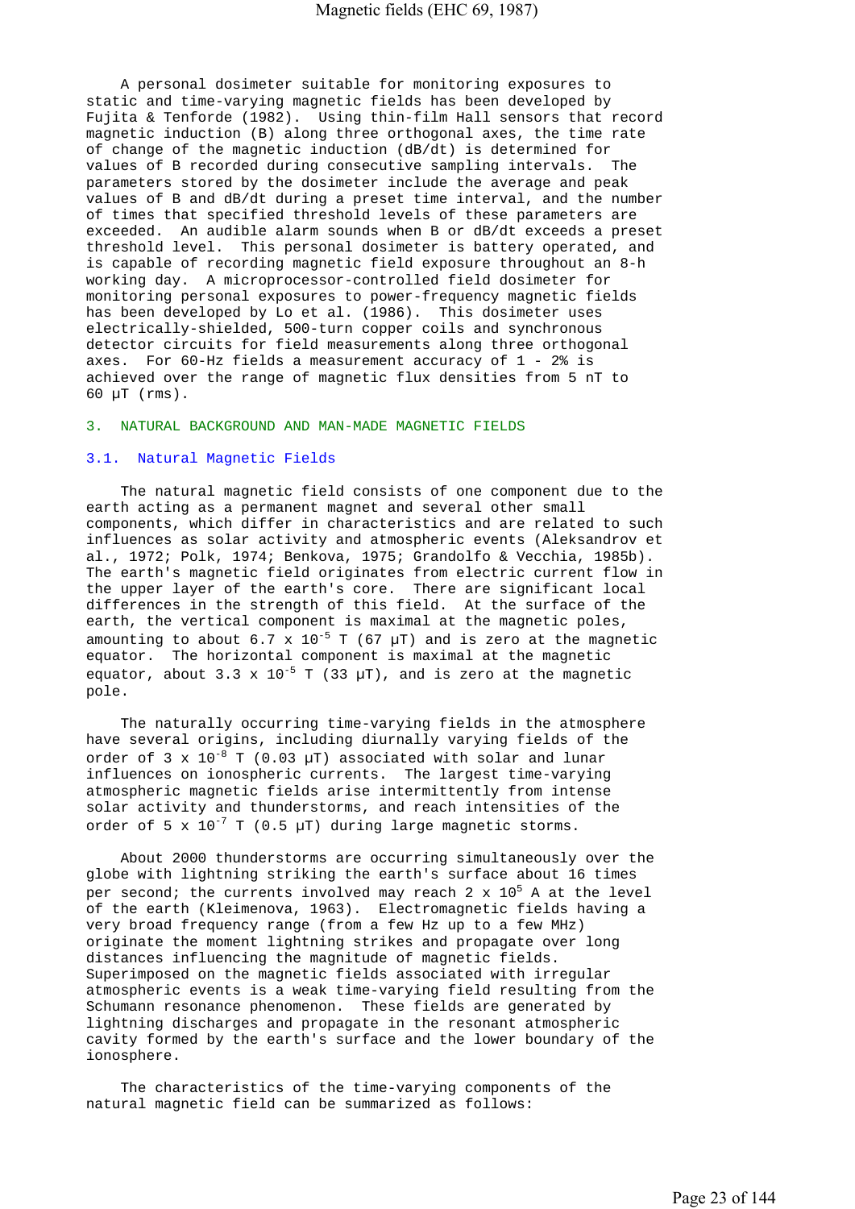A personal dosimeter suitable for monitoring exposures to static and time-varying magnetic fields has been developed by Fujita & Tenforde (1982). Using thin-film Hall sensors that record magnetic induction (B) along three orthogonal axes, the time rate of change of the magnetic induction (dB/dt) is determined for values of B recorded during consecutive sampling intervals. The parameters stored by the dosimeter include the average and peak values of B and dB/dt during a preset time interval, and the number of times that specified threshold levels of these parameters are exceeded. An audible alarm sounds when B or dB/dt exceeds a preset threshold level. This personal dosimeter is battery operated, and is capable of recording magnetic field exposure throughout an 8-h working day. A microprocessor-controlled field dosimeter for monitoring personal exposures to power-frequency magnetic fields has been developed by Lo et al. (1986). This dosimeter uses electrically-shielded, 500-turn copper coils and synchronous detector circuits for field measurements along three orthogonal axes. For 60-Hz fields a measurement accuracy of 1 - 2% is achieved over the range of magnetic flux densities from 5 nT to 60 μT (rms).

## 3. NATURAL BACKGROUND AND MAN-MADE MAGNETIC FIELDS

### 3.1. Natural Magnetic Fields

The natural magnetic field consists of one component due to the earth acting as a permanent magnet and several other small components, which differ in characteristics and are related to such influences as solar activity and atmospheric events (Aleksandrov et al., 1972; Polk, 1974; Benkova, 1975; Grandolfo & Vecchia, 1985b). The earth's magnetic field originates from electric current flow in the upper layer of the earth's core. There are significant local differences in the strength of this field. At the surface of the earth, the vertical component is maximal at the magnetic poles, amounting to about $6.7 \times 10^{-5}$ T (67 μT) and is zero at the magnetic equator. The horizontal component is maximal at the magnetic equator, about $3.3 \times 10^{-5}$ T (33 μT), and is zero at the magnetic pole.

The naturally occurring time-varying fields in the atmosphere have several origins, including diurnally varying fields of the order of $3 \times 10^{-8}$ T (0.03 μT) associated with solar and lunar influences on ionospheric currents. The largest time-varying atmospheric magnetic fields arise intermittently from intense solar activity and thunderstorms, and reach intensities of the order of $5 \times 10^{-7}$ T (0.5 μT) during large magnetic storms.

About 2000 thunderstorms are occurring simultaneously over the globe with lightning striking the earth's surface about 16 times per second; the currents involved may reach $2 \times 10^{5}$ A at the level of the earth (Kleimenova, 1963). Electromagnetic fields having a very broad frequency range (from a few Hz up to a few MHz) originate the moment lightning strikes and propagate over long distances influencing the magnitude of magnetic fields. Superimposed on the magnetic fields associated with irregular atmospheric events is a weak time-varying field resulting from the Schumann resonance phenomenon. These fields are generated by lightning discharges and propagate in the resonant atmospheric cavity formed by the earth's surface and the lower boundary of the ionosphere.

The characteristics of the time-varying components of the natural magnetic field can be summarized as follows: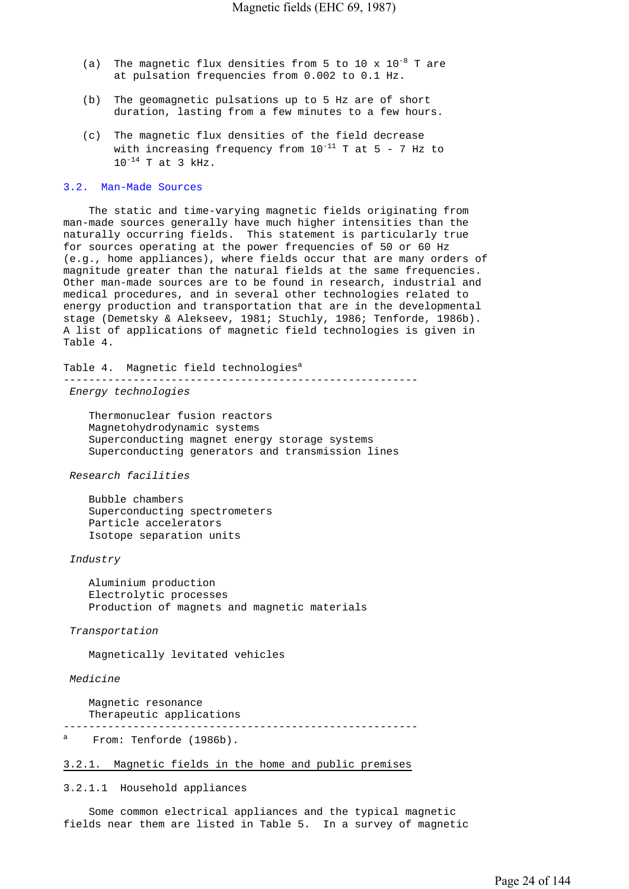(a) The magnetic flux densities from 5 to 10 x $10^{-8}$ T are at pulsation frequencies from 0.002 to 0.1 Hz.

(b) The geomagnetic pulsations up to 5 Hz are of short duration, lasting from a few minutes to a few hours.

(c) The magnetic flux densities of the field decrease with increasing frequency from $10^{-11}$ T at 5 - 7 Hz to $10^{-14}$ T at 3 kHz.

## 3.2. Man-Made Sources

The static and time-varying magnetic fields originating from man-made sources generally have much higher intensities than the naturally occurring fields. This statement is particularly true for sources operating at the power frequencies of 50 or 60 Hz (e.g., home appliances), where fields occur that are many orders of magnitude greater than the natural fields at the same frequencies. Other man-made sources are to be found in research, industrial and medical procedures, and in several other technologies related to energy production and transportation that are in the developmental stage (Demetsky & Alekseev, 1981; Stuchly, 1986; Tenforde, 1986b). A list of applications of magnetic field technologies is given in Table 4.

Table 4. Magnetic field technologies[a]

| |
|---|
| *Energy technologies* |
| Thermonuclear fusion reactors |
| Magnetohydrodynamic systems |
| Superconducting magnet energy storage systems |
| Superconducting generators and transmission lines |
| *Research facilities* |
| Bubble chambers |
| Superconducting spectrometers |
| Particle accelerators |
| Isotope separation units |
| *Industry* |
| Aluminium production |
| Electrolytic processes |
| Production of magnets and magnetic materials |
| *Transportation* |
| Magnetically levitated vehicles |
| *Medicine* |
| Magnetic resonance |
| Therapeutic applications |

[a] From: Tenforde (1986b).

### 3.2.1. Magnetic fields in the home and public premises

#### 3.2.1.1 Household appliances

Some common electrical appliances and the typical magnetic fields near them are listed in Table 5. In a survey of magnetic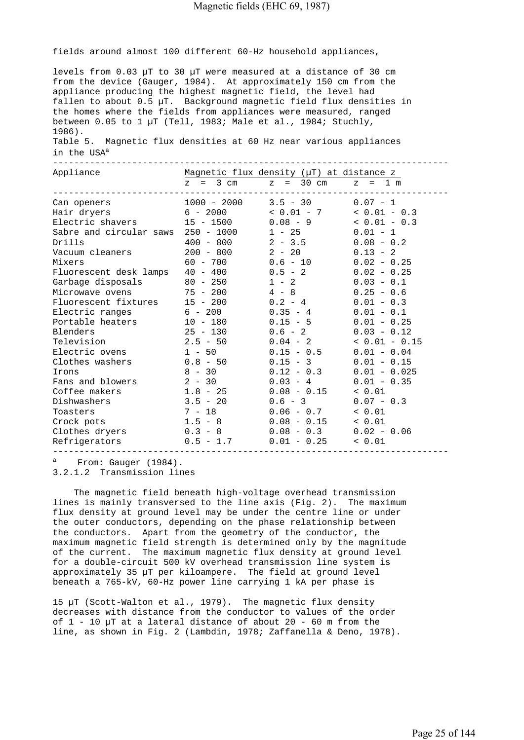fields around almost 100 different 60-Hz household appliances,

levels from 0.03 μT to 30 μT were measured at a distance of 30 cm from the device (Gauger, 1984). At approximately 150 cm from the appliance producing the highest magnetic field, the level had fallen to about 0.5 μT. Background magnetic field flux densities in the homes where the fields from appliances were measured, ranged between 0.05 to 1 μT (Tell, 1983; Male et al., 1984; Stuchly, 1986).

Table 5. Magnetic flux densities at 60 Hz near various appliances in the USA[a]

| Appliance | Magnetic flux density (μT) at distance z | | |
|---|---|---|---|
| | z = 3 cm | z = 30 cm | z = 1 m |
| Can openers | 1000 - 2000 | 3.5 - 30 | 0.07 - 1 |
| Hair dryers | 6 - 2000 | < 0.01 - 7 | < 0.01 - 0.3 |
| Electric shavers | 15 - 1500 | 0.08 - 9 | < 0.01 - 0.3 |
| Sabre and circular saws | 250 - 1000 | 1 - 25 | 0.01 - 1 |
| Drills | 400 - 800 | 2 - 3.5 | 0.08 - 0.2 |
| Vacuum cleaners | 200 - 800 | 2 - 20 | 0.13 - 2 |
| Mixers | 60 - 700 | 0.6 - 10 | 0.02 - 0.25 |
| Fluorescent desk lamps | 40 - 400 | 0.5 - 2 | 0.02 - 0.25 |
| Garbage disposals | 80 - 250 | 1 - 2 | 0.03 - 0.1 |
| Microwave ovens | 75 - 200 | 4 - 8 | 0.25 - 0.6 |
| Fluorescent fixtures | 15 - 200 | 0.2 - 4 | 0.01 - 0.3 |
| Electric ranges | 6 - 200 | 0.35 - 4 | 0.01 - 0.1 |
| Portable heaters | 10 - 180 | 0.15 - 5 | 0.01 - 0.25 |
| Blenders | 25 - 130 | 0.6 - 2 | 0.03 - 0.12 |
| Television | 2.5 - 50 | 0.04 - 2 | < 0.01 - 0.15 |
| Electric ovens | 1 - 50 | 0.15 - 0.5 | 0.01 - 0.04 |
| Clothes washers | 0.8 - 50 | 0.15 - 3 | 0.01 - 0.15 |
| Irons | 8 - 30 | 0.12 - 0.3 | 0.01 - 0.025 |
| Fans and blowers | 2 - 30 | 0.03 - 4 | 0.01 - 0.35 |
| Coffee makers | 1.8 - 25 | 0.08 - 0.15 | < 0.01 |
| Dishwashers | 3.5 - 20 | 0.6 - 3 | 0.07 - 0.3 |
| Toasters | 7 - 18 | 0.06 - 0.7 | < 0.01 |
| Crock pots | 1.5 - 8 | 0.08 - 0.15 | < 0.01 |
| Clothes dryers | 0.3 - 8 | 0.08 - 0.3 | 0.02 - 0.06 |
| Refrigerators | 0.5 - 1.7 | 0.01 - 0.25 | < 0.01 |

[a] From: Gauger (1984).

3.2.1.2 Transmission lines

The magnetic field beneath high-voltage overhead transmission lines is mainly transversed to the line axis (Fig. 2). The maximum flux density at ground level may be under the centre line or under the outer conductors, depending on the phase relationship between the conductors. Apart from the geometry of the conductor, the maximum magnetic field strength is determined only by the magnitude of the current. The maximum magnetic flux density at ground level for a double-circuit 500 kV overhead transmission line system is approximately 35 μT per kiloampere. The field at ground level beneath a 765-kV, 60-Hz power line carrying 1 kA per phase is

15 μT (Scott-Walton et al., 1979). The magnetic flux density decreases with distance from the conductor to values of the order of 1 - 10 μT at a lateral distance of about 20 - 60 m from the line, as shown in Fig. 2 (Lambdin, 1978; Zaffanella & Deno, 1978).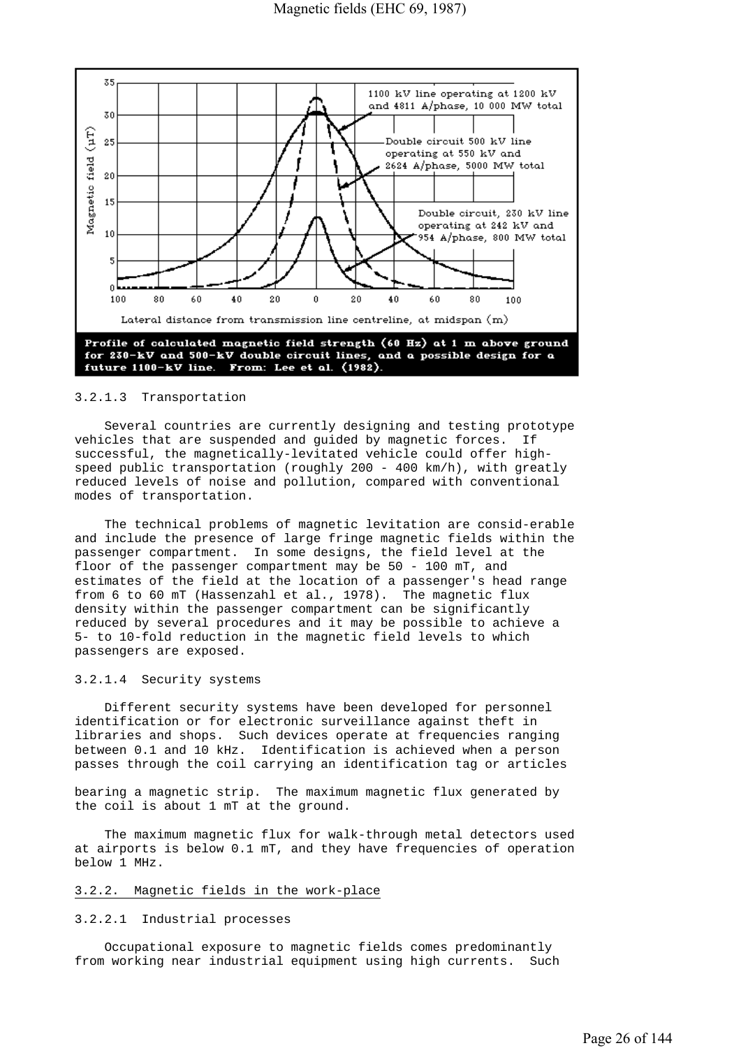Profile of calculated magnetic field strength (60 Hz) at 1 m above ground for 230-kV and 500-kV double circuit lines, and a possible design for a future 1100-kV line. From: Lee et al. (1982).

3.2.1.3 Transportation

Several countries are currently designing and testing prototype vehicles that are suspended and guided by magnetic forces. If successful, the magnetically-levitated vehicle could offer high-speed public transportation (roughly 200 - 400 km/h), with greatly reduced levels of noise and pollution, compared with conventional modes of transportation.

The technical problems of magnetic levitation are consid-erable and include the presence of large fringe magnetic fields within the passenger compartment. In some designs, the field level at the floor of the passenger compartment may be 50 - 100 mT, and estimates of the field at the location of a passenger's head range from 6 to 60 mT (Hassenzahl et al., 1978). The magnetic flux density within the passenger compartment can be significantly reduced by several procedures and it may be possible to achieve a 5- to 10-fold reduction in the magnetic field levels to which passengers are exposed.

3.2.1.4 Security systems

Different security systems have been developed for personnel identification or for electronic surveillance against theft in libraries and shops. Such devices operate at frequencies ranging between 0.1 and 10 kHz. Identification is achieved when a person passes through the coil carrying an identification tag or articles bearing a magnetic strip. The maximum magnetic flux generated by the coil is about 1 mT at the ground.

The maximum magnetic flux for walk-through metal detectors used at airports is below 0.1 mT, and they have frequencies of operation below 1 MHz.

3.2.2. Magnetic fields in the work-place

3.2.2.1 Industrial processes

Occupational exposure to magnetic fields comes predominantly from working near industrial equipment using high currents. Such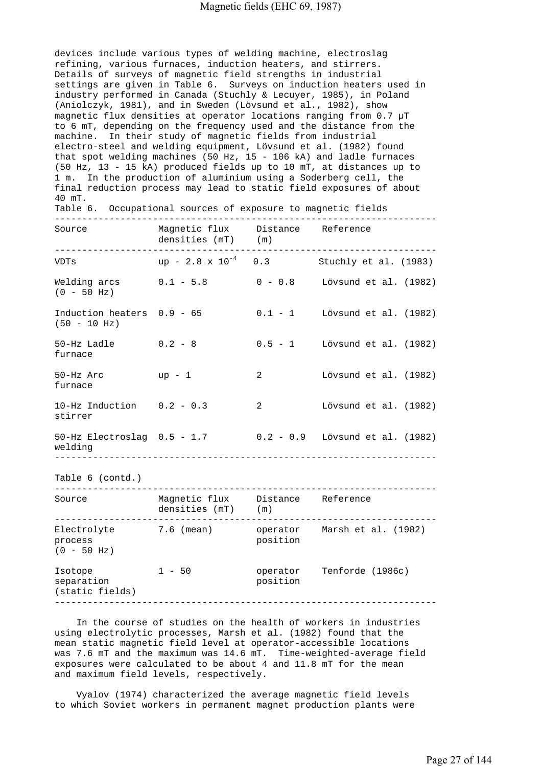devices include various types of welding machine, electroslag refining, various furnaces, induction heaters, and stirrers. Details of surveys of magnetic field strengths in industrial settings are given in Table 6. Surveys on induction heaters used in industry performed in Canada (Stuchly & Lecuyer, 1985), in Poland (Aniolczyk, 1981), and in Sweden (Lövsund et al., 1982), show magnetic flux densities at operator locations ranging from 0.7 µT to 6 mT, depending on the frequency used and the distance from the machine. In their study of magnetic fields from industrial electro-steel and welding equipment, Lövsund et al. (1982) found that spot welding machines (50 Hz, 15 - 106 kA) and ladle furnaces (50 Hz, 13 - 15 kA) produced fields up to 10 mT, at distances up to 1 m. In the production of aluminium using a Soderberg cell, the final reduction process may lead to static field exposures of about 40 mT.

Table 6. Occupational sources of exposure to magnetic fields

| Source | Magnetic flux densities (mT) | Distance (m) | Reference |
|---|---|---|---|
| VDTs | up - $2.8 \times 10^{-4}$ | 0.3 | Stuchly et al. (1983) |
| Welding arcs (0 - 50 Hz) | 0.1 - 5.8 | 0 - 0.8 | Lövsund et al. (1982) |
| Induction heaters (50 - 10 Hz) | 0.9 - 65 | 0.1 - 1 | Lövsund et al. (1982) |
| 50-Hz Ladle furnace | 0.2 - 8 | 0.5 - 1 | Lövsund et al. (1982) |
| 50-Hz Arc furnace | up - 1 | 2 | Lövsund et al. (1982) |
| 10-Hz Induction stirrer | 0.2 - 0.3 | 2 | Lövsund et al. (1982) |
| 50-Hz Electroslag welding | 0.5 - 1.7 | 0.2 - 0.9 | Lövsund et al. (1982) |
| Electrolyte process (0 - 50 Hz) | 7.6 (mean) | operator position | Marsh et al. (1982) |
| Isotope separation (static fields) | 1 - 50 | operator position | Tenforde (1986c) |

In the course of studies on the health of workers in industries using electrolytic processes, Marsh et al. (1982) found that the mean static magnetic field level at operator-accessible locations was 7.6 mT and the maximum was 14.6 mT. Time-weighted-average field exposures were calculated to be about 4 and 11.8 mT for the mean and maximum field levels, respectively.

Vyalov (1974) characterized the average magnetic field levels to which Soviet workers in permanent magnet production plants were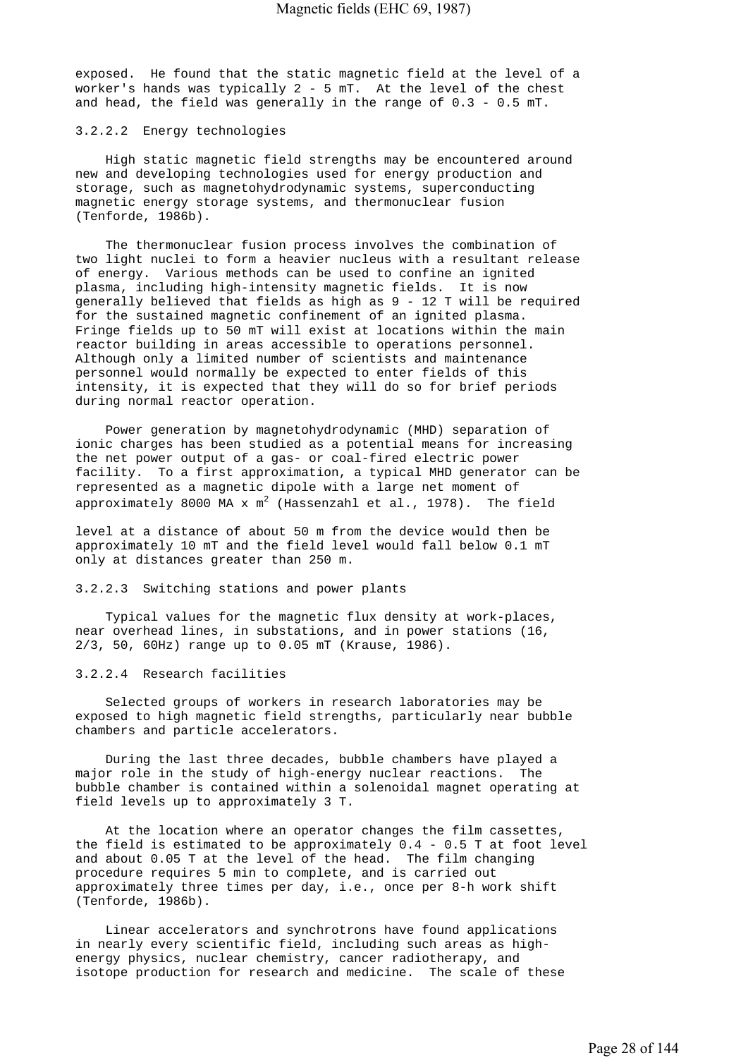exposed. He found that the static magnetic field at the level of a worker's hands was typically 2 - 5 mT. At the level of the chest and head, the field was generally in the range of 0.3 - 0.5 mT.

#### 3.2.2.2 Energy technologies

High static magnetic field strengths may be encountered around new and developing technologies used for energy production and storage, such as magnetohydrodynamic systems, superconducting magnetic energy storage systems, and thermonuclear fusion (Tenforde, 1986b).

The thermonuclear fusion process involves the combination of two light nuclei to form a heavier nucleus with a resultant release of energy. Various methods can be used to confine an ignited plasma, including high-intensity magnetic fields. It is now generally believed that fields as high as 9 - 12 T will be required for the sustained magnetic confinement of an ignited plasma. Fringe fields up to 50 mT will exist at locations within the main reactor building in areas accessible to operations personnel. Although only a limited number of scientists and maintenance personnel would normally be expected to enter fields of this intensity, it is expected that they will do so for brief periods during normal reactor operation.

Power generation by magnetohydrodynamic (MHD) separation of ionic charges has been studied as a potential means for increasing the net power output of a gas- or coal-fired electric power facility. To a first approximation, a typical MHD generator can be represented as a magnetic dipole with a large net moment of approximately 8000 MA x $m^2$ (Hassenzahl et al., 1978). The field level at a distance of about 50 m from the device would then be approximately 10 mT and the field level would fall below 0.1 mT only at distances greater than 250 m.

#### 3.2.2.3 Switching stations and power plants

Typical values for the magnetic flux density at work-places, near overhead lines, in substations, and in power stations (16, 2/3, 50, 60Hz) range up to 0.05 mT (Krause, 1986).

#### 3.2.2.4 Research facilities

Selected groups of workers in research laboratories may be exposed to high magnetic field strengths, particularly near bubble chambers and particle accelerators.

During the last three decades, bubble chambers have played a major role in the study of high-energy nuclear reactions. The bubble chamber is contained within a solenoidal magnet operating at field levels up to approximately 3 T.

At the location where an operator changes the film cassettes, the field is estimated to be approximately 0.4 - 0.5 T at foot level and about 0.05 T at the level of the head. The film changing procedure requires 5 min to complete, and is carried out approximately three times per day, i.e., once per 8-h work shift (Tenforde, 1986b).

Linear accelerators and synchrotrons have found applications in nearly every scientific field, including such areas as high-energy physics, nuclear chemistry, cancer radiotherapy, and isotope production for research and medicine. The scale of these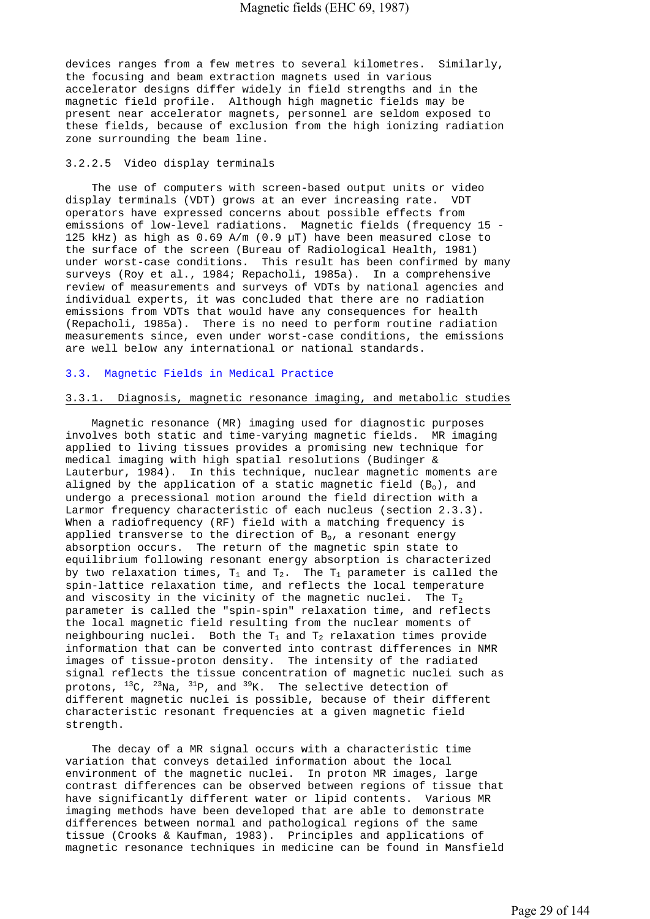devices ranges from a few metres to several kilometres. Similarly, the focusing and beam extraction magnets used in various accelerator designs differ widely in field strengths and in the magnetic field profile. Although high magnetic fields may be present near accelerator magnets, personnel are seldom exposed to these fields, because of exclusion from the high ionizing radiation zone surrounding the beam line.

#### 3.2.2.5 Video display terminals

The use of computers with screen-based output units or video display terminals (VDT) grows at an ever increasing rate. VDT operators have expressed concerns about possible effects from emissions of low-level radiations. Magnetic fields (frequency 15 - 125 kHz) as high as 0.69 A/m (0.9 μT) have been measured close to the surface of the screen (Bureau of Radiological Health, 1981) under worst-case conditions. This result has been confirmed by many surveys (Roy et al., 1984; Repacholi, 1985a). In a comprehensive review of measurements and surveys of VDTs by national agencies and individual experts, it was concluded that there are no radiation emissions from VDTs that would have any consequences for health (Repacholi, 1985a). There is no need to perform routine radiation measurements since, even under worst-case conditions, the emissions are well below any international or national standards.

## 3.3. Magnetic Fields in Medical Practice

### 3.3.1. Diagnosis, magnetic resonance imaging, and metabolic studies

Magnetic resonance (MR) imaging used for diagnostic purposes involves both static and time-varying magnetic fields. MR imaging applied to living tissues provides a promising new technique for medical imaging with high spatial resolutions (Budinger & Lauterbur, 1984). In this technique, nuclear magnetic moments are aligned by the application of a static magnetic field ($B_o$), and undergo a precessional motion around the field direction with a Larmor frequency characteristic of each nucleus (section 2.3.3). When a radiofrequency (RF) field with a matching frequency is applied transverse to the direction of $B_o$, a resonant energy absorption occurs. The return of the magnetic spin state to equilibrium following resonant energy absorption is characterized by two relaxation times, $T_1$ and $T_2$. The $T_1$ parameter is called the spin-lattice relaxation time, and reflects the local temperature and viscosity in the vicinity of the magnetic nuclei. The $T_2$ parameter is called the "spin-spin" relaxation time, and reflects the local magnetic field resulting from the nuclear moments of neighbouring nuclei. Both the $T_1$ and $T_2$ relaxation times provide information that can be converted into contrast differences in NMR images of tissue-proton density. The intensity of the radiated signal reflects the tissue concentration of magnetic nuclei such as protons, $^{13}C$, $^{23}Na$, $^{31}P$, and $^{39}K$. The selective detection of different magnetic nuclei is possible, because of their different characteristic resonant frequencies at a given magnetic field strength.

The decay of a MR signal occurs with a characteristic time variation that conveys detailed information about the local environment of the magnetic nuclei. In proton MR images, large contrast differences can be observed between regions of tissue that have significantly different water or lipid contents. Various MR imaging methods have been developed that are able to demonstrate differences between normal and pathological regions of the same tissue (Crooks & Kaufman, 1983). Principles and applications of magnetic resonance techniques in medicine can be found in Mansfield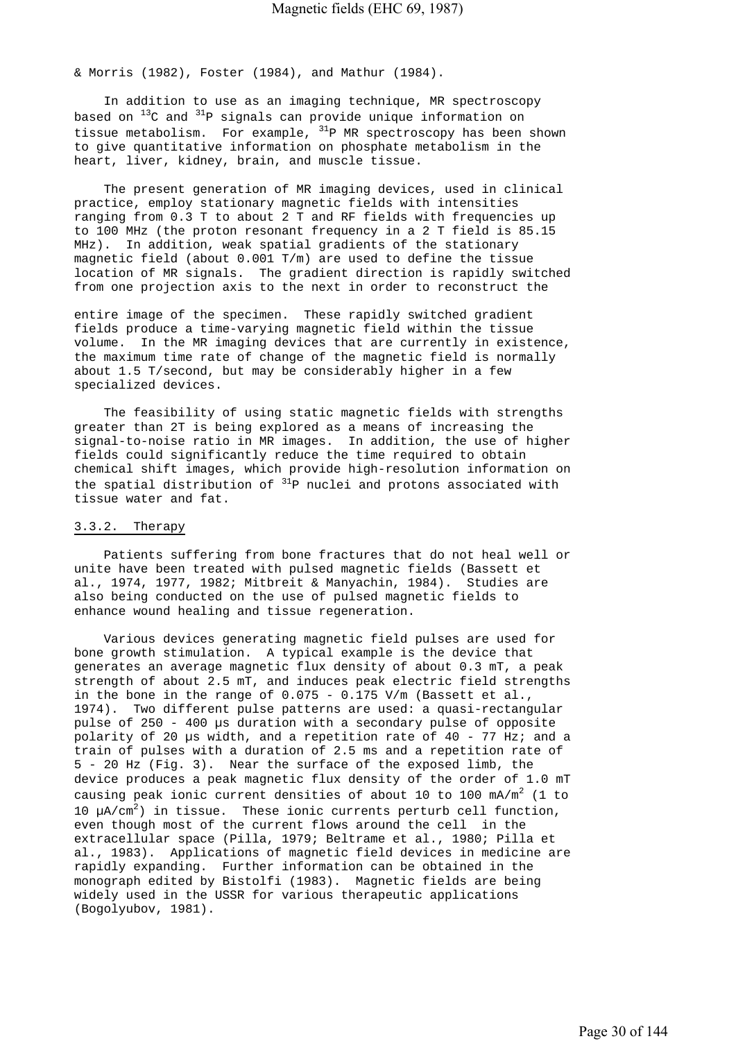& Morris (1982), Foster (1984), and Mathur (1984).

In addition to use as an imaging technique, MR spectroscopy based on $^{13}C$ and $^{31}P$ signals can provide unique information on tissue metabolism. For example, $^{31}P$ MR spectroscopy has been shown to give quantitative information on phosphate metabolism in the heart, liver, kidney, brain, and muscle tissue.

The present generation of MR imaging devices, used in clinical practice, employ stationary magnetic fields with intensities ranging from 0.3 T to about 2 T and RF fields with frequencies up to 100 MHz (the proton resonant frequency in a 2 T field is 85.15 MHz). In addition, weak spatial gradients of the stationary magnetic field (about 0.001 T/m) are used to define the tissue location of MR signals. The gradient direction is rapidly switched from one projection axis to the next in order to reconstruct the entire image of the specimen. These rapidly switched gradient fields produce a time-varying magnetic field within the tissue volume. In the MR imaging devices that are currently in existence, the maximum time rate of change of the magnetic field is normally about 1.5 T/second, but may be considerably higher in a few specialized devices.

The feasibility of using static magnetic fields with strengths greater than 2T is being explored as a means of increasing the signal-to-noise ratio in MR images. In addition, the use of higher fields could significantly reduce the time required to obtain chemical shift images, which provide high-resolution information on the spatial distribution of $^{31}P$ nuclei and protons associated with tissue water and fat.

### 3.3.2. Therapy

Patients suffering from bone fractures that do not heal well or unite have been treated with pulsed magnetic fields (Bassett et al., 1974, 1977, 1982; Mitbreit & Manyachin, 1984). Studies are also being conducted on the use of pulsed magnetic fields to enhance wound healing and tissue regeneration.

Various devices generating magnetic field pulses are used for bone growth stimulation. A typical example is the device that generates an average magnetic flux density of about 0.3 mT, a peak strength of about 2.5 mT, and induces peak electric field strengths in the bone in the range of 0.075 - 0.175 V/m (Bassett et al., 1974). Two different pulse patterns are used: a quasi-rectangular pulse of 250 - 400 µs duration with a secondary pulse of opposite polarity of 20 µs width, and a repetition rate of 40 - 77 Hz; and a train of pulses with a duration of 2.5 ms and a repetition rate of 5 - 20 Hz (Fig. 3). Near the surface of the exposed limb, the device produces a peak magnetic flux density of the order of 1.0 mT causing peak ionic current densities of about 10 to 100 mA/$m^2$ (1 to 10 µA/$cm^2$) in tissue. These ionic currents perturb cell function, even though most of the current flows around the cell in the extracellular space (Pilla, 1979; Beltrame et al., 1980; Pilla et al., 1983). Applications of magnetic field devices in medicine are rapidly expanding. Further information can be obtained in the monograph edited by Bistolfi (1983). Magnetic fields are being widely used in the USSR for various therapeutic applications (Bogolyubov, 1981).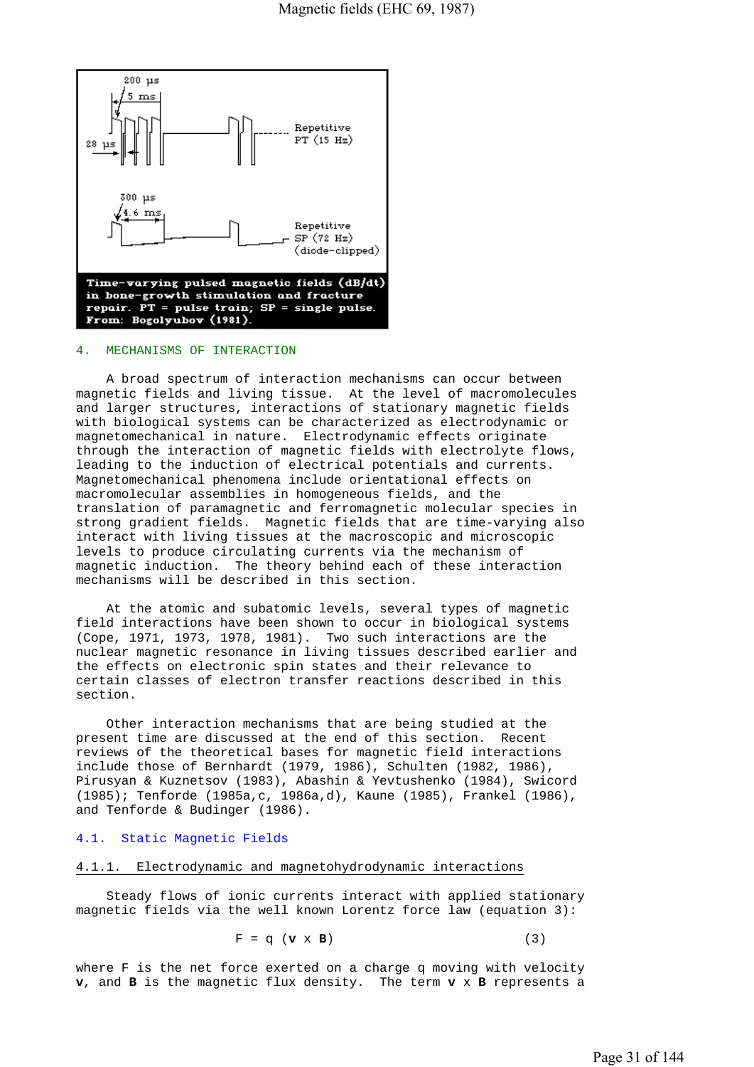Time-varying pulsed magnetic fields (dB/dt) in bone-growth stimulation and fracture repair. PT = pulse train; SP = single pulse. From: Bogolyubov (1981).

## 4. MECHANISMS OF INTERACTION

A broad spectrum of interaction mechanisms can occur between magnetic fields and living tissue. At the level of macromolecules and larger structures, interactions of stationary magnetic fields with biological systems can be characterized as electrodynamic or magnetomechanical in nature. Electrodynamic effects originate through the interaction of magnetic fields with electrolyte flows, leading to the induction of electrical potentials and currents. Magnetomechanical phenomena include orientational effects on macromolecular assemblies in homogeneous fields, and the translation of paramagnetic and ferromagnetic molecular species in strong gradient fields. Magnetic fields that are time-varying also interact with living tissues at the macroscopic and microscopic levels to produce circulating currents via the mechanism of magnetic induction. The theory behind each of these interaction mechanisms will be described in this section.

At the atomic and subatomic levels, several types of magnetic field interactions have been shown to occur in biological systems (Cope, 1971, 1973, 1978, 1981). Two such interactions are the nuclear magnetic resonance in living tissues described earlier and the effects on electronic spin states and their relevance to certain classes of electron transfer reactions described in this section.

Other interaction mechanisms that are being studied at the present time are discussed at the end of this section. Recent reviews of the theoretical bases for magnetic field interactions include those of Bernhardt (1979, 1986), Schulten (1982, 1986), Pirusyan & Kuznetsov (1983), Abashin & Yevtushenko (1984), Swicord (1985); Tenforde (1985a,c, 1986a,d), Kaune (1985), Frankel (1986), and Tenforde & Budinger (1986).

### 4.1. Static Magnetic Fields

#### 4.1.1. Electrodynamic and magnetohydrodynamic interactions

Steady flows of ionic currents interact with applied stationary magnetic fields via the well known Lorentz force law (equation 3):

$$F = q\,(\mathbf{v} \times \mathbf{B}) \qquad (3)$$

where F is the net force exerted on a charge q moving with velocity $\mathbf{v}$, and $\mathbf{B}$ is the magnetic flux density. The term $\mathbf{v} \times \mathbf{B}$ represents a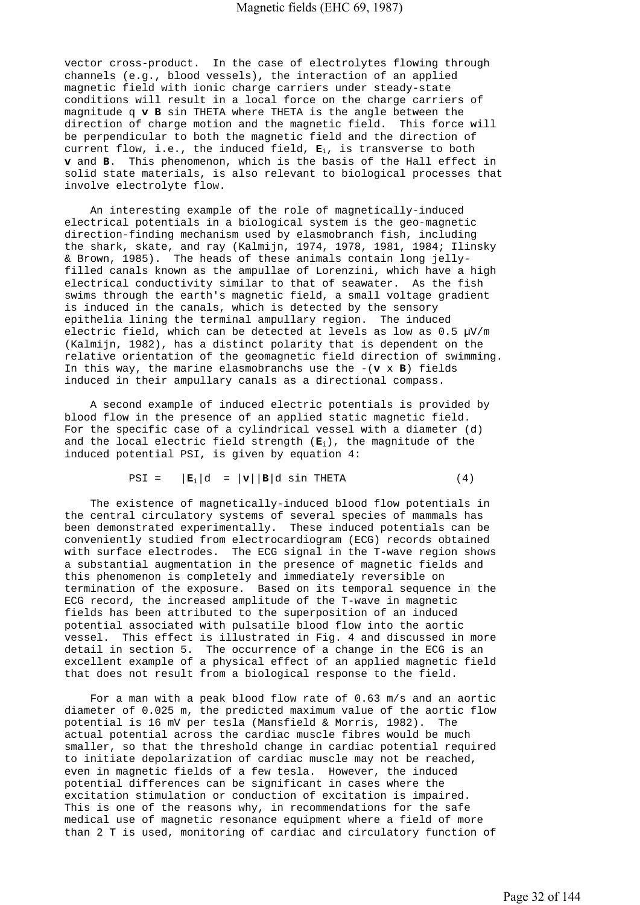vector cross-product. In the case of electrolytes flowing through channels (e.g., blood vessels), the interaction of an applied magnetic field with ionic charge carriers under steady-state conditions will result in a local force on the charge carriers of magnitude $q\,\mathbf{v}\,\mathbf{B} \sin \Theta$ where $\Theta$ is the angle between the direction of charge motion and the magnetic field. This force will be perpendicular to both the magnetic field and the direction of current flow, i.e., the induced field, $\mathbf{E}_i$, is transverse to both $\mathbf{v}$ and $\mathbf{B}$. This phenomenon, which is the basis of the Hall effect in solid state materials, is also relevant to biological processes that involve electrolyte flow.

An interesting example of the role of magnetically-induced electrical potentials in a biological system is the geo-magnetic direction-finding mechanism used by elasmobranch fish, including the shark, skate, and ray (Kalmijn, 1974, 1978, 1981, 1984; Ilinsky & Brown, 1985). The heads of these animals contain long jelly-filled canals known as the ampullae of Lorenzini, which have a high electrical conductivity similar to that of seawater. As the fish swims through the earth's magnetic field, a small voltage gradient is induced in the canals, which is detected by the sensory epithelia lining the terminal ampullary region. The induced electric field, which can be detected at levels as low as 0.5 µV/m (Kalmijn, 1982), has a distinct polarity that is dependent on the relative orientation of the geomagnetic field direction of swimming. In this way, the marine elasmobranchs use the $-(\mathbf{v} \times \mathbf{B})$ fields induced in their ampullary canals as a directional compass.

A second example of induced electric potentials is provided by blood flow in the presence of an applied static magnetic field. For the specific case of a cylindrical vessel with a diameter (d) and the local electric field strength ($\mathbf{E}_i$), the magnitude of the induced potential $\Psi$, is given by equation 4:

$$\Psi = |\mathbf{E}_i| d = |\mathbf{v}||\mathbf{B}| d \sin \Theta \qquad (4)$$

The existence of magnetically-induced blood flow potentials in the central circulatory systems of several species of mammals has been demonstrated experimentally. These induced potentials can be conveniently studied from electrocardiogram (ECG) records obtained with surface electrodes. The ECG signal in the T-wave region shows a substantial augmentation in the presence of magnetic fields and this phenomenon is completely and immediately reversible on termination of the exposure. Based on its temporal sequence in the ECG record, the increased amplitude of the T-wave in magnetic fields has been attributed to the superposition of an induced potential associated with pulsatile blood flow into the aortic vessel. This effect is illustrated in Fig. 4 and discussed in more detail in section 5. The occurrence of a change in the ECG is an excellent example of a physical effect of an applied magnetic field that does not result from a biological response to the field.

For a man with a peak blood flow rate of 0.63 m/s and an aortic diameter of 0.025 m, the predicted maximum value of the aortic flow potential is 16 mV per tesla (Mansfield & Morris, 1982). The actual potential across the cardiac muscle fibres would be much smaller, so that the threshold change in cardiac potential required to initiate depolarization of cardiac muscle may not be reached, even in magnetic fields of a few tesla. However, the induced potential differences can be significant in cases where the excitation stimulation or conduction of excitation is impaired. This is one of the reasons why, in recommendations for the safe medical use of magnetic resonance equipment where a field of more than 2 T is used, monitoring of cardiac and circulatory function of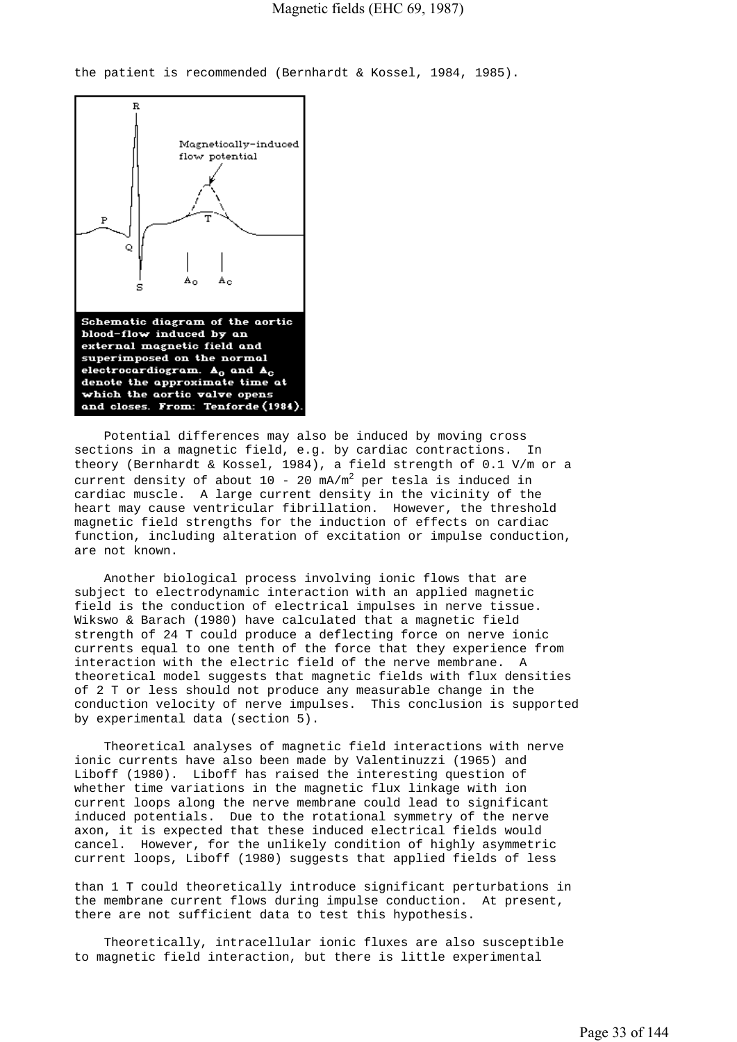the patient is recommended (Bernhardt & Kossel, 1984, 1985).

Schematic diagram of the aortic blood-flow induced by an external magnetic field and superimposed on the normal electrocardiogram. $A_O$ and $A_C$ denote the approximate time at which the aortic valve opens and closes. From: Tenforde (1984).

Potential differences may also be induced by moving cross sections in a magnetic field, e.g. by cardiac contractions. In theory (Bernhardt & Kossel, 1984), a field strength of 0.1 V/m or a current density of about 10 - 20 $mA/m^2$ per tesla is induced in cardiac muscle. A large current density in the vicinity of the heart may cause ventricular fibrillation. However, the threshold magnetic field strengths for the induction of effects on cardiac function, including alteration of excitation or impulse conduction, are not known.

Another biological process involving ionic flows that are subject to electrodynamic interaction with an applied magnetic field is the conduction of electrical impulses in nerve tissue. Wikswo & Barach (1980) have calculated that a magnetic field strength of 24 T could produce a deflecting force on nerve ionic currents equal to one tenth of the force that they experience from interaction with the electric field of the nerve membrane. A theoretical model suggests that magnetic fields with flux densities of 2 T or less should not produce any measurable change in the conduction velocity of nerve impulses. This conclusion is supported by experimental data (section 5).

Theoretical analyses of magnetic field interactions with nerve ionic currents have also been made by Valentinuzzi (1965) and Liboff (1980). Liboff has raised the interesting question of whether time variations in the magnetic flux linkage with ion current loops along the nerve membrane could lead to significant induced potentials. Due to the rotational symmetry of the nerve axon, it is expected that these induced electrical fields would cancel. However, for the unlikely condition of highly asymmetric current loops, Liboff (1980) suggests that applied fields of less than 1 T could theoretically introduce significant perturbations in the membrane current flows during impulse conduction. At present, there are not sufficient data to test this hypothesis.

Theoretically, intracellular ionic fluxes are also susceptible to magnetic field interaction, but there is little experimental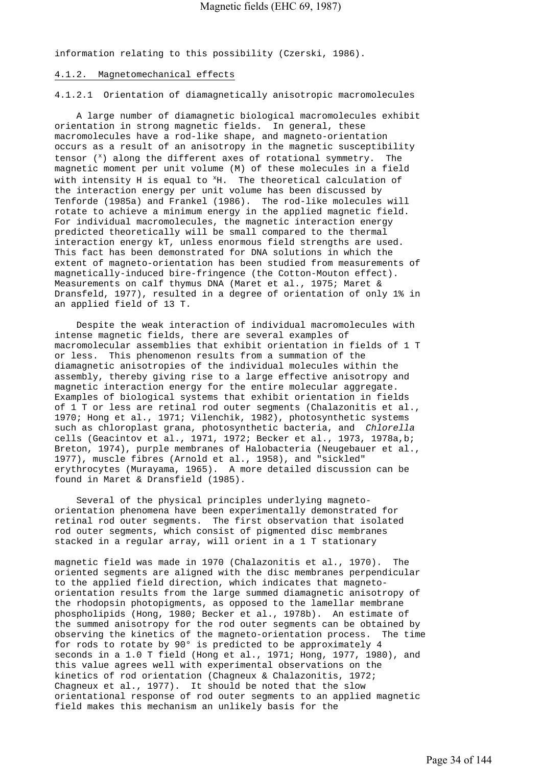information relating to this possibility (Czerski, 1986).

### 4.1.2. Magnetomechanical effects

#### 4.1.2.1 Orientation of diamagnetically anisotropic macromolecules

A large number of diamagnetic biological macromolecules exhibit orientation in strong magnetic fields. In general, these macromolecules have a rod-like shape, and magneto-orientation occurs as a result of an anisotropy in the magnetic susceptibility tensor ($^{x}$) along the different axes of rotational symmetry. The magnetic moment per unit volume (M) of these molecules in a field with intensity H is equal to $^{x}$H. The theoretical calculation of the interaction energy per unit volume has been discussed by Tenforde (1985a) and Frankel (1986). The rod-like molecules will rotate to achieve a minimum energy in the applied magnetic field. For individual macromolecules, the magnetic interaction energy predicted theoretically will be small compared to the thermal interaction energy kT, unless enormous field strengths are used. This fact has been demonstrated for DNA solutions in which the extent of magneto-orientation has been studied from measurements of magnetically-induced bire-fringence (the Cotton-Mouton effect). Measurements on calf thymus DNA (Maret et al., 1975; Maret & Dransfeld, 1977), resulted in a degree of orientation of only 1% in an applied field of 13 T.

Despite the weak interaction of individual macromolecules with intense magnetic fields, there are several examples of macromolecular assemblies that exhibit orientation in fields of 1 T or less. This phenomenon results from a summation of the diamagnetic anisotropies of the individual molecules within the assembly, thereby giving rise to a large effective anisotropy and magnetic interaction energy for the entire molecular aggregate. Examples of biological systems that exhibit orientation in fields of 1 T or less are retinal rod outer segments (Chalazonitis et al., 1970; Hong et al., 1971; Vilenchik, 1982), photosynthetic systems such as chloroplast grana, photosynthetic bacteria, and *Chlorella* cells (Geacintov et al., 1971, 1972; Becker et al., 1973, 1978a,b; Breton, 1974), purple membranes of Halobacteria (Neugebauer et al., 1977), muscle fibres (Arnold et al., 1958), and "sickled" erythrocytes (Murayama, 1965). A more detailed discussion can be found in Maret & Dransfield (1985).

Several of the physical principles underlying magneto-orientation phenomena have been experimentally demonstrated for retinal rod outer segments. The first observation that isolated rod outer segments, which consist of pigmented disc membranes stacked in a regular array, will orient in a 1 T stationary magnetic field was made in 1970 (Chalazonitis et al., 1970). The oriented segments are aligned with the disc membranes perpendicular to the applied field direction, which indicates that magneto-orientation results from the large summed diamagnetic anisotropy of the rhodopsin photopigments, as opposed to the lamellar membrane phospholipids (Hong, 1980; Becker et al., 1978b). An estimate of the summed anisotropy for the rod outer segments can be obtained by observing the kinetics of the magneto-orientation process. The time for rods to rotate by 90° is predicted to be approximately 4 seconds in a 1.0 T field (Hong et al., 1971; Hong, 1977, 1980), and this value agrees well with experimental observations on the kinetics of rod orientation (Chagneux & Chalazonitis, 1972; Chagneux et al., 1977). It should be noted that the slow orientational response of rod outer segments to an applied magnetic field makes this mechanism an unlikely basis for the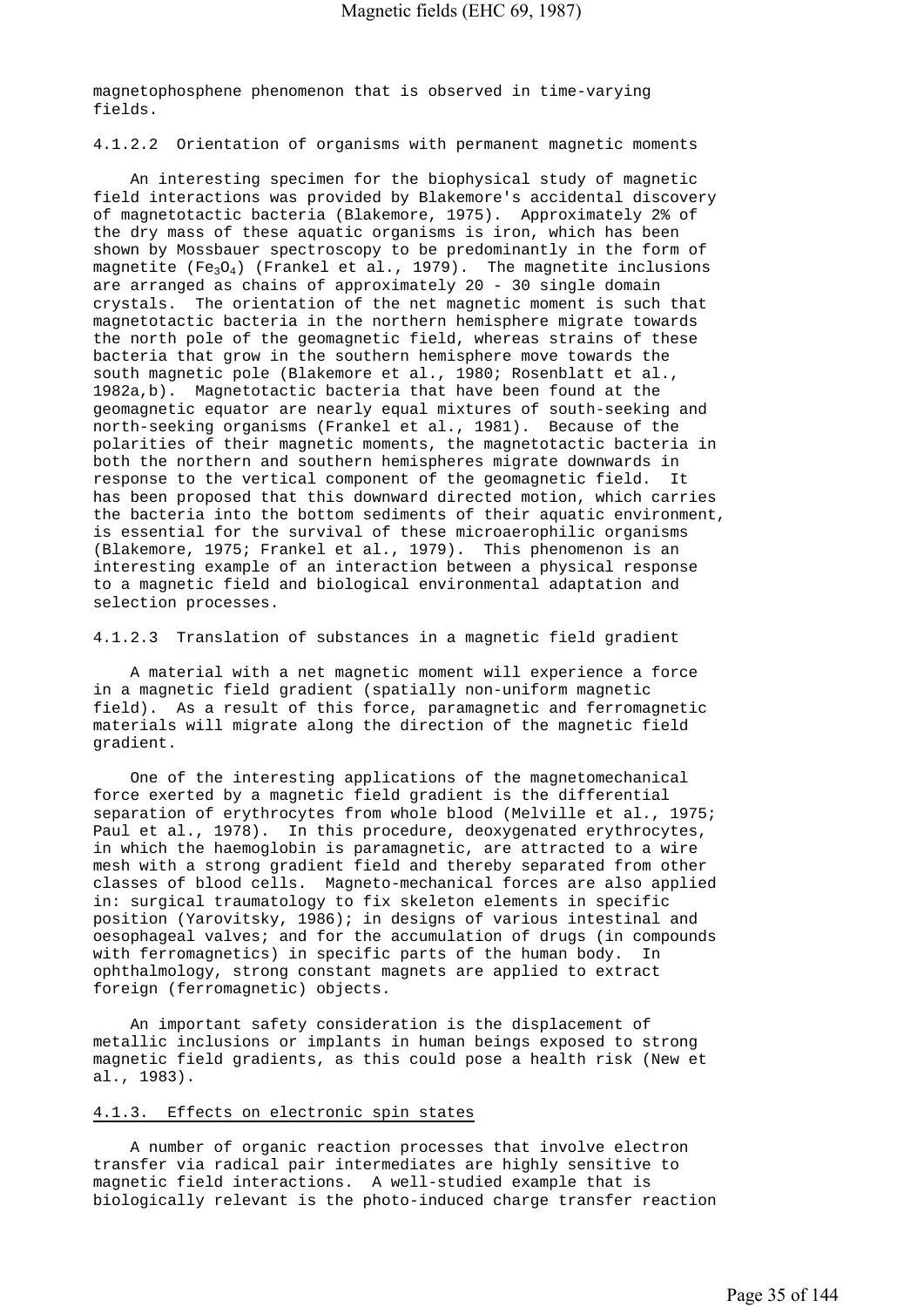magnetophosphene phenomenon that is observed in time-varying fields.

#### 4.1.2.2 Orientation of organisms with permanent magnetic moments

An interesting specimen for the biophysical study of magnetic field interactions was provided by Blakemore's accidental discovery of magnetotactic bacteria (Blakemore, 1975). Approximately 2% of the dry mass of these aquatic organisms is iron, which has been shown by Mossbauer spectroscopy to be predominantly in the form of magnetite ($Fe_3O_4$) (Frankel et al., 1979). The magnetite inclusions are arranged as chains of approximately 20 - 30 single domain crystals. The orientation of the net magnetic moment is such that magnetotactic bacteria in the northern hemisphere migrate towards the north pole of the geomagnetic field, whereas strains of these bacteria that grow in the southern hemisphere move towards the south magnetic pole (Blakemore et al., 1980; Rosenblatt et al., 1982a,b). Magnetotactic bacteria that have been found at the geomagnetic equator are nearly equal mixtures of south-seeking and north-seeking organisms (Frankel et al., 1981). Because of the polarities of their magnetic moments, the magnetotactic bacteria in both the northern and southern hemispheres migrate downwards in response to the vertical component of the geomagnetic field. It has been proposed that this downward directed motion, which carries the bacteria into the bottom sediments of their aquatic environment, is essential for the survival of these microaerophilic organisms (Blakemore, 1975; Frankel et al., 1979). This phenomenon is an interesting example of an interaction between a physical response to a magnetic field and biological environmental adaptation and selection processes.

#### 4.1.2.3 Translation of substances in a magnetic field gradient

A material with a net magnetic moment will experience a force in a magnetic field gradient (spatially non-uniform magnetic field). As a result of this force, paramagnetic and ferromagnetic materials will migrate along the direction of the magnetic field gradient.

One of the interesting applications of the magnetomechanical force exerted by a magnetic field gradient is the differential separation of erythrocytes from whole blood (Melville et al., 1975; Paul et al., 1978). In this procedure, deoxygenated erythrocytes, in which the haemoglobin is paramagnetic, are attracted to a wire mesh with a strong gradient field and thereby separated from other classes of blood cells. Magneto-mechanical forces are also applied in: surgical traumatology to fix skeleton elements in specific position (Yarovitsky, 1986); in designs of various intestinal and oesophageal valves; and for the accumulation of drugs (in compounds with ferromagnetics) in specific parts of the human body. In ophthalmology, strong constant magnets are applied to extract foreign (ferromagnetic) objects.

An important safety consideration is the displacement of metallic inclusions or implants in human beings exposed to strong magnetic field gradients, as this could pose a health risk (New et al., 1983).

### 4.1.3. Effects on electronic spin states

A number of organic reaction processes that involve electron transfer via radical pair intermediates are highly sensitive to magnetic field interactions. A well-studied example that is biologically relevant is the photo-induced charge transfer reaction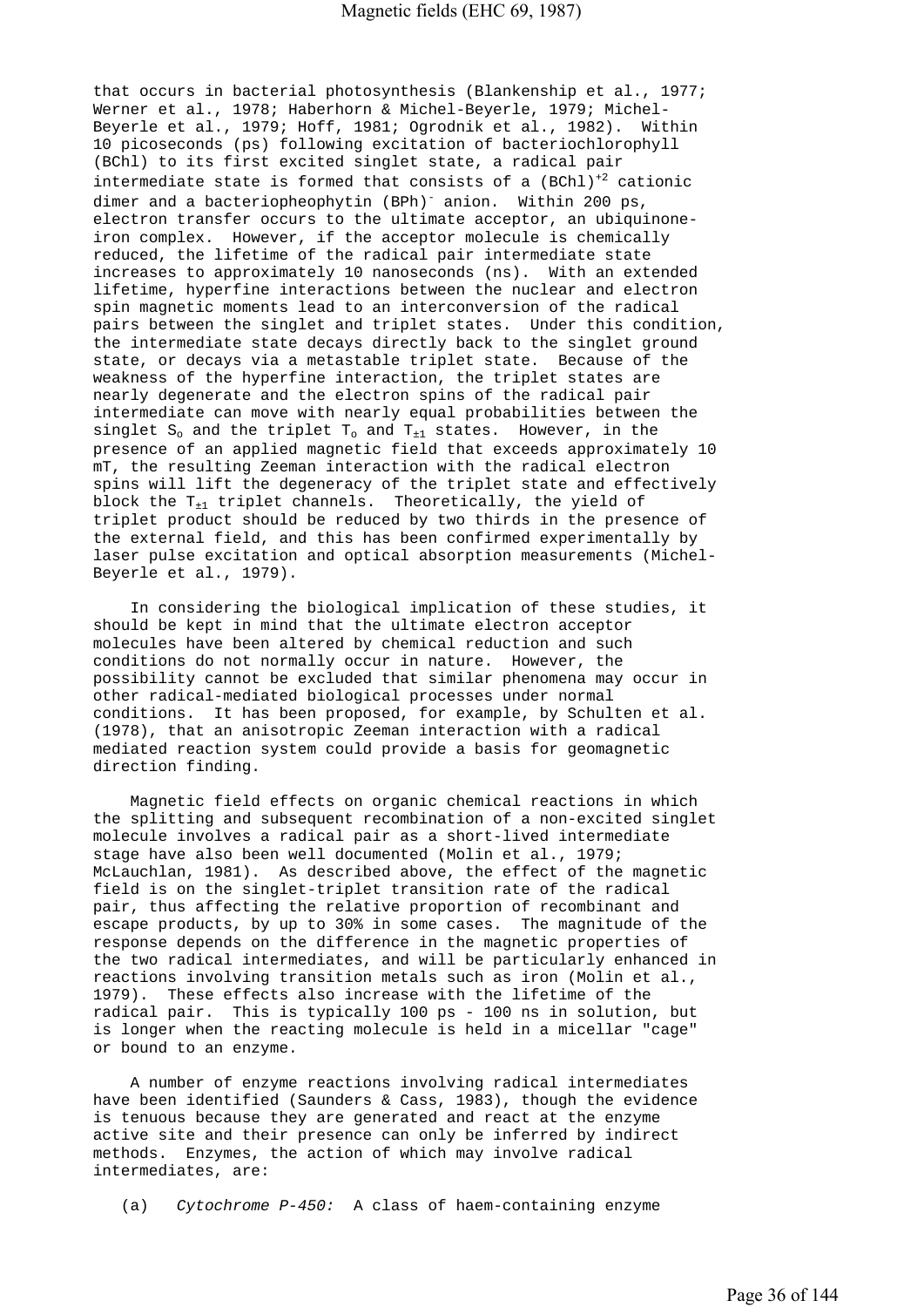that occurs in bacterial photosynthesis (Blankenship et al., 1977; Werner et al., 1978; Haberhorn & Michel-Beyerle, 1979; Michel-Beyerle et al., 1979; Hoff, 1981; Ogrodnik et al., 1982). Within 10 picoseconds (ps) following excitation of bacteriochlorophyll (BChl) to its first excited singlet state, a radical pair intermediate state is formed that consists of a $(BChl)^{+2}$ cationic dimer and a bacteriopheophytin $(BPh)^{-}$ anion. Within 200 ps, electron transfer occurs to the ultimate acceptor, an ubiquinone-iron complex. However, if the acceptor molecule is chemically reduced, the lifetime of the radical pair intermediate state increases to approximately 10 nanoseconds (ns). With an extended lifetime, hyperfine interactions between the nuclear and electron spin magnetic moments lead to an interconversion of the radical pairs between the singlet and triplet states. Under this condition, the intermediate state decays directly back to the singlet ground state, or decays via a metastable triplet state. Because of the weakness of the hyperfine interaction, the triplet states are nearly degenerate and the electron spins of the radical pair intermediate can move with nearly equal probabilities between the singlet $S_o$ and the triplet $T_o$ and $T_{\pm1}$ states. However, in the presence of an applied magnetic field that exceeds approximately 10 mT, the resulting Zeeman interaction with the radical electron spins will lift the degeneracy of the triplet state and effectively block the $T_{\pm1}$ triplet channels. Theoretically, the yield of triplet product should be reduced by two thirds in the presence of the external field, and this has been confirmed experimentally by laser pulse excitation and optical absorption measurements (Michel-Beyerle et al., 1979).

In considering the biological implication of these studies, it should be kept in mind that the ultimate electron acceptor molecules have been altered by chemical reduction and such conditions do not normally occur in nature. However, the possibility cannot be excluded that similar phenomena may occur in other radical-mediated biological processes under normal conditions. It has been proposed, for example, by Schulten et al. (1978), that an anisotropic Zeeman interaction with a radical mediated reaction system could provide a basis for geomagnetic direction finding.

Magnetic field effects on organic chemical reactions in which the splitting and subsequent recombination of a non-excited singlet molecule involves a radical pair as a short-lived intermediate stage have also been well documented (Molin et al., 1979; McLauchlan, 1981). As described above, the effect of the magnetic field is on the singlet-triplet transition rate of the radical pair, thus affecting the relative proportion of recombinant and escape products, by up to 30% in some cases. The magnitude of the response depends on the difference in the magnetic properties of the two radical intermediates, and will be particularly enhanced in reactions involving transition metals such as iron (Molin et al., 1979). These effects also increase with the lifetime of the radical pair. This is typically 100 ps - 100 ns in solution, but is longer when the reacting molecule is held in a micellar "cage" or bound to an enzyme.

A number of enzyme reactions involving radical intermediates have been identified (Saunders & Cass, 1983), though the evidence is tenuous because they are generated and react at the enzyme active site and their presence can only be inferred by indirect methods. Enzymes, the action of which may involve radical intermediates, are:

(a) *Cytochrome P-450:* A class of haem-containing enzyme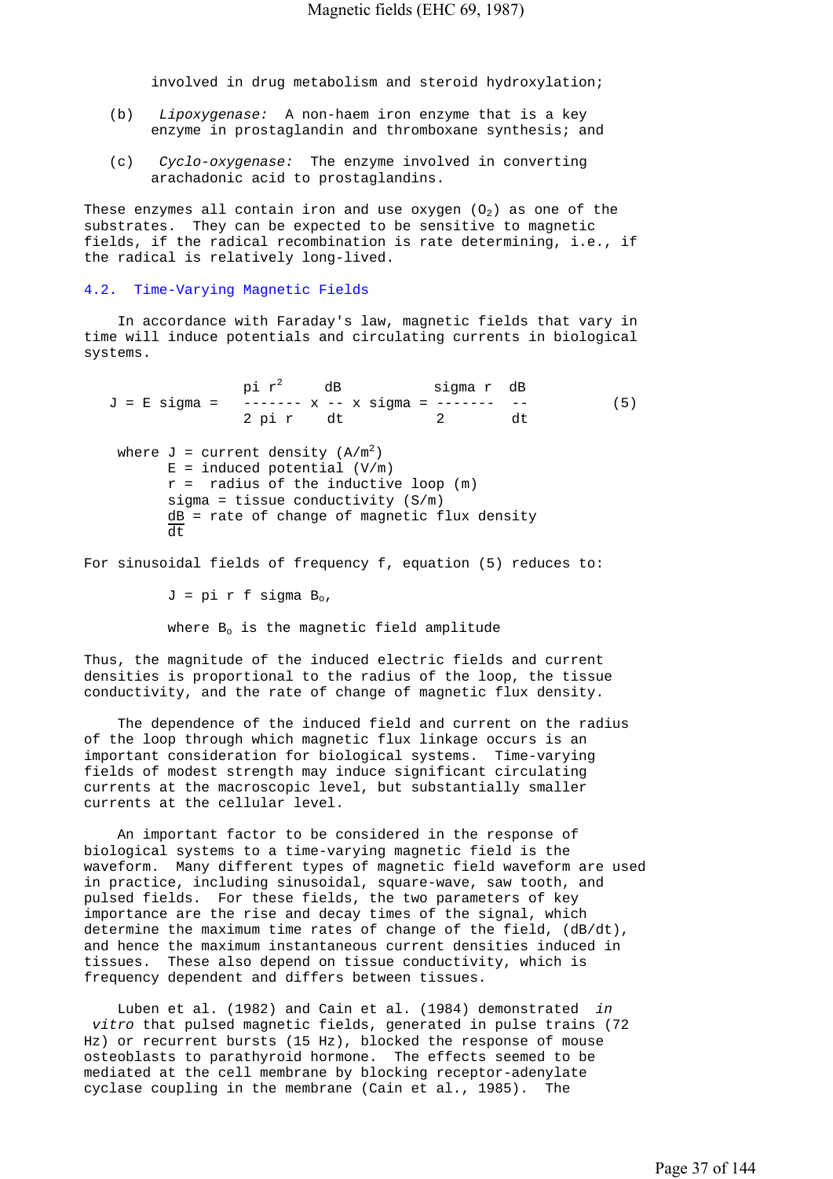involved in drug metabolism and steroid hydroxylation;

(b) *Lipoxygenase:* A non-haem iron enzyme that is a key enzyme in prostaglandin and thromboxane synthesis; and

(c) *Cyclo-oxygenase:* The enzyme involved in converting arachadonic acid to prostaglandins.

These enzymes all contain iron and use oxygen ($O_2$) as one of the substrates. They can be expected to be sensitive to magnetic fields, if the radical recombination is rate determining, i.e., if the radical is relatively long-lived.

## 4.2. Time-Varying Magnetic Fields

In accordance with Faraday's law, magnetic fields that vary in time will induce potentials and circulating currents in biological systems.

$$J = E\,\sigma = \frac{\pi r^2}{2 \pi r} \times \frac{dB}{dt} \times \sigma = \frac{\sigma r}{2} \frac{dB}{dt} \qquad (5)$$

where $J$ = current density ($A/m^2$)
$E$ = induced potential (V/m)
$r$ = radius of the inductive loop (m)
$\sigma$ = tissue conductivity (S/m)
$\frac{dB}{dt}$ = rate of change of magnetic flux density

For sinusoidal fields of frequency f, equation (5) reduces to:

$$J = \pi r f \sigma B_o,$$

where $B_o$ is the magnetic field amplitude

Thus, the magnitude of the induced electric fields and current densities is proportional to the radius of the loop, the tissue conductivity, and the rate of change of magnetic flux density.

The dependence of the induced field and current on the radius of the loop through which magnetic flux linkage occurs is an important consideration for biological systems. Time-varying fields of modest strength may induce significant circulating currents at the macroscopic level, but substantially smaller currents at the cellular level.

An important factor to be considered in the response of biological systems to a time-varying magnetic field is the waveform. Many different types of magnetic field waveform are used in practice, including sinusoidal, square-wave, saw tooth, and pulsed fields. For these fields, the two parameters of key importance are the rise and decay times of the signal, which determine the maximum time rates of change of the field, (dB/dt), and hence the maximum instantaneous current densities induced in tissues. These also depend on tissue conductivity, which is frequency dependent and differs between tissues.

Luben et al. (1982) and Cain et al. (1984) demonstrated *in vitro* that pulsed magnetic fields, generated in pulse trains (72 Hz) or recurrent bursts (15 Hz), blocked the response of mouse osteoblasts to parathyroid hormone. The effects seemed to be mediated at the cell membrane by blocking receptor-adenylate cyclase coupling in the membrane (Cain et al., 1985). The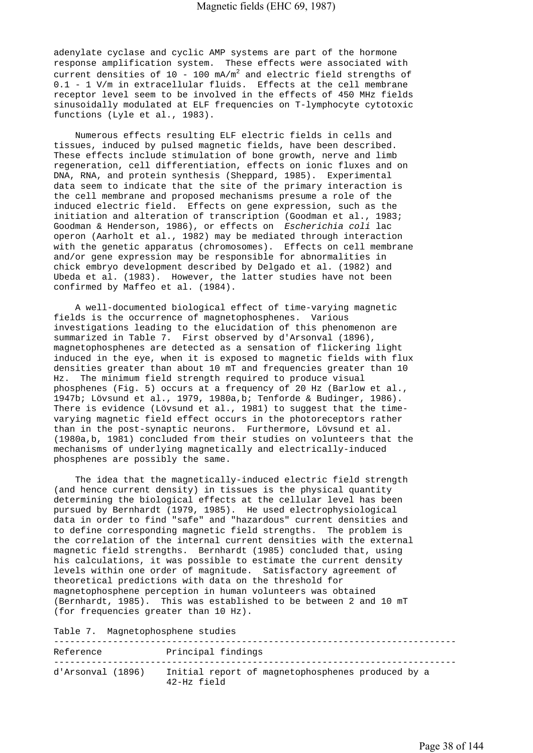adenylate cyclase and cyclic AMP systems are part of the hormone response amplification system. These effects were associated with current densities of 10 - 100 mA/m$^2$ and electric field strengths of 0.1 - 1 V/m in extracellular fluids. Effects at the cell membrane receptor level seem to be involved in the effects of 450 MHz fields sinusoidally modulated at ELF frequencies on T-lymphocyte cytotoxic functions (Lyle et al., 1983).

Numerous effects resulting ELF electric fields in cells and tissues, induced by pulsed magnetic fields, have been described. These effects include stimulation of bone growth, nerve and limb regeneration, cell differentiation, effects on ionic fluxes and on DNA, RNA, and protein synthesis (Sheppard, 1985). Experimental data seem to indicate that the site of the primary interaction is the cell membrane and proposed mechanisms presume a role of the induced electric field. Effects on gene expression, such as the initiation and alteration of transcription (Goodman et al., 1983; Goodman & Henderson, 1986), or effects on *Escherichia coli* lac operon (Aarholt et al., 1982) may be mediated through interaction with the genetic apparatus (chromosomes). Effects on cell membrane and/or gene expression may be responsible for abnormalities in chick embryo development described by Delgado et al. (1982) and Ubeda et al. (1983). However, the latter studies have not been confirmed by Maffeo et al. (1984).

A well-documented biological effect of time-varying magnetic fields is the occurrence of magnetophosphenes. Various investigations leading to the elucidation of this phenomenon are summarized in Table 7. First observed by d'Arsonval (1896), magnetophosphenes are detected as a sensation of flickering light induced in the eye, when it is exposed to magnetic fields with flux densities greater than about 10 mT and frequencies greater than 10 Hz. The minimum field strength required to produce visual phosphenes (Fig. 5) occurs at a frequency of 20 Hz (Barlow et al., 1947b; Lövsund et al., 1979, 1980a,b; Tenforde & Budinger, 1986). There is evidence (Lövsund et al., 1981) to suggest that the time-varying magnetic field effect occurs in the photoreceptors rather than in the post-synaptic neurons. Furthermore, Lövsund et al. (1980a,b, 1981) concluded from their studies on volunteers that the mechanisms of underlying magnetically and electrically-induced phosphenes are possibly the same.

The idea that the magnetically-induced electric field strength (and hence current density) in tissues is the physical quantity determining the biological effects at the cellular level has been pursued by Bernhardt (1979, 1985). He used electrophysiological data in order to find "safe" and "hazardous" current densities and to define corresponding magnetic field strengths. The problem is the correlation of the internal current densities with the external magnetic field strengths. Bernhardt (1985) concluded that, using his calculations, it was possible to estimate the current density levels within one order of magnitude. Satisfactory agreement of theoretical predictions with data on the threshold for magnetophosphene perception in human volunteers was obtained (Bernhardt, 1985). This was established to be between 2 and 10 mT (for frequencies greater than 10 Hz).

Table 7. Magnetophosphene studies

| Reference | Principal findings |
|---|---|
| d'Arsonval (1896) | Initial report of magnetophosphenes produced by a 42-Hz field |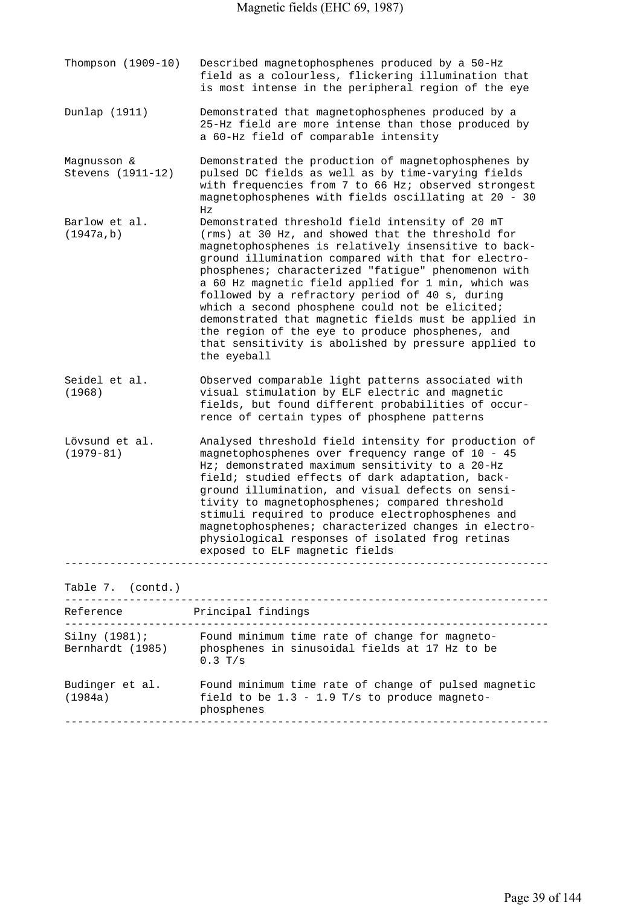| Reference | Principal findings |
|---|---|
| Thompson (1909-10) | Described magnetophosphenes produced by a 50-Hz field as a colourless, flickering illumination that is most intense in the peripheral region of the eye |
| Dunlap (1911) | Demonstrated that magnetophosphenes produced by a 25-Hz field are more intense than those produced by a 60-Hz field of comparable intensity |
| Magnusson & Stevens (1911-12) | Demonstrated the production of magnetophosphenes by pulsed DC fields as well as by time-varying fields with frequencies from 7 to 66 Hz; observed strongest magnetophosphenes with fields oscillating at 20 - 30 Hz |
| Barlow et al. (1947a,b) | Demonstrated threshold field intensity of 20 mT (rms) at 30 Hz, and showed that the threshold for magnetophosphenes is relatively insensitive to background illumination compared with that for electrophosphenes; characterized "fatigue" phenomenon with a 60 Hz magnetic field applied for 1 min, which was followed by a refractory period of 40 s, during which a second phosphene could not be elicited; demonstrated that magnetic fields must be applied in the region of the eye to produce phosphenes, and that sensitivity is abolished by pressure applied to the eyeball |
| Seidel et al. (1968) | Observed comparable light patterns associated with visual stimulation by ELF electric and magnetic fields, but found different probabilities of occurrence of certain types of phosphene patterns |
| Lövsund et al. (1979-81) | Analysed threshold field intensity for production of magnetophosphenes over frequency range of 10 - 45 Hz; demonstrated maximum sensitivity to a 20-Hz field; studied effects of dark adaptation, background illumination, and visual defects on sensitivity to magnetophosphenes; compared threshold stimuli required to produce electrophosphenes and magnetophosphenes; characterized changes in electrophysiological responses of isolated frog retinas exposed to ELF magnetic fields |

Table 7. (contd.)

| Reference | Principal findings |
|---|---|
| Silny (1981); Bernhardt (1985) | Found minimum time rate of change for magnetophosphenes in sinusoidal fields at 17 Hz to be 0.3 T/s |
| Budinger et al. (1984a) | Found minimum time rate of change of pulsed magnetic field to be 1.3 - 1.9 T/s to produce magnetophosphenes |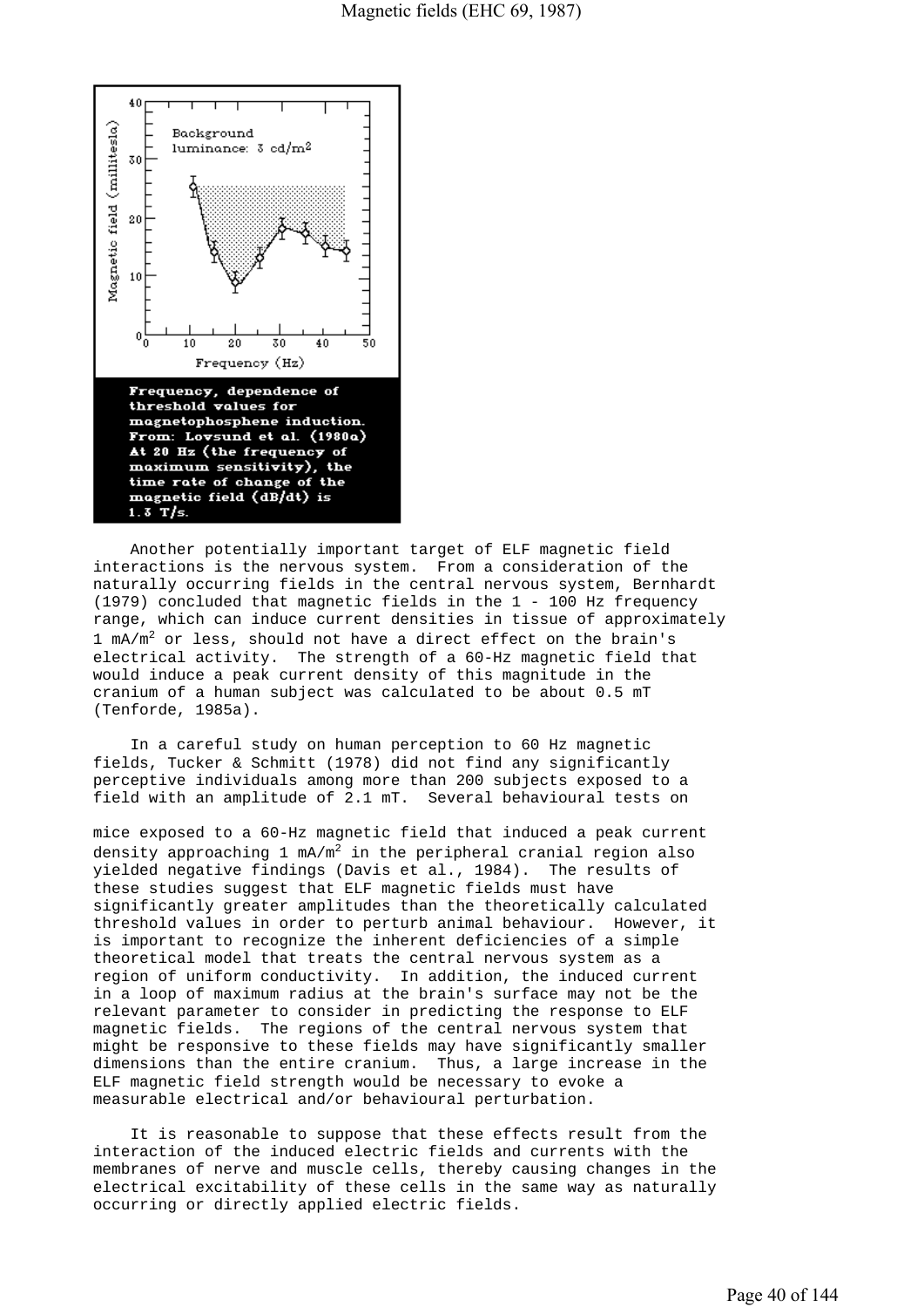Frequency, dependence of threshold values for magnetophosphene induction. From: Lovsund et al. (1980a) At 20 Hz (the frequency of maximum sensitivity), the time rate of change of the magnetic field (dB/dt) is 1.3 T/s.

Another potentially important target of ELF magnetic field interactions is the nervous system. From a consideration of the naturally occurring fields in the central nervous system, Bernhardt (1979) concluded that magnetic fields in the 1 - 100 Hz frequency range, which can induce current densities in tissue of approximately 1 $mA/m^2$ or less, should not have a direct effect on the brain's electrical activity. The strength of a 60-Hz magnetic field that would induce a peak current density of this magnitude in the cranium of a human subject was calculated to be about 0.5 mT (Tenforde, 1985a).

In a careful study on human perception to 60 Hz magnetic fields, Tucker & Schmitt (1978) did not find any significantly perceptive individuals among more than 200 subjects exposed to a field with an amplitude of 2.1 mT. Several behavioural tests on mice exposed to a 60-Hz magnetic field that induced a peak current density approaching 1 $mA/m^2$ in the peripheral cranial region also yielded negative findings (Davis et al., 1984). The results of these studies suggest that ELF magnetic fields must have significantly greater amplitudes than the theoretically calculated threshold values in order to perturb animal behaviour. However, it is important to recognize the inherent deficiencies of a simple theoretical model that treats the central nervous system as a region of uniform conductivity. In addition, the induced current in a loop of maximum radius at the brain's surface may not be the relevant parameter to consider in predicting the response to ELF magnetic fields. The regions of the central nervous system that might be responsive to these fields may have significantly smaller dimensions than the entire cranium. Thus, a large increase in the ELF magnetic field strength would be necessary to evoke a measurable electrical and/or behavioural perturbation.

It is reasonable to suppose that these effects result from the interaction of the induced electric fields and currents with the membranes of nerve and muscle cells, thereby causing changes in the electrical excitability of these cells in the same way as naturally occurring or directly applied electric fields.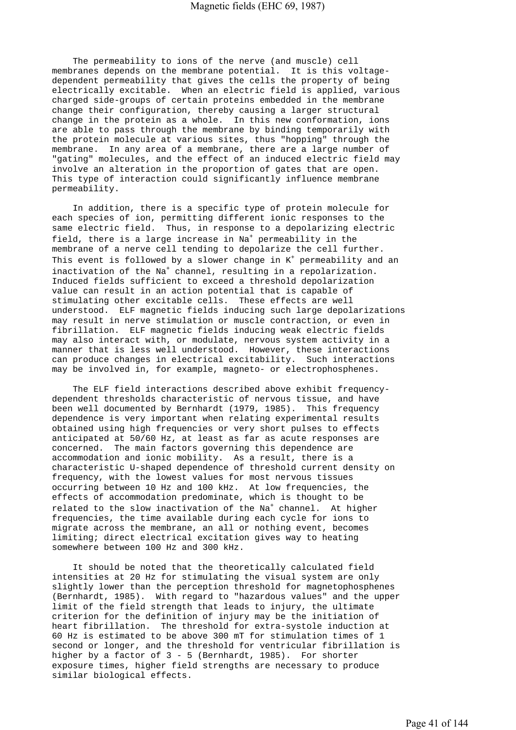The permeability to ions of the nerve (and muscle) cell membranes depends on the membrane potential. It is this voltage-dependent permeability that gives the cells the property of being electrically excitable. When an electric field is applied, various charged side-groups of certain proteins embedded in the membrane change their configuration, thereby causing a larger structural change in the protein as a whole. In this new conformation, ions are able to pass through the membrane by binding temporarily with the protein molecule at various sites, thus "hopping" through the membrane. In any area of a membrane, there are a large number of "gating" molecules, and the effect of an induced electric field may involve an alteration in the proportion of gates that are open. This type of interaction could significantly influence membrane permeability.

In addition, there is a specific type of protein molecule for each species of ion, permitting different ionic responses to the same electric field. Thus, in response to a depolarizing electric field, there is a large increase in $Na^+$ permeability in the membrane of a nerve cell tending to depolarize the cell further. This event is followed by a slower change in $K^+$ permeability and an inactivation of the $Na^+$ channel, resulting in a repolarization. Induced fields sufficient to exceed a threshold depolarization value can result in an action potential that is capable of stimulating other excitable cells. These effects are well understood. ELF magnetic fields inducing such large depolarizations may result in nerve stimulation or muscle contraction, or even in fibrillation. ELF magnetic fields inducing weak electric fields may also interact with, or modulate, nervous system activity in a manner that is less well understood. However, these interactions can produce changes in electrical excitability. Such interactions may be involved in, for example, magneto- or electrophosphenes.

The ELF field interactions described above exhibit frequency-dependent thresholds characteristic of nervous tissue, and have been well documented by Bernhardt (1979, 1985). This frequency dependence is very important when relating experimental results obtained using high frequencies or very short pulses to effects anticipated at 50/60 Hz, at least as far as acute responses are concerned. The main factors governing this dependence are accommodation and ionic mobility. As a result, there is a characteristic U-shaped dependence of threshold current density on frequency, with the lowest values for most nervous tissues occurring between 10 Hz and 100 kHz. At low frequencies, the effects of accommodation predominate, which is thought to be related to the slow inactivation of the $Na^+$ channel. At higher frequencies, the time available during each cycle for ions to migrate across the membrane, an all or nothing event, becomes limiting; direct electrical excitation gives way to heating somewhere between 100 Hz and 300 kHz.

It should be noted that the theoretically calculated field intensities at 20 Hz for stimulating the visual system are only slightly lower than the perception threshold for magnetophosphenes (Bernhardt, 1985). With regard to "hazardous values" and the upper limit of the field strength that leads to injury, the ultimate criterion for the definition of injury may be the initiation of heart fibrillation. The threshold for extra-systole induction at 60 Hz is estimated to be above 300 mT for stimulation times of 1 second or longer, and the threshold for ventricular fibrillation is higher by a factor of 3 - 5 (Bernhardt, 1985). For shorter exposure times, higher field strengths are necessary to produce similar biological effects.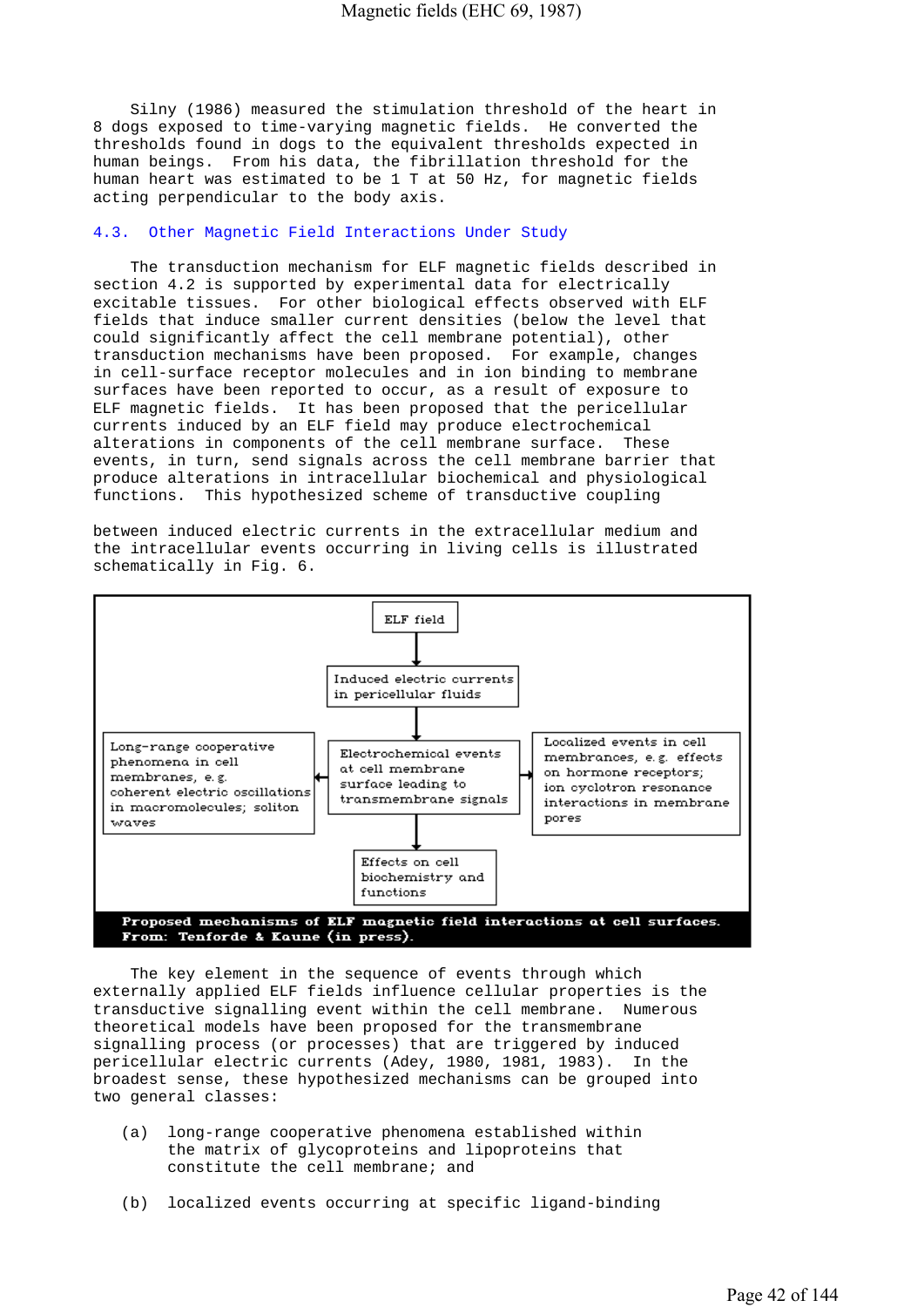Silny (1986) measured the stimulation threshold of the heart in 8 dogs exposed to time-varying magnetic fields. He converted the thresholds found in dogs to the equivalent thresholds expected in human beings. From his data, the fibrillation threshold for the human heart was estimated to be 1 T at 50 Hz, for magnetic fields acting perpendicular to the body axis.

## 4.3. Other Magnetic Field Interactions Under Study

The transduction mechanism for ELF magnetic fields described in section 4.2 is supported by experimental data for electrically excitable tissues. For other biological effects observed with ELF fields that induce smaller current densities (below the level that could significantly affect the cell membrane potential), other transduction mechanisms have been proposed. For example, changes in cell-surface receptor molecules and in ion binding to membrane surfaces have been reported to occur, as a result of exposure to ELF magnetic fields. It has been proposed that the pericellular currents induced by an ELF field may produce electrochemical alterations in components of the cell membrane surface. These events, in turn, send signals across the cell membrane barrier that produce alterations in intracellular biochemical and physiological functions. This hypothesized scheme of transductive coupling between induced electric currents in the extracellular medium and the intracellular events occurring in living cells is illustrated schematically in Fig. 6.

ELF field

Induced electric currents in pericellular fluids

Long-range cooperative phenomena in cell membranes, e.g. coherent electric oscillations in macromolecules; soliton waves

Electrochemical events at cell membrane surface leading to transmembrane signals

Localized events in cell membranes, e.g. effects on hormone receptors; ion cyclotron resonance interactions in membrane pores

Effects on cell biochemistry and functions

**Proposed mechanisms of ELF magnetic field interactions at cell surfaces. From: Tenforde & Kaune (in press).**

The key element in the sequence of events through which externally applied ELF fields influence cellular properties is the transductive signalling event within the cell membrane. Numerous theoretical models have been proposed for the transmembrane signalling process (or processes) that are triggered by induced pericellular electric currents (Adey, 1980, 1981, 1983). In the broadest sense, these hypothesized mechanisms can be grouped into two general classes:

(a) long-range cooperative phenomena established within the matrix of glycoproteins and lipoproteins that constitute the cell membrane; and

(b) localized events occurring at specific ligand-binding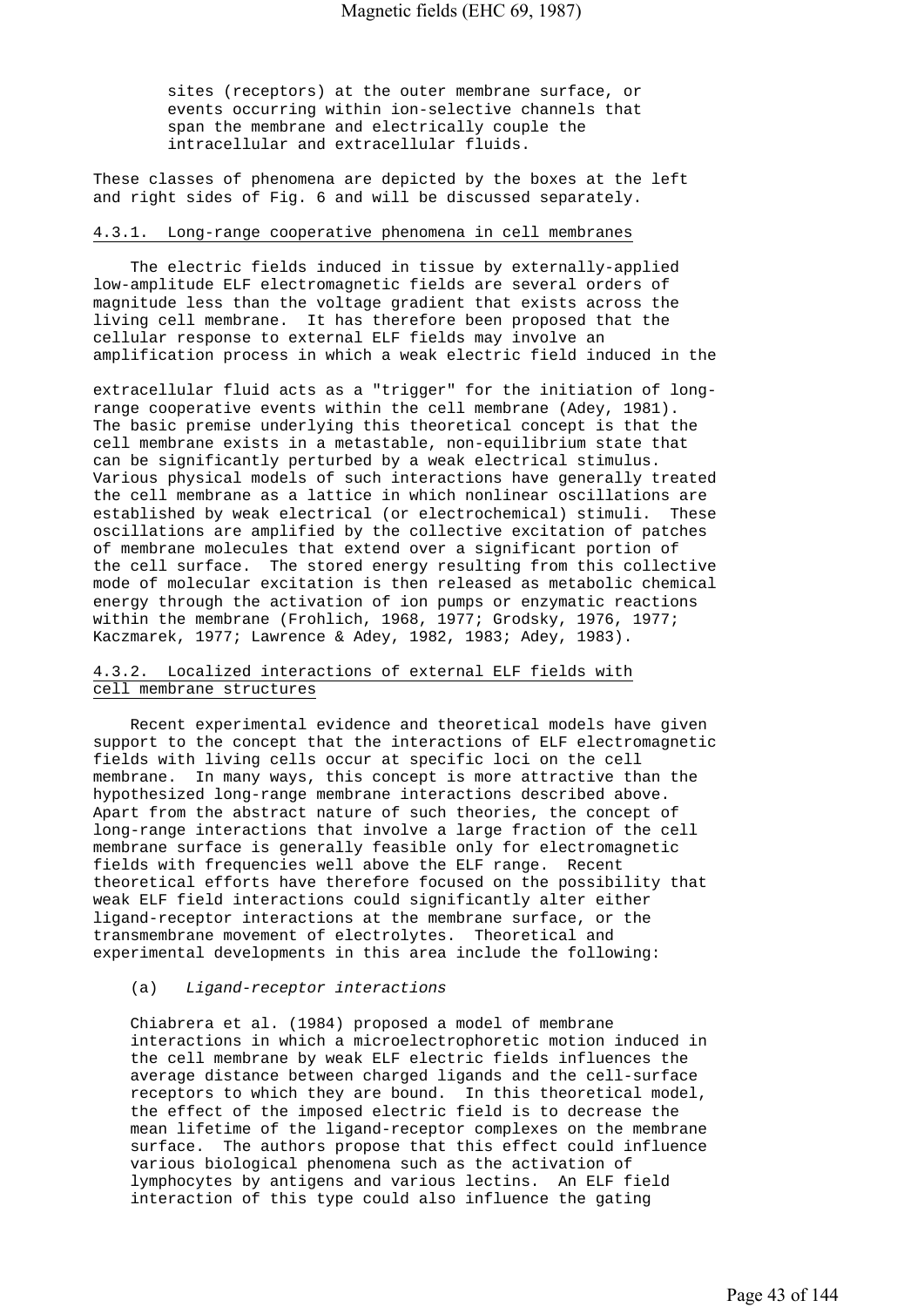sites (receptors) at the outer membrane surface, or events occurring within ion-selective channels that span the membrane and electrically couple the intracellular and extracellular fluids.

These classes of phenomena are depicted by the boxes at the left and right sides of Fig. 6 and will be discussed separately.

#### 4.3.1. Long-range cooperative phenomena in cell membranes

The electric fields induced in tissue by externally-applied low-amplitude ELF electromagnetic fields are several orders of magnitude less than the voltage gradient that exists across the living cell membrane. It has therefore been proposed that the cellular response to external ELF fields may involve an amplification process in which a weak electric field induced in the extracellular fluid acts as a "trigger" for the initiation of long-range cooperative events within the cell membrane (Adey, 1981). The basic premise underlying this theoretical concept is that the cell membrane exists in a metastable, non-equilibrium state that can be significantly perturbed by a weak electrical stimulus. Various physical models of such interactions have generally treated the cell membrane as a lattice in which nonlinear oscillations are established by weak electrical (or electrochemical) stimuli. These oscillations are amplified by the collective excitation of patches of membrane molecules that extend over a significant portion of the cell surface. The stored energy resulting from this collective mode of molecular excitation is then released as metabolic chemical energy through the activation of ion pumps or enzymatic reactions within the membrane (Frohlich, 1968, 1977; Grodsky, 1976, 1977; Kaczmarek, 1977; Lawrence & Adey, 1982, 1983; Adey, 1983).

#### 4.3.2. Localized interactions of external ELF fields with cell membrane structures

Recent experimental evidence and theoretical models have given support to the concept that the interactions of ELF electromagnetic fields with living cells occur at specific loci on the cell membrane. In many ways, this concept is more attractive than the hypothesized long-range membrane interactions described above. Apart from the abstract nature of such theories, the concept of long-range interactions that involve a large fraction of the cell membrane surface is generally feasible only for electromagnetic fields with frequencies well above the ELF range. Recent theoretical efforts have therefore focused on the possibility that weak ELF field interactions could significantly alter either ligand-receptor interactions at the membrane surface, or the transmembrane movement of electrolytes. Theoretical and experimental developments in this area include the following:

(a) *Ligand-receptor interactions*

Chiabrera et al. (1984) proposed a model of membrane interactions in which a microelectrophoretic motion induced in the cell membrane by weak ELF electric fields influences the average distance between charged ligands and the cell-surface receptors to which they are bound. In this theoretical model, the effect of the imposed electric field is to decrease the mean lifetime of the ligand-receptor complexes on the membrane surface. The authors propose that this effect could influence various biological phenomena such as the activation of lymphocytes by antigens and various lectins. An ELF field interaction of this type could also influence the gating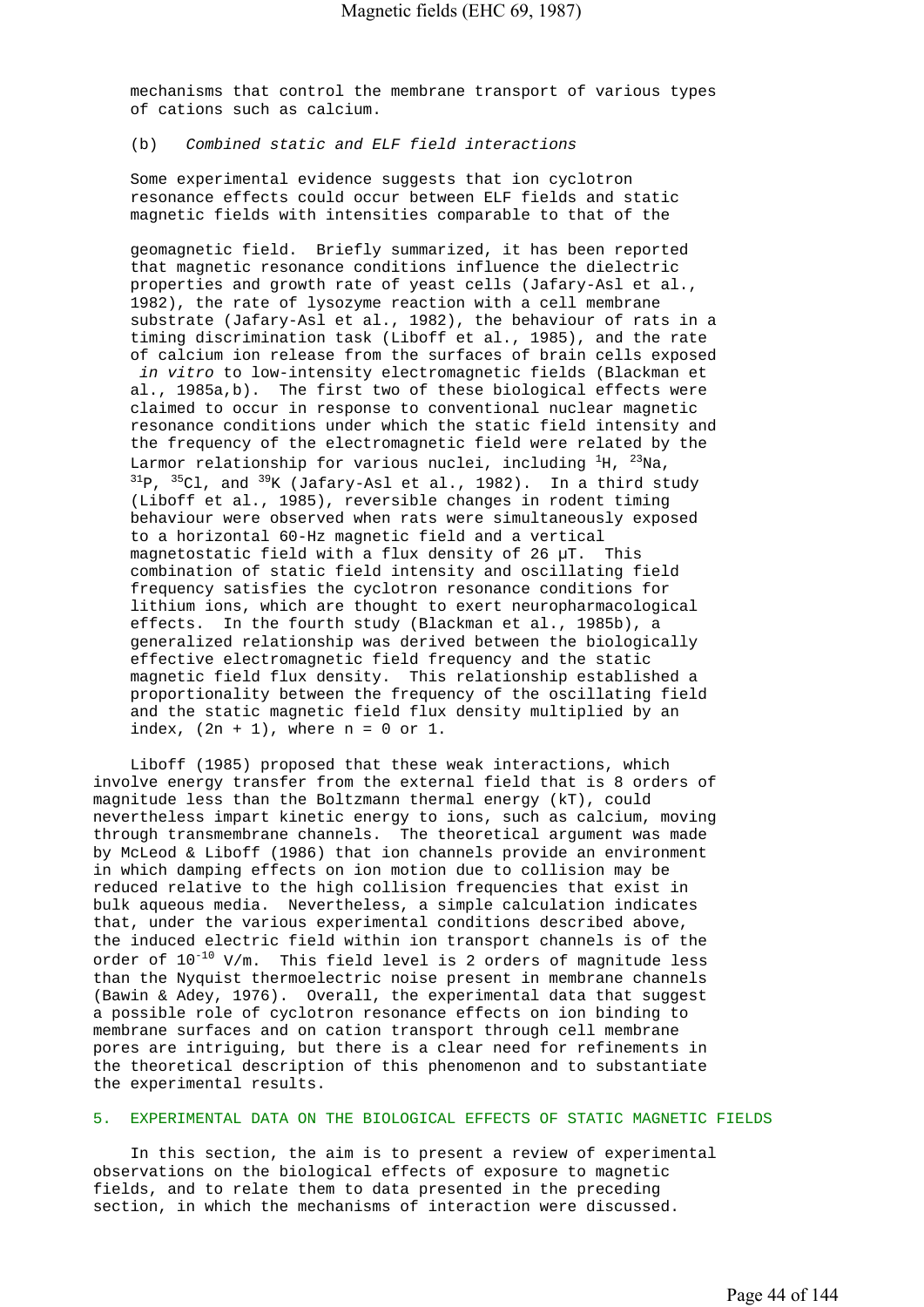mechanisms that control the membrane transport of various types of cations such as calcium.

(b) *Combined static and ELF field interactions*

Some experimental evidence suggests that ion cyclotron resonance effects could occur between ELF fields and static magnetic fields with intensities comparable to that of the geomagnetic field. Briefly summarized, it has been reported that magnetic resonance conditions influence the dielectric properties and growth rate of yeast cells (Jafary-Asl et al., 1982), the rate of lysozyme reaction with a cell membrane substrate (Jafary-Asl et al., 1982), the behaviour of rats in a timing discrimination task (Liboff et al., 1985), and the rate of calcium ion release from the surfaces of brain cells exposed *in vitro* to low-intensity electromagnetic fields (Blackman et al., 1985a,b). The first two of these biological effects were claimed to occur in response to conventional nuclear magnetic resonance conditions under which the static field intensity and the frequency of the electromagnetic field were related by the Larmor relationship for various nuclei, including $^{1}H$, $^{23}Na$, $^{31}P$, $^{35}Cl$, and $^{39}K$ (Jafary-Asl et al., 1982). In a third study (Liboff et al., 1985), reversible changes in rodent timing behaviour were observed when rats were simultaneously exposed to a horizontal 60-Hz magnetic field and a vertical magnetostatic field with a flux density of 26 μT. This combination of static field intensity and oscillating field frequency satisfies the cyclotron resonance conditions for lithium ions, which are thought to exert neuropharmacological effects. In the fourth study (Blackman et al., 1985b), a generalized relationship was derived between the biologically effective electromagnetic field frequency and the static magnetic field flux density. This relationship established a proportionality between the frequency of the oscillating field and the static magnetic field flux density multiplied by an index, $(2n + 1)$, where $n = 0$ or 1.

Liboff (1985) proposed that these weak interactions, which involve energy transfer from the external field that is 8 orders of magnitude less than the Boltzmann thermal energy (kT), could nevertheless impart kinetic energy to ions, such as calcium, moving through transmembrane channels. The theoretical argument was made by McLeod & Liboff (1986) that ion channels provide an environment in which damping effects on ion motion due to collision may be reduced relative to the high collision frequencies that exist in bulk aqueous media. Nevertheless, a simple calculation indicates that, under the various experimental conditions described above, the induced electric field within ion transport channels is of the order of $10^{-10}$ V/m. This field level is 2 orders of magnitude less than the Nyquist thermoelectric noise present in membrane channels (Bawin & Adey, 1976). Overall, the experimental data that suggest a possible role of cyclotron resonance effects on ion binding to membrane surfaces and on cation transport through cell membrane pores are intriguing, but there is a clear need for refinements in the theoretical description of this phenomenon and to substantiate the experimental results.

## 5. EXPERIMENTAL DATA ON THE BIOLOGICAL EFFECTS OF STATIC MAGNETIC FIELDS

In this section, the aim is to present a review of experimental observations on the biological effects of exposure to magnetic fields, and to relate them to data presented in the preceding section, in which the mechanisms of interaction were discussed.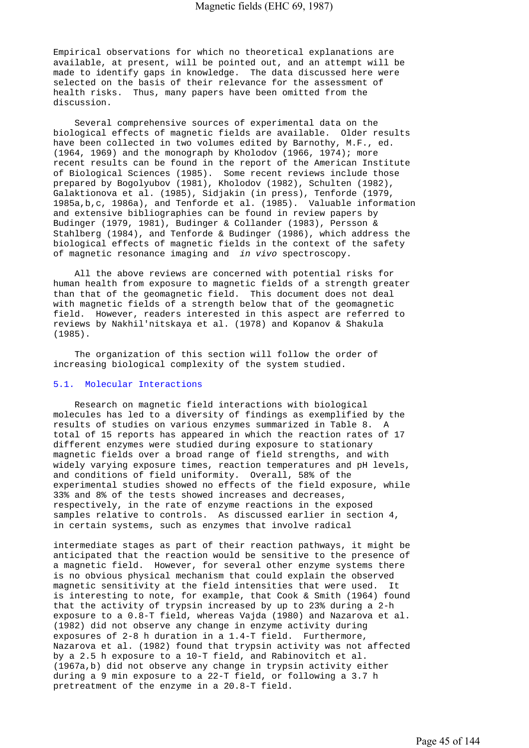Empirical observations for which no theoretical explanations are available, at present, will be pointed out, and an attempt will be made to identify gaps in knowledge. The data discussed here were selected on the basis of their relevance for the assessment of health risks. Thus, many papers have been omitted from the discussion.

Several comprehensive sources of experimental data on the biological effects of magnetic fields are available. Older results have been collected in two volumes edited by Barnothy, M.F., ed. (1964, 1969) and the monograph by Kholodov (1966, 1974); more recent results can be found in the report of the American Institute of Biological Sciences (1985). Some recent reviews include those prepared by Bogolyubov (1981), Kholodov (1982), Schulten (1982), Galaktionova et al. (1985), Sidjakin (in press), Tenforde (1979, 1985a,b,c, 1986a), and Tenforde et al. (1985). Valuable information and extensive bibliographies can be found in review papers by Budinger (1979, 1981), Budinger & Collander (1983), Persson & Stahlberg (1984), and Tenforde & Budinger (1986), which address the biological effects of magnetic fields in the context of the safety of magnetic resonance imaging and *in vivo* spectroscopy.

All the above reviews are concerned with potential risks for human health from exposure to magnetic fields of a strength greater than that of the geomagnetic field. This document does not deal with magnetic fields of a strength below that of the geomagnetic field. However, readers interested in this aspect are referred to reviews by Nakhil'nitskaya et al. (1978) and Kopanov & Shakula (1985).

The organization of this section will follow the order of increasing biological complexity of the system studied.

## 5.1. Molecular Interactions

Research on magnetic field interactions with biological molecules has led to a diversity of findings as exemplified by the results of studies on various enzymes summarized in Table 8. A total of 15 reports has appeared in which the reaction rates of 17 different enzymes were studied during exposure to stationary magnetic fields over a broad range of field strengths, and with widely varying exposure times, reaction temperatures and pH levels, and conditions of field uniformity. Overall, 58% of the experimental studies showed no effects of the field exposure, while 33% and 8% of the tests showed increases and decreases, respectively, in the rate of enzyme reactions in the exposed samples relative to controls. As discussed earlier in section 4, in certain systems, such as enzymes that involve radical intermediate stages as part of their reaction pathways, it might be anticipated that the reaction would be sensitive to the presence of a magnetic field. However, for several other enzyme systems there is no obvious physical mechanism that could explain the observed magnetic sensitivity at the field intensities that were used. It is interesting to note, for example, that Cook & Smith (1964) found that the activity of trypsin increased by up to 23% during a 2-h exposure to a 0.8-T field, whereas Vajda (1980) and Nazarova et al. (1982) did not observe any change in enzyme activity during exposures of 2-8 h duration in a 1.4-T field. Furthermore, Nazarova et al. (1982) found that trypsin activity was not affected by a 2.5 h exposure to a 10-T field, and Rabinovitch et al. (1967a,b) did not observe any change in trypsin activity either during a 9 min exposure to a 22-T field, or following a 3.7 h pretreatment of the enzyme in a 20.8-T field.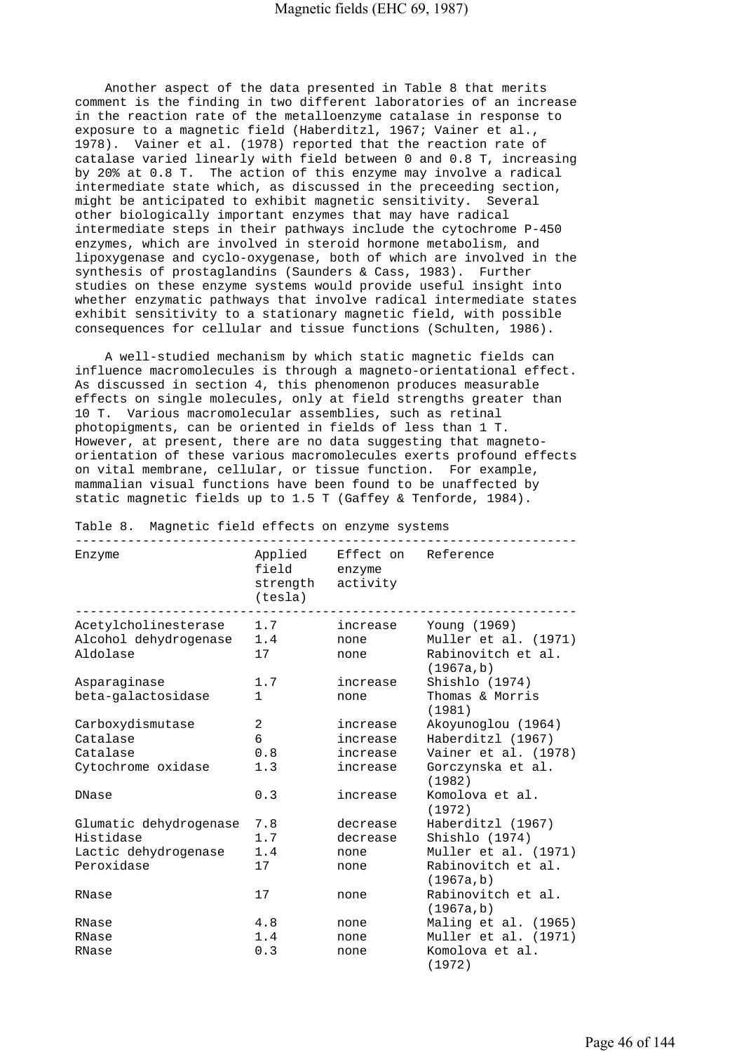Another aspect of the data presented in Table 8 that merits comment is the finding in two different laboratories of an increase in the reaction rate of the metalloenzyme catalase in response to exposure to a magnetic field (Haberditzl, 1967; Vainer et al., 1978). Vainer et al. (1978) reported that the reaction rate of catalase varied linearly with field between 0 and 0.8 T, increasing by 20% at 0.8 T. The action of this enzyme may involve a radical intermediate state which, as discussed in the preceeding section, might be anticipated to exhibit magnetic sensitivity. Several other biologically important enzymes that may have radical intermediate steps in their pathways include the cytochrome P-450 enzymes, which are involved in steroid hormone metabolism, and lipoxygenase and cyclo-oxygenase, both of which are involved in the synthesis of prostaglandins (Saunders & Cass, 1983). Further studies on these enzyme systems would provide useful insight into whether enzymatic pathways that involve radical intermediate states exhibit sensitivity to a stationary magnetic field, with possible consequences for cellular and tissue functions (Schulten, 1986).

A well-studied mechanism by which static magnetic fields can influence macromolecules is through a magneto-orientational effect. As discussed in section 4, this phenomenon produces measurable effects on single molecules, only at field strengths greater than 10 T. Various macromolecular assemblies, such as retinal photopigments, can be oriented in fields of less than 1 T. However, at present, there are no data suggesting that magneto-orientation of these various macromolecules exerts profound effects on vital membrane, cellular, or tissue function. For example, mammalian visual functions have been found to be unaffected by static magnetic fields up to 1.5 T (Gaffey & Tenforde, 1984).

Table 8. Magnetic field effects on enzyme systems

| Enzyme | Applied field strength (tesla) | Effect on enzyme activity | Reference |
|---|---|---|---|
| Acetylcholinesterase | 1.7 | increase | Young (1969) |
| Alcohol dehydrogenase | 1.4 | none | Muller et al. (1971) |
| Aldolase | 17 | none | Rabinovitch et al. (1967a,b) |
| Asparaginase | 1.7 | increase | Shishlo (1974) |
| beta-galactosidase | 1 | none | Thomas & Morris (1981) |
| Carboxydismutase | 2 | increase | Akoyunoglou (1964) |
| Catalase | 6 | increase | Haberditzl (1967) |
| Catalase | 0.8 | increase | Vainer et al. (1978) |
| Cytochrome oxidase | 1.3 | increase | Gorczynska et al. (1982) |
| DNase | 0.3 | increase | Komolova et al. (1972) |
| Glumatic dehydrogenase | 7.8 | decrease | Haberditzl (1967) |
| Histidase | 1.7 | decrease | Shishlo (1974) |
| Lactic dehydrogenase | 1.4 | none | Muller et al. (1971) |
| Peroxidase | 17 | none | Rabinovitch et al. (1967a,b) |
| RNase | 17 | none | Rabinovitch et al. (1967a,b) |
| RNase | 4.8 | none | Maling et al. (1965) |
| RNase | 1.4 | none | Muller et al. (1971) |
| RNase | 0.3 | none | Komolova et al. (1972) |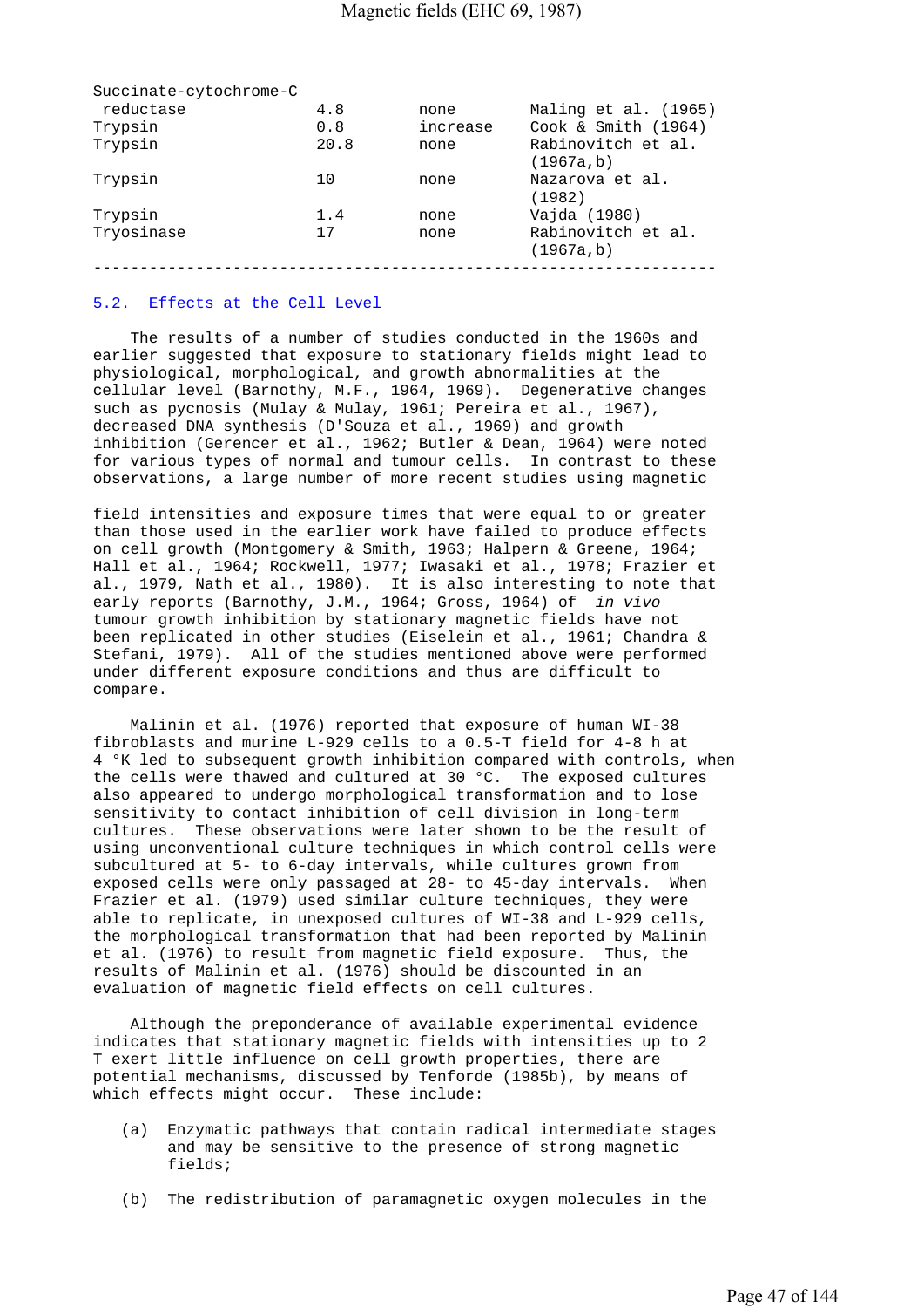| | | | |
|---|---|---|---|
| Succinate-cytochrome-C reductase | 4.8 | none | Maling et al. (1965) |
| Trypsin | 0.8 | increase | Cook & Smith (1964) |
| Trypsin | 20.8 | none | Rabinovitch et al. (1967a,b) |
| Trypsin | 10 | none | Nazarova et al. (1982) |
| Trypsin | 1.4 | none | Vajda (1980) |
| Tryosinase | 17 | none | Rabinovitch et al. (1967a,b) |

### 5.2. Effects at the Cell Level

The results of a number of studies conducted in the 1960s and earlier suggested that exposure to stationary fields might lead to physiological, morphological, and growth abnormalities at the cellular level (Barnothy, M.F., 1964, 1969). Degenerative changes such as pycnosis (Mulay & Mulay, 1961; Pereira et al., 1967), decreased DNA synthesis (D'Souza et al., 1969) and growth inhibition (Gerencer et al., 1962; Butler & Dean, 1964) were noted for various types of normal and tumour cells. In contrast to these observations, a large number of more recent studies using magnetic field intensities and exposure times that were equal to or greater than those used in the earlier work have failed to produce effects on cell growth (Montgomery & Smith, 1963; Halpern & Greene, 1964; Hall et al., 1964; Rockwell, 1977; Iwasaki et al., 1978; Frazier et al., 1979, Nath et al., 1980). It is also interesting to note that early reports (Barnothy, J.M., 1964; Gross, 1964) of *in vivo* tumour growth inhibition by stationary magnetic fields have not been replicated in other studies (Eiselein et al., 1961; Chandra & Stefani, 1979). All of the studies mentioned above were performed under different exposure conditions and thus are difficult to compare.

Malinin et al. (1976) reported that exposure of human WI-38 fibroblasts and murine L-929 cells to a 0.5-T field for 4-8 h at 4 °K led to subsequent growth inhibition compared with controls, when the cells were thawed and cultured at 30 °C. The exposed cultures also appeared to undergo morphological transformation and to lose sensitivity to contact inhibition of cell division in long-term cultures. These observations were later shown to be the result of using unconventional culture techniques in which control cells were subcultured at 5- to 6-day intervals, while cultures grown from exposed cells were only passaged at 28- to 45-day intervals. When Frazier et al. (1979) used similar culture techniques, they were able to replicate, in unexposed cultures of WI-38 and L-929 cells, the morphological transformation that had been reported by Malinin et al. (1976) to result from magnetic field exposure. Thus, the results of Malinin et al. (1976) should be discounted in an evaluation of magnetic field effects on cell cultures.

Although the preponderance of available experimental evidence indicates that stationary magnetic fields with intensities up to 2 T exert little influence on cell growth properties, there are potential mechanisms, discussed by Tenforde (1985b), by means of which effects might occur. These include:

(a) Enzymatic pathways that contain radical intermediate stages and may be sensitive to the presence of strong magnetic fields;

(b) The redistribution of paramagnetic oxygen molecules in the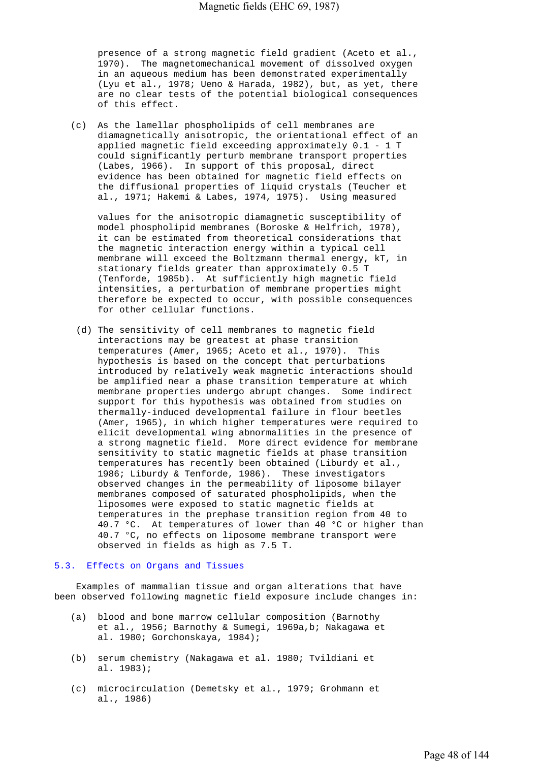presence of a strong magnetic field gradient (Aceto et al., 1970). The magnetomechanical movement of dissolved oxygen in an aqueous medium has been demonstrated experimentally (Lyu et al., 1978; Ueno & Harada, 1982), but, as yet, there are no clear tests of the potential biological consequences of this effect.

(c) As the lamellar phospholipids of cell membranes are diamagnetically anisotropic, the orientational effect of an applied magnetic field exceeding approximately 0.1 - 1 T could significantly perturb membrane transport properties (Labes, 1966). In support of this proposal, direct evidence has been obtained for magnetic field effects on the diffusional properties of liquid crystals (Teucher et al., 1971; Hakemi & Labes, 1974, 1975). Using measured values for the anisotropic diamagnetic susceptibility of model phospholipid membranes (Boroske & Helfrich, 1978), it can be estimated from theoretical considerations that the magnetic interaction energy within a typical cell membrane will exceed the Boltzmann thermal energy, kT, in stationary fields greater than approximately 0.5 T (Tenforde, 1985b). At sufficiently high magnetic field intensities, a perturbation of membrane properties might therefore be expected to occur, with possible consequences for other cellular functions.

(d) The sensitivity of cell membranes to magnetic field interactions may be greatest at phase transition temperatures (Amer, 1965; Aceto et al., 1970). This hypothesis is based on the concept that perturbations introduced by relatively weak magnetic interactions should be amplified near a phase transition temperature at which membrane properties undergo abrupt changes. Some indirect support for this hypothesis was obtained from studies on thermally-induced developmental failure in flour beetles (Amer, 1965), in which higher temperatures were required to elicit developmental wing abnormalities in the presence of a strong magnetic field. More direct evidence for membrane sensitivity to static magnetic fields at phase transition temperatures has recently been obtained (Liburdy et al., 1986; Liburdy & Tenforde, 1986). These investigators observed changes in the permeability of liposome bilayer membranes composed of saturated phospholipids, when the liposomes were exposed to static magnetic fields at temperatures in the prephase transition region from 40 to 40.7 °C. At temperatures of lower than 40 °C or higher than 40.7 °C, no effects on liposome membrane transport were observed in fields as high as 7.5 T.

## 5.3. Effects on Organs and Tissues

Examples of mammalian tissue and organ alterations that have been observed following magnetic field exposure include changes in:

(a) blood and bone marrow cellular composition (Barnothy et al., 1956; Barnothy & Sumegi, 1969a,b; Nakagawa et al. 1980; Gorchonskaya, 1984);

(b) serum chemistry (Nakagawa et al. 1980; Tvildiani et al. 1983);

(c) microcirculation (Demetsky et al., 1979; Grohmann et al., 1986)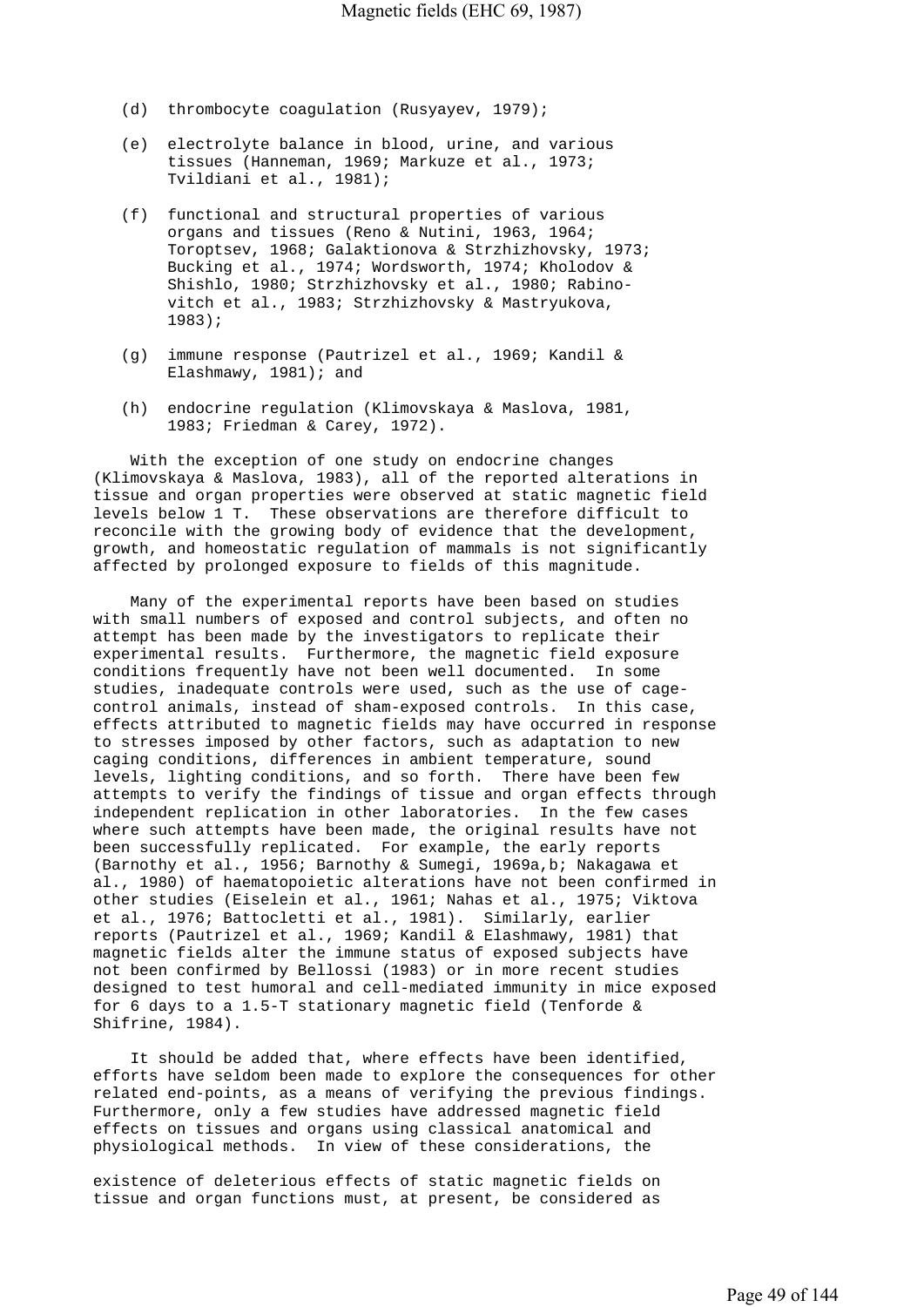(d) thrombocyte coagulation (Rusyayev, 1979);

(e) electrolyte balance in blood, urine, and various tissues (Hanneman, 1969; Markuze et al., 1973; Tvildiani et al., 1981);

(f) functional and structural properties of various organs and tissues (Reno & Nutini, 1963, 1964; Toroptsev, 1968; Galaktionova & Strzhizhovsky, 1973; Bucking et al., 1974; Wordsworth, 1974; Kholodov & Shishlo, 1980; Strzhizhovsky et al., 1980; Rabinovitch et al., 1983; Strzhizhovsky & Mastryukova, 1983);

(g) immune response (Pautrizel et al., 1969; Kandil & Elashmawy, 1981); and

(h) endocrine regulation (Klimovskaya & Maslova, 1981, 1983; Friedman & Carey, 1972).

With the exception of one study on endocrine changes (Klimovskaya & Maslova, 1983), all of the reported alterations in tissue and organ properties were observed at static magnetic field levels below 1 T. These observations are therefore difficult to reconcile with the growing body of evidence that the development, growth, and homeostatic regulation of mammals is not significantly affected by prolonged exposure to fields of this magnitude.

Many of the experimental reports have been based on studies with small numbers of exposed and control subjects, and often no attempt has been made by the investigators to replicate their experimental results. Furthermore, the magnetic field exposure conditions frequently have not been well documented. In some studies, inadequate controls were used, such as the use of cage-control animals, instead of sham-exposed controls. In this case, effects attributed to magnetic fields may have occurred in response to stresses imposed by other factors, such as adaptation to new caging conditions, differences in ambient temperature, sound levels, lighting conditions, and so forth. There have been few attempts to verify the findings of tissue and organ effects through independent replication in other laboratories. In the few cases where such attempts have been made, the original results have not been successfully replicated. For example, the early reports (Barnothy et al., 1956; Barnothy & Sumegi, 1969a,b; Nakagawa et al., 1980) of haematopoietic alterations have not been confirmed in other studies (Eiselein et al., 1961; Nahas et al., 1975; Viktova et al., 1976; Battocletti et al., 1981). Similarly, earlier reports (Pautrizel et al., 1969; Kandil & Elashmawy, 1981) that magnetic fields alter the immune status of exposed subjects have not been confirmed by Bellossi (1983) or in more recent studies designed to test humoral and cell-mediated immunity in mice exposed for 6 days to a 1.5-T stationary magnetic field (Tenforde & Shifrine, 1984).

It should be added that, where effects have been identified, efforts have seldom been made to explore the consequences for other related end-points, as a means of verifying the previous findings. Furthermore, only a few studies have addressed magnetic field effects on tissues and organs using classical anatomical and physiological methods. In view of these considerations, the existence of deleterious effects of static magnetic fields on tissue and organ functions must, at present, be considered as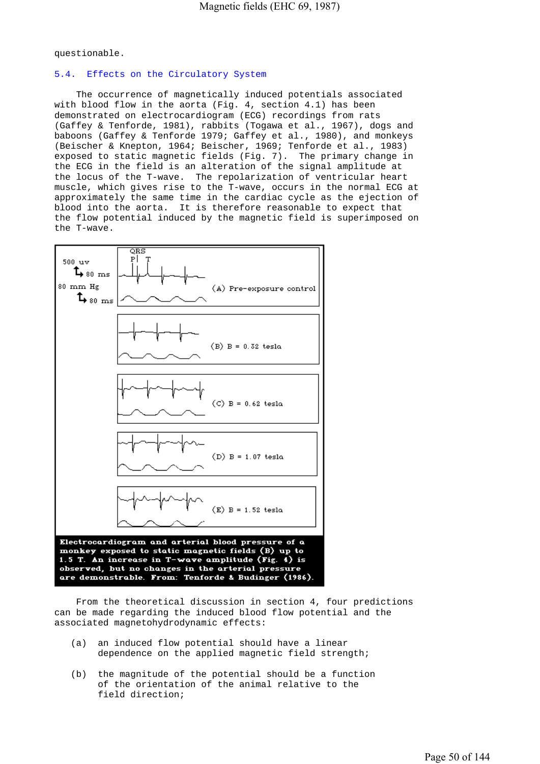questionable.

## 5.4. Effects on the Circulatory System

The occurrence of magnetically induced potentials associated with blood flow in the aorta (Fig. 4, section 4.1) has been demonstrated on electrocardiogram (ECG) recordings from rats (Gaffey & Tenforde, 1981), rabbits (Togawa et al., 1967), dogs and baboons (Gaffey & Tenforde 1979; Gaffey et al., 1980), and monkeys (Beischer & Knepton, 1964; Beischer, 1969; Tenforde et al., 1983) exposed to static magnetic fields (Fig. 7). The primary change in the ECG in the field is an alteration of the signal amplitude at the locus of the T-wave. The repolarization of ventricular heart muscle, which gives rise to the T-wave, occurs in the normal ECG at approximately the same time in the cardiac cycle as the ejection of blood into the aorta. It is therefore reasonable to expect that the flow potential induced by the magnetic field is superimposed on the T-wave.

**Electrocardiogram and arterial blood pressure of a monkey exposed to static magnetic fields (B) up to 1.5 T. An increase in T-wave amplitude (Fig. 4) is observed, but no changes in the arterial pressure are demonstrable. From: Tenforde & Budinger (1986).**

From the theoretical discussion in section 4, four predictions can be made regarding the induced blood flow potential and the associated magnetohydrodynamic effects:

(a) an induced flow potential should have a linear dependence on the applied magnetic field strength;

(b) the magnitude of the potential should be a function of the orientation of the animal relative to the field direction;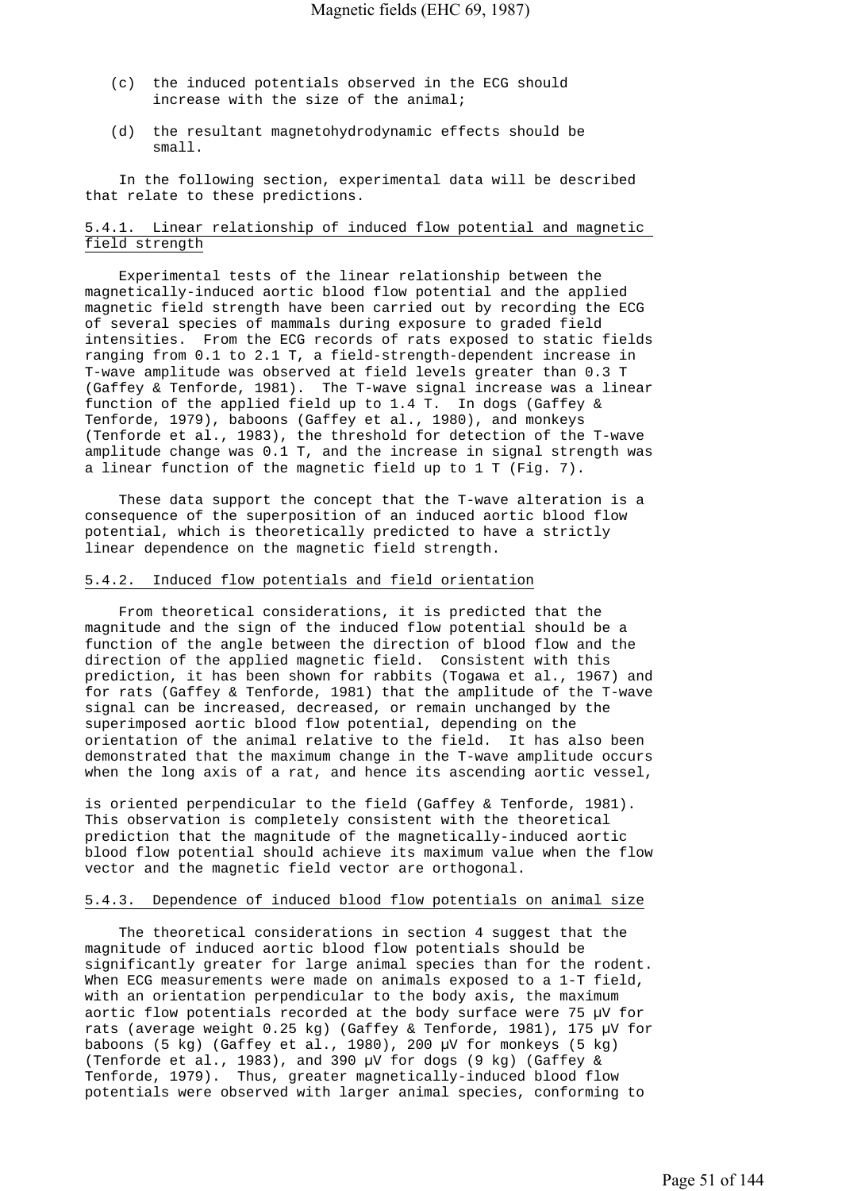(c) the induced potentials observed in the ECG should increase with the size of the animal;

(d) the resultant magnetohydrodynamic effects should be small.

In the following section, experimental data will be described that relate to these predictions.

### 5.4.1. Linear relationship of induced flow potential and magnetic field strength

Experimental tests of the linear relationship between the magnetically-induced aortic blood flow potential and the applied magnetic field strength have been carried out by recording the ECG of several species of mammals during exposure to graded field intensities. From the ECG records of rats exposed to static fields ranging from 0.1 to 2.1 T, a field-strength-dependent increase in T-wave amplitude was observed at field levels greater than 0.3 T (Gaffey & Tenforde, 1981). The T-wave signal increase was a linear function of the applied field up to 1.4 T. In dogs (Gaffey & Tenforde, 1979), baboons (Gaffey et al., 1980), and monkeys (Tenforde et al., 1983), the threshold for detection of the T-wave amplitude change was 0.1 T, and the increase in signal strength was a linear function of the magnetic field up to 1 T (Fig. 7).

These data support the concept that the T-wave alteration is a consequence of the superposition of an induced aortic blood flow potential, which is theoretically predicted to have a strictly linear dependence on the magnetic field strength.

### 5.4.2. Induced flow potentials and field orientation

From theoretical considerations, it is predicted that the magnitude and the sign of the induced flow potential should be a function of the angle between the direction of blood flow and the direction of the applied magnetic field. Consistent with this prediction, it has been shown for rabbits (Togawa et al., 1967) and for rats (Gaffey & Tenforde, 1981) that the amplitude of the T-wave signal can be increased, decreased, or remain unchanged by the superimposed aortic blood flow potential, depending on the orientation of the animal relative to the field. It has also been demonstrated that the maximum change in the T-wave amplitude occurs when the long axis of a rat, and hence its ascending aortic vessel, is oriented perpendicular to the field (Gaffey & Tenforde, 1981). This observation is completely consistent with the theoretical prediction that the magnitude of the magnetically-induced aortic blood flow potential should achieve its maximum value when the flow vector and the magnetic field vector are orthogonal.

### 5.4.3. Dependence of induced blood flow potentials on animal size

The theoretical considerations in section 4 suggest that the magnitude of induced aortic blood flow potentials should be significantly greater for large animal species than for the rodent. When ECG measurements were made on animals exposed to a 1-T field, with an orientation perpendicular to the body axis, the maximum aortic flow potentials recorded at the body surface were 75 µV for rats (average weight 0.25 kg) (Gaffey & Tenforde, 1981), 175 µV for baboons (5 kg) (Gaffey et al., 1980), 200 µV for monkeys (5 kg) (Tenforde et al., 1983), and 390 µV for dogs (9 kg) (Gaffey & Tenforde, 1979). Thus, greater magnetically-induced blood flow potentials were observed with larger animal species, conforming to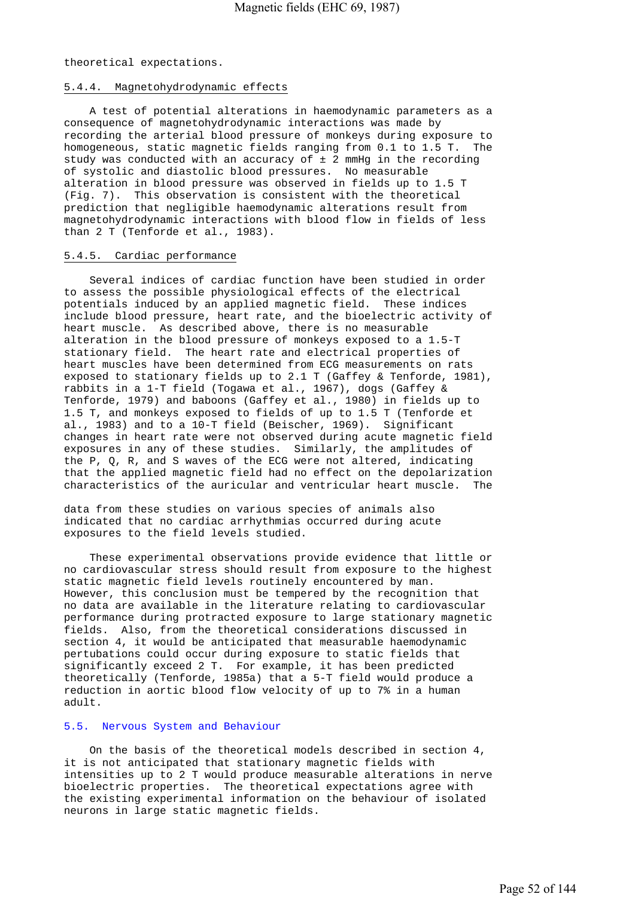theoretical expectations.

### 5.4.4. Magnetohydrodynamic effects

A test of potential alterations in haemodynamic parameters as a consequence of magnetohydrodynamic interactions was made by recording the arterial blood pressure of monkeys during exposure to homogeneous, static magnetic fields ranging from 0.1 to 1.5 T. The study was conducted with an accuracy of ± 2 mmHg in the recording of systolic and diastolic blood pressures. No measurable alteration in blood pressure was observed in fields up to 1.5 T (Fig. 7). This observation is consistent with the theoretical prediction that negligible haemodynamic alterations result from magnetohydrodynamic interactions with blood flow in fields of less than 2 T (Tenforde et al., 1983).

### 5.4.5. Cardiac performance

Several indices of cardiac function have been studied in order to assess the possible physiological effects of the electrical potentials induced by an applied magnetic field. These indices include blood pressure, heart rate, and the bioelectric activity of heart muscle. As described above, there is no measurable alteration in the blood pressure of monkeys exposed to a 1.5-T stationary field. The heart rate and electrical properties of heart muscles have been determined from ECG measurements on rats exposed to stationary fields up to 2.1 T (Gaffey & Tenforde, 1981), rabbits in a 1-T field (Togawa et al., 1967), dogs (Gaffey & Tenforde, 1979) and baboons (Gaffey et al., 1980) in fields up to 1.5 T, and monkeys exposed to fields of up to 1.5 T (Tenforde et al., 1983) and to a 10-T field (Beischer, 1969). Significant changes in heart rate were not observed during acute magnetic field exposures in any of these studies. Similarly, the amplitudes of the P, Q, R, and S waves of the ECG were not altered, indicating that the applied magnetic field had no effect on the depolarization characteristics of the auricular and ventricular heart muscle. The data from these studies on various species of animals also indicated that no cardiac arrhythmias occurred during acute exposures to the field levels studied.

These experimental observations provide evidence that little or no cardiovascular stress should result from exposure to the highest static magnetic field levels routinely encountered by man. However, this conclusion must be tempered by the recognition that no data are available in the literature relating to cardiovascular performance during protracted exposure to large stationary magnetic fields. Also, from the theoretical considerations discussed in section 4, it would be anticipated that measurable haemodynamic pertubations could occur during exposure to static fields that significantly exceed 2 T. For example, it has been predicted theoretically (Tenforde, 1985a) that a 5-T field would produce a reduction in aortic blood flow velocity of up to 7% in a human adult.

## 5.5. Nervous System and Behaviour

On the basis of the theoretical models described in section 4, it is not anticipated that stationary magnetic fields with intensities up to 2 T would produce measurable alterations in nerve bioelectric properties. The theoretical expectations agree with the existing experimental information on the behaviour of isolated neurons in large static magnetic fields.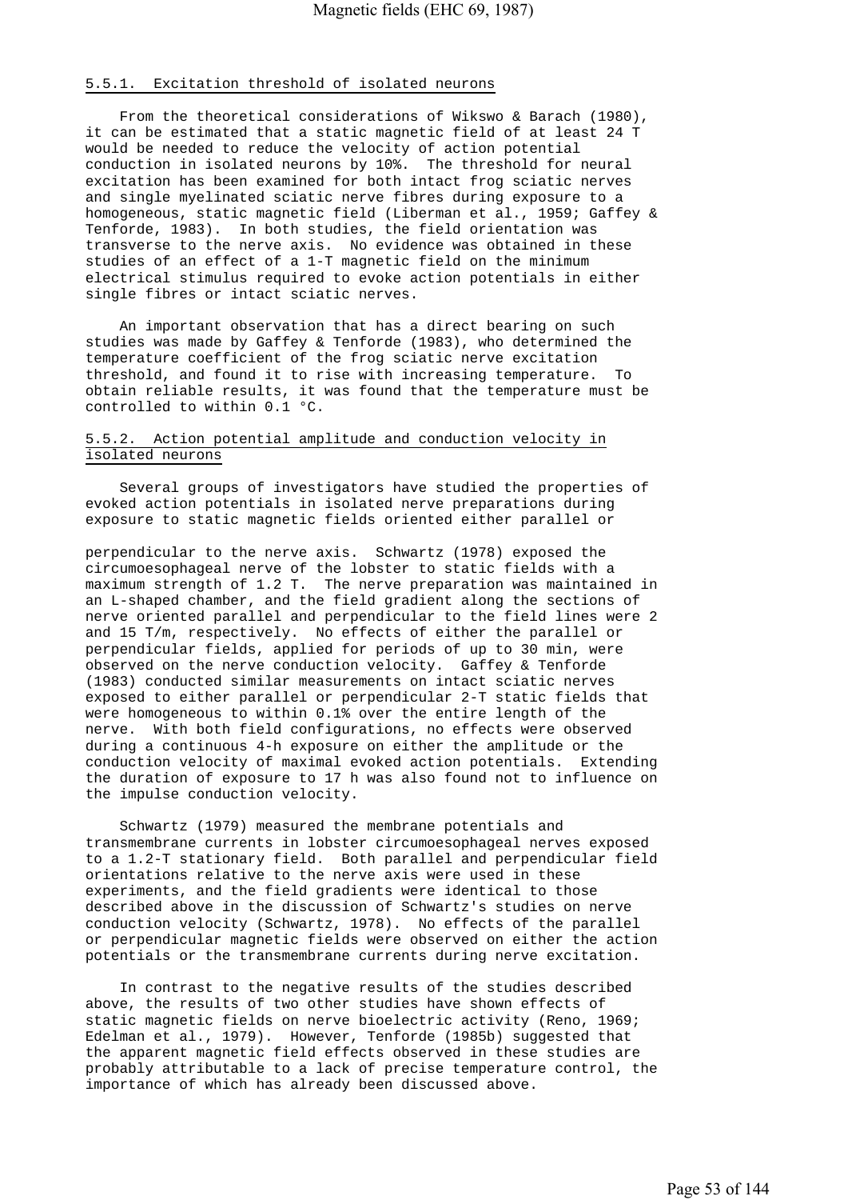### 5.5.1. Excitation threshold of isolated neurons

From the theoretical considerations of Wikswo & Barach (1980), it can be estimated that a static magnetic field of at least 24 T would be needed to reduce the velocity of action potential conduction in isolated neurons by 10%. The threshold for neural excitation has been examined for both intact frog sciatic nerves and single myelinated sciatic nerve fibres during exposure to a homogeneous, static magnetic field (Liberman et al., 1959; Gaffey & Tenforde, 1983). In both studies, the field orientation was transverse to the nerve axis. No evidence was obtained in these studies of an effect of a 1-T magnetic field on the minimum electrical stimulus required to evoke action potentials in either single fibres or intact sciatic nerves.

An important observation that has a direct bearing on such studies was made by Gaffey & Tenforde (1983), who determined the temperature coefficient of the frog sciatic nerve excitation threshold, and found it to rise with increasing temperature. To obtain reliable results, it was found that the temperature must be controlled to within 0.1 °C.

### 5.5.2. Action potential amplitude and conduction velocity in isolated neurons

Several groups of investigators have studied the properties of evoked action potentials in isolated nerve preparations during exposure to static magnetic fields oriented either parallel or perpendicular to the nerve axis. Schwartz (1978) exposed the circumoesophageal nerve of the lobster to static fields with a maximum strength of 1.2 T. The nerve preparation was maintained in an L-shaped chamber, and the field gradient along the sections of nerve oriented parallel and perpendicular to the field lines were 2 and 15 T/m, respectively. No effects of either the parallel or perpendicular fields, applied for periods of up to 30 min, were observed on the nerve conduction velocity. Gaffey & Tenforde (1983) conducted similar measurements on intact sciatic nerves exposed to either parallel or perpendicular 2-T static fields that were homogeneous to within 0.1% over the entire length of the nerve. With both field configurations, no effects were observed during a continuous 4-h exposure on either the amplitude or the conduction velocity of maximal evoked action potentials. Extending the duration of exposure to 17 h was also found not to influence on the impulse conduction velocity.

Schwartz (1979) measured the membrane potentials and transmembrane currents in lobster circumoesophageal nerves exposed to a 1.2-T stationary field. Both parallel and perpendicular field orientations relative to the nerve axis were used in these experiments, and the field gradients were identical to those described above in the discussion of Schwartz's studies on nerve conduction velocity (Schwartz, 1978). No effects of the parallel or perpendicular magnetic fields were observed on either the action potentials or the transmembrane currents during nerve excitation.

In contrast to the negative results of the studies described above, the results of two other studies have shown effects of static magnetic fields on nerve bioelectric activity (Reno, 1969; Edelman et al., 1979). However, Tenforde (1985b) suggested that the apparent magnetic field effects observed in these studies are probably attributable to a lack of precise temperature control, the importance of which has already been discussed above.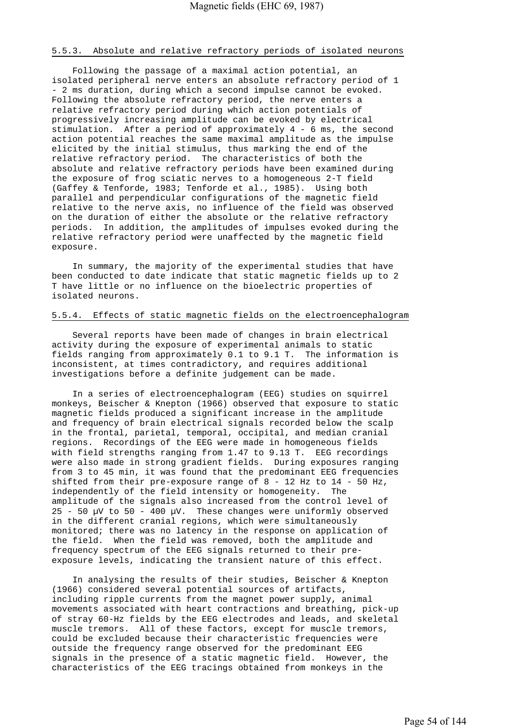#### 5.5.3. Absolute and relative refractory periods of isolated neurons

Following the passage of a maximal action potential, an isolated peripheral nerve enters an absolute refractory period of 1 - 2 ms duration, during which a second impulse cannot be evoked. Following the absolute refractory period, the nerve enters a relative refractory period during which action potentials of progressively increasing amplitude can be evoked by electrical stimulation. After a period of approximately 4 - 6 ms, the second action potential reaches the same maximal amplitude as the impulse elicited by the initial stimulus, thus marking the end of the relative refractory period. The characteristics of both the absolute and relative refractory periods have been examined during the exposure of frog sciatic nerves to a homogeneous 2-T field (Gaffey & Tenforde, 1983; Tenforde et al., 1985). Using both parallel and perpendicular configurations of the magnetic field relative to the nerve axis, no influence of the field was observed on the duration of either the absolute or the relative refractory periods. In addition, the amplitudes of impulses evoked during the relative refractory period were unaffected by the magnetic field exposure.

In summary, the majority of the experimental studies that have been conducted to date indicate that static magnetic fields up to 2 T have little or no influence on the bioelectric properties of isolated neurons.

#### 5.5.4. Effects of static magnetic fields on the electroencephalogram

Several reports have been made of changes in brain electrical activity during the exposure of experimental animals to static fields ranging from approximately 0.1 to 9.1 T. The information is inconsistent, at times contradictory, and requires additional investigations before a definite judgement can be made.

In a series of electroencephalogram (EEG) studies on squirrel monkeys, Beischer & Knepton (1966) observed that exposure to static magnetic fields produced a significant increase in the amplitude and frequency of brain electrical signals recorded below the scalp in the frontal, parietal, temporal, occipital, and median cranial regions. Recordings of the EEG were made in homogeneous fields with field strengths ranging from 1.47 to 9.13 T. EEG recordings were also made in strong gradient fields. During exposures ranging from 3 to 45 min, it was found that the predominant EEG frequencies shifted from their pre-exposure range of 8 - 12 Hz to 14 - 50 Hz, independently of the field intensity or homogeneity. The amplitude of the signals also increased from the control level of 25 - 50 μV to 50 - 400 μV. These changes were uniformly observed in the different cranial regions, which were simultaneously monitored; there was no latency in the response on application of the field. When the field was removed, both the amplitude and frequency spectrum of the EEG signals returned to their pre-exposure levels, indicating the transient nature of this effect.

In analysing the results of their studies, Beischer & Knepton (1966) considered several potential sources of artifacts, including ripple currents from the magnet power supply, animal movements associated with heart contractions and breathing, pick-up of stray 60-Hz fields by the EEG electrodes and leads, and skeletal muscle tremors. All of these factors, except for muscle tremors, could be excluded because their characteristic frequencies were outside the frequency range observed for the predominant EEG signals in the presence of a static magnetic field. However, the characteristics of the EEG tracings obtained from monkeys in the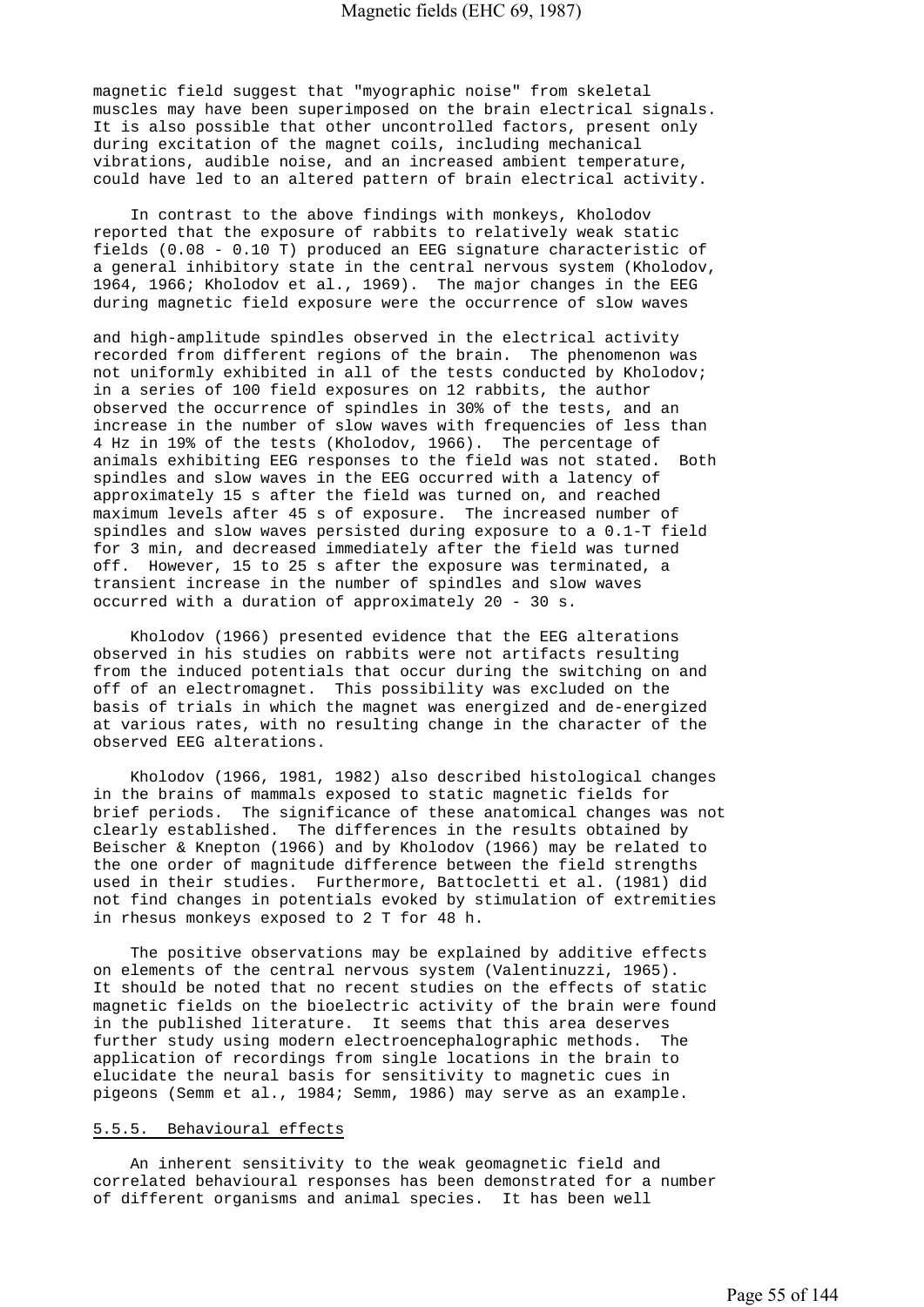magnetic field suggest that "myographic noise" from skeletal muscles may have been superimposed on the brain electrical signals. It is also possible that other uncontrolled factors, present only during excitation of the magnet coils, including mechanical vibrations, audible noise, and an increased ambient temperature, could have led to an altered pattern of brain electrical activity.

In contrast to the above findings with monkeys, Kholodov reported that the exposure of rabbits to relatively weak static fields (0.08 - 0.10 T) produced an EEG signature characteristic of a general inhibitory state in the central nervous system (Kholodov, 1964, 1966; Kholodov et al., 1969). The major changes in the EEG during magnetic field exposure were the occurrence of slow waves and high-amplitude spindles observed in the electrical activity recorded from different regions of the brain. The phenomenon was not uniformly exhibited in all of the tests conducted by Kholodov; in a series of 100 field exposures on 12 rabbits, the author observed the occurrence of spindles in 30% of the tests, and an increase in the number of slow waves with frequencies of less than 4 Hz in 19% of the tests (Kholodov, 1966). The percentage of animals exhibiting EEG responses to the field was not stated. Both spindles and slow waves in the EEG occurred with a latency of approximately 15 s after the field was turned on, and reached maximum levels after 45 s of exposure. The increased number of spindles and slow waves persisted during exposure to a 0.1-T field for 3 min, and decreased immediately after the field was turned off. However, 15 to 25 s after the exposure was terminated, a transient increase in the number of spindles and slow waves occurred with a duration of approximately 20 - 30 s.

Kholodov (1966) presented evidence that the EEG alterations observed in his studies on rabbits were not artifacts resulting from the induced potentials that occur during the switching on and off of an electromagnet. This possibility was excluded on the basis of trials in which the magnet was energized and de-energized at various rates, with no resulting change in the character of the observed EEG alterations.

Kholodov (1966, 1981, 1982) also described histological changes in the brains of mammals exposed to static magnetic fields for brief periods. The significance of these anatomical changes was not clearly established. The differences in the results obtained by Beischer & Knepton (1966) and by Kholodov (1966) may be related to the one order of magnitude difference between the field strengths used in their studies. Furthermore, Battocletti et al. (1981) did not find changes in potentials evoked by stimulation of extremities in rhesus monkeys exposed to 2 T for 48 h.

The positive observations may be explained by additive effects on elements of the central nervous system (Valentinuzzi, 1965). It should be noted that no recent studies on the effects of static magnetic fields on the bioelectric activity of the brain were found in the published literature. It seems that this area deserves further study using modern electroencephalographic methods. The application of recordings from single locations in the brain to elucidate the neural basis for sensitivity to magnetic cues in pigeons (Semm et al., 1984; Semm, 1986) may serve as an example.

### 5.5.5. Behavioural effects

An inherent sensitivity to the weak geomagnetic field and correlated behavioural responses has been demonstrated for a number of different organisms and animal species. It has been well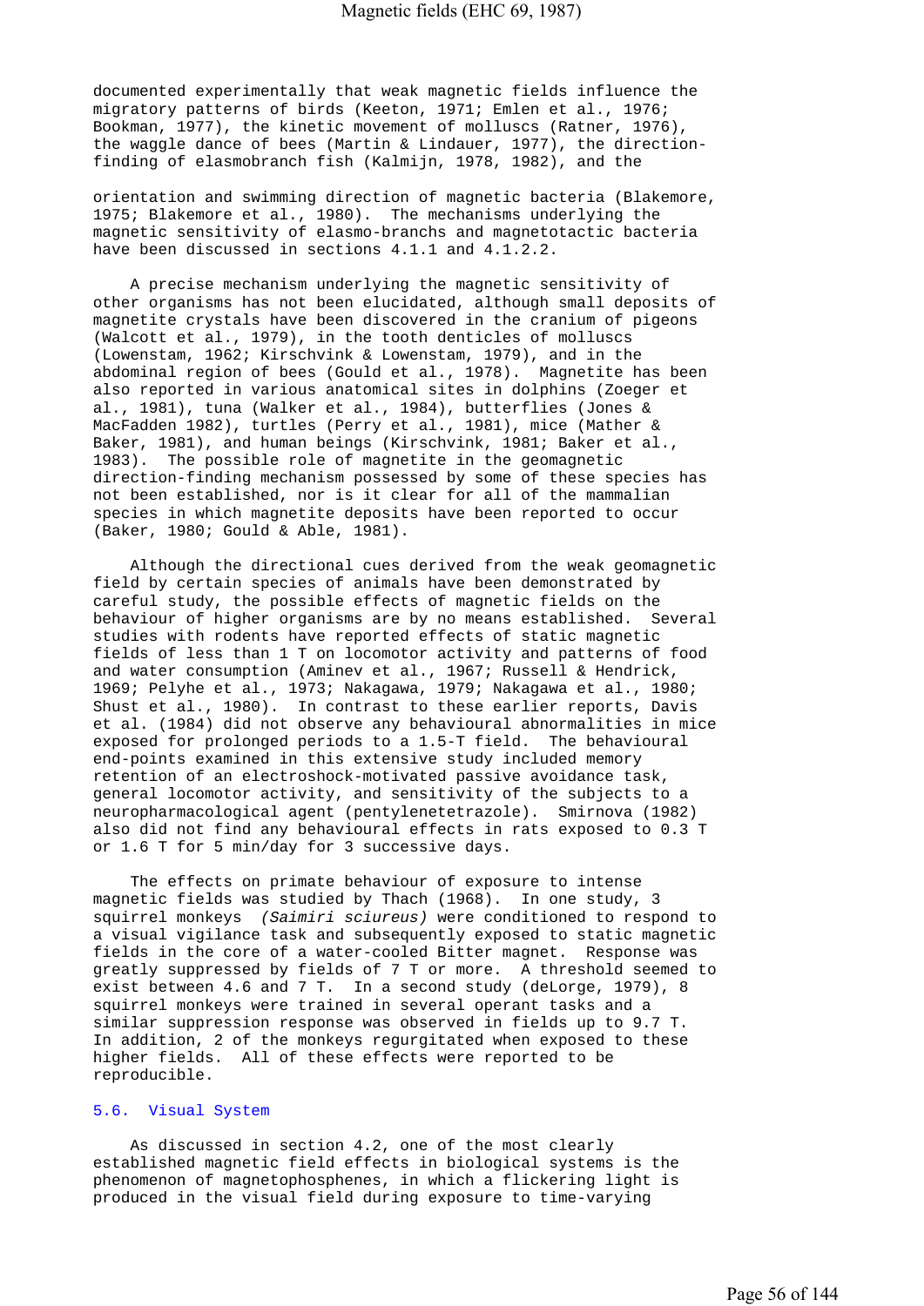documented experimentally that weak magnetic fields influence the migratory patterns of birds (Keeton, 1971; Emlen et al., 1976; Bookman, 1977), the kinetic movement of molluscs (Ratner, 1976), the waggle dance of bees (Martin & Lindauer, 1977), the direction-finding of elasmobranch fish (Kalmijn, 1978, 1982), and the

orientation and swimming direction of magnetic bacteria (Blakemore, 1975; Blakemore et al., 1980). The mechanisms underlying the magnetic sensitivity of elasmo-branchs and magnetotactic bacteria have been discussed in sections 4.1.1 and 4.1.2.2.

A precise mechanism underlying the magnetic sensitivity of other organisms has not been elucidated, although small deposits of magnetite crystals have been discovered in the cranium of pigeons (Walcott et al., 1979), in the tooth denticles of molluscs (Lowenstam, 1962; Kirschvink & Lowenstam, 1979), and in the abdominal region of bees (Gould et al., 1978). Magnetite has been also reported in various anatomical sites in dolphins (Zoeger et al., 1981), tuna (Walker et al., 1984), butterflies (Jones & MacFadden 1982), turtles (Perry et al., 1981), mice (Mather & Baker, 1981), and human beings (Kirschvink, 1981; Baker et al., 1983). The possible role of magnetite in the geomagnetic direction-finding mechanism possessed by some of these species has not been established, nor is it clear for all of the mammalian species in which magnetite deposits have been reported to occur (Baker, 1980; Gould & Able, 1981).

Although the directional cues derived from the weak geomagnetic field by certain species of animals have been demonstrated by careful study, the possible effects of magnetic fields on the behaviour of higher organisms are by no means established. Several studies with rodents have reported effects of static magnetic fields of less than 1 T on locomotor activity and patterns of food and water consumption (Aminev et al., 1967; Russell & Hendrick, 1969; Pelyhe et al., 1973; Nakagawa, 1979; Nakagawa et al., 1980; Shust et al., 1980). In contrast to these earlier reports, Davis et al. (1984) did not observe any behavioural abnormalities in mice exposed for prolonged periods to a 1.5-T field. The behavioural end-points examined in this extensive study included memory retention of an electroshock-motivated passive avoidance task, general locomotor activity, and sensitivity of the subjects to a neuropharmacological agent (pentylenetetrazole). Smirnova (1982) also did not find any behavioural effects in rats exposed to 0.3 T or 1.6 T for 5 min/day for 3 successive days.

The effects on primate behaviour of exposure to intense magnetic fields was studied by Thach (1968). In one study, 3 squirrel monkeys *(Saimiri sciureus)* were conditioned to respond to a visual vigilance task and subsequently exposed to static magnetic fields in the core of a water-cooled Bitter magnet. Response was greatly suppressed by fields of 7 T or more. A threshold seemed to exist between 4.6 and 7 T. In a second study (deLorge, 1979), 8 squirrel monkeys were trained in several operant tasks and a similar suppression response was observed in fields up to 9.7 T. In addition, 2 of the monkeys regurgitated when exposed to these higher fields. All of these effects were reported to be reproducible.

## 5.6. Visual System

As discussed in section 4.2, one of the most clearly established magnetic field effects in biological systems is the phenomenon of magnetophosphenes, in which a flickering light is produced in the visual field during exposure to time-varying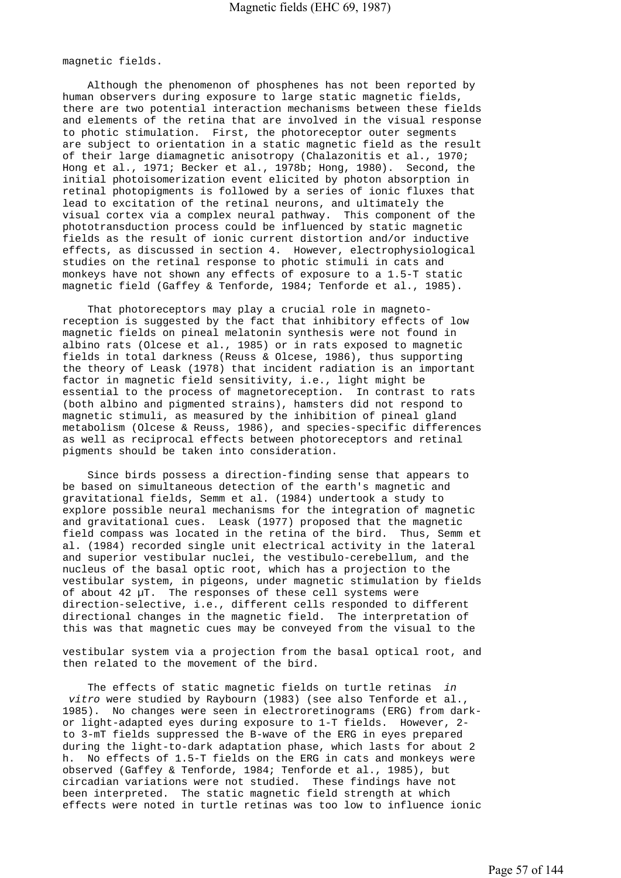magnetic fields.

Although the phenomenon of phosphenes has not been reported by human observers during exposure to large static magnetic fields, there are two potential interaction mechanisms between these fields and elements of the retina that are involved in the visual response to photic stimulation. First, the photoreceptor outer segments are subject to orientation in a static magnetic field as the result of their large diamagnetic anisotropy (Chalazonitis et al., 1970; Hong et al., 1971; Becker et al., 1978b; Hong, 1980). Second, the initial photoisomerization event elicited by photon absorption in retinal photopigments is followed by a series of ionic fluxes that lead to excitation of the retinal neurons, and ultimately the visual cortex via a complex neural pathway. This component of the phototransduction process could be influenced by static magnetic fields as the result of ionic current distortion and/or inductive effects, as discussed in section 4. However, electrophysiological studies on the retinal response to photic stimuli in cats and monkeys have not shown any effects of exposure to a 1.5-T static magnetic field (Gaffey & Tenforde, 1984; Tenforde et al., 1985).

That photoreceptors may play a crucial role in magneto-reception is suggested by the fact that inhibitory effects of low magnetic fields on pineal melatonin synthesis were not found in albino rats (Olcese et al., 1985) or in rats exposed to magnetic fields in total darkness (Reuss & Olcese, 1986), thus supporting the theory of Leask (1978) that incident radiation is an important factor in magnetic field sensitivity, i.e., light might be essential to the process of magnetoreception. In contrast to rats (both albino and pigmented strains), hamsters did not respond to magnetic stimuli, as measured by the inhibition of pineal gland metabolism (Olcese & Reuss, 1986), and species-specific differences as well as reciprocal effects between photoreceptors and retinal pigments should be taken into consideration.

Since birds possess a direction-finding sense that appears to be based on simultaneous detection of the earth's magnetic and gravitational fields, Semm et al. (1984) undertook a study to explore possible neural mechanisms for the integration of magnetic and gravitational cues. Leask (1977) proposed that the magnetic field compass was located in the retina of the bird. Thus, Semm et al. (1984) recorded single unit electrical activity in the lateral and superior vestibular nuclei, the vestibulo-cerebellum, and the nucleus of the basal optic root, which has a projection to the vestibular system, in pigeons, under magnetic stimulation by fields of about 42 µT. The responses of these cell systems were direction-selective, i.e., different cells responded to different directional changes in the magnetic field. The interpretation of this was that magnetic cues may be conveyed from the visual to the vestibular system via a projection from the basal optical root, and then related to the movement of the bird.

The effects of static magnetic fields on turtle retinas *in vitro* were studied by Raybourn (1983) (see also Tenforde et al., 1985). No changes were seen in electroretinograms (ERG) from dark- or light-adapted eyes during exposure to 1-T fields. However, 2- to 3-mT fields suppressed the B-wave of the ERG in eyes prepared during the light-to-dark adaptation phase, which lasts for about 2 h. No effects of 1.5-T fields on the ERG in cats and monkeys were observed (Gaffey & Tenforde, 1984; Tenforde et al., 1985), but circadian variations were not studied. These findings have not been interpreted. The static magnetic field strength at which effects were noted in turtle retinas was too low to influence ionic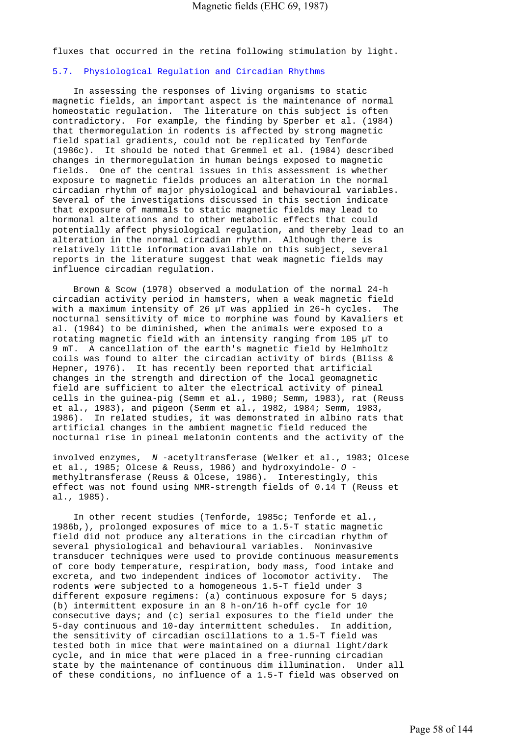fluxes that occurred in the retina following stimulation by light.

## 5.7. Physiological Regulation and Circadian Rhythms

In assessing the responses of living organisms to static magnetic fields, an important aspect is the maintenance of normal homeostatic regulation. The literature on this subject is often contradictory. For example, the finding by Sperber et al. (1984) that thermoregulation in rodents is affected by strong magnetic field spatial gradients, could not be replicated by Tenforde (1986c). It should be noted that Gremmel et al. (1984) described changes in thermoregulation in human beings exposed to magnetic fields. One of the central issues in this assessment is whether exposure to magnetic fields produces an alteration in the normal circadian rhythm of major physiological and behavioural variables. Several of the investigations discussed in this section indicate that exposure of mammals to static magnetic fields may lead to hormonal alterations and to other metabolic effects that could potentially affect physiological regulation, and thereby lead to an alteration in the normal circadian rhythm. Although there is relatively little information available on this subject, several reports in the literature suggest that weak magnetic fields may influence circadian regulation.

Brown & Scow (1978) observed a modulation of the normal 24-h circadian activity period in hamsters, when a weak magnetic field with a maximum intensity of 26 μT was applied in 26-h cycles. The nocturnal sensitivity of mice to morphine was found by Kavaliers et al. (1984) to be diminished, when the animals were exposed to a rotating magnetic field with an intensity ranging from 105 μT to 9 mT. A cancellation of the earth's magnetic field by Helmholtz coils was found to alter the circadian activity of birds (Bliss & Hepner, 1976). It has recently been reported that artificial changes in the strength and direction of the local geomagnetic field are sufficient to alter the electrical activity of pineal cells in the guinea-pig (Semm et al., 1980; Semm, 1983), rat (Reuss et al., 1983), and pigeon (Semm et al., 1982, 1984; Semm, 1983, 1986). In related studies, it was demonstrated in albino rats that artificial changes in the ambient magnetic field reduced the nocturnal rise in pineal melatonin contents and the activity of the involved enzymes, *N*-acetyltransferase (Welker et al., 1983; Olcese et al., 1985; Olcese & Reuss, 1986) and hydroxyindole-*O*-methyltransferase (Reuss & Olcese, 1986). Interestingly, this effect was not found using NMR-strength fields of 0.14 T (Reuss et al., 1985).

In other recent studies (Tenforde, 1985c; Tenforde et al., 1986b,), prolonged exposures of mice to a 1.5-T static magnetic field did not produce any alterations in the circadian rhythm of several physiological and behavioural variables. Noninvasive transducer techniques were used to provide continuous measurements of core body temperature, respiration, body mass, food intake and excreta, and two independent indices of locomotor activity. The rodents were subjected to a homogeneous 1.5-T field under 3 different exposure regimens: (a) continuous exposure for 5 days; (b) intermittent exposure in an 8 h-on/16 h-off cycle for 10 consecutive days; and (c) serial exposures to the field under the 5-day continuous and 10-day intermittent schedules. In addition, the sensitivity of circadian oscillations to a 1.5-T field was tested both in mice that were maintained on a diurnal light/dark cycle, and in mice that were placed in a free-running circadian state by the maintenance of continuous dim illumination. Under all of these conditions, no influence of a 1.5-T field was observed on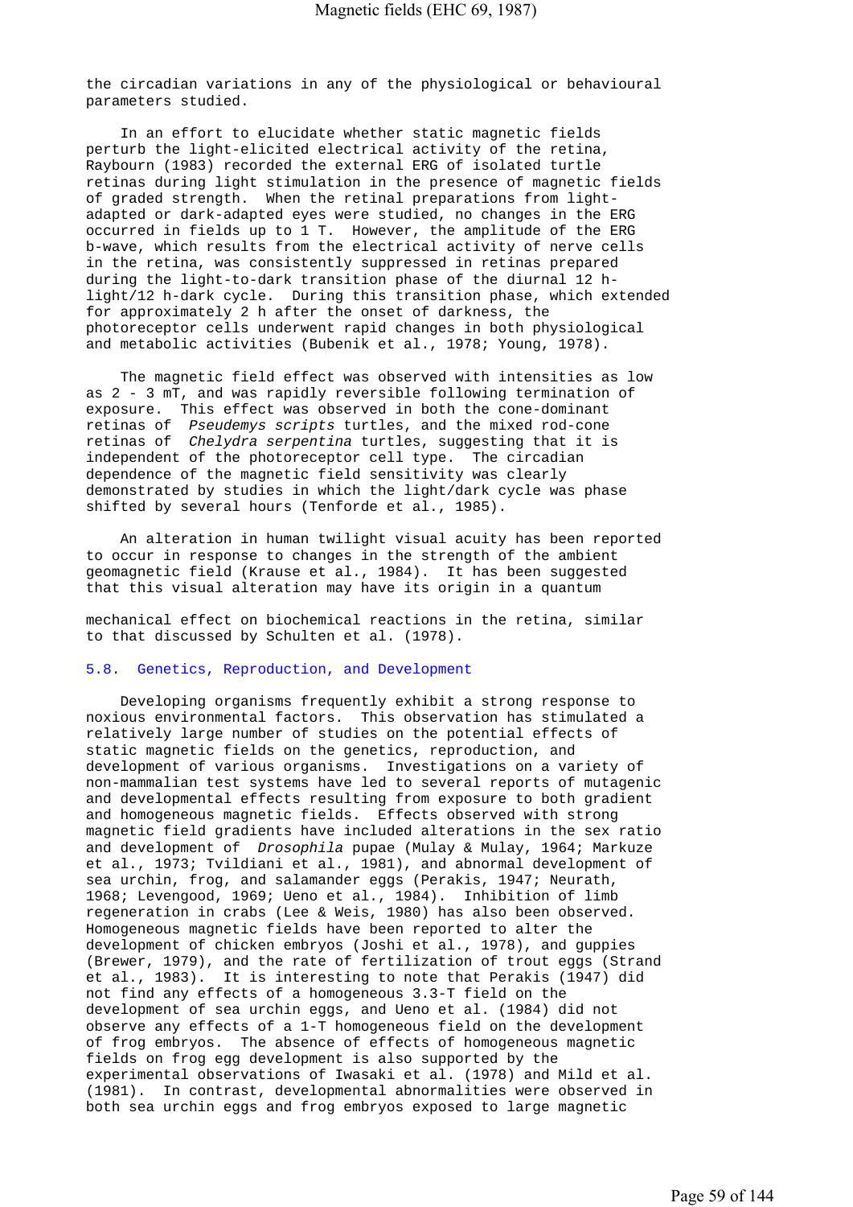the circadian variations in any of the physiological or behavioural parameters studied.

In an effort to elucidate whether static magnetic fields perturb the light-elicited electrical activity of the retina, Raybourn (1983) recorded the external ERG of isolated turtle retinas during light stimulation in the presence of magnetic fields of graded strength. When the retinal preparations from light-adapted or dark-adapted eyes were studied, no changes in the ERG occurred in fields up to 1 T. However, the amplitude of the ERG b-wave, which results from the electrical activity of nerve cells in the retina, was consistently suppressed in retinas prepared during the light-to-dark transition phase of the diurnal 12 h-light/12 h-dark cycle. During this transition phase, which extended for approximately 2 h after the onset of darkness, the photoreceptor cells underwent rapid changes in both physiological and metabolic activities (Bubenik et al., 1978; Young, 1978).

The magnetic field effect was observed with intensities as low as 2 - 3 mT, and was rapidly reversible following termination of exposure. This effect was observed in both the cone-dominant retinas of *Pseudemys scripts* turtles, and the mixed rod-cone retinas of *Chelydra serpentina* turtles, suggesting that it is independent of the photoreceptor cell type. The circadian dependence of the magnetic field sensitivity was clearly demonstrated by studies in which the light/dark cycle was phase shifted by several hours (Tenforde et al., 1985).

An alteration in human twilight visual acuity has been reported to occur in response to changes in the strength of the ambient geomagnetic field (Krause et al., 1984). It has been suggested that this visual alteration may have its origin in a quantum mechanical effect on biochemical reactions in the retina, similar to that discussed by Schulten et al. (1978).

## 5.8. Genetics, Reproduction, and Development

Developing organisms frequently exhibit a strong response to noxious environmental factors. This observation has stimulated a relatively large number of studies on the potential effects of static magnetic fields on the genetics, reproduction, and development of various organisms. Investigations on a variety of non-mammalian test systems have led to several reports of mutagenic and developmental effects resulting from exposure to both gradient and homogeneous magnetic fields. Effects observed with strong magnetic field gradients have included alterations in the sex ratio and development of *Drosophila* pupae (Mulay & Mulay, 1964; Markuze et al., 1973; Tvildiani et al., 1981), and abnormal development of sea urchin, frog, and salamander eggs (Perakis, 1947; Neurath, 1968; Levengood, 1969; Ueno et al., 1984). Inhibition of limb regeneration in crabs (Lee & Weis, 1980) has also been observed. Homogeneous magnetic fields have been reported to alter the development of chicken embryos (Joshi et al., 1978), and guppies (Brewer, 1979), and the rate of fertilization of trout eggs (Strand et al., 1983). It is interesting to note that Perakis (1947) did not find any effects of a homogeneous 3.3-T field on the development of sea urchin eggs, and Ueno et al. (1984) did not observe any effects of a 1-T homogeneous field on the development of frog embryos. The absence of effects of homogeneous magnetic fields on frog egg development is also supported by the experimental observations of Iwasaki et al. (1978) and Mild et al. (1981). In contrast, developmental abnormalities were observed in both sea urchin eggs and frog embryos exposed to large magnetic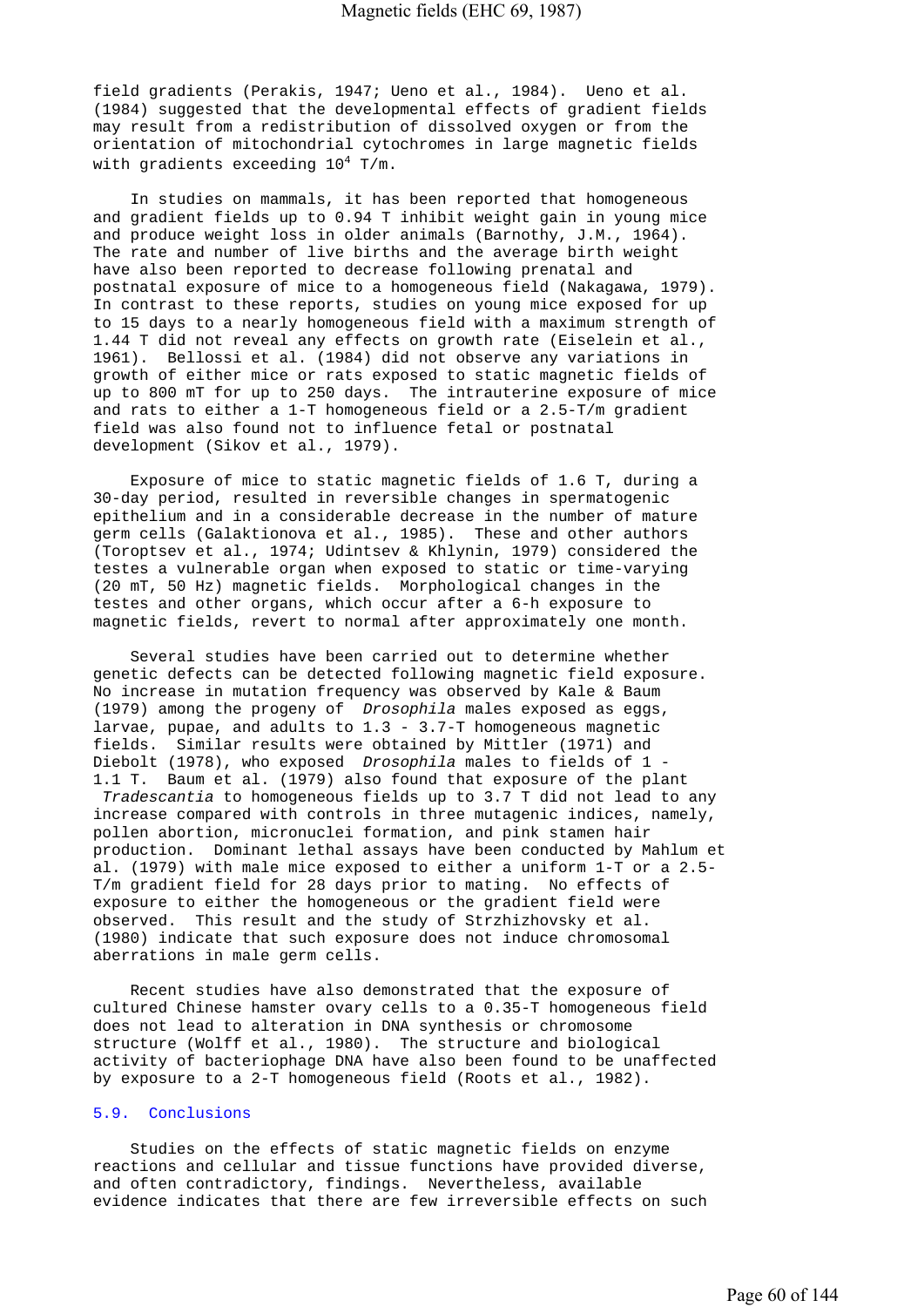field gradients (Perakis, 1947; Ueno et al., 1984). Ueno et al. (1984) suggested that the developmental effects of gradient fields may result from a redistribution of dissolved oxygen or from the orientation of mitochondrial cytochromes in large magnetic fields with gradients exceeding $10^4$ T/m.

In studies on mammals, it has been reported that homogeneous and gradient fields up to 0.94 T inhibit weight gain in young mice and produce weight loss in older animals (Barnothy, J.M., 1964). The rate and number of live births and the average birth weight have also been reported to decrease following prenatal and postnatal exposure of mice to a homogeneous field (Nakagawa, 1979). In contrast to these reports, studies on young mice exposed for up to 15 days to a nearly homogeneous field with a maximum strength of 1.44 T did not reveal any effects on growth rate (Eiselein et al., 1961). Bellossi et al. (1984) did not observe any variations in growth of either mice or rats exposed to static magnetic fields of up to 800 mT for up to 250 days. The intrauterine exposure of mice and rats to either a 1-T homogeneous field or a 2.5-T/m gradient field was also found not to influence fetal or postnatal development (Sikov et al., 1979).

Exposure of mice to static magnetic fields of 1.6 T, during a 30-day period, resulted in reversible changes in spermatogenic epithelium and in a considerable decrease in the number of mature germ cells (Galaktionova et al., 1985). These and other authors (Toroptsev et al., 1974; Udintsev & Khlynin, 1979) considered the testes a vulnerable organ when exposed to static or time-varying (20 mT, 50 Hz) magnetic fields. Morphological changes in the testes and other organs, which occur after a 6-h exposure to magnetic fields, revert to normal after approximately one month.

Several studies have been carried out to determine whether genetic defects can be detected following magnetic field exposure. No increase in mutation frequency was observed by Kale & Baum (1979) among the progeny of *Drosophila* males exposed as eggs, larvae, pupae, and adults to 1.3 - 3.7-T homogeneous magnetic fields. Similar results were obtained by Mittler (1971) and Diebolt (1978), who exposed *Drosophila* males to fields of 1 - 1.1 T. Baum et al. (1979) also found that exposure of the plant *Tradescantia* to homogeneous fields up to 3.7 T did not lead to any increase compared with controls in three mutagenic indices, namely, pollen abortion, micronuclei formation, and pink stamen hair production. Dominant lethal assays have been conducted by Mahlum et al. (1979) with male mice exposed to either a uniform 1-T or a 2.5-T/m gradient field for 28 days prior to mating. No effects of exposure to either the homogeneous or the gradient field were observed. This result and the study of Strzhizhovsky et al. (1980) indicate that such exposure does not induce chromosomal aberrations in male germ cells.

Recent studies have also demonstrated that the exposure of cultured Chinese hamster ovary cells to a 0.35-T homogeneous field does not lead to alteration in DNA synthesis or chromosome structure (Wolff et al., 1980). The structure and biological activity of bacteriophage DNA have also been found to be unaffected by exposure to a 2-T homogeneous field (Roots et al., 1982).

## 5.9. Conclusions

Studies on the effects of static magnetic fields on enzyme reactions and cellular and tissue functions have provided diverse, and often contradictory, findings. Nevertheless, available evidence indicates that there are few irreversible effects on such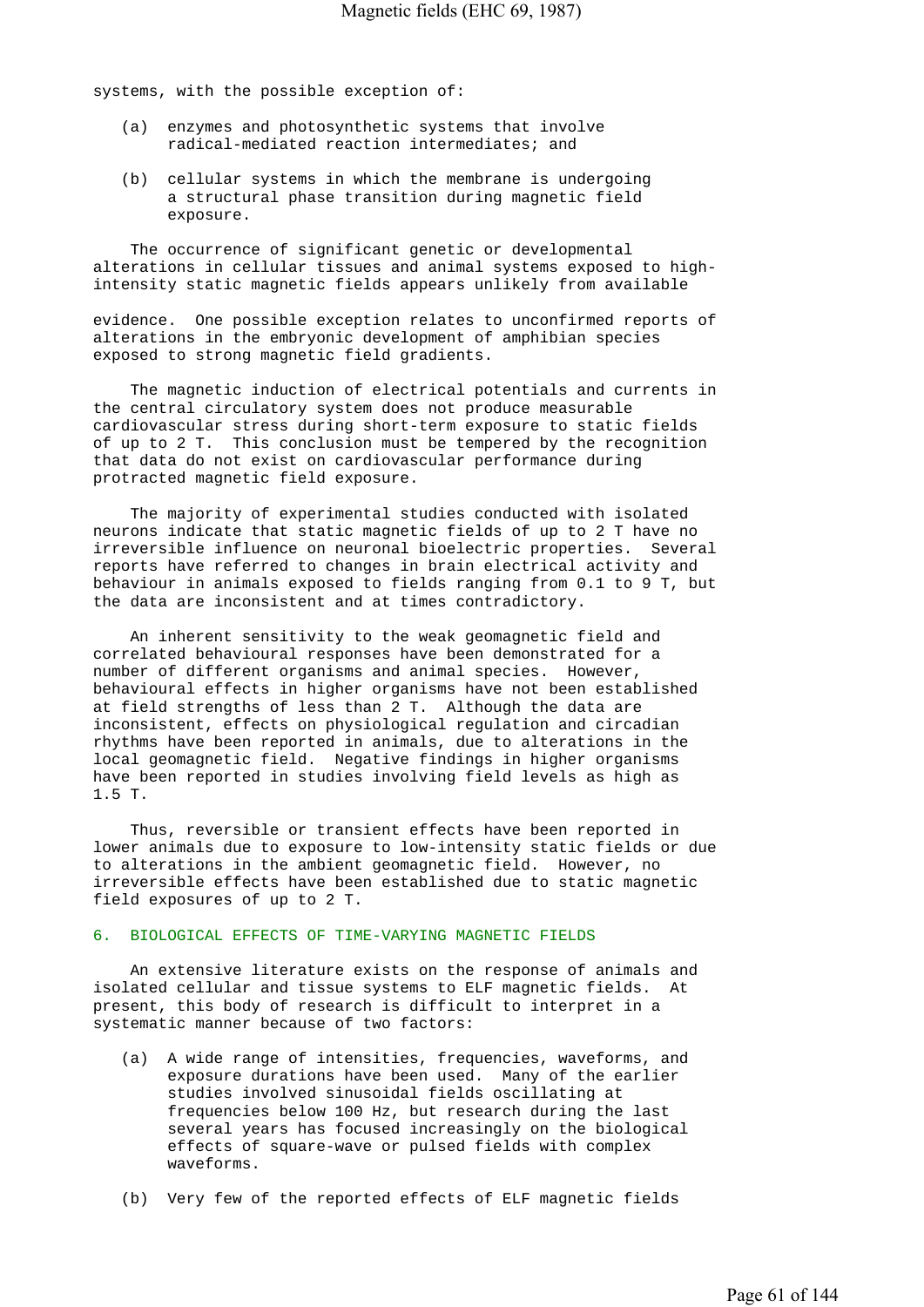systems, with the possible exception of:

(a) enzymes and photosynthetic systems that involve radical-mediated reaction intermediates; and

(b) cellular systems in which the membrane is undergoing a structural phase transition during magnetic field exposure.

The occurrence of significant genetic or developmental alterations in cellular tissues and animal systems exposed to high-intensity static magnetic fields appears unlikely from available evidence. One possible exception relates to unconfirmed reports of alterations in the embryonic development of amphibian species exposed to strong magnetic field gradients.

The magnetic induction of electrical potentials and currents in the central circulatory system does not produce measurable cardiovascular stress during short-term exposure to static fields of up to 2 T. This conclusion must be tempered by the recognition that data do not exist on cardiovascular performance during protracted magnetic field exposure.

The majority of experimental studies conducted with isolated neurons indicate that static magnetic fields of up to 2 T have no irreversible influence on neuronal bioelectric properties. Several reports have referred to changes in brain electrical activity and behaviour in animals exposed to fields ranging from 0.1 to 9 T, but the data are inconsistent and at times contradictory.

An inherent sensitivity to the weak geomagnetic field and correlated behavioural responses have been demonstrated for a number of different organisms and animal species. However, behavioural effects in higher organisms have not been established at field strengths of less than 2 T. Although the data are inconsistent, effects on physiological regulation and circadian rhythms have been reported in animals, due to alterations in the local geomagnetic field. Negative findings in higher organisms have been reported in studies involving field levels as high as 1.5 T.

Thus, reversible or transient effects have been reported in lower animals due to exposure to low-intensity static fields or due to alterations in the ambient geomagnetic field. However, no irreversible effects have been established due to static magnetic field exposures of up to 2 T.

## 6. BIOLOGICAL EFFECTS OF TIME-VARYING MAGNETIC FIELDS

An extensive literature exists on the response of animals and isolated cellular and tissue systems to ELF magnetic fields. At present, this body of research is difficult to interpret in a systematic manner because of two factors:

(a) A wide range of intensities, frequencies, waveforms, and exposure durations have been used. Many of the earlier studies involved sinusoidal fields oscillating at frequencies below 100 Hz, but research during the last several years has focused increasingly on the biological effects of square-wave or pulsed fields with complex waveforms.

(b) Very few of the reported effects of ELF magnetic fields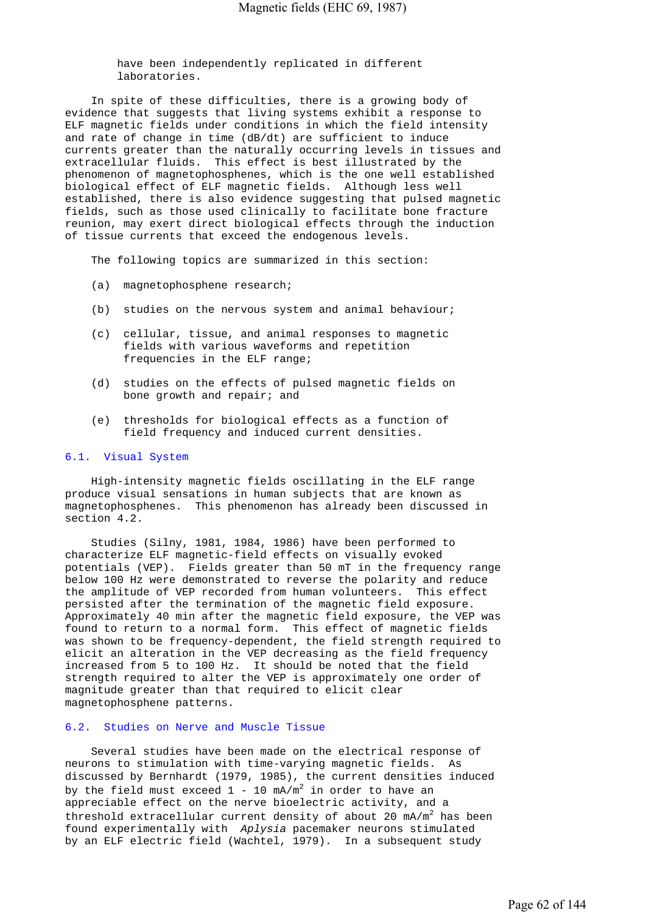have been independently replicated in different laboratories.

In spite of these difficulties, there is a growing body of evidence that suggests that living systems exhibit a response to ELF magnetic fields under conditions in which the field intensity and rate of change in time (dB/dt) are sufficient to induce currents greater than the naturally occurring levels in tissues and extracellular fluids. This effect is best illustrated by the phenomenon of magnetophosphenes, which is the one well established biological effect of ELF magnetic fields. Although less well established, there is also evidence suggesting that pulsed magnetic fields, such as those used clinically to facilitate bone fracture reunion, may exert direct biological effects through the induction of tissue currents that exceed the endogenous levels.

The following topics are summarized in this section:

(a) magnetophosphene research;

(b) studies on the nervous system and animal behaviour;

(c) cellular, tissue, and animal responses to magnetic fields with various waveforms and repetition frequencies in the ELF range;

(d) studies on the effects of pulsed magnetic fields on bone growth and repair; and

(e) thresholds for biological effects as a function of field frequency and induced current densities.

## 6.1. Visual System

High-intensity magnetic fields oscillating in the ELF range produce visual sensations in human subjects that are known as magnetophosphenes. This phenomenon has already been discussed in section 4.2.

Studies (Silny, 1981, 1984, 1986) have been performed to characterize ELF magnetic-field effects on visually evoked potentials (VEP). Fields greater than 50 mT in the frequency range below 100 Hz were demonstrated to reverse the polarity and reduce the amplitude of VEP recorded from human volunteers. This effect persisted after the termination of the magnetic field exposure. Approximately 40 min after the magnetic field exposure, the VEP was found to return to a normal form. This effect of magnetic fields was shown to be frequency-dependent, the field strength required to elicit an alteration in the VEP decreasing as the field frequency increased from 5 to 100 Hz. It should be noted that the field strength required to alter the VEP is approximately one order of magnitude greater than that required to elicit clear magnetophosphene patterns.

## 6.2. Studies on Nerve and Muscle Tissue

Several studies have been made on the electrical response of neurons to stimulation with time-varying magnetic fields. As discussed by Bernhardt (1979, 1985), the current densities induced by the field must exceed 1 - 10 $mA/m^2$ in order to have an appreciable effect on the nerve bioelectric activity, and a threshold extracellular current density of about 20 $mA/m^2$ has been found experimentally with *Aplysia* pacemaker neurons stimulated by an ELF electric field (Wachtel, 1979). In a subsequent study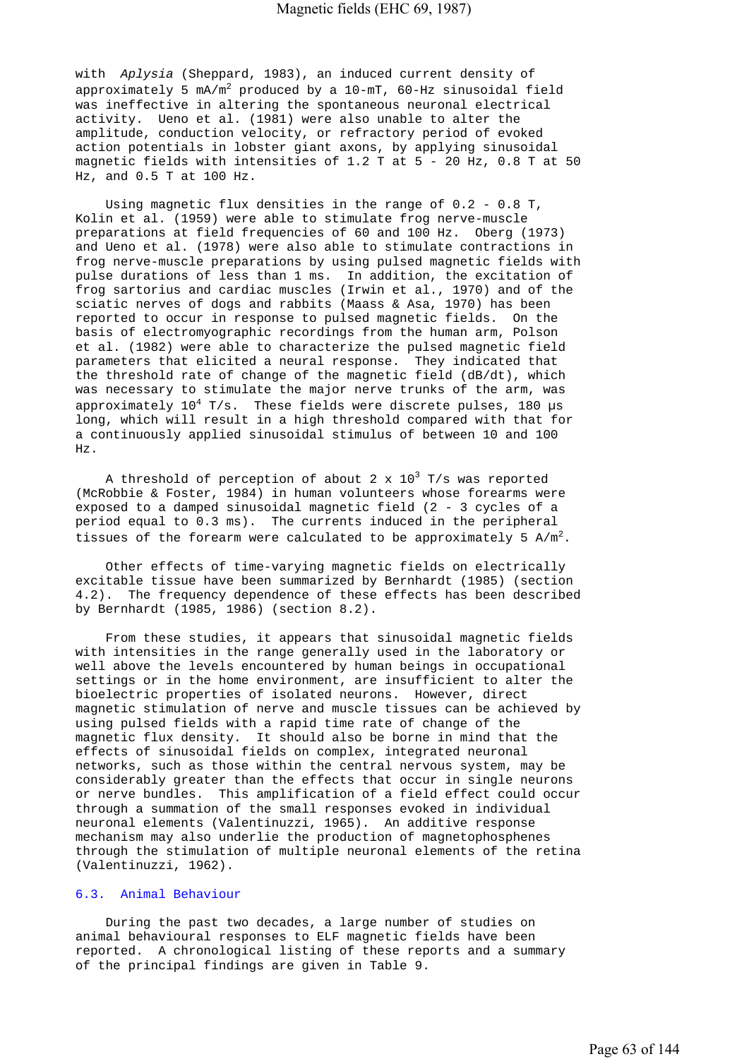with *Aplysia* (Sheppard, 1983), an induced current density of approximately 5 $mA/m^2$ produced by a 10-mT, 60-Hz sinusoidal field was ineffective in altering the spontaneous neuronal electrical activity. Ueno et al. (1981) were also unable to alter the amplitude, conduction velocity, or refractory period of evoked action potentials in lobster giant axons, by applying sinusoidal magnetic fields with intensities of 1.2 T at 5 - 20 Hz, 0.8 T at 50 Hz, and 0.5 T at 100 Hz.

Using magnetic flux densities in the range of 0.2 - 0.8 T, Kolin et al. (1959) were able to stimulate frog nerve-muscle preparations at field frequencies of 60 and 100 Hz. Oberg (1973) and Ueno et al. (1978) were also able to stimulate contractions in frog nerve-muscle preparations by using pulsed magnetic fields with pulse durations of less than 1 ms. In addition, the excitation of frog sartorius and cardiac muscles (Irwin et al., 1970) and of the sciatic nerves of dogs and rabbits (Maass & Asa, 1970) has been reported to occur in response to pulsed magnetic fields. On the basis of electromyographic recordings from the human arm, Polson et al. (1982) were able to characterize the pulsed magnetic field parameters that elicited a neural response. They indicated that the threshold rate of change of the magnetic field (dB/dt), which was necessary to stimulate the major nerve trunks of the arm, was approximately $10^4$ T/s. These fields were discrete pulses, 180 µs long, which will result in a high threshold compared with that for a continuously applied sinusoidal stimulus of between 10 and 100 Hz.

A threshold of perception of about $2 \times 10^3$ T/s was reported (McRobbie & Foster, 1984) in human volunteers whose forearms were exposed to a damped sinusoidal magnetic field (2 - 3 cycles of a period equal to 0.3 ms). The currents induced in the peripheral tissues of the forearm were calculated to be approximately 5 $A/m^2$.

Other effects of time-varying magnetic fields on electrically excitable tissue have been summarized by Bernhardt (1985) (section 4.2). The frequency dependence of these effects has been described by Bernhardt (1985, 1986) (section 8.2).

From these studies, it appears that sinusoidal magnetic fields with intensities in the range generally used in the laboratory or well above the levels encountered by human beings in occupational settings or in the home environment, are insufficient to alter the bioelectric properties of isolated neurons. However, direct magnetic stimulation of nerve and muscle tissues can be achieved by using pulsed fields with a rapid time rate of change of the magnetic flux density. It should also be borne in mind that the effects of sinusoidal fields on complex, integrated neuronal networks, such as those within the central nervous system, may be considerably greater than the effects that occur in single neurons or nerve bundles. This amplification of a field effect could occur through a summation of the small responses evoked in individual neuronal elements (Valentinuzzi, 1965). An additive response mechanism may also underlie the production of magnetophosphenes through the stimulation of multiple neuronal elements of the retina (Valentinuzzi, 1962).

### 6.3. Animal Behaviour

During the past two decades, a large number of studies on animal behavioural responses to ELF magnetic fields have been reported. A chronological listing of these reports and a summary of the principal findings are given in Table 9.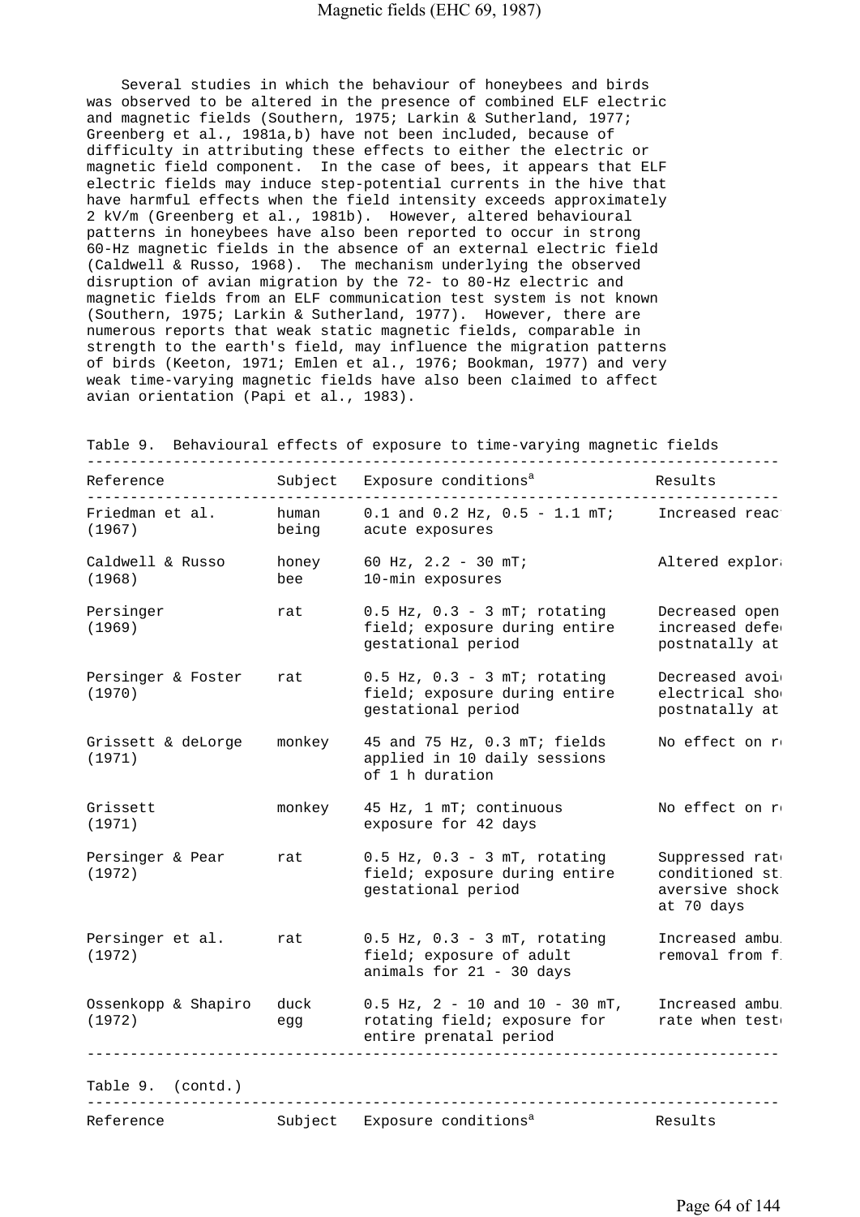Several studies in which the behaviour of honeybees and birds was observed to be altered in the presence of combined ELF electric and magnetic fields (Southern, 1975; Larkin & Sutherland, 1977; Greenberg et al., 1981a,b) have not been included, because of difficulty in attributing these effects to either the electric or magnetic field component. In the case of bees, it appears that ELF electric fields may induce step-potential currents in the hive that have harmful effects when the field intensity exceeds approximately 2 kV/m (Greenberg et al., 1981b). However, altered behavioural patterns in honeybees have also been reported to occur in strong 60-Hz magnetic fields in the absence of an external electric field (Caldwell & Russo, 1968). The mechanism underlying the observed disruption of avian migration by the 72- to 80-Hz electric and magnetic fields from an ELF communication test system is not known (Southern, 1975; Larkin & Sutherland, 1977). However, there are numerous reports that weak static magnetic fields, comparable in strength to the earth's field, may influence the migration patterns of birds (Keeton, 1971; Emlen et al., 1976; Bookman, 1977) and very weak time-varying magnetic fields have also been claimed to affect avian orientation (Papi et al., 1983).

Table 9. Behavioural effects of exposure to time-varying magnetic fields

| Reference | Subject | Exposure conditions[a] | Results |
|---|---|---|---|
| Friedman et al. (1967) | human being | 0.1 and 0.2 Hz, 0.5 - 1.1 mT; acute exposures | Increased reac |
| Caldwell & Russo (1968) | honey bee | 60 Hz, 2.2 - 30 mT; 10-min exposures | Altered explor |
| Persinger (1969) | rat | 0.5 Hz, 0.3 - 3 mT; rotating field; exposure during entire gestational period | Decreased open increased defe postnatally at |
| Persinger & Foster (1970) | rat | 0.5 Hz, 0.3 - 3 mT; rotating field; exposure during entire gestational period | Decreased avoi electrical sho postnatally at |
| Grissett & deLorge (1971) | monkey | 45 and 75 Hz, 0.3 mT; fields applied in 10 daily sessions of 1 h duration | No effect on r |
| Grissett (1971) | monkey | 45 Hz, 1 mT; continuous exposure for 42 days | No effect on r |
| Persinger & Pear (1972) | rat | 0.5 Hz, 0.3 - 3 mT, rotating field; exposure during entire gestational period | Suppressed rat conditioned st aversive shock at 70 days |
| Persinger et al. (1972) | rat | 0.5 Hz, 0.3 - 3 mT, rotating field; exposure of adult animals for 21 - 30 days | Increased ambu removal from f |
| Ossenkopp & Shapiro (1972) | duck egg | 0.5 Hz, 2 - 10 and 10 - 30 mT, rotating field; exposure for entire prenatal period | Increased ambu rate when test |

Table 9. (contd.)

| Reference | Subject | Exposure conditions[a] | Results |
|---|---|---|---|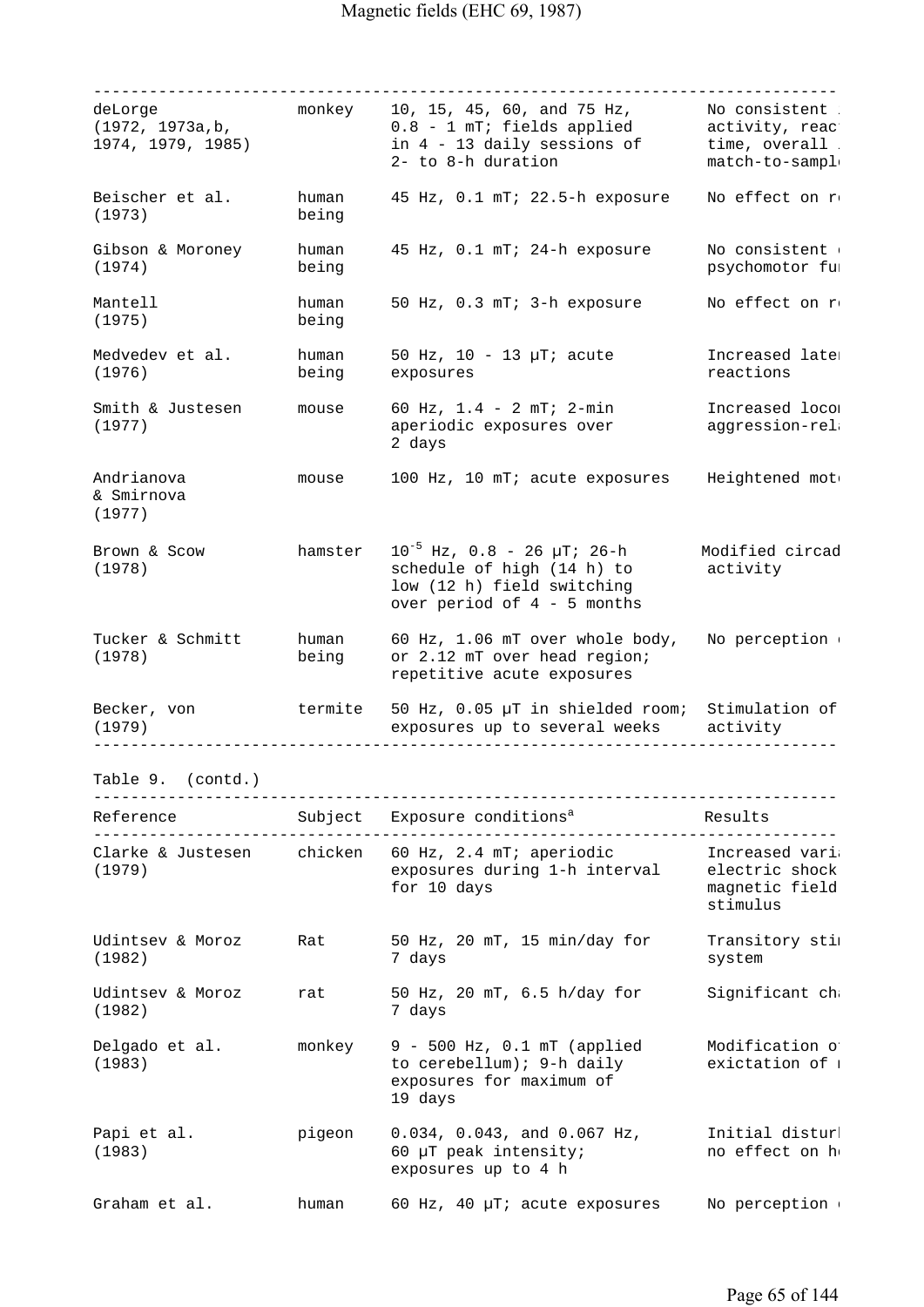| Reference | Subject | Exposure conditions[a] | Results |
|---|---|---|---|
| deLorge (1972, 1973a,b, 1974, 1979, 1985) | monkey | 10, 15, 45, 60, and 75 Hz, 0.8 - 1 mT; fields applied in 4 - 13 daily sessions of 2- to 8-h duration | No consistent activity, reac time, overall match-to-sampl |
| Beischer et al. (1973) | human being | 45 Hz, 0.1 mT; 22.5-h exposure | No effect on r |
| Gibson & Moroney (1974) | human being | 45 Hz, 0.1 mT; 24-h exposure | No consistent psychomotor fu |
| Mantell (1975) | human being | 50 Hz, 0.3 mT; 3-h exposure | No effect on r |
| Medvedev et al. (1976) | human being | 50 Hz, 10 - 13 μT; acute exposures | Increased late reactions |
| Smith & Justesen (1977) | mouse | 60 Hz, 1.4 - 2 mT; 2-min aperiodic exposures over 2 days | Increased loco aggression-rel |
| Andrianova & Smirnova (1977) | mouse | 100 Hz, 10 mT; acute exposures | Heightened mot |
| Brown & Scow (1978) | hamster | $10^{-5}$ Hz, 0.8 - 26 μT; 26-h schedule of high (14 h) to low (12 h) field switching over period of 4 - 5 months | Modified circad activity |
| Tucker & Schmitt (1978) | human being | 60 Hz, 1.06 mT over whole body, or 2.12 mT over head region; repetitive acute exposures | No perception |
| Becker, von (1979) | termite | 50 Hz, 0.05 μT in shielded room; exposures up to several weeks | Stimulation of activity |

Table 9. (contd.)

| Reference | Subject | Exposure conditions[a] | Results |
|---|---|---|---|
| Clarke & Justesen (1979) | chicken | 60 Hz, 2.4 mT; aperiodic exposures during 1-h interval for 10 days | Increased vari electric shock magnetic field stimulus |
| Udintsev & Moroz (1982) | Rat | 50 Hz, 20 mT, 15 min/day for 7 days | Transitory sti system |
| Udintsev & Moroz (1982) | rat | 50 Hz, 20 mT, 6.5 h/day for 7 days | Significant ch |
| Delgado et al. (1983) | monkey | 9 - 500 Hz, 0.1 mT (applied to cerebellum); 9-h daily exposures for maximum of 19 days | Modification o exictation of |
| Papi et al. (1983) | pigeon | 0.034, 0.043, and 0.067 Hz, 60 μT peak intensity; exposures up to 4 h | Initial distur no effect on h |
| Graham et al. | human | 60 Hz, 40 μT; acute exposures | No perception |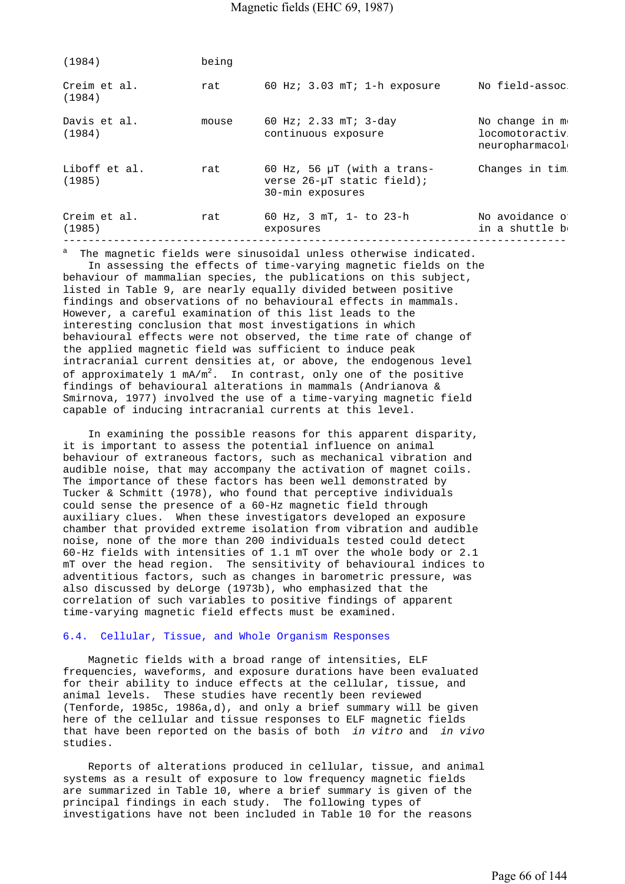| | | | |
|---|---|---|---|
| (1984) | being | | |
| Creim et al. (1984) | rat | 60 Hz; 3.03 mT; 1-h exposure | No field-assoc. |
| Davis et al. (1984) | mouse | 60 Hz; 2.33 mT; 3-day continuous exposure | No change in m locomotoractiv neuropharmacol |
| Liboff et al. (1985) | rat | 60 Hz, 56 μT (with a transverse 26-μT static field); 30-min exposures | Changes in tim |
| Creim et al. (1985) | rat | 60 Hz, 3 mT, 1- to 23-h exposures | No avoidance o in a shuttle b |

[a] The magnetic fields were sinusoidal unless otherwise indicated.

In assessing the effects of time-varying magnetic fields on the behaviour of mammalian species, the publications on this subject, listed in Table 9, are nearly equally divided between positive findings and observations of no behavioural effects in mammals. However, a careful examination of this list leads to the interesting conclusion that most investigations in which behavioural effects were not observed, the time rate of change of the applied magnetic field was sufficient to induce peak intracranial current densities at, or above, the endogenous level of approximately 1 mA/m$^2$. In contrast, only one of the positive findings of behavioural alterations in mammals (Andrianova & Smirnova, 1977) involved the use of a time-varying magnetic field capable of inducing intracranial currents at this level.

In examining the possible reasons for this apparent disparity, it is important to assess the potential influence on animal behaviour of extraneous factors, such as mechanical vibration and audible noise, that may accompany the activation of magnet coils. The importance of these factors has been well demonstrated by Tucker & Schmitt (1978), who found that perceptive individuals could sense the presence of a 60-Hz magnetic field through auxiliary clues. When these investigators developed an exposure chamber that provided extreme isolation from vibration and audible noise, none of the more than 200 individuals tested could detect 60-Hz fields with intensities of 1.1 mT over the whole body or 2.1 mT over the head region. The sensitivity of behavioural indices to adventitious factors, such as changes in barometric pressure, was also discussed by deLorge (1973b), who emphasized that the correlation of such variables to positive findings of apparent time-varying magnetic field effects must be examined.

### 6.4. Cellular, Tissue, and Whole Organism Responses

Magnetic fields with a broad range of intensities, ELF frequencies, waveforms, and exposure durations have been evaluated for their ability to induce effects at the cellular, tissue, and animal levels. These studies have recently been reviewed (Tenforde, 1985c, 1986a,d), and only a brief summary will be given here of the cellular and tissue responses to ELF magnetic fields that have been reported on the basis of both *in vitro* and *in vivo* studies.

Reports of alterations produced in cellular, tissue, and animal systems as a result of exposure to low frequency magnetic fields are summarized in Table 10, where a brief summary is given of the principal findings in each study. The following types of investigations have not been included in Table 10 for the reasons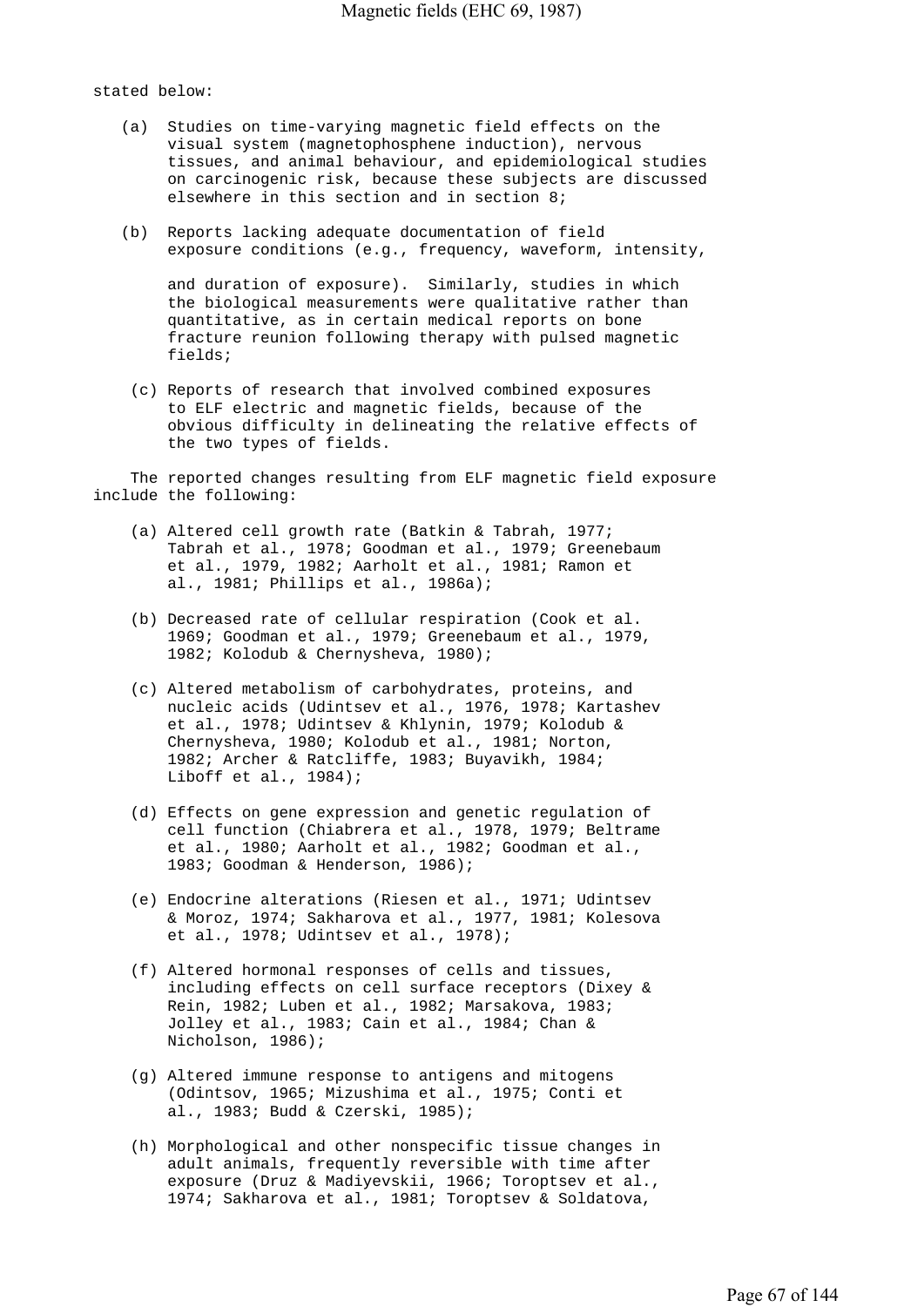stated below:

(a) Studies on time-varying magnetic field effects on the visual system (magnetophosphene induction), nervous tissues, and animal behaviour, and epidemiological studies on carcinogenic risk, because these subjects are discussed elsewhere in this section and in section 8;

(b) Reports lacking adequate documentation of field exposure conditions (e.g., frequency, waveform, intensity, and duration of exposure). Similarly, studies in which the biological measurements were qualitative rather than quantitative, as in certain medical reports on bone fracture reunion following therapy with pulsed magnetic fields;

(c) Reports of research that involved combined exposures to ELF electric and magnetic fields, because of the obvious difficulty in delineating the relative effects of the two types of fields.

The reported changes resulting from ELF magnetic field exposure include the following:

(a) Altered cell growth rate (Batkin & Tabrah, 1977; Tabrah et al., 1978; Goodman et al., 1979; Greenebaum et al., 1979, 1982; Aarholt et al., 1981; Ramon et al., 1981; Phillips et al., 1986a);

(b) Decreased rate of cellular respiration (Cook et al. 1969; Goodman et al., 1979; Greenebaum et al., 1979, 1982; Kolodub & Chernysheva, 1980);

(c) Altered metabolism of carbohydrates, proteins, and nucleic acids (Udintsev et al., 1976, 1978; Kartashev et al., 1978; Udintsev & Khlynin, 1979; Kolodub & Chernysheva, 1980; Kolodub et al., 1981; Norton, 1982; Archer & Ratcliffe, 1983; Buyavikh, 1984; Liboff et al., 1984);

(d) Effects on gene expression and genetic regulation of cell function (Chiabrera et al., 1978, 1979; Beltrame et al., 1980; Aarholt et al., 1982; Goodman et al., 1983; Goodman & Henderson, 1986);

(e) Endocrine alterations (Riesen et al., 1971; Udintsev & Moroz, 1974; Sakharova et al., 1977, 1981; Kolesova et al., 1978; Udintsev et al., 1978);

(f) Altered hormonal responses of cells and tissues, including effects on cell surface receptors (Dixey & Rein, 1982; Luben et al., 1982; Marsakova, 1983; Jolley et al., 1983; Cain et al., 1984; Chan & Nicholson, 1986);

(g) Altered immune response to antigens and mitogens (Odintsov, 1965; Mizushima et al., 1975; Conti et al., 1983; Budd & Czerski, 1985);

(h) Morphological and other nonspecific tissue changes in adult animals, frequently reversible with time after exposure (Druz & Madiyevskii, 1966; Toroptsev et al., 1974; Sakharova et al., 1981; Toroptsev & Soldatova,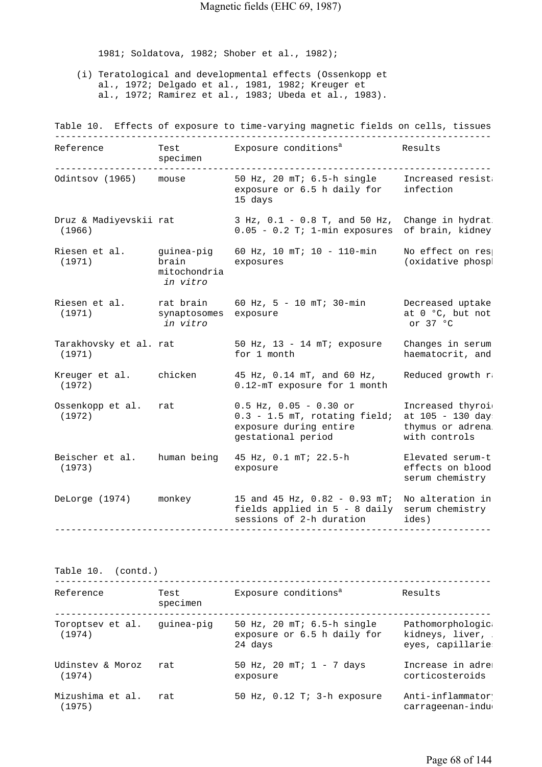1981; Soldatova, 1982; Shober et al., 1982);

(i) Teratological and developmental effects (Ossenkopp et al., 1972; Delgado et al., 1981, 1982; Kreuger et al., 1972; Ramirez et al., 1983; Ubeda et al., 1983).

Table 10. Effects of exposure to time-varying magnetic fields on cells, tissues

| Reference | Test specimen | Exposure conditions[a] | Results |
|---|---|---|---|
| Odintsov (1965) | mouse | 50 Hz, 20 mT; 6.5-h single exposure or 6.5 h daily for 15 days | Increased resista infection |
| Druz & Madiyevskii (1966) | rat | 3 Hz, 0.1 - 0.8 T, and 50 Hz, 0.05 - 0.2 T; 1-min exposures | Change in hydrat of brain, kidney |
| Riesen et al. (1971) | guinea-pig brain mitochondria *in vitro* | 60 Hz, 10 mT; 10 - 110-min exposures | No effect on res (oxidative phosp |
| Riesen et al. (1971) | rat brain synaptosomes *in vitro* | 60 Hz, 5 - 10 mT; 30-min exposure | Decreased uptake at 0 °C, but not or 37 °C |
| Tarakhovsky et al. (1971) | rat | 50 Hz, 13 - 14 mT; exposure for 1 month | Changes in serum haematocrit, and |
| Kreuger et al. (1972) | chicken | 45 Hz, 0.14 mT, and 60 Hz, 0.12-mT exposure for 1 month | Reduced growth r |
| Ossenkopp et al. (1972) | rat | 0.5 Hz, 0.05 - 0.30 or 0.3 - 1.5 mT, rotating field; exposure during entire gestational period | Increased thyroi at 105 - 130 day thymus or adrena with controls |
| Beischer et al. (1973) | human being | 45 Hz, 0.1 mT; 22.5-h exposure | Elevated serum-t effects on blood serum chemistry |
| DeLorge (1974) | monkey | 15 and 45 Hz, 0.82 - 0.93 mT; fields applied in 5 - 8 daily sessions of 2-h duration | No alteration in serum chemistry ides) |
| Toroptsev et al. (1974) | guinea-pig | 50 Hz, 20 mT; 6.5-h single exposure or 6.5 h daily for 24 days | Pathomorphologic kidneys, liver, eyes, capillarie |
| Udinstev & Moroz (1974) | rat | 50 Hz, 20 mT; 1 - 7 days exposure | Increase in adre corticosteroids |
| Mizushima et al. (1975) | rat | 50 Hz, 0.12 T; 3-h exposure | Anti-inflammator carrageenan-indu |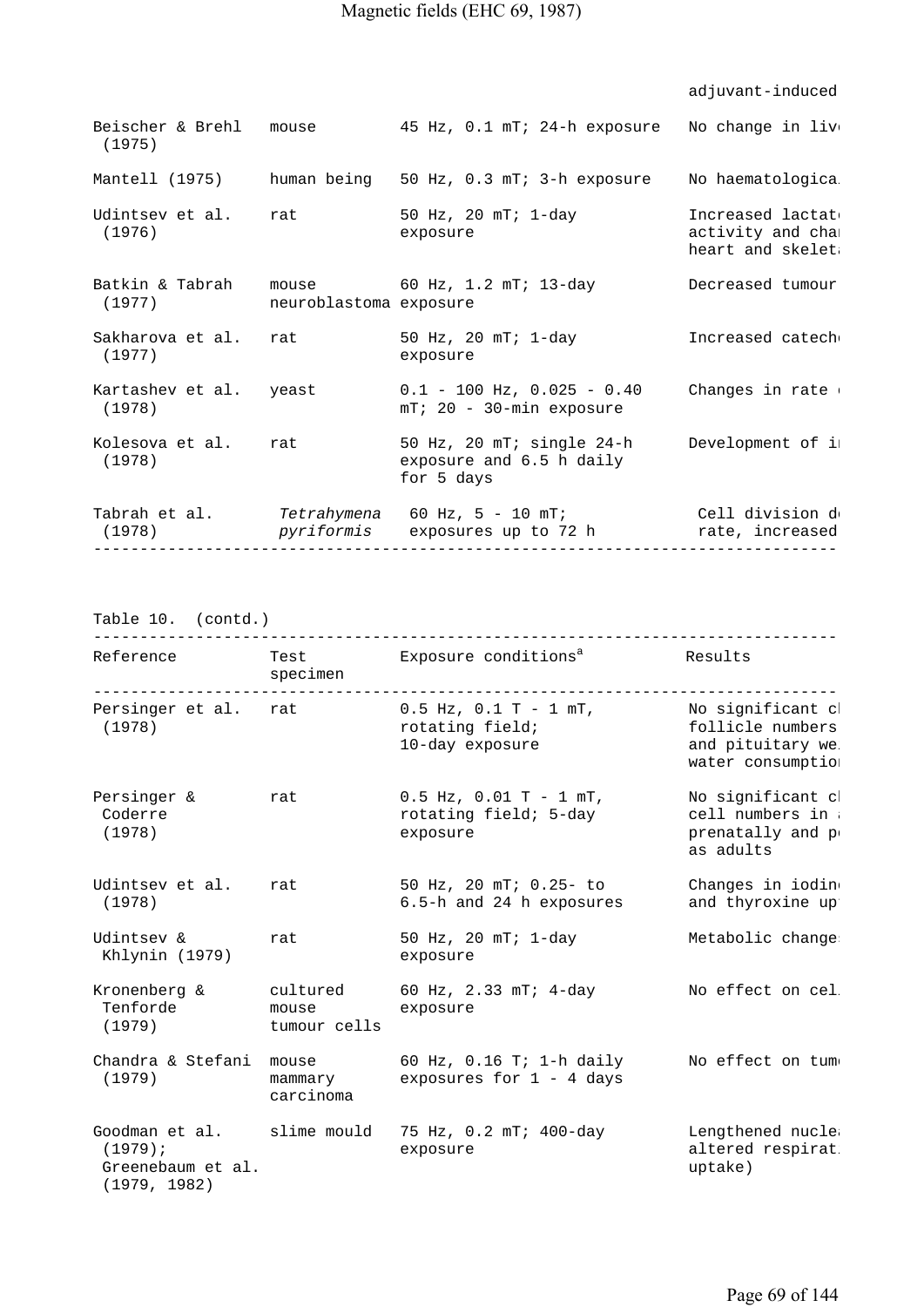| Reference | Test specimen | Exposure conditions[a] | Results |
|---|---|---|---|
| | | | adjuvant-induced |
| Beischer & Brehl (1975) | mouse | 45 Hz, 0.1 mT; 24-h exposure | No change in liv |
| Mantell (1975) | human being | 50 Hz, 0.3 mT; 3-h exposure | No haematologica |
| Udintsev et al. (1976) | rat | 50 Hz, 20 mT; 1-day exposure | Increased lactat activity and cha heart and skelet |
| Batkin & Tabrah (1977) | mouse neuroblastoma | 60 Hz, 1.2 mT; 13-day exposure | Decreased tumour |
| Sakharova et al. (1977) | rat | 50 Hz, 20 mT; 1-day exposure | Increased catech |
| Kartashev et al. (1978) | yeast | 0.1 - 100 Hz, 0.025 - 0.40 mT; 20 - 30-min exposure | Changes in rate |
| Kolesova et al. (1978) | rat | 50 Hz, 20 mT; single 24-h exposure and 6.5 h daily for 5 days | Development of i |
| Tabrah et al. (1978) | *Tetrahymena pyriformis* | 60 Hz, 5 - 10 mT; exposures up to 72 h | Cell division d rate, increased |

Table 10. (contd.)

| Reference | Test specimen | Exposure conditions[a] | Results |
|---|---|---|---|
| Persinger et al. (1978) | rat | 0.5 Hz, 0.1 T - 1 mT, rotating field; 10-day exposure | No significant c follicle numbers and pituitary we water consumptio |
| Persinger & Coderre (1978) | rat | 0.5 Hz, 0.01 T - 1 mT, rotating field; 5-day exposure | No significant c cell numbers in prenatally and p as adults |
| Udintsev et al. (1978) | rat | 50 Hz, 20 mT; 0.25- to 6.5-h and 24 h exposures | Changes in iodin and thyroxine up |
| Udintsev & Khlynin (1979) | rat | 50 Hz, 20 mT; 1-day exposure | Metabolic change |
| Kronenberg & Tenforde (1979) | cultured mouse tumour cells | 60 Hz, 2.33 mT; 4-day exposure | No effect on cel |
| Chandra & Stefani (1979) | mouse mammary carcinoma | 60 Hz, 0.16 T; 1-h daily exposures for 1 - 4 days | No effect on tum |
| Goodman et al. (1979); Greenebaum et al. (1979, 1982) | slime mould | 75 Hz, 0.2 mT; 400-day exposure | Lengthened nucle altered respirat uptake) |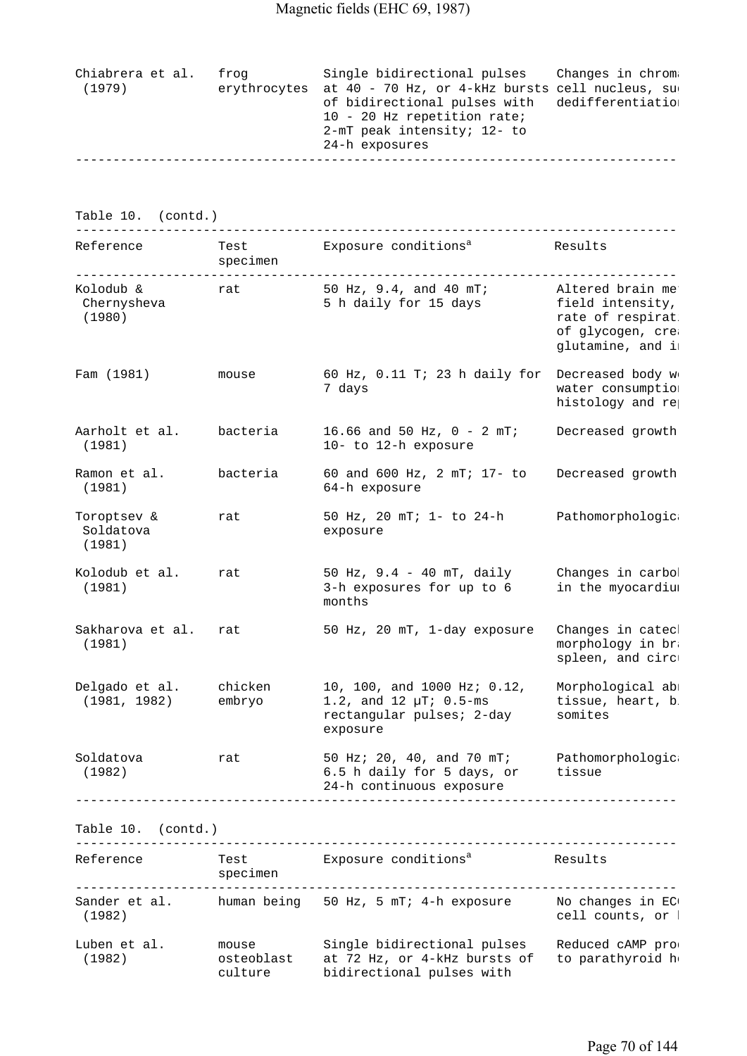| Reference | Test specimen | Exposure conditions[a] | Results |
|---|---|---|---|
| Chiabrera et al. (1979) | frog erythrocytes | Single bidirectional pulses at 40 - 70 Hz, or 4-kHz bursts of bidirectional pulses with 10 - 20 Hz repetition rate; 2-mT peak intensity; 12- to 24-h exposures | Changes in chroma cell nucleus, su dedifferentiatio |

Table 10. (contd.)

| Reference | Test specimen | Exposure conditions[a] | Results |
|---|---|---|---|
| Kolodub & Chernysheva (1980) | rat | 50 Hz, 9.4, and 40 mT; 5 h daily for 15 days | Altered brain me field intensity, rate of respirat of glycogen, cre glutamine, and i |
| Fam (1981) | mouse | 60 Hz, 0.11 T; 23 h daily for 7 days | Decreased body w water consumptio histology and re |
| Aarholt et al. (1981) | bacteria | 16.66 and 50 Hz, 0 - 2 mT; 10- to 12-h exposure | Decreased growth |
| Ramon et al. (1981) | bacteria | 60 and 600 Hz, 2 mT; 17- to 64-h exposure | Decreased growth |
| Toroptsev & Soldatova (1981) | rat | 50 Hz, 20 mT; 1- to 24-h exposure | Pathomorphologic |
| Kolodub et al. (1981) | rat | 50 Hz, 9.4 - 40 mT, daily 3-h exposures for up to 6 months | Changes in carbo in the myocardiu |
| Sakharova et al. (1981) | rat | 50 Hz, 20 mT, 1-day exposure | Changes in catec morphology in br spleen, and circ |
| Delgado et al. (1981, 1982) | chicken embryo | 10, 100, and 1000 Hz; 0.12, 1.2, and 12 µT; 0.5-ms rectangular pulses; 2-day exposure | Morphological ab tissue, heart, b somites |
| Soldatova (1982) | rat | 50 Hz; 20, 40, and 70 mT; 6.5 h daily for 5 days, or 24-h continuous exposure | Pathomorphologic tissue |

Table 10. (contd.)

| Reference | Test specimen | Exposure conditions[a] | Results |
|---|---|---|---|
| Sander et al. (1982) | human being | 50 Hz, 5 mT; 4-h exposure | No changes in EC cell counts, or |
| Luben et al. (1982) | mouse osteoblast culture | Single bidirectional pulses at 72 Hz, or 4-kHz bursts of bidirectional pulses with | Reduced cAMP pro to parathyroid h |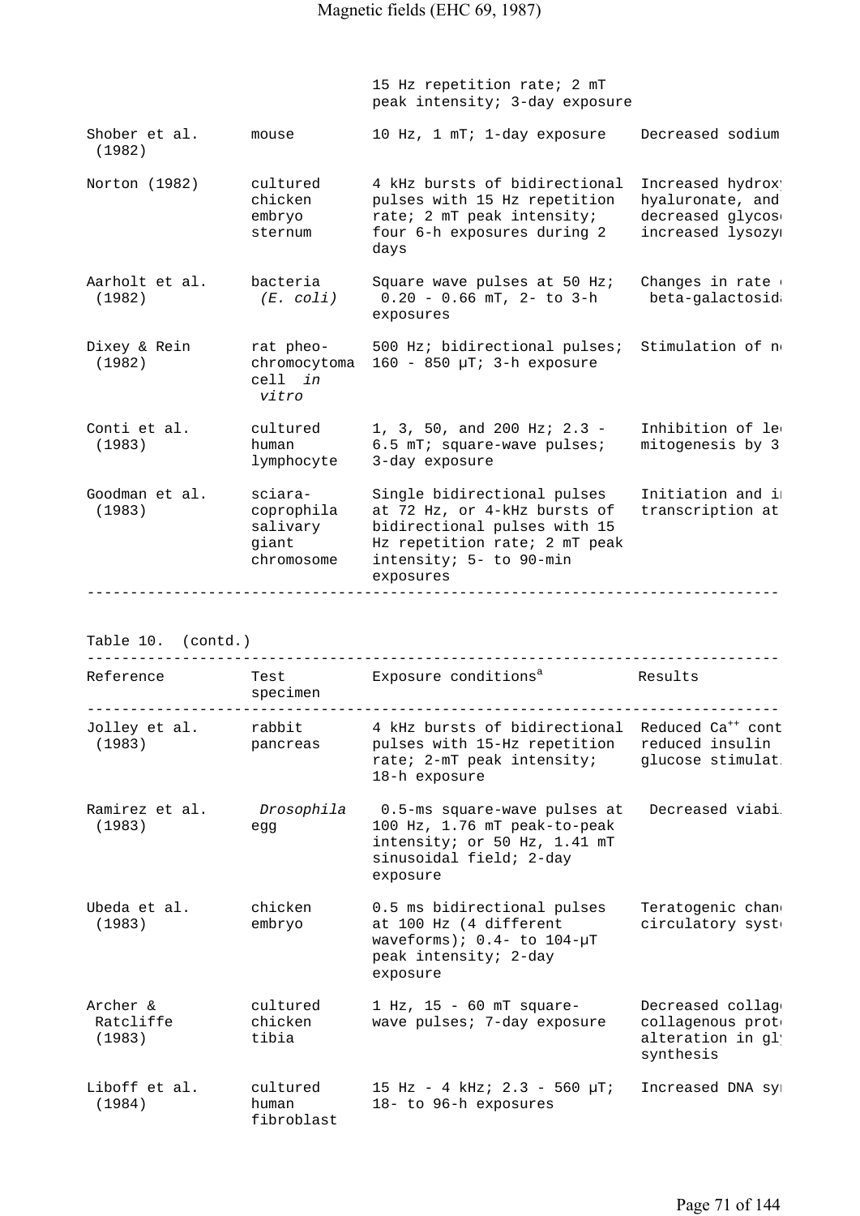| | | 15 Hz repetition rate; 2 mT peak intensity; 3-day exposure | |
|---|---|---|---|
| Shober et al. (1982) | mouse | 10 Hz, 1 mT; 1-day exposure | Decreased sodium |
| Norton (1982) | cultured chicken embryo sternum | 4 kHz bursts of bidirectional pulses with 15 Hz repetition rate; 2 mT peak intensity; four 6-h exposures during 2 days | Increased hydrox hyaluronate, and decreased glycos increased lysozy |
| Aarholt et al. (1982) | bacteria *(E. coli)* | Square wave pulses at 50 Hz; 0.20 - 0.66 mT, 2- to 3-h exposures | Changes in rate beta-galactosid |
| Dixey & Rein (1982) | rat pheo-chromocytoma cell *in vitro* | 500 Hz; bidirectional pulses; 160 - 850 μT; 3-h exposure | Stimulation of n |
| Conti et al. (1983) | cultured human lymphocyte | 1, 3, 50, and 200 Hz; 2.3 - 6.5 mT; square-wave pulses; 3-day exposure | Inhibition of le mitogenesis by 3 |
| Goodman et al. (1983) | sciara-coprophila salivary giant chromosome | Single bidirectional pulses at 72 Hz, or 4-kHz bursts of bidirectional pulses with 15 Hz repetition rate; 2 mT peak intensity; 5- to 90-min exposures | Initiation and i transcription at |

Table 10. (contd.)

| Reference | Test specimen | Exposure conditions[a] | Results |
|---|---|---|---|
| Jolley et al. (1983) | rabbit pancreas | 4 kHz bursts of bidirectional pulses with 15-Hz repetition rate; 2-mT peak intensity; 18-h exposure | Reduced $Ca^{++}$ cont reduced insulin glucose stimulat |
| Ramirez et al. (1983) | *Drosophila* egg | 0.5-ms square-wave pulses at 100 Hz, 1.76 mT peak-to-peak intensity; or 50 Hz, 1.41 mT sinusoidal field; 2-day exposure | Decreased viabi |
| Ubeda et al. (1983) | chicken embryo | 0.5 ms bidirectional pulses at 100 Hz (4 different waveforms); 0.4- to 104-μT peak intensity; 2-day exposure | Teratogenic chan circulatory syst |
| Archer & Ratcliffe (1983) | cultured chicken tibia | 1 Hz, 15 - 60 mT square-wave pulses; 7-day exposure | Decreased collag collagenous prot alteration in gl synthesis |
| Liboff et al. (1984) | cultured human fibroblast | 15 Hz - 4 kHz; 2.3 - 560 μT; 18- to 96-h exposures | Increased DNA sy |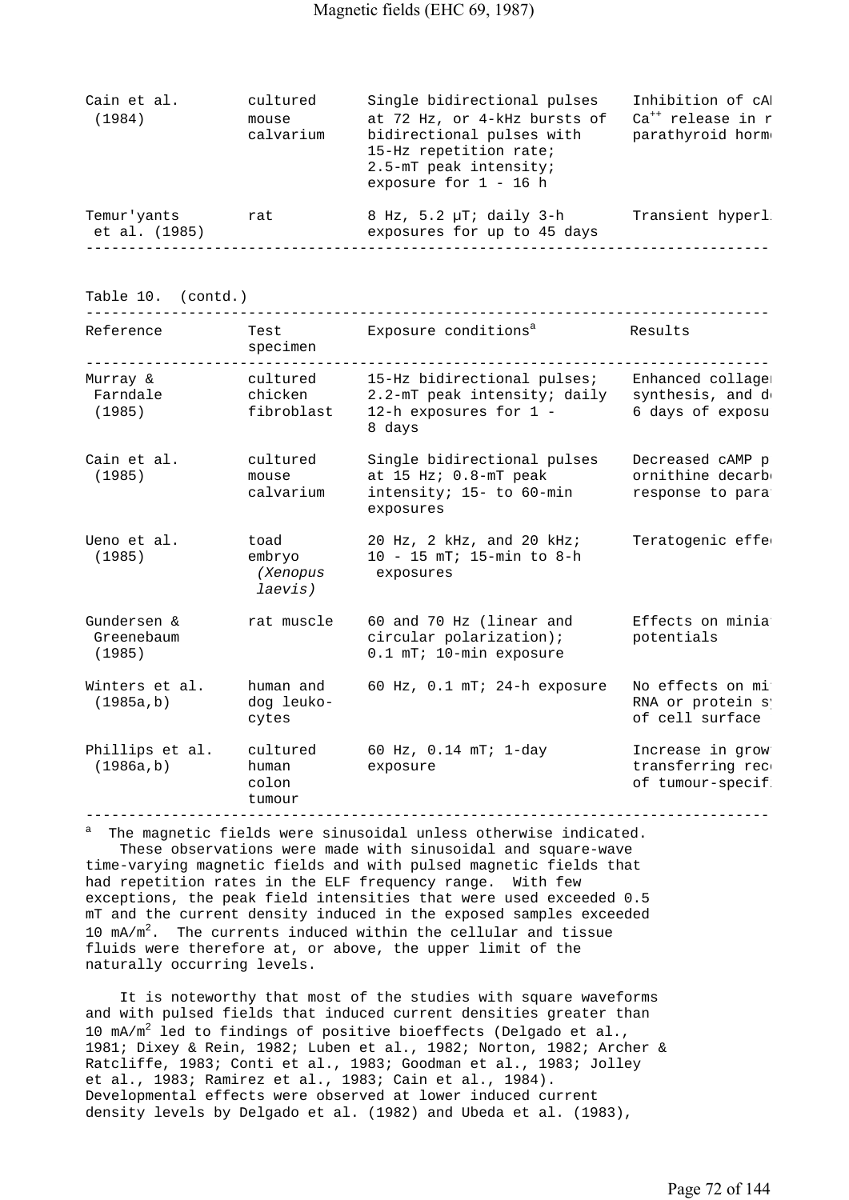| Reference | Test specimen | Exposure conditions[a] | Results |
|---|---|---|---|
| Cain et al. (1984) | cultured mouse calvarium | Single bidirectional pulses at 72 Hz, or 4-kHz bursts of bidirectional pulses with 15-Hz repetition rate; 2.5-mT peak intensity; exposure for 1 - 16 h | Inhibition of cA $Ca^{++}$ release in r parathyroid horm |
| Temur'yants et al. (1985) | rat | 8 Hz, 5.2 µT; daily 3-h exposures for up to 45 days | Transient hyperl |

Table 10. (contd.)

| Reference | Test specimen | Exposure conditions[a] | Results |
|---|---|---|---|
| Murray & Farndale (1985) | cultured chicken fibroblast | 15-Hz bidirectional pulses; 2.2-mT peak intensity; daily 12-h exposures for 1 - 8 days | Enhanced collage synthesis, and d 6 days of exposu |
| Cain et al. (1985) | cultured mouse calvarium | Single bidirectional pulses at 15 Hz; 0.8-mT peak intensity; 15- to 60-min exposures | Decreased cAMP p ornithine decarb response to para |
| Ueno et al. (1985) | toad embryo *(Xenopus laevis)* | 20 Hz, 2 kHz, and 20 kHz; 10 - 15 mT; 15-min to 8-h exposures | Teratogenic effe |
| Gundersen & Greenebaum (1985) | rat muscle | 60 and 70 Hz (linear and circular polarization); 0.1 mT; 10-min exposure | Effects on minia potentials |
| Winters et al. (1985a,b) | human and dog leuko-cytes | 60 Hz, 0.1 mT; 24-h exposure | No effects on mi RNA or protein s of cell surface |
| Phillips et al. (1986a,b) | cultured human colon tumour | 60 Hz, 0.14 mT; 1-day exposure | Increase in grow transferring rec of tumour-specif |

[a] The magnetic fields were sinusoidal unless otherwise indicated.

These observations were made with sinusoidal and square-wave time-varying magnetic fields and with pulsed magnetic fields that had repetition rates in the ELF frequency range. With few exceptions, the peak field intensities that were used exceeded 0.5 mT and the current density induced in the exposed samples exceeded 10 mA/m$^2$. The currents induced within the cellular and tissue fluids were therefore at, or above, the upper limit of the naturally occurring levels.

It is noteworthy that most of the studies with square waveforms and with pulsed fields that induced current densities greater than 10 mA/m$^2$ led to findings of positive bioeffects (Delgado et al., 1981; Dixey & Rein, 1982; Luben et al., 1982; Norton, 1982; Archer & Ratcliffe, 1983; Conti et al., 1983; Goodman et al., 1983; Jolley et al., 1983; Ramirez et al., 1983; Cain et al., 1984). Developmental effects were observed at lower induced current density levels by Delgado et al. (1982) and Ubeda et al. (1983),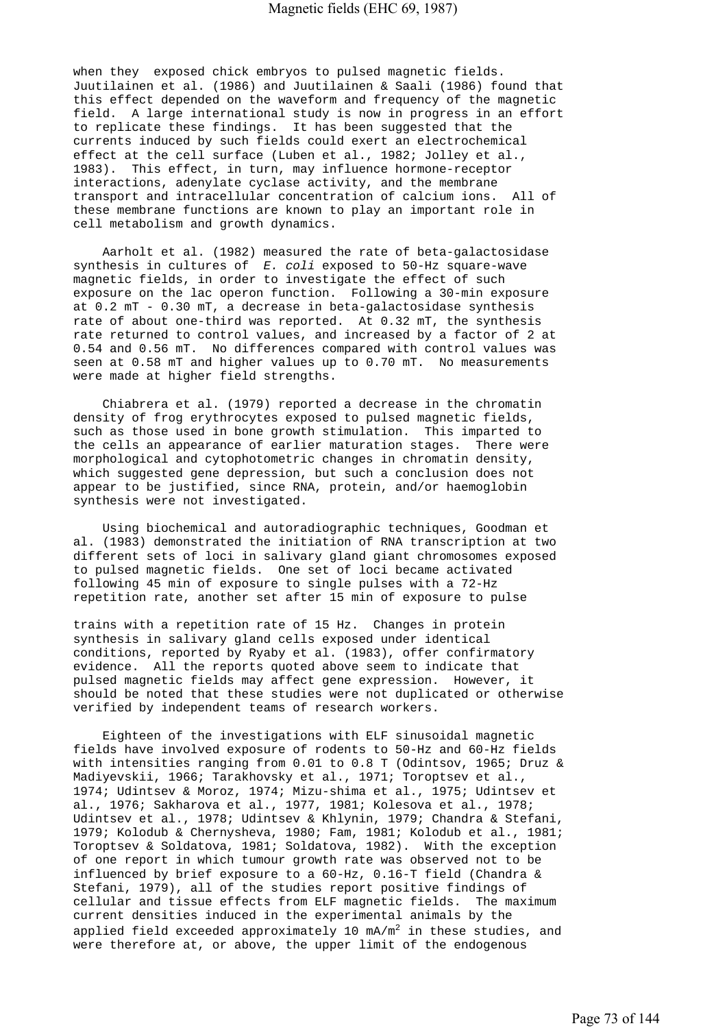when they exposed chick embryos to pulsed magnetic fields. Juutilainen et al. (1986) and Juutilainen & Saali (1986) found that this effect depended on the waveform and frequency of the magnetic field. A large international study is now in progress in an effort to replicate these findings. It has been suggested that the currents induced by such fields could exert an electrochemical effect at the cell surface (Luben et al., 1982; Jolley et al., 1983). This effect, in turn, may influence hormone-receptor interactions, adenylate cyclase activity, and the membrane transport and intracellular concentration of calcium ions. All of these membrane functions are known to play an important role in cell metabolism and growth dynamics.

Aarholt et al. (1982) measured the rate of beta-galactosidase synthesis in cultures of *E. coli* exposed to 50-Hz square-wave magnetic fields, in order to investigate the effect of such exposure on the lac operon function. Following a 30-min exposure at 0.2 mT - 0.30 mT, a decrease in beta-galactosidase synthesis rate of about one-third was reported. At 0.32 mT, the synthesis rate returned to control values, and increased by a factor of 2 at 0.54 and 0.56 mT. No differences compared with control values was seen at 0.58 mT and higher values up to 0.70 mT. No measurements were made at higher field strengths.

Chiabrera et al. (1979) reported a decrease in the chromatin density of frog erythrocytes exposed to pulsed magnetic fields, such as those used in bone growth stimulation. This imparted to the cells an appearance of earlier maturation stages. There were morphological and cytophotometric changes in chromatin density, which suggested gene depression, but such a conclusion does not appear to be justified, since RNA, protein, and/or haemoglobin synthesis were not investigated.

Using biochemical and autoradiographic techniques, Goodman et al. (1983) demonstrated the initiation of RNA transcription at two different sets of loci in salivary gland giant chromosomes exposed to pulsed magnetic fields. One set of loci became activated following 45 min of exposure to single pulses with a 72-Hz repetition rate, another set after 15 min of exposure to pulse trains with a repetition rate of 15 Hz. Changes in protein synthesis in salivary gland cells exposed under identical conditions, reported by Ryaby et al. (1983), offer confirmatory evidence. All the reports quoted above seem to indicate that pulsed magnetic fields may affect gene expression. However, it should be noted that these studies were not duplicated or otherwise verified by independent teams of research workers.

Eighteen of the investigations with ELF sinusoidal magnetic fields have involved exposure of rodents to 50-Hz and 60-Hz fields with intensities ranging from 0.01 to 0.8 T (Odintsov, 1965; Druz & Madiyevskii, 1966; Tarakhovsky et al., 1971; Toroptsev et al., 1974; Udintsev & Moroz, 1974; Mizu-shima et al., 1975; Udintsev et al., 1976; Sakharova et al., 1977, 1981; Kolesova et al., 1978; Udintsev et al., 1978; Udintsev & Khlynin, 1979; Chandra & Stefani, 1979; Kolodub & Chernysheva, 1980; Fam, 1981; Kolodub et al., 1981; Toroptsev & Soldatova, 1981; Soldatova, 1982). With the exception of one report in which tumour growth rate was observed not to be influenced by brief exposure to a 60-Hz, 0.16-T field (Chandra & Stefani, 1979), all of the studies report positive findings of cellular and tissue effects from ELF magnetic fields. The maximum current densities induced in the experimental animals by the applied field exceeded approximately 10 $mA/m^2$ in these studies, and were therefore at, or above, the upper limit of the endogenous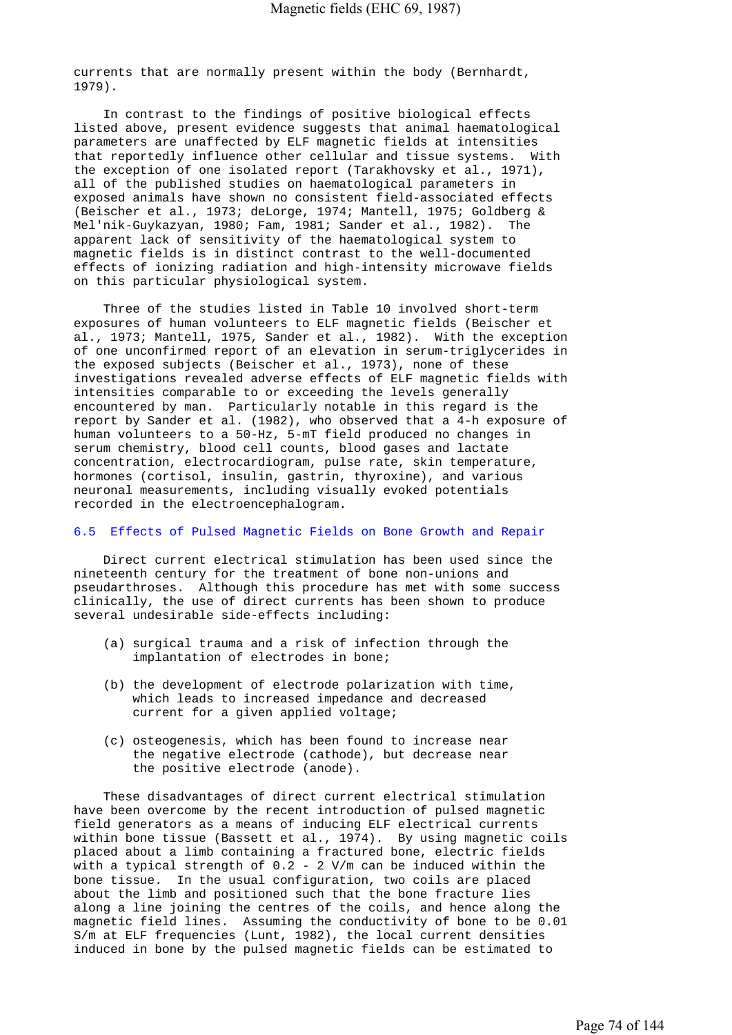currents that are normally present within the body (Bernhardt, 1979).

In contrast to the findings of positive biological effects listed above, present evidence suggests that animal haematological parameters are unaffected by ELF magnetic fields at intensities that reportedly influence other cellular and tissue systems. With the exception of one isolated report (Tarakhovsky et al., 1971), all of the published studies on haematological parameters in exposed animals have shown no consistent field-associated effects (Beischer et al., 1973; deLorge, 1974; Mantell, 1975; Goldberg & Mel'nik-Guykazyan, 1980; Fam, 1981; Sander et al., 1982). The apparent lack of sensitivity of the haematological system to magnetic fields is in distinct contrast to the well-documented effects of ionizing radiation and high-intensity microwave fields on this particular physiological system.

Three of the studies listed in Table 10 involved short-term exposures of human volunteers to ELF magnetic fields (Beischer et al., 1973; Mantell, 1975, Sander et al., 1982). With the exception of one unconfirmed report of an elevation in serum-triglycerides in the exposed subjects (Beischer et al., 1973), none of these investigations revealed adverse effects of ELF magnetic fields with intensities comparable to or exceeding the levels generally encountered by man. Particularly notable in this regard is the report by Sander et al. (1982), who observed that a 4-h exposure of human volunteers to a 50-Hz, 5-mT field produced no changes in serum chemistry, blood cell counts, blood gases and lactate concentration, electrocardiogram, pulse rate, skin temperature, hormones (cortisol, insulin, gastrin, thyroxine), and various neuronal measurements, including visually evoked potentials recorded in the electroencephalogram.

## 6.5 Effects of Pulsed Magnetic Fields on Bone Growth and Repair

Direct current electrical stimulation has been used since the nineteenth century for the treatment of bone non-unions and pseudarthroses. Although this procedure has met with some success clinically, the use of direct currents has been shown to produce several undesirable side-effects including:

(a) surgical trauma and a risk of infection through the implantation of electrodes in bone;

(b) the development of electrode polarization with time, which leads to increased impedance and decreased current for a given applied voltage;

(c) osteogenesis, which has been found to increase near the negative electrode (cathode), but decrease near the positive electrode (anode).

These disadvantages of direct current electrical stimulation have been overcome by the recent introduction of pulsed magnetic field generators as a means of inducing ELF electrical currents within bone tissue (Bassett et al., 1974). By using magnetic coils placed about a limb containing a fractured bone, electric fields with a typical strength of 0.2 - 2 V/m can be induced within the bone tissue. In the usual configuration, two coils are placed about the limb and positioned such that the bone fracture lies along a line joining the centres of the coils, and hence along the magnetic field lines. Assuming the conductivity of bone to be 0.01 S/m at ELF frequencies (Lunt, 1982), the local current densities induced in bone by the pulsed magnetic fields can be estimated to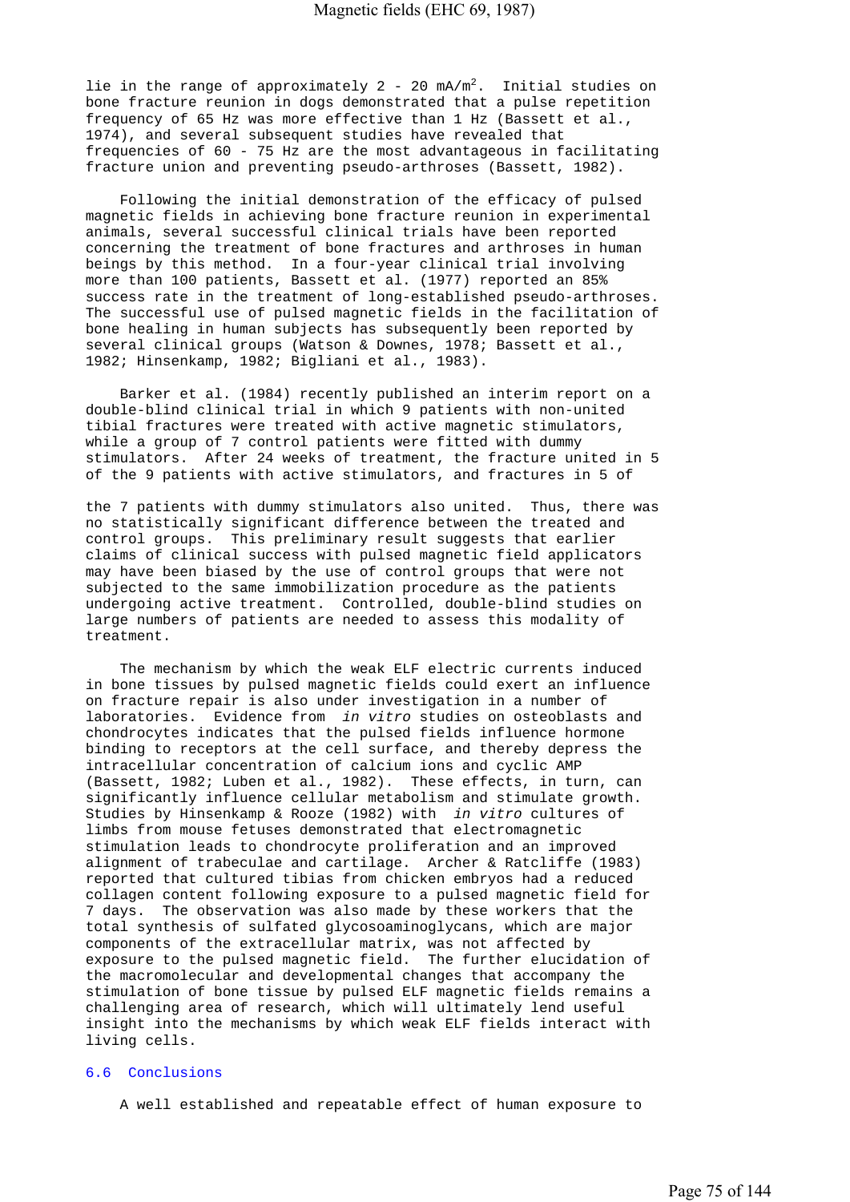lie in the range of approximately 2 - 20 mA/$m^2$. Initial studies on bone fracture reunion in dogs demonstrated that a pulse repetition frequency of 65 Hz was more effective than 1 Hz (Bassett et al., 1974), and several subsequent studies have revealed that frequencies of 60 - 75 Hz are the most advantageous in facilitating fracture union and preventing pseudo-arthroses (Bassett, 1982).

Following the initial demonstration of the efficacy of pulsed magnetic fields in achieving bone fracture reunion in experimental animals, several successful clinical trials have been reported concerning the treatment of bone fractures and arthroses in human beings by this method. In a four-year clinical trial involving more than 100 patients, Bassett et al. (1977) reported an 85% success rate in the treatment of long-established pseudo-arthroses. The successful use of pulsed magnetic fields in the facilitation of bone healing in human subjects has subsequently been reported by several clinical groups (Watson & Downes, 1978; Bassett et al., 1982; Hinsenkamp, 1982; Bigliani et al., 1983).

Barker et al. (1984) recently published an interim report on a double-blind clinical trial in which 9 patients with non-united tibial fractures were treated with active magnetic stimulators, while a group of 7 control patients were fitted with dummy stimulators. After 24 weeks of treatment, the fracture united in 5 of the 9 patients with active stimulators, and fractures in 5 of the 7 patients with dummy stimulators also united. Thus, there was no statistically significant difference between the treated and control groups. This preliminary result suggests that earlier claims of clinical success with pulsed magnetic field applicators may have been biased by the use of control groups that were not subjected to the same immobilization procedure as the patients undergoing active treatment. Controlled, double-blind studies on large numbers of patients are needed to assess this modality of treatment.

The mechanism by which the weak ELF electric currents induced in bone tissues by pulsed magnetic fields could exert an influence on fracture repair is also under investigation in a number of laboratories. Evidence from *in vitro* studies on osteoblasts and chondrocytes indicates that the pulsed fields influence hormone binding to receptors at the cell surface, and thereby depress the intracellular concentration of calcium ions and cyclic AMP (Bassett, 1982; Luben et al., 1982). These effects, in turn, can significantly influence cellular metabolism and stimulate growth. Studies by Hinsenkamp & Rooze (1982) with *in vitro* cultures of limbs from mouse fetuses demonstrated that electromagnetic stimulation leads to chondrocyte proliferation and an improved alignment of trabeculae and cartilage. Archer & Ratcliffe (1983) reported that cultured tibias from chicken embryos had a reduced collagen content following exposure to a pulsed magnetic field for 7 days. The observation was also made by these workers that the total synthesis of sulfated glycosoaminoglycans, which are major components of the extracellular matrix, was not affected by exposure to the pulsed magnetic field. The further elucidation of the macromolecular and developmental changes that accompany the stimulation of bone tissue by pulsed ELF magnetic fields remains a challenging area of research, which will ultimately lend useful insight into the mechanisms by which weak ELF fields interact with living cells.

### 6.6 Conclusions

A well established and repeatable effect of human exposure to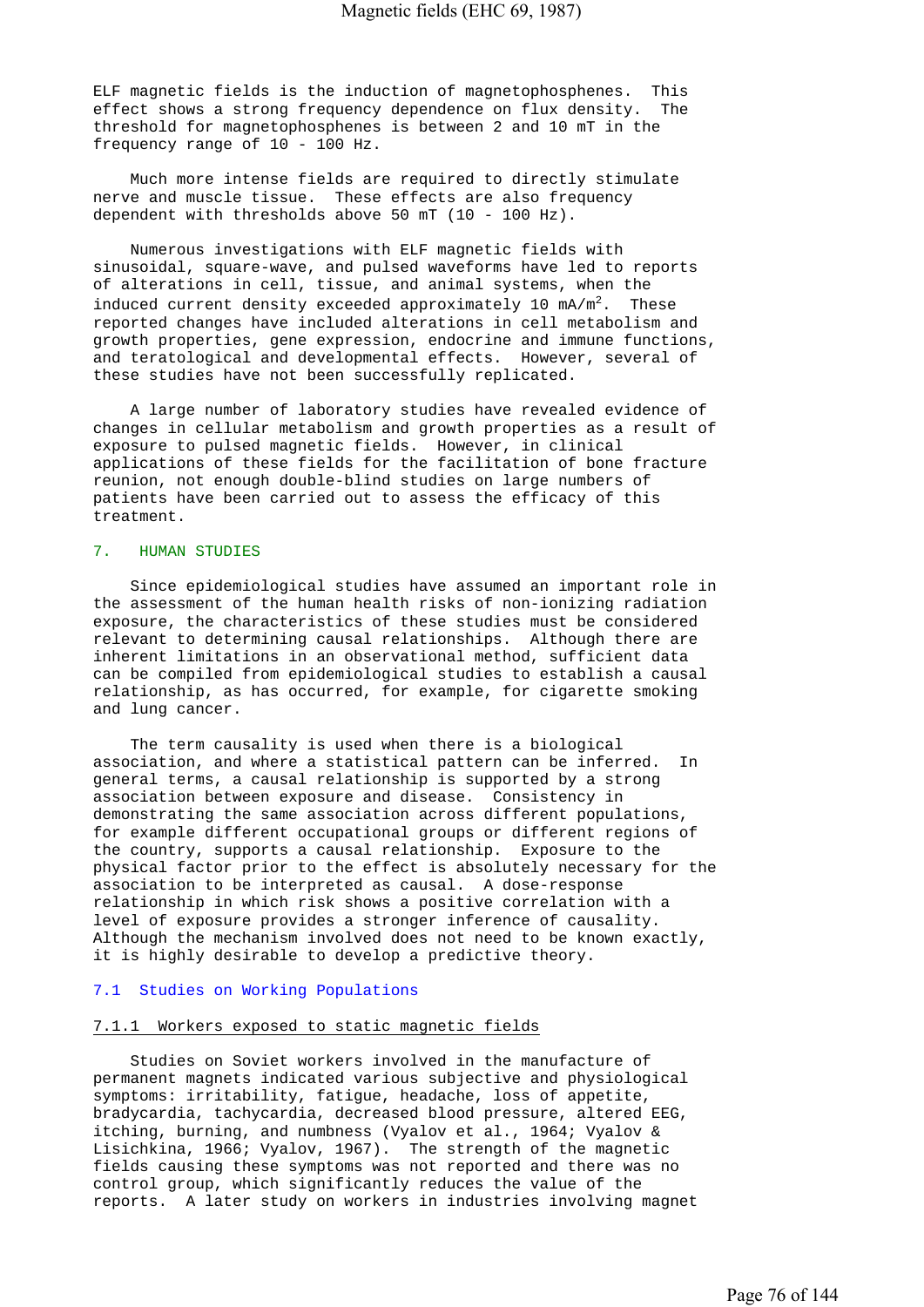ELF magnetic fields is the induction of magnetophosphenes. This effect shows a strong frequency dependence on flux density. The threshold for magnetophosphenes is between 2 and 10 mT in the frequency range of 10 - 100 Hz.

Much more intense fields are required to directly stimulate nerve and muscle tissue. These effects are also frequency dependent with thresholds above 50 mT (10 - 100 Hz).

Numerous investigations with ELF magnetic fields with sinusoidal, square-wave, and pulsed waveforms have led to reports of alterations in cell, tissue, and animal systems, when the induced current density exceeded approximately 10 mA/m$^2$. These reported changes have included alterations in cell metabolism and growth properties, gene expression, endocrine and immune functions, and teratological and developmental effects. However, several of these studies have not been successfully replicated.

A large number of laboratory studies have revealed evidence of changes in cellular metabolism and growth properties as a result of exposure to pulsed magnetic fields. However, in clinical applications of these fields for the facilitation of bone fracture reunion, not enough double-blind studies on large numbers of patients have been carried out to assess the efficacy of this treatment.

## 7. HUMAN STUDIES

Since epidemiological studies have assumed an important role in the assessment of the human health risks of non-ionizing radiation exposure, the characteristics of these studies must be considered relevant to determining causal relationships. Although there are inherent limitations in an observational method, sufficient data can be compiled from epidemiological studies to establish a causal relationship, as has occurred, for example, for cigarette smoking and lung cancer.

The term causality is used when there is a biological association, and where a statistical pattern can be inferred. In general terms, a causal relationship is supported by a strong association between exposure and disease. Consistency in demonstrating the same association across different populations, for example different occupational groups or different regions of the country, supports a causal relationship. Exposure to the physical factor prior to the effect is absolutely necessary for the association to be interpreted as causal. A dose-response relationship in which risk shows a positive correlation with a level of exposure provides a stronger inference of causality. Although the mechanism involved does not need to be known exactly, it is highly desirable to develop a predictive theory.

### 7.1 Studies on Working Populations

#### 7.1.1 Workers exposed to static magnetic fields

Studies on Soviet workers involved in the manufacture of permanent magnets indicated various subjective and physiological symptoms: irritability, fatigue, headache, loss of appetite, bradycardia, tachycardia, decreased blood pressure, altered EEG, itching, burning, and numbness (Vyalov et al., 1964; Vyalov & Lisichkina, 1966; Vyalov, 1967). The strength of the magnetic fields causing these symptoms was not reported and there was no control group, which significantly reduces the value of the reports. A later study on workers in industries involving magnet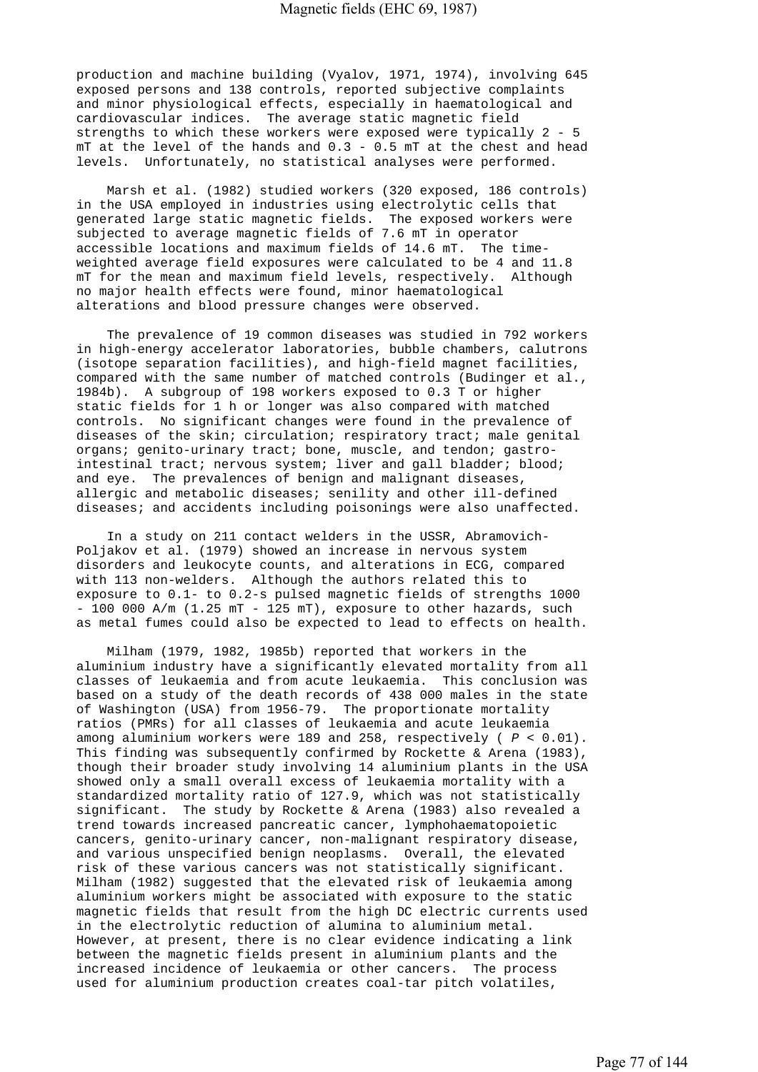production and machine building (Vyalov, 1971, 1974), involving 645 exposed persons and 138 controls, reported subjective complaints and minor physiological effects, especially in haematological and cardiovascular indices. The average static magnetic field strengths to which these workers were exposed were typically 2 - 5 mT at the level of the hands and 0.3 - 0.5 mT at the chest and head levels. Unfortunately, no statistical analyses were performed.

Marsh et al. (1982) studied workers (320 exposed, 186 controls) in the USA employed in industries using electrolytic cells that generated large static magnetic fields. The exposed workers were subjected to average magnetic fields of 7.6 mT in operator accessible locations and maximum fields of 14.6 mT. The time-weighted average field exposures were calculated to be 4 and 11.8 mT for the mean and maximum field levels, respectively. Although no major health effects were found, minor haematological alterations and blood pressure changes were observed.

The prevalence of 19 common diseases was studied in 792 workers in high-energy accelerator laboratories, bubble chambers, calutrons (isotope separation facilities), and high-field magnet facilities, compared with the same number of matched controls (Budinger et al., 1984b). A subgroup of 198 workers exposed to 0.3 T or higher static fields for 1 h or longer was also compared with matched controls. No significant changes were found in the prevalence of diseases of the skin; circulation; respiratory tract; male genital organs; genito-urinary tract; bone, muscle, and tendon; gastro-intestinal tract; nervous system; liver and gall bladder; blood; and eye. The prevalences of benign and malignant diseases, allergic and metabolic diseases; senility and other ill-defined diseases; and accidents including poisonings were also unaffected.

In a study on 211 contact welders in the USSR, Abramovich-Poljakov et al. (1979) showed an increase in nervous system disorders and leukocyte counts, and alterations in ECG, compared with 113 non-welders. Although the authors related this to exposure to 0.1- to 0.2-s pulsed magnetic fields of strengths 1000 - 100 000 A/m (1.25 mT - 125 mT), exposure to other hazards, such as metal fumes could also be expected to lead to effects on health.

Milham (1979, 1982, 1985b) reported that workers in the aluminium industry have a significantly elevated mortality from all classes of leukaemia and from acute leukaemia. This conclusion was based on a study of the death records of 438 000 males in the state of Washington (USA) from 1956-79. The proportionate mortality ratios (PMRs) for all classes of leukaemia and acute leukaemia among aluminium workers were 189 and 258, respectively ( $P < 0.01$). This finding was subsequently confirmed by Rockette & Arena (1983), though their broader study involving 14 aluminium plants in the USA showed only a small overall excess of leukaemia mortality with a standardized mortality ratio of 127.9, which was not statistically significant. The study by Rockette & Arena (1983) also revealed a trend towards increased pancreatic cancer, lymphohaematopoietic cancers, genito-urinary cancer, non-malignant respiratory disease, and various unspecified benign neoplasms. Overall, the elevated risk of these various cancers was not statistically significant. Milham (1982) suggested that the elevated risk of leukaemia among aluminium workers might be associated with exposure to the static magnetic fields that result from the high DC electric currents used in the electrolytic reduction of alumina to aluminium metal. However, at present, there is no clear evidence indicating a link between the magnetic fields present in aluminium plants and the increased incidence of leukaemia or other cancers. The process used for aluminium production creates coal-tar pitch volatiles,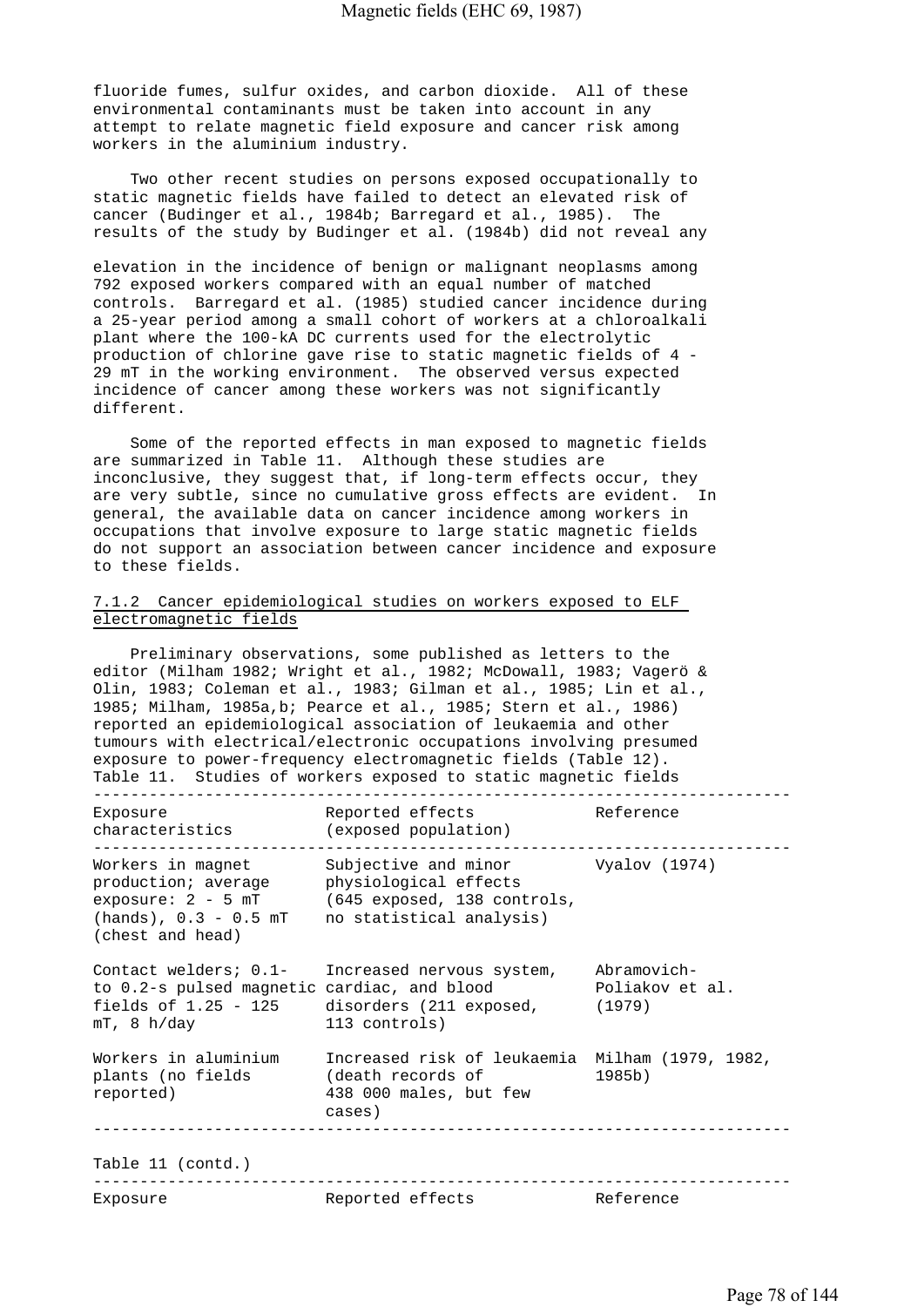fluoride fumes, sulfur oxides, and carbon dioxide. All of these environmental contaminants must be taken into account in any attempt to relate magnetic field exposure and cancer risk among workers in the aluminium industry.

Two other recent studies on persons exposed occupationally to static magnetic fields have failed to detect an elevated risk of cancer (Budinger et al., 1984b; Barregard et al., 1985). The results of the study by Budinger et al. (1984b) did not reveal any elevation in the incidence of benign or malignant neoplasms among 792 exposed workers compared with an equal number of matched controls. Barregard et al. (1985) studied cancer incidence during a 25-year period among a small cohort of workers at a chloroalkali plant where the 100-kA DC currents used for the electrolytic production of chlorine gave rise to static magnetic fields of 4 - 29 mT in the working environment. The observed versus expected incidence of cancer among these workers was not significantly different.

Some of the reported effects in man exposed to magnetic fields are summarized in Table 11. Although these studies are inconclusive, they suggest that, if long-term effects occur, they are very subtle, since no cumulative gross effects are evident. In general, the available data on cancer incidence among workers in occupations that involve exposure to large static magnetic fields do not support an association between cancer incidence and exposure to these fields.

### 7.1.2 Cancer epidemiological studies on workers exposed to ELF electromagnetic fields

Preliminary observations, some published as letters to the editor (Milham 1982; Wright et al., 1982; McDowall, 1983; Vagerö & Olin, 1983; Coleman et al., 1983; Gilman et al., 1985; Lin et al., 1985; Milham, 1985a,b; Pearce et al., 1985; Stern et al., 1986) reported an epidemiological association of leukaemia and other tumours with electrical/electronic occupations involving presumed exposure to power-frequency electromagnetic fields (Table 12).

Table 11. Studies of workers exposed to static magnetic fields

| Exposure characteristics | Reported effects (exposed population) | Reference |
|---|---|---|
| Workers in magnet production; average exposure: 2 - 5 mT (hands), 0.3 - 0.5 mT (chest and head) | Subjective and minor physiological effects (645 exposed, 138 controls, no statistical analysis) | Vyalov (1974) |
| Contact welders; 0.1- to 0.2-s pulsed magnetic fields of 1.25 - 125 mT, 8 h/day | Increased nervous system, cardiac, and blood disorders (211 exposed, 113 controls) | Abramovich-Poliakov et al. (1979) |
| Workers in aluminium plants (no fields reported) | Increased risk of leukaemia (death records of 438 000 males, but few cases) | Milham (1979, 1982, 1985b) |

Table 11 (contd.)

| Exposure | Reported effects | Reference |
|---|---|---|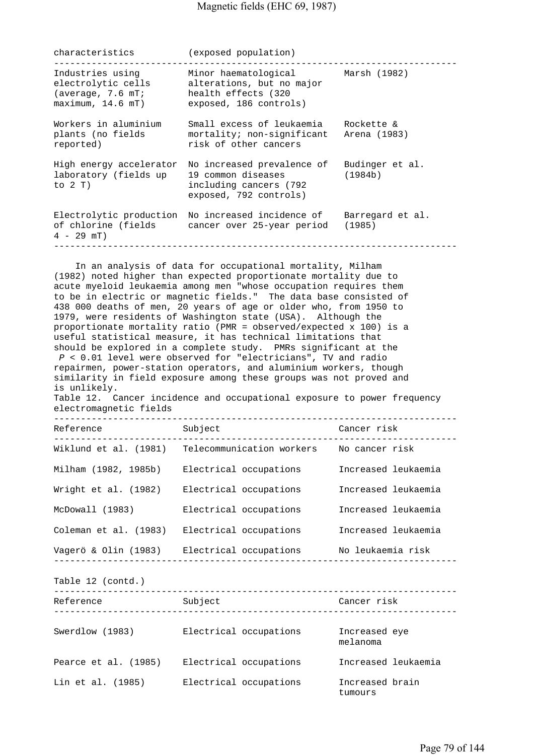| characteristics | (exposed population) | |
|---|---|---|
| Industries using electrolytic cells (average, 7.6 mT; maximum, 14.6 mT) | Minor haematological alterations, but no major health effects (320 exposed, 186 controls) | Marsh (1982) |
| Workers in aluminium plants (no fields reported) | Small excess of leukaemia mortality; non-significant risk of other cancers | Rockette & Arena (1983) |
| High energy accelerator laboratory (fields up to 2 T) | No increased prevalence of 19 common diseases including cancers (792 exposed, 792 controls) | Budinger et al. (1984b) |
| Electrolytic production of chlorine (fields 4 - 29 mT) | No increased incidence of cancer over 25-year period | Barregard et al. (1985) |

In an analysis of data for occupational mortality, Milham (1982) noted higher than expected proportionate mortality due to acute myeloid leukaemia among men "whose occupation requires them to be in electric or magnetic fields." The data base consisted of 438 000 deaths of men, 20 years of age or older who, from 1950 to 1979, were residents of Washington state (USA). Although the proportionate mortality ratio (PMR = observed/expected x 100) is a useful statistical measure, it has technical limitations that should be explored in a complete study. PMRs significant at the $P < 0.01$ level were observed for "electricians", TV and radio repairmen, power-station operators, and aluminium workers, though similarity in field exposure among these groups was not proved and is unlikely.

Table 12. Cancer incidence and occupational exposure to power frequency electromagnetic fields

| Reference | Subject | Cancer risk |
|---|---|---|
| Wiklund et al. (1981) | Telecommunication workers | No cancer risk |
| Milham (1982, 1985b) | Electrical occupations | Increased leukaemia |
| Wright et al. (1982) | Electrical occupations | Increased leukaemia |
| McDowall (1983) | Electrical occupations | Increased leukaemia |
| Coleman et al. (1983) | Electrical occupations | Increased leukaemia |
| Vagerö & Olin (1983) | Electrical occupations | No leukaemia risk |
| Swerdlow (1983) | Electrical occupations | Increased eye melanoma |
| Pearce et al. (1985) | Electrical occupations | Increased leukaemia |
| Lin et al. (1985) | Electrical occupations | Increased brain tumours |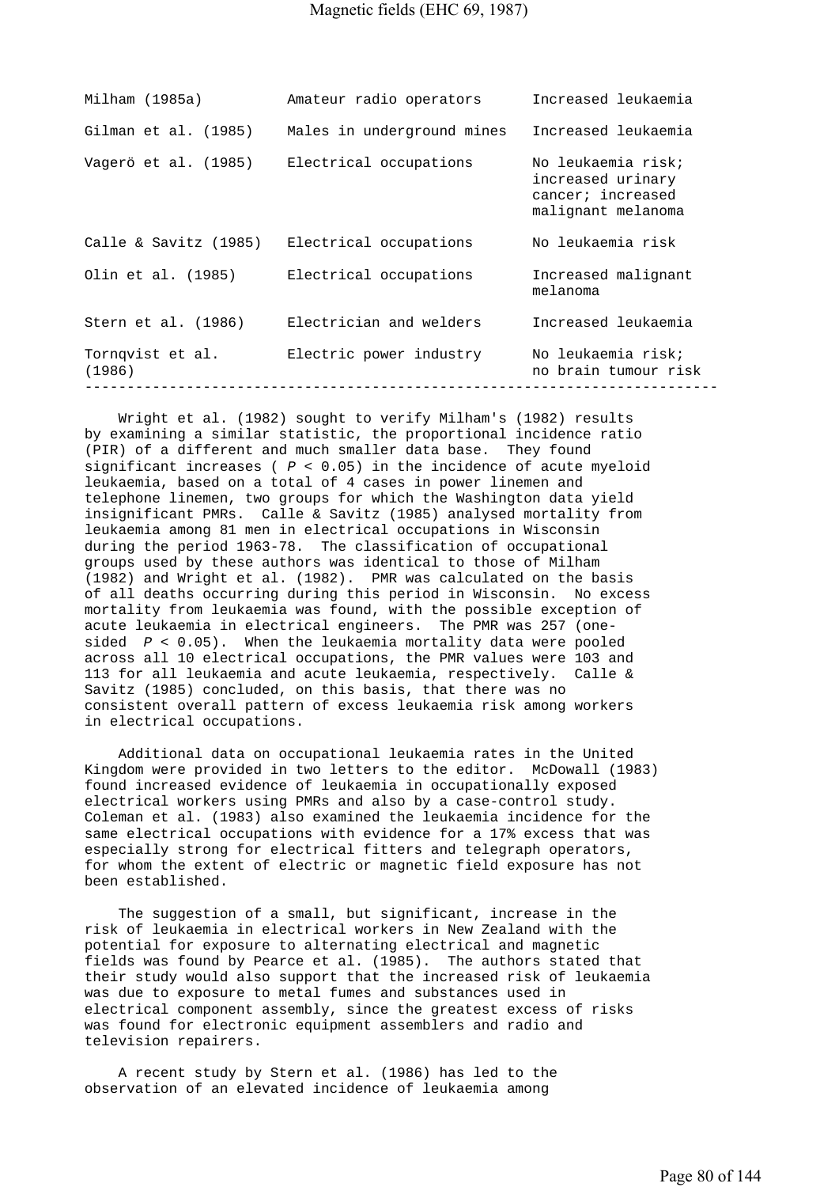| | | |
|---|---|---|
| Milham (1985a) | Amateur radio operators | Increased leukaemia |
| Gilman et al. (1985) | Males in underground mines | Increased leukaemia |
| Vagerö et al. (1985) | Electrical occupations | No leukaemia risk; increased urinary cancer; increased malignant melanoma |
| Calle & Savitz (1985) | Electrical occupations | No leukaemia risk |
| Olin et al. (1985) | Electrical occupations | Increased malignant melanoma |
| Stern et al. (1986) | Electrician and welders | Increased leukaemia |
| Tornqvist et al. (1986) | Electric power industry | No leukaemia risk; no brain tumour risk |

Wright et al. (1982) sought to verify Milham's (1982) results by examining a similar statistic, the proportional incidence ratio (PIR) of a different and much smaller data base. They found significant increases ( $P < 0.05$) in the incidence of acute myeloid leukaemia, based on a total of 4 cases in power linemen and telephone linemen, two groups for which the Washington data yield insignificant PMRs. Calle & Savitz (1985) analysed mortality from leukaemia among 81 men in electrical occupations in Wisconsin during the period 1963-78. The classification of occupational groups used by these authors was identical to those of Milham (1982) and Wright et al. (1982). PMR was calculated on the basis of all deaths occurring during this period in Wisconsin. No excess mortality from leukaemia was found, with the possible exception of acute leukaemia in electrical engineers. The PMR was 257 (one-sided $P < 0.05$). When the leukaemia mortality data were pooled across all 10 electrical occupations, the PMR values were 103 and 113 for all leukaemia and acute leukaemia, respectively. Calle & Savitz (1985) concluded, on this basis, that there was no consistent overall pattern of excess leukaemia risk among workers in electrical occupations.

Additional data on occupational leukaemia rates in the United Kingdom were provided in two letters to the editor. McDowall (1983) found increased evidence of leukaemia in occupationally exposed electrical workers using PMRs and also by a case-control study. Coleman et al. (1983) also examined the leukaemia incidence for the same electrical occupations with evidence for a 17% excess that was especially strong for electrical fitters and telegraph operators, for whom the extent of electric or magnetic field exposure has not been established.

The suggestion of a small, but significant, increase in the risk of leukaemia in electrical workers in New Zealand with the potential for exposure to alternating electrical and magnetic fields was found by Pearce et al. (1985). The authors stated that their study would also support that the increased risk of leukaemia was due to exposure to metal fumes and substances used in electrical component assembly, since the greatest excess of risks was found for electronic equipment assemblers and radio and television repairers.

A recent study by Stern et al. (1986) has led to the observation of an elevated incidence of leukaemia among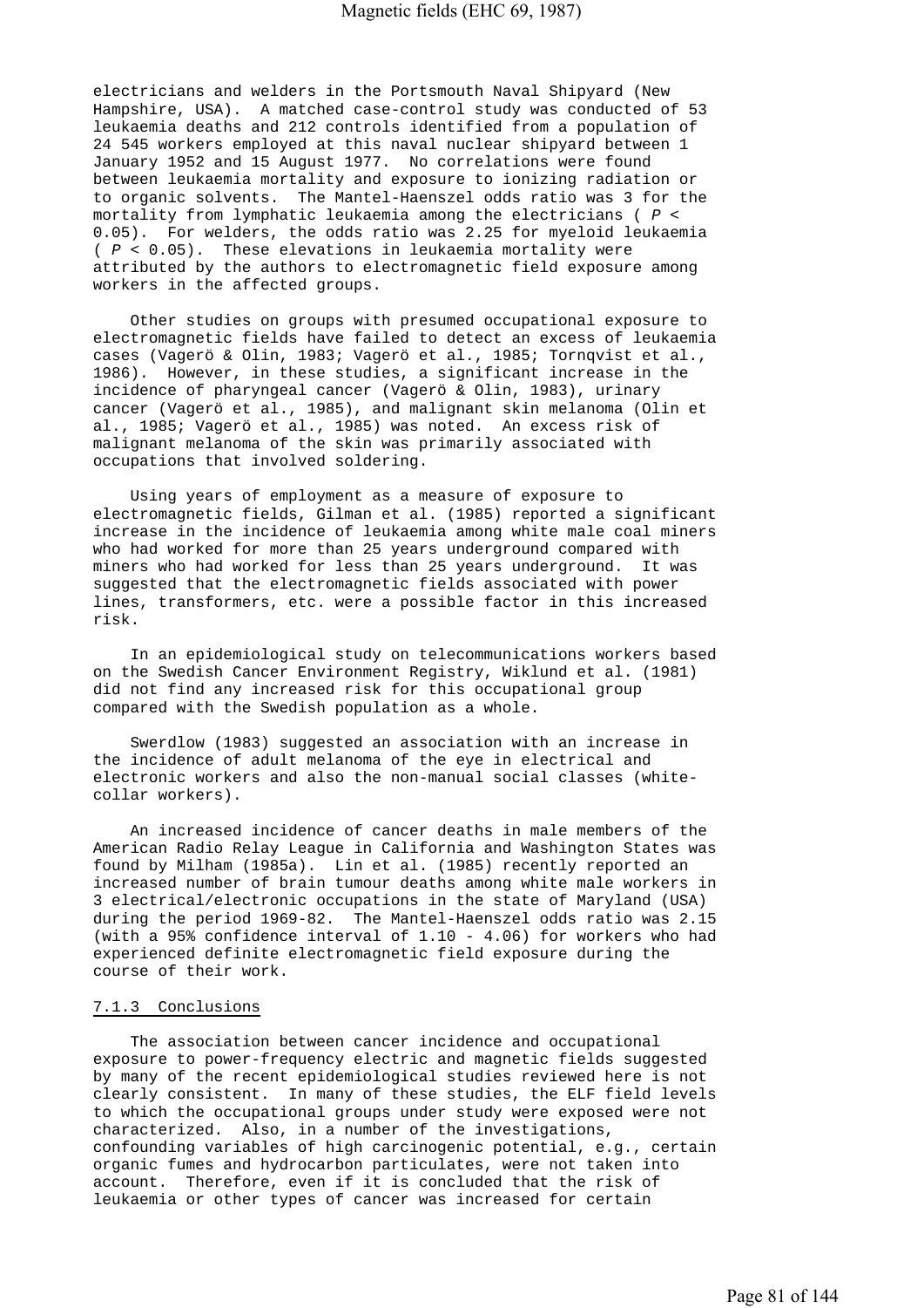electricians and welders in the Portsmouth Naval Shipyard (New Hampshire, USA). A matched case-control study was conducted of 53 leukaemia deaths and 212 controls identified from a population of 24 545 workers employed at this naval nuclear shipyard between 1 January 1952 and 15 August 1977. No correlations were found between leukaemia mortality and exposure to ionizing radiation or to organic solvents. The Mantel-Haenszel odds ratio was 3 for the mortality from lymphatic leukaemia among the electricians ( $P < 0.05$). For welders, the odds ratio was 2.25 for myeloid leukaemia ( $P < 0.05$). These elevations in leukaemia mortality were attributed by the authors to electromagnetic field exposure among workers in the affected groups.

Other studies on groups with presumed occupational exposure to electromagnetic fields have failed to detect an excess of leukaemia cases (Vagerö & Olin, 1983; Vagerö et al., 1985; Tornqvist et al., 1986). However, in these studies, a significant increase in the incidence of pharyngeal cancer (Vagerö & Olin, 1983), urinary cancer (Vagerö et al., 1985), and malignant skin melanoma (Olin et al., 1985; Vagerö et al., 1985) was noted. An excess risk of malignant melanoma of the skin was primarily associated with occupations that involved soldering.

Using years of employment as a measure of exposure to electromagnetic fields, Gilman et al. (1985) reported a significant increase in the incidence of leukaemia among white male coal miners who had worked for more than 25 years underground compared with miners who had worked for less than 25 years underground. It was suggested that the electromagnetic fields associated with power lines, transformers, etc. were a possible factor in this increased risk.

In an epidemiological study on telecommunications workers based on the Swedish Cancer Environment Registry, Wiklund et al. (1981) did not find any increased risk for this occupational group compared with the Swedish population as a whole.

Swerdlow (1983) suggested an association with an increase in the incidence of adult melanoma of the eye in electrical and electronic workers and also the non-manual social classes (white-collar workers).

An increased incidence of cancer deaths in male members of the American Radio Relay League in California and Washington States was found by Milham (1985a). Lin et al. (1985) recently reported an increased number of brain tumour deaths among white male workers in 3 electrical/electronic occupations in the state of Maryland (USA) during the period 1969-82. The Mantel-Haenszel odds ratio was 2.15 (with a 95% confidence interval of 1.10 - 4.06) for workers who had experienced definite electromagnetic field exposure during the course of their work.

### 7.1.3 Conclusions

The association between cancer incidence and occupational exposure to power-frequency electric and magnetic fields suggested by many of the recent epidemiological studies reviewed here is not clearly consistent. In many of these studies, the ELF field levels to which the occupational groups under study were exposed were not characterized. Also, in a number of the investigations, confounding variables of high carcinogenic potential, e.g., certain organic fumes and hydrocarbon particulates, were not taken into account. Therefore, even if it is concluded that the risk of leukaemia or other types of cancer was increased for certain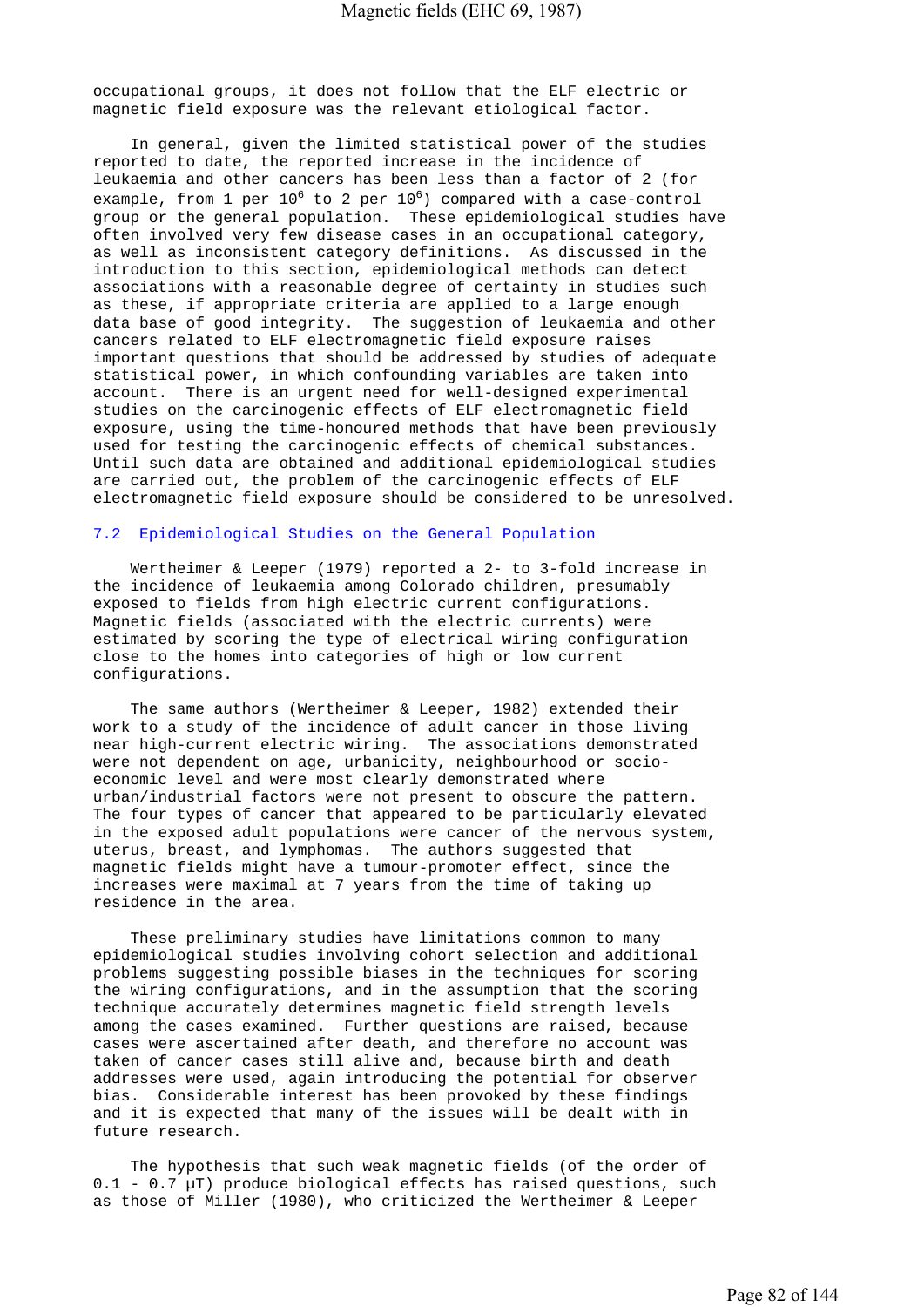occupational groups, it does not follow that the ELF electric or magnetic field exposure was the relevant etiological factor.

In general, given the limited statistical power of the studies reported to date, the reported increase in the incidence of leukaemia and other cancers has been less than a factor of 2 (for example, from 1 per $10^6$ to 2 per $10^6$) compared with a case-control group or the general population. These epidemiological studies have often involved very few disease cases in an occupational category, as well as inconsistent category definitions. As discussed in the introduction to this section, epidemiological methods can detect associations with a reasonable degree of certainty in studies such as these, if appropriate criteria are applied to a large enough data base of good integrity. The suggestion of leukaemia and other cancers related to ELF electromagnetic field exposure raises important questions that should be addressed by studies of adequate statistical power, in which confounding variables are taken into account. There is an urgent need for well-designed experimental studies on the carcinogenic effects of ELF electromagnetic field exposure, using the time-honoured methods that have been previously used for testing the carcinogenic effects of chemical substances. Until such data are obtained and additional epidemiological studies are carried out, the problem of the carcinogenic effects of ELF electromagnetic field exposure should be considered to be unresolved.

## 7.2 Epidemiological Studies on the General Population

Wertheimer & Leeper (1979) reported a 2- to 3-fold increase in the incidence of leukaemia among Colorado children, presumably exposed to fields from high electric current configurations. Magnetic fields (associated with the electric currents) were estimated by scoring the type of electrical wiring configuration close to the homes into categories of high or low current configurations.

The same authors (Wertheimer & Leeper, 1982) extended their work to a study of the incidence of adult cancer in those living near high-current electric wiring. The associations demonstrated were not dependent on age, urbanicity, neighbourhood or socio-economic level and were most clearly demonstrated where urban/industrial factors were not present to obscure the pattern. The four types of cancer that appeared to be particularly elevated in the exposed adult populations were cancer of the nervous system, uterus, breast, and lymphomas. The authors suggested that magnetic fields might have a tumour-promoter effect, since the increases were maximal at 7 years from the time of taking up residence in the area.

These preliminary studies have limitations common to many epidemiological studies involving cohort selection and additional problems suggesting possible biases in the techniques for scoring the wiring configurations, and in the assumption that the scoring technique accurately determines magnetic field strength levels among the cases examined. Further questions are raised, because cases were ascertained after death, and therefore no account was taken of cancer cases still alive and, because birth and death addresses were used, again introducing the potential for observer bias. Considerable interest has been provoked by these findings and it is expected that many of the issues will be dealt with in future research.

The hypothesis that such weak magnetic fields (of the order of 0.1 - 0.7 μT) produce biological effects has raised questions, such as those of Miller (1980), who criticized the Wertheimer & Leeper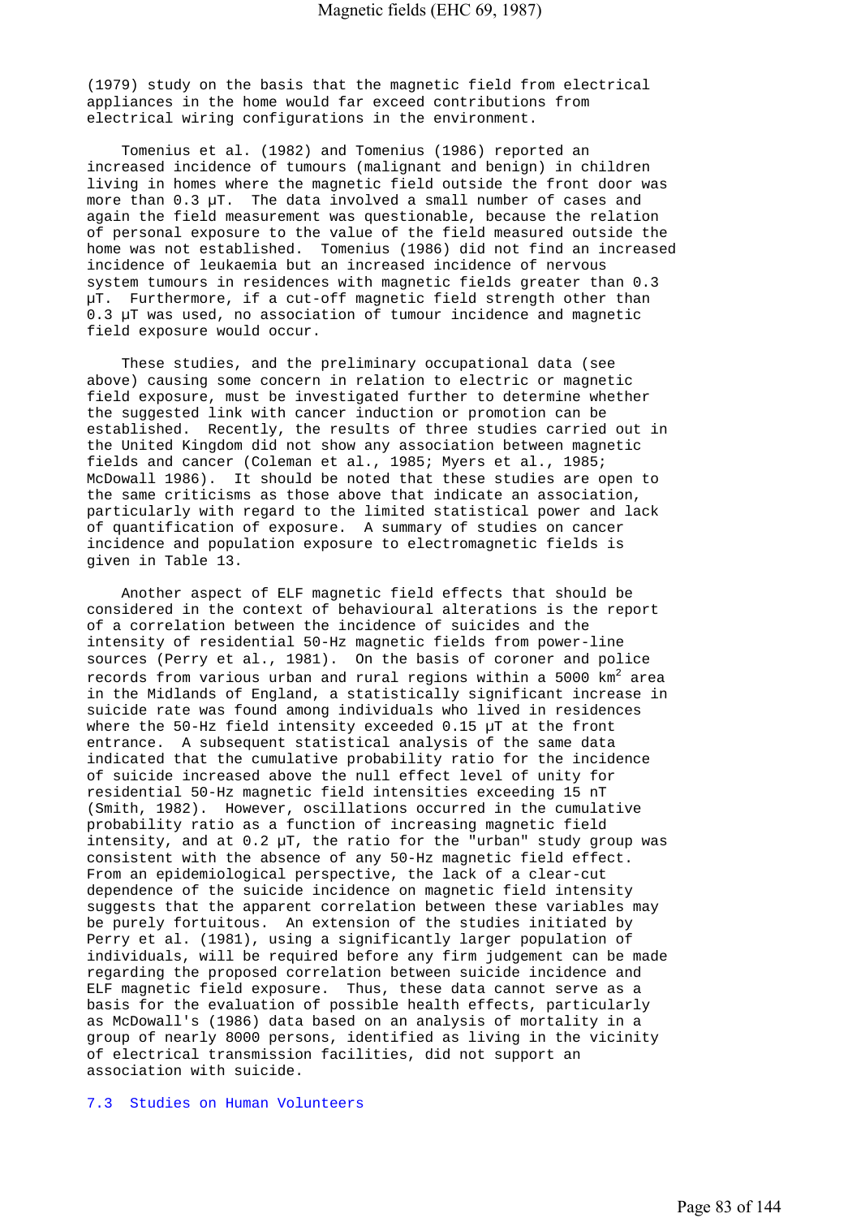(1979) study on the basis that the magnetic field from electrical appliances in the home would far exceed contributions from electrical wiring configurations in the environment.

Tomenius et al. (1982) and Tomenius (1986) reported an increased incidence of tumours (malignant and benign) in children living in homes where the magnetic field outside the front door was more than 0.3 μT. The data involved a small number of cases and again the field measurement was questionable, because the relation of personal exposure to the value of the field measured outside the home was not established. Tomenius (1986) did not find an increased incidence of leukaemia but an increased incidence of nervous system tumours in residences with magnetic fields greater than 0.3 μT. Furthermore, if a cut-off magnetic field strength other than 0.3 μT was used, no association of tumour incidence and magnetic field exposure would occur.

These studies, and the preliminary occupational data (see above) causing some concern in relation to electric or magnetic field exposure, must be investigated further to determine whether the suggested link with cancer induction or promotion can be established. Recently, the results of three studies carried out in the United Kingdom did not show any association between magnetic fields and cancer (Coleman et al., 1985; Myers et al., 1985; McDowall 1986). It should be noted that these studies are open to the same criticisms as those above that indicate an association, particularly with regard to the limited statistical power and lack of quantification of exposure. A summary of studies on cancer incidence and population exposure to electromagnetic fields is given in Table 13.

Another aspect of ELF magnetic field effects that should be considered in the context of behavioural alterations is the report of a correlation between the incidence of suicides and the intensity of residential 50-Hz magnetic fields from power-line sources (Perry et al., 1981). On the basis of coroner and police records from various urban and rural regions within a 5000 $km^2$ area in the Midlands of England, a statistically significant increase in suicide rate was found among individuals who lived in residences where the 50-Hz field intensity exceeded 0.15 μT at the front entrance. A subsequent statistical analysis of the same data indicated that the cumulative probability ratio for the incidence of suicide increased above the null effect level of unity for residential 50-Hz magnetic field intensities exceeding 15 nT (Smith, 1982). However, oscillations occurred in the cumulative probability ratio as a function of increasing magnetic field intensity, and at 0.2 μT, the ratio for the "urban" study group was consistent with the absence of any 50-Hz magnetic field effect. From an epidemiological perspective, the lack of a clear-cut dependence of the suicide incidence on magnetic field intensity suggests that the apparent correlation between these variables may be purely fortuitous. An extension of the studies initiated by Perry et al. (1981), using a significantly larger population of individuals, will be required before any firm judgement can be made regarding the proposed correlation between suicide incidence and ELF magnetic field exposure. Thus, these data cannot serve as a basis for the evaluation of possible health effects, particularly as McDowall's (1986) data based on an analysis of mortality in a group of nearly 8000 persons, identified as living in the vicinity of electrical transmission facilities, did not support an association with suicide.

## 7.3 Studies on Human Volunteers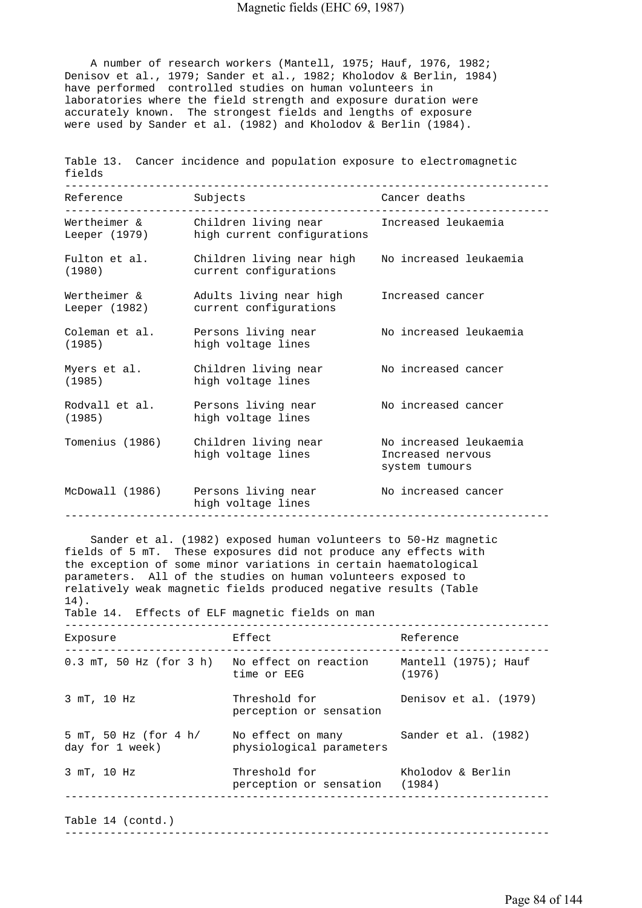A number of research workers (Mantell, 1975; Hauf, 1976, 1982; Denisov et al., 1979; Sander et al., 1982; Kholodov & Berlin, 1984) have performed controlled studies on human volunteers in laboratories where the field strength and exposure duration were accurately known. The strongest fields and lengths of exposure were used by Sander et al. (1982) and Kholodov & Berlin (1984).

Table 13. Cancer incidence and population exposure to electromagnetic fields

| Reference | Subjects | Cancer deaths |
|---|---|---|
| Wertheimer & Leeper (1979) | Children living near high current configurations | Increased leukaemia |
| Fulton et al. (1980) | Children living near high current configurations | No increased leukaemia |
| Wertheimer & Leeper (1982) | Adults living near high current configurations | Increased cancer |
| Coleman et al. (1985) | Persons living near high voltage lines | No increased leukaemia |
| Myers et al. (1985) | Children living near high voltage lines | No increased cancer |
| Rodvall et al. (1985) | Persons living near high voltage lines | No increased cancer |
| Tomenius (1986) | Children living near high voltage lines | No increased leukaemia Increased nervous system tumours |
| McDowall (1986) | Persons living near high voltage lines | No increased cancer |

Sander et al. (1982) exposed human volunteers to 50-Hz magnetic fields of 5 mT. These exposures did not produce any effects with the exception of some minor variations in certain haematological parameters. All of the studies on human volunteers exposed to relatively weak magnetic fields produced negative results (Table 14).

Table 14. Effects of ELF magnetic fields on man

| Exposure | Effect | Reference |
|---|---|---|
| 0.3 mT, 50 Hz (for 3 h) | No effect on reaction time or EEG | Mantell (1975); Hauf (1976) |
| 3 mT, 10 Hz | Threshold for perception or sensation | Denisov et al. (1979) |
| 5 mT, 50 Hz (for 4 h/ day for 1 week) | No effect on many physiological parameters | Sander et al. (1982) |
| 3 mT, 10 Hz | Threshold for perception or sensation | Kholodov & Berlin (1984) |

Table 14 (contd.)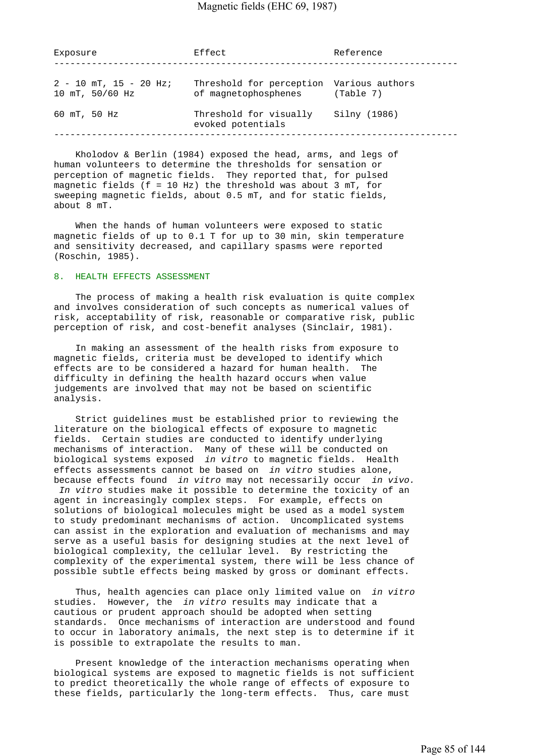| Exposure | Effect | Reference |
|---|---|---|
| 2 - 10 mT, 15 - 20 Hz; 10 mT, 50/60 Hz | Threshold for perception of magnetophosphenes | Various authors (Table 7) |
| 60 mT, 50 Hz | Threshold for visually evoked potentials | Silny (1986) |

Kholodov & Berlin (1984) exposed the head, arms, and legs of human volunteers to determine the thresholds for sensation or perception of magnetic fields. They reported that, for pulsed magnetic fields (f = 10 Hz) the threshold was about 3 mT, for sweeping magnetic fields, about 0.5 mT, and for static fields, about 8 mT.

When the hands of human volunteers were exposed to static magnetic fields of up to 0.1 T for up to 30 min, skin temperature and sensitivity decreased, and capillary spasms were reported (Roschin, 1985).

## 8. HEALTH EFFECTS ASSESSMENT

The process of making a health risk evaluation is quite complex and involves consideration of such concepts as numerical values of risk, acceptability of risk, reasonable or comparative risk, public perception of risk, and cost-benefit analyses (Sinclair, 1981).

In making an assessment of the health risks from exposure to magnetic fields, criteria must be developed to identify which effects are to be considered a hazard for human health. The difficulty in defining the health hazard occurs when value judgements are involved that may not be based on scientific analysis.

Strict guidelines must be established prior to reviewing the literature on the biological effects of exposure to magnetic fields. Certain studies are conducted to identify underlying mechanisms of interaction. Many of these will be conducted on biological systems exposed *in vitro* to magnetic fields. Health effects assessments cannot be based on *in vitro* studies alone, because effects found *in vitro* may not necessarily occur *in vivo.* *In vitro* studies make it possible to determine the toxicity of an agent in increasingly complex steps. For example, effects on solutions of biological molecules might be used as a model system to study predominant mechanisms of action. Uncomplicated systems can assist in the exploration and evaluation of mechanisms and may serve as a useful basis for designing studies at the next level of biological complexity, the cellular level. By restricting the complexity of the experimental system, there will be less chance of possible subtle effects being masked by gross or dominant effects.

Thus, health agencies can place only limited value on *in vitro* studies. However, the *in vitro* results may indicate that a cautious or prudent approach should be adopted when setting standards. Once mechanisms of interaction are understood and found to occur in laboratory animals, the next step is to determine if it is possible to extrapolate the results to man.

Present knowledge of the interaction mechanisms operating when biological systems are exposed to magnetic fields is not sufficient to predict theoretically the whole range of effects of exposure to these fields, particularly the long-term effects. Thus, care must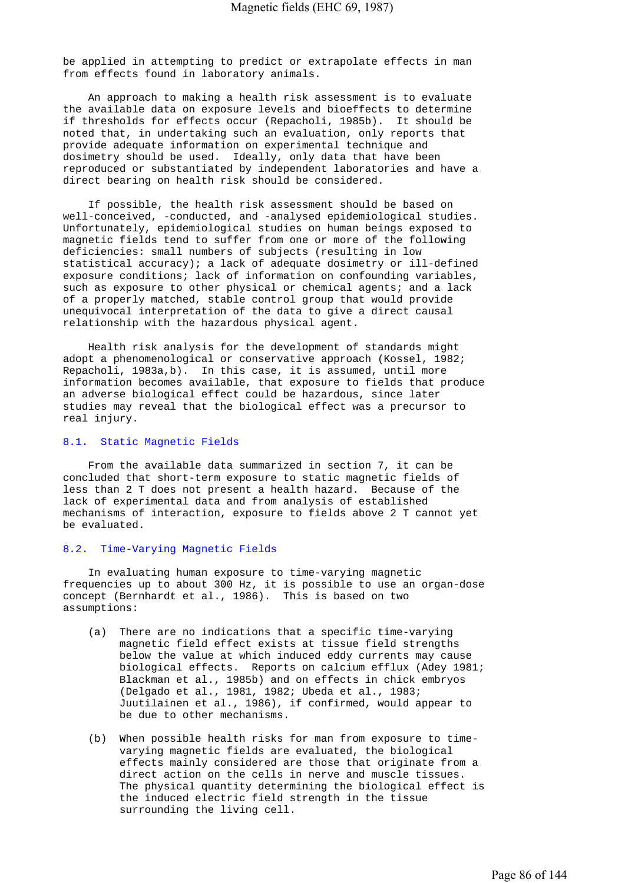be applied in attempting to predict or extrapolate effects in man from effects found in laboratory animals.

An approach to making a health risk assessment is to evaluate the available data on exposure levels and bioeffects to determine if thresholds for effects occur (Repacholi, 1985b). It should be noted that, in undertaking such an evaluation, only reports that provide adequate information on experimental technique and dosimetry should be used. Ideally, only data that have been reproduced or substantiated by independent laboratories and have a direct bearing on health risk should be considered.

If possible, the health risk assessment should be based on well-conceived, -conducted, and -analysed epidemiological studies. Unfortunately, epidemiological studies on human beings exposed to magnetic fields tend to suffer from one or more of the following deficiencies: small numbers of subjects (resulting in low statistical accuracy); a lack of adequate dosimetry or ill-defined exposure conditions; lack of information on confounding variables, such as exposure to other physical or chemical agents; and a lack of a properly matched, stable control group that would provide unequivocal interpretation of the data to give a direct causal relationship with the hazardous physical agent.

Health risk analysis for the development of standards might adopt a phenomenological or conservative approach (Kossel, 1982; Repacholi, 1983a,b). In this case, it is assumed, until more information becomes available, that exposure to fields that produce an adverse biological effect could be hazardous, since later studies may reveal that the biological effect was a precursor to real injury.

## 8.1. Static Magnetic Fields

From the available data summarized in section 7, it can be concluded that short-term exposure to static magnetic fields of less than 2 T does not present a health hazard. Because of the lack of experimental data and from analysis of established mechanisms of interaction, exposure to fields above 2 T cannot yet be evaluated.

## 8.2. Time-Varying Magnetic Fields

In evaluating human exposure to time-varying magnetic frequencies up to about 300 Hz, it is possible to use an organ-dose concept (Bernhardt et al., 1986). This is based on two assumptions:

(a) There are no indications that a specific time-varying magnetic field effect exists at tissue field strengths below the value at which induced eddy currents may cause biological effects. Reports on calcium efflux (Adey 1981; Blackman et al., 1985b) and on effects in chick embryos (Delgado et al., 1981, 1982; Ubeda et al., 1983; Juutilainen et al., 1986), if confirmed, would appear to be due to other mechanisms.

(b) When possible health risks for man from exposure to time-varying magnetic fields are evaluated, the biological effects mainly considered are those that originate from a direct action on the cells in nerve and muscle tissues. The physical quantity determining the biological effect is the induced electric field strength in the tissue surrounding the living cell.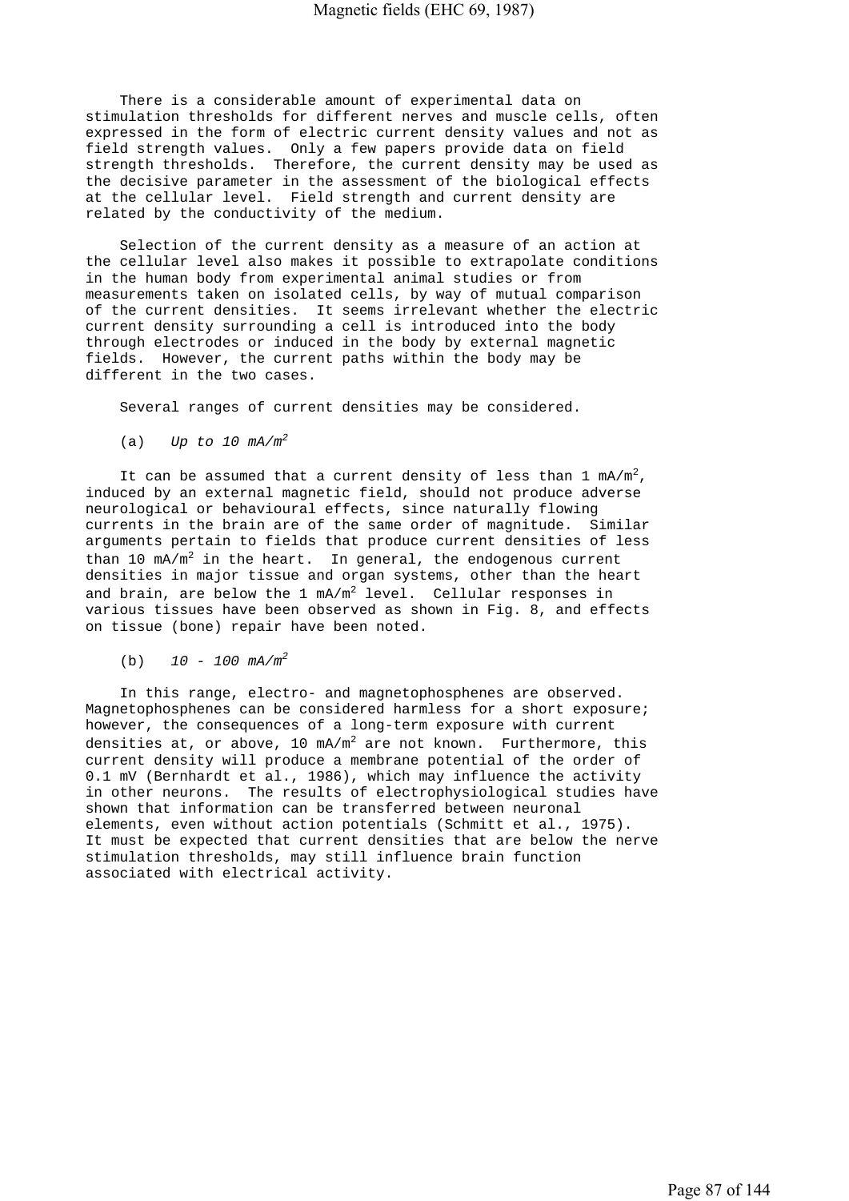There is a considerable amount of experimental data on stimulation thresholds for different nerves and muscle cells, often expressed in the form of electric current density values and not as field strength values. Only a few papers provide data on field strength thresholds. Therefore, the current density may be used as the decisive parameter in the assessment of the biological effects at the cellular level. Field strength and current density are related by the conductivity of the medium.

Selection of the current density as a measure of an action at the cellular level also makes it possible to extrapolate conditions in the human body from experimental animal studies or from measurements taken on isolated cells, by way of mutual comparison of the current densities. It seems irrelevant whether the electric current density surrounding a cell is introduced into the body through electrodes or induced in the body by external magnetic fields. However, the current paths within the body may be different in the two cases.

Several ranges of current densities may be considered.

(a) *Up to 10 mA/m$^2$*

It can be assumed that a current density of less than 1 mA/m$^2$, induced by an external magnetic field, should not produce adverse neurological or behavioural effects, since naturally flowing currents in the brain are of the same order of magnitude. Similar arguments pertain to fields that produce current densities of less than 10 mA/m$^2$ in the heart. In general, the endogenous current densities in major tissue and organ systems, other than the heart and brain, are below the 1 mA/m$^2$ level. Cellular responses in various tissues have been observed as shown in Fig. 8, and effects on tissue (bone) repair have been noted.

(b) *10 - 100 mA/m$^2$*

In this range, electro- and magnetophosphenes are observed. Magnetophosphenes can be considered harmless for a short exposure; however, the consequences of a long-term exposure with current densities at, or above, 10 mA/m$^2$ are not known. Furthermore, this current density will produce a membrane potential of the order of 0.1 mV (Bernhardt et al., 1986), which may influence the activity in other neurons. The results of electrophysiological studies have shown that information can be transferred between neuronal elements, even without action potentials (Schmitt et al., 1975). It must be expected that current densities that are below the nerve stimulation thresholds, may still influence brain function associated with electrical activity.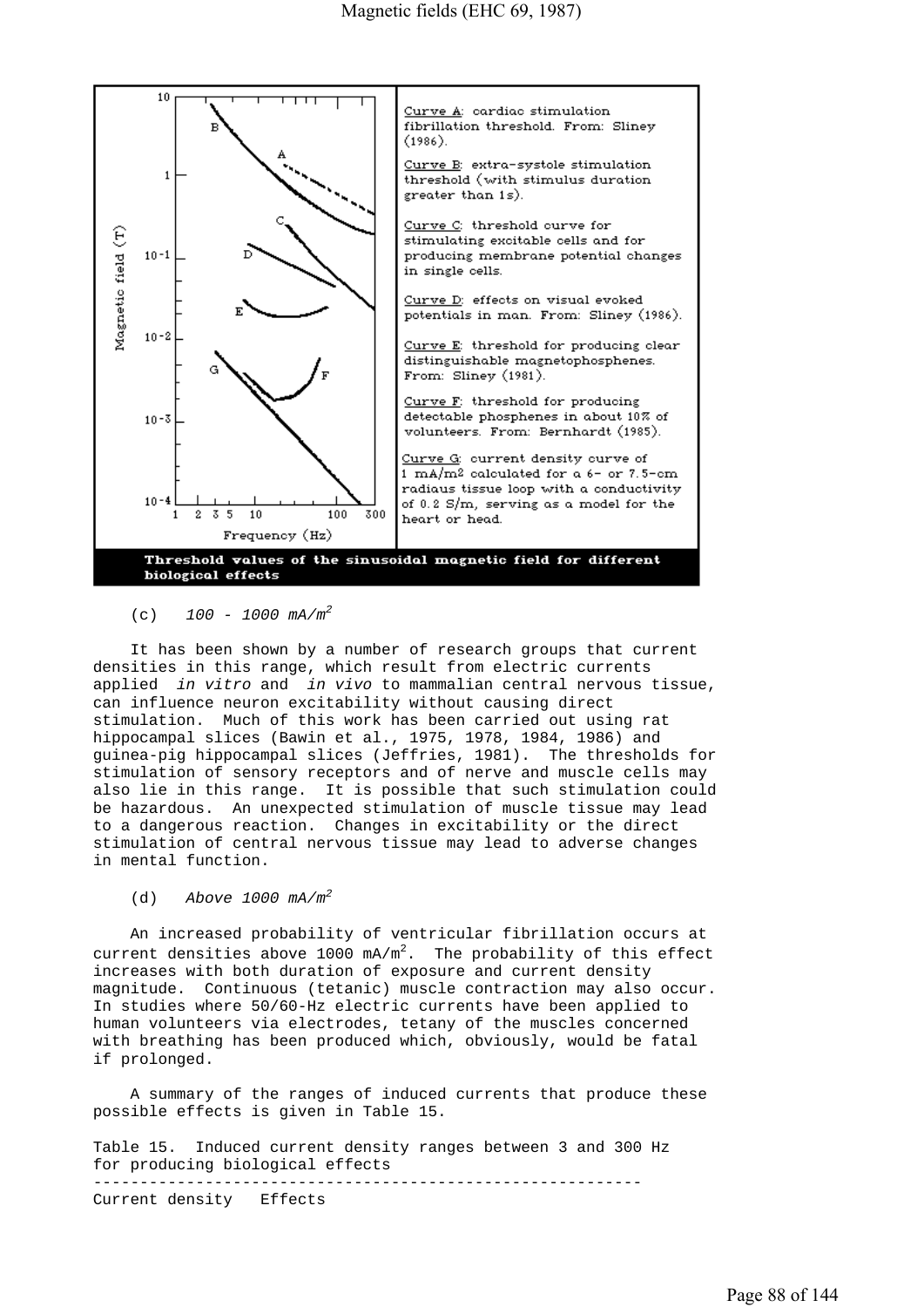(c) *100 - 1000 mA/m[2]*

It has been shown by a number of research groups that current densities in this range, which result from electric currents applied *in vitro* and *in vivo* to mammalian central nervous tissue, can influence neuron excitability without causing direct stimulation. Much of this work has been carried out using rat hippocampal slices (Bawin et al., 1975, 1978, 1984, 1986) and guinea-pig hippocampal slices (Jeffries, 1981). The thresholds for stimulation of sensory receptors and of nerve and muscle cells may also lie in this range. It is possible that such stimulation could be hazardous. An unexpected stimulation of muscle tissue may lead to a dangerous reaction. Changes in excitability or the direct stimulation of central nervous tissue may lead to adverse changes in mental function.

(d) *Above 1000 mA/m[2]*

An increased probability of ventricular fibrillation occurs at current densities above 1000 $mA/m^2$. The probability of this effect increases with both duration of exposure and current density magnitude. Continuous (tetanic) muscle contraction may also occur. In studies where 50/60-Hz electric currents have been applied to human volunteers via electrodes, tetany of the muscles concerned with breathing has been produced which, obviously, would be fatal if prolonged.

A summary of the ranges of induced currents that produce these possible effects is given in Table 15.

Table 15. Induced current density ranges between 3 and 300 Hz for producing biological effects

| Current density | Effects |
|---|---|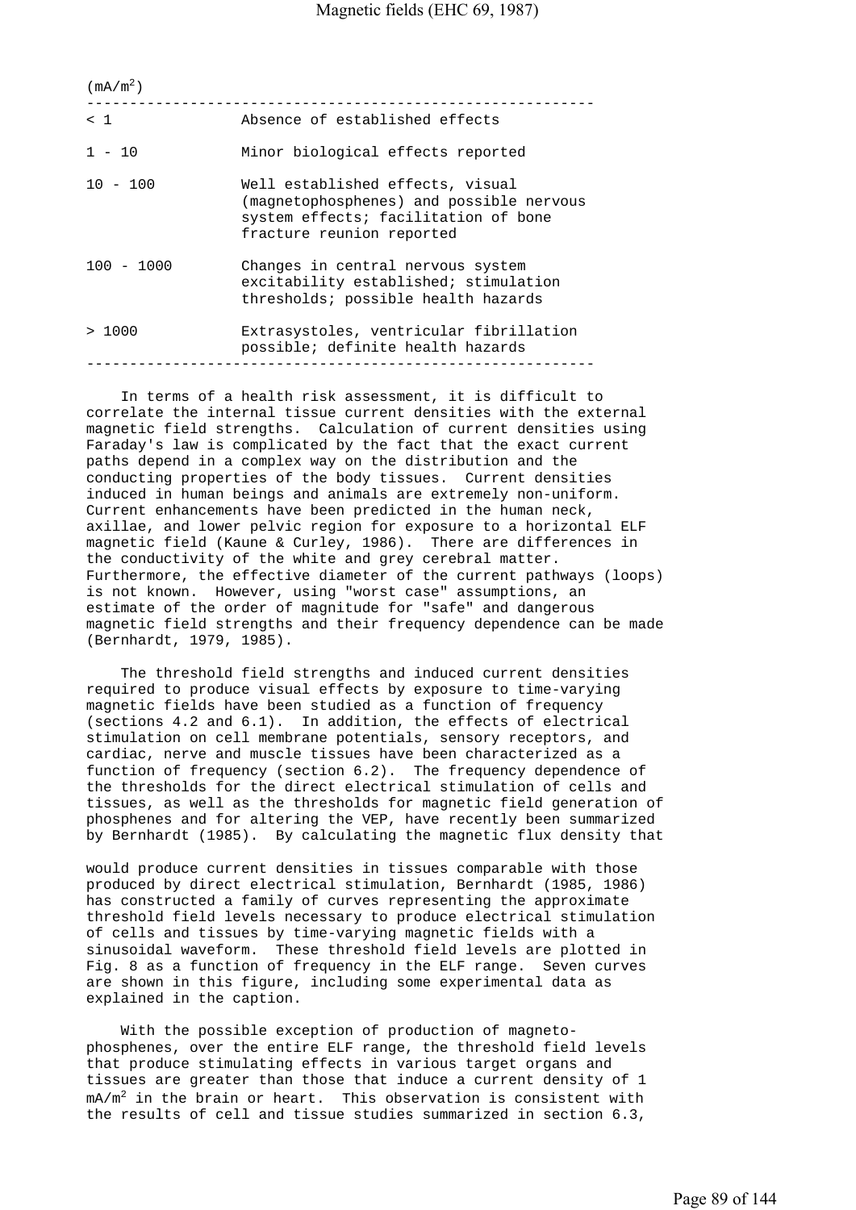| $(mA/m^2)$ | |
|---|---|
| < 1 | Absence of established effects |
| 1 - 10 | Minor biological effects reported |
| 10 - 100 | Well established effects, visual (magnetophosphenes) and possible nervous system effects; facilitation of bone fracture reunion reported |
| 100 - 1000 | Changes in central nervous system excitability established; stimulation thresholds; possible health hazards |
| > 1000 | Extrasystoles, ventricular fibrillation possible; definite health hazards |

In terms of a health risk assessment, it is difficult to correlate the internal tissue current densities with the external magnetic field strengths. Calculation of current densities using Faraday's law is complicated by the fact that the exact current paths depend in a complex way on the distribution and the conducting properties of the body tissues. Current densities induced in human beings and animals are extremely non-uniform. Current enhancements have been predicted in the human neck, axillae, and lower pelvic region for exposure to a horizontal ELF magnetic field (Kaune & Curley, 1986). There are differences in the conductivity of the white and grey cerebral matter. Furthermore, the effective diameter of the current pathways (loops) is not known. However, using "worst case" assumptions, an estimate of the order of magnitude for "safe" and dangerous magnetic field strengths and their frequency dependence can be made (Bernhardt, 1979, 1985).

The threshold field strengths and induced current densities required to produce visual effects by exposure to time-varying magnetic fields have been studied as a function of frequency (sections 4.2 and 6.1). In addition, the effects of electrical stimulation on cell membrane potentials, sensory receptors, and cardiac, nerve and muscle tissues have been characterized as a function of frequency (section 6.2). The frequency dependence of the thresholds for the direct electrical stimulation of cells and tissues, as well as the thresholds for magnetic field generation of phosphenes and for altering the VEP, have recently been summarized by Bernhardt (1985). By calculating the magnetic flux density that would produce current densities in tissues comparable with those produced by direct electrical stimulation, Bernhardt (1985, 1986) has constructed a family of curves representing the approximate threshold field levels necessary to produce electrical stimulation of cells and tissues by time-varying magnetic fields with a sinusoidal waveform. These threshold field levels are plotted in Fig. 8 as a function of frequency in the ELF range. Seven curves are shown in this figure, including some experimental data as explained in the caption.

With the possible exception of production of magneto-phosphenes, over the entire ELF range, the threshold field levels that produce stimulating effects in various target organs and tissues are greater than those that induce a current density of 1 $mA/m^2$ in the brain or heart. This observation is consistent with the results of cell and tissue studies summarized in section 6.3,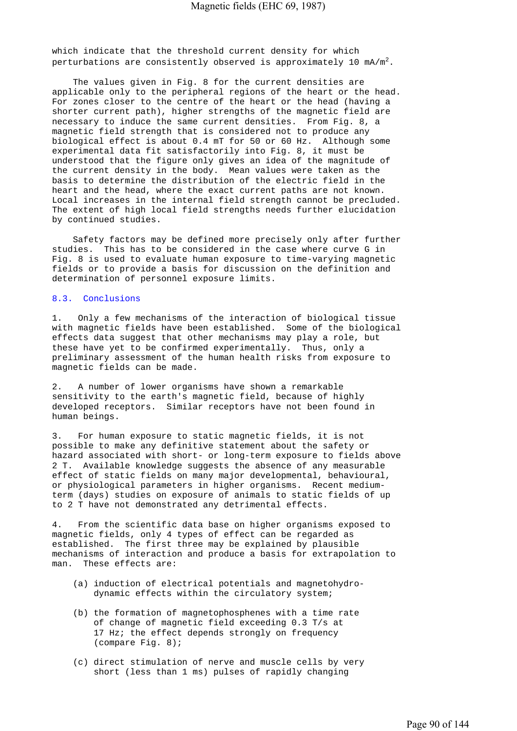which indicate that the threshold current density for which perturbations are consistently observed is approximately 10 mA/m$^2$.

The values given in Fig. 8 for the current densities are applicable only to the peripheral regions of the heart or the head. For zones closer to the centre of the heart or the head (having a shorter current path), higher strengths of the magnetic field are necessary to induce the same current densities. From Fig. 8, a magnetic field strength that is considered not to produce any biological effect is about 0.4 mT for 50 or 60 Hz. Although some experimental data fit satisfactorily into Fig. 8, it must be understood that the figure only gives an idea of the magnitude of the current density in the body. Mean values were taken as the basis to determine the distribution of the electric field in the heart and the head, where the exact current paths are not known. Local increases in the internal field strength cannot be precluded. The extent of high local field strengths needs further elucidation by continued studies.

Safety factors may be defined more precisely only after further studies. This has to be considered in the case where curve G in Fig. 8 is used to evaluate human exposure to time-varying magnetic fields or to provide a basis for discussion on the definition and determination of personnel exposure limits.

## 8.3. Conclusions

1. Only a few mechanisms of the interaction of biological tissue with magnetic fields have been established. Some of the biological effects data suggest that other mechanisms may play a role, but these have yet to be confirmed experimentally. Thus, only a preliminary assessment of the human health risks from exposure to magnetic fields can be made.

2. A number of lower organisms have shown a remarkable sensitivity to the earth's magnetic field, because of highly developed receptors. Similar receptors have not been found in human beings.

3. For human exposure to static magnetic fields, it is not possible to make any definitive statement about the safety or hazard associated with short- or long-term exposure to fields above 2 T. Available knowledge suggests the absence of any measurable effect of static fields on many major developmental, behavioural, or physiological parameters in higher organisms. Recent medium-term (days) studies on exposure of animals to static fields of up to 2 T have not demonstrated any detrimental effects.

4. From the scientific data base on higher organisms exposed to magnetic fields, only 4 types of effect can be regarded as established. The first three may be explained by plausible mechanisms of interaction and produce a basis for extrapolation to man. These effects are:

   (a) induction of electrical potentials and magnetohydrodynamic effects within the circulatory system;

   (b) the formation of magnetophosphenes with a time rate of change of magnetic field exceeding 0.3 T/s at 17 Hz; the effect depends strongly on frequency (compare Fig. 8);

   (c) direct stimulation of nerve and muscle cells by very short (less than 1 ms) pulses of rapidly changing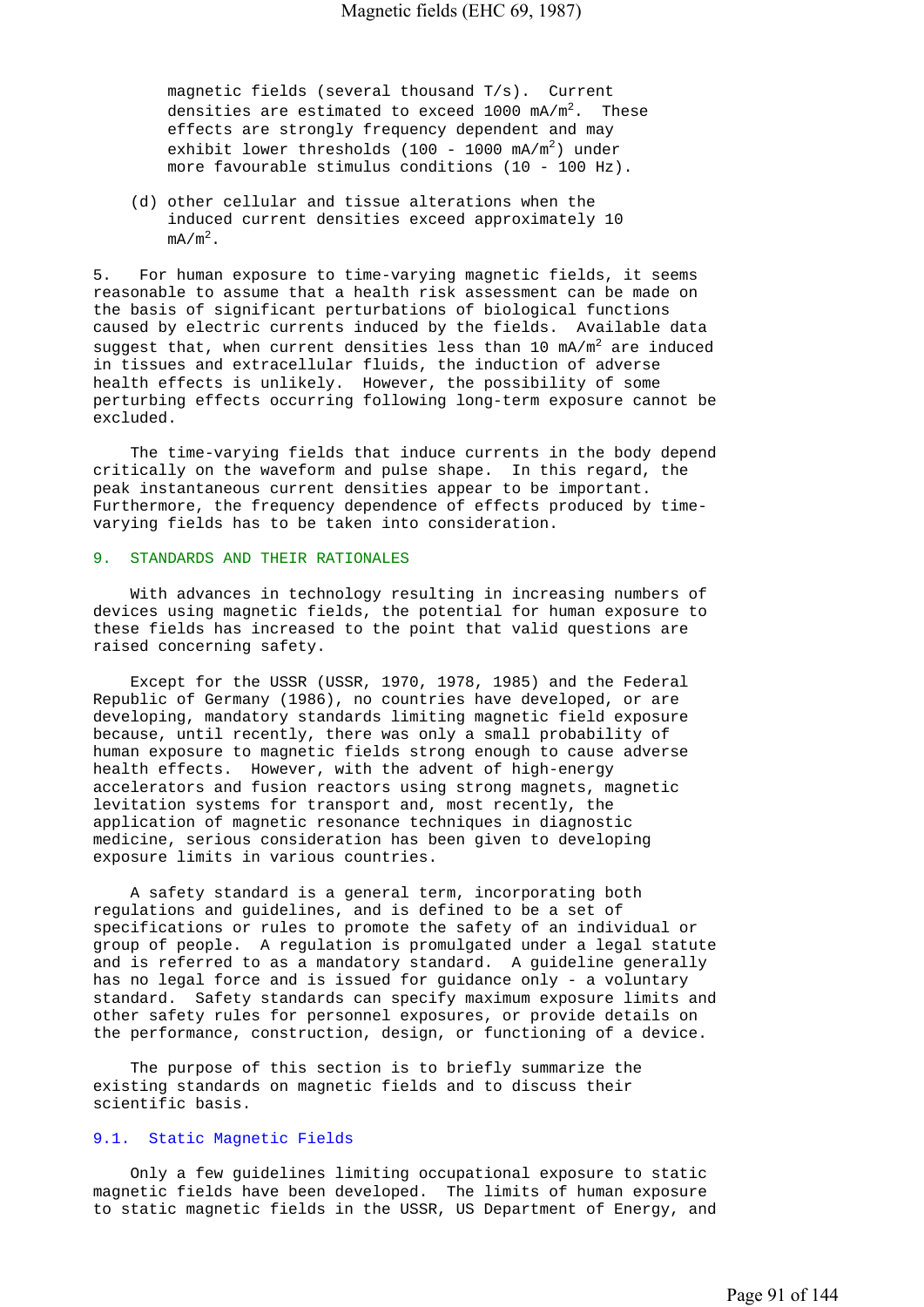magnetic fields (several thousand T/s). Current densities are estimated to exceed 1000 mA/$m^2$. These effects are strongly frequency dependent and may exhibit lower thresholds (100 - 1000 mA/$m^2$) under more favourable stimulus conditions (10 - 100 Hz).

(d) other cellular and tissue alterations when the induced current densities exceed approximately 10 mA/$m^2$.

5. For human exposure to time-varying magnetic fields, it seems reasonable to assume that a health risk assessment can be made on the basis of significant perturbations of biological functions caused by electric currents induced by the fields. Available data suggest that, when current densities less than 10 mA/$m^2$ are induced in tissues and extracellular fluids, the induction of adverse health effects is unlikely. However, the possibility of some perturbing effects occurring following long-term exposure cannot be excluded.

The time-varying fields that induce currents in the body depend critically on the waveform and pulse shape. In this regard, the peak instantaneous current densities appear to be important. Furthermore, the frequency dependence of effects produced by time-varying fields has to be taken into consideration.

## 9. STANDARDS AND THEIR RATIONALES

With advances in technology resulting in increasing numbers of devices using magnetic fields, the potential for human exposure to these fields has increased to the point that valid questions are raised concerning safety.

Except for the USSR (USSR, 1970, 1978, 1985) and the Federal Republic of Germany (1986), no countries have developed, or are developing, mandatory standards limiting magnetic field exposure because, until recently, there was only a small probability of human exposure to magnetic fields strong enough to cause adverse health effects. However, with the advent of high-energy accelerators and fusion reactors using strong magnets, magnetic levitation systems for transport and, most recently, the application of magnetic resonance techniques in diagnostic medicine, serious consideration has been given to developing exposure limits in various countries.

A safety standard is a general term, incorporating both regulations and guidelines, and is defined to be a set of specifications or rules to promote the safety of an individual or group of people. A regulation is promulgated under a legal statute and is referred to as a mandatory standard. A guideline generally has no legal force and is issued for guidance only - a voluntary standard. Safety standards can specify maximum exposure limits and other safety rules for personnel exposures, or provide details on the performance, construction, design, or functioning of a device.

The purpose of this section is to briefly summarize the existing standards on magnetic fields and to discuss their scientific basis.

### 9.1. Static Magnetic Fields

Only a few guidelines limiting occupational exposure to static magnetic fields have been developed. The limits of human exposure to static magnetic fields in the USSR, US Department of Energy, and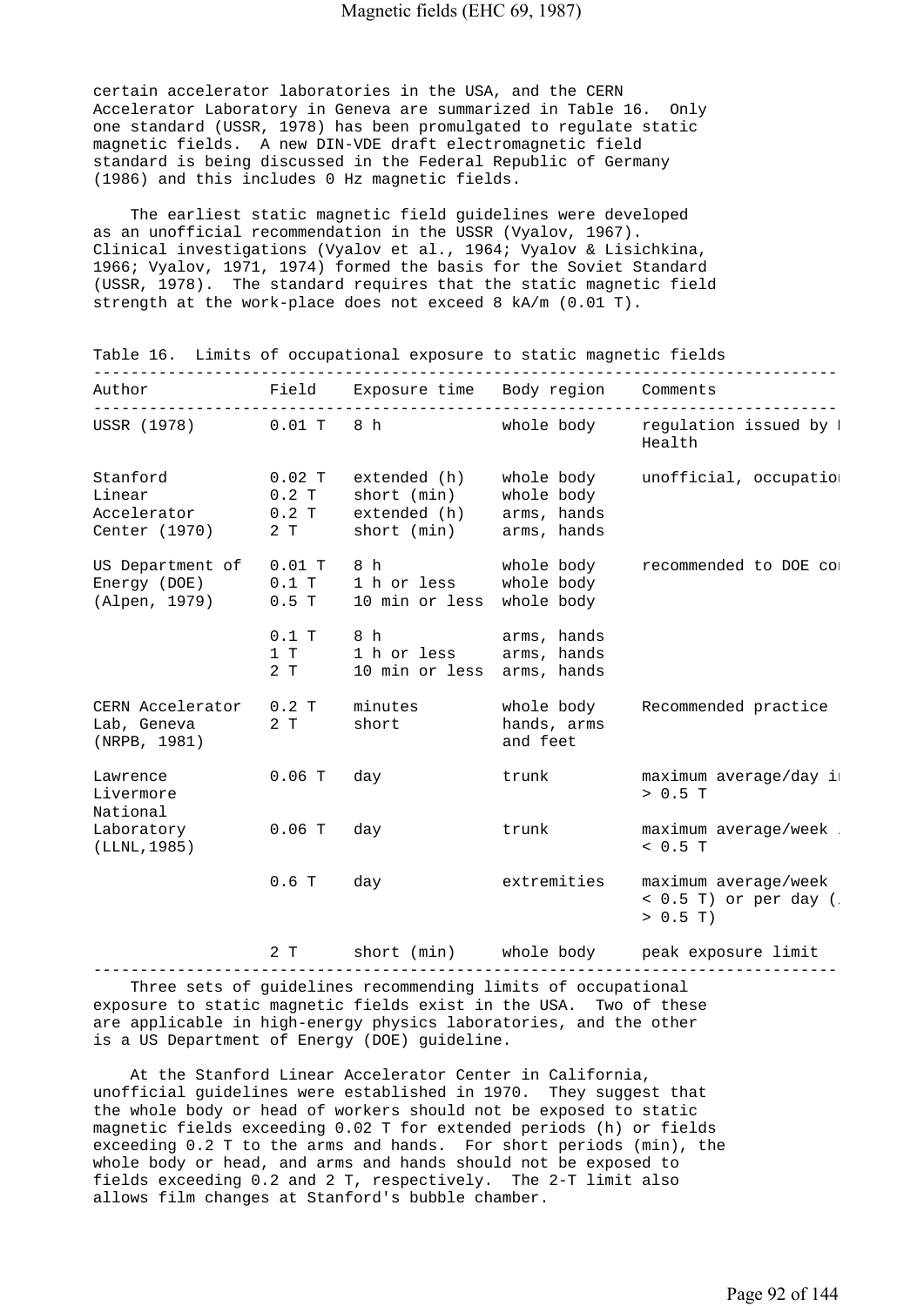certain accelerator laboratories in the USA, and the CERN Accelerator Laboratory in Geneva are summarized in Table 16. Only one standard (USSR, 1978) has been promulgated to regulate static magnetic fields. A new DIN-VDE draft electromagnetic field standard is being discussed in the Federal Republic of Germany (1986) and this includes 0 Hz magnetic fields.

The earliest static magnetic field guidelines were developed as an unofficial recommendation in the USSR (Vyalov, 1967). Clinical investigations (Vyalov et al., 1964; Vyalov & Lisichkina, 1966; Vyalov, 1971, 1974) formed the basis for the Soviet Standard (USSR, 1978). The standard requires that the static magnetic field strength at the work-place does not exceed 8 kA/m (0.01 T).

Table 16. Limits of occupational exposure to static magnetic fields

| Author | Field | Exposure time | Body region | Comments |
|---|---|---|---|---|
| USSR (1978) | 0.01 T | 8 h | whole body | regulation issued by I Health |
| Stanford Linear Accelerator Center (1970) | 0.02 T | extended (h) | whole body | unofficial, occupatio |
| | 0.2 T | short (min) | whole body | |
| | 0.2 T | extended (h) | arms, hands | |
| | 2 T | short (min) | arms, hands | |
| US Department of Energy (DOE) (Alpen, 1979) | 0.01 T | 8 h | whole body | recommended to DOE co |
| | 0.1 T | 1 h or less | whole body | |
| | 0.5 T | 10 min or less | whole body | |
| | 0.1 T | 8 h | arms, hands | |
| | 1 T | 1 h or less | arms, hands | |
| | 2 T | 10 min or less | arms, hands | |
| CERN Accelerator Lab, Geneva (NRPB, 1981) | 0.2 T | minutes | whole body | Recommended practice |
| | 2 T | short | hands, arms and feet | |
| Lawrence Livermore National Laboratory (LLNL,1985) | 0.06 T | day | trunk | maximum average/day i > 0.5 T |
| | 0.06 T | day | trunk | maximum average/week < 0.5 T |
| | 0.6 T | day | extremities | maximum average/week < 0.5 T) or per day ( > 0.5 T) |
| | 2 T | short (min) | whole body | peak exposure limit |

Three sets of guidelines recommending limits of occupational exposure to static magnetic fields exist in the USA. Two of these are applicable in high-energy physics laboratories, and the other is a US Department of Energy (DOE) guideline.

At the Stanford Linear Accelerator Center in California, unofficial guidelines were established in 1970. They suggest that the whole body or head of workers should not be exposed to static magnetic fields exceeding 0.02 T for extended periods (h) or fields exceeding 0.2 T to the arms and hands. For short periods (min), the whole body or head, and arms and hands should not be exposed to fields exceeding 0.2 and 2 T, respectively. The 2-T limit also allows film changes at Stanford's bubble chamber.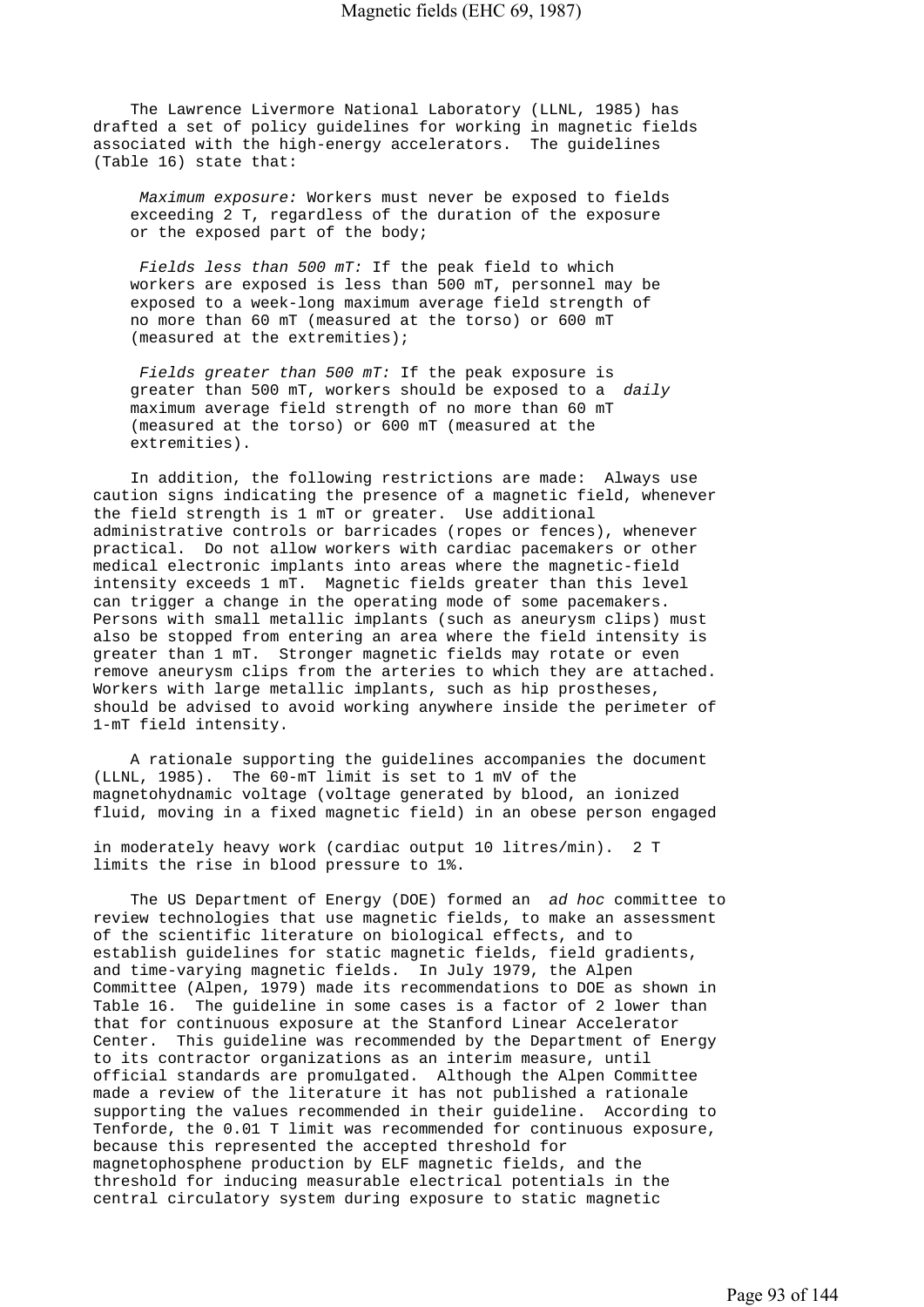The Lawrence Livermore National Laboratory (LLNL, 1985) has drafted a set of policy guidelines for working in magnetic fields associated with the high-energy accelerators. The guidelines (Table 16) state that:

> *Maximum exposure:* Workers must never be exposed to fields exceeding 2 T, regardless of the duration of the exposure or the exposed part of the body;
>
> *Fields less than 500 mT:* If the peak field to which workers are exposed is less than 500 mT, personnel may be exposed to a week-long maximum average field strength of no more than 60 mT (measured at the torso) or 600 mT (measured at the extremities);
>
> *Fields greater than 500 mT:* If the peak exposure is greater than 500 mT, workers should be exposed to a *daily* maximum average field strength of no more than 60 mT (measured at the torso) or 600 mT (measured at the extremities).

In addition, the following restrictions are made: Always use caution signs indicating the presence of a magnetic field, whenever the field strength is 1 mT or greater. Use additional administrative controls or barricades (ropes or fences), whenever practical. Do not allow workers with cardiac pacemakers or other medical electronic implants into areas where the magnetic-field intensity exceeds 1 mT. Magnetic fields greater than this level can trigger a change in the operating mode of some pacemakers. Persons with small metallic implants (such as aneurysm clips) must also be stopped from entering an area where the field intensity is greater than 1 mT. Stronger magnetic fields may rotate or even remove aneurysm clips from the arteries to which they are attached. Workers with large metallic implants, such as hip prostheses, should be advised to avoid working anywhere inside the perimeter of 1-mT field intensity.

A rationale supporting the guidelines accompanies the document (LLNL, 1985). The 60-mT limit is set to 1 mV of the magnetohydnamic voltage (voltage generated by blood, an ionized fluid, moving in a fixed magnetic field) in an obese person engaged in moderately heavy work (cardiac output 10 litres/min). 2 T limits the rise in blood pressure to 1%.

The US Department of Energy (DOE) formed an *ad hoc* committee to review technologies that use magnetic fields, to make an assessment of the scientific literature on biological effects, and to establish guidelines for static magnetic fields, field gradients, and time-varying magnetic fields. In July 1979, the Alpen Committee (Alpen, 1979) made its recommendations to DOE as shown in Table 16. The guideline in some cases is a factor of 2 lower than that for continuous exposure at the Stanford Linear Accelerator Center. This guideline was recommended by the Department of Energy to its contractor organizations as an interim measure, until official standards are promulgated. Although the Alpen Committee made a review of the literature it has not published a rationale supporting the values recommended in their guideline. According to Tenforde, the 0.01 T limit was recommended for continuous exposure, because this represented the accepted threshold for magnetophosphene production by ELF magnetic fields, and the threshold for inducing measurable electrical potentials in the central circulatory system during exposure to static magnetic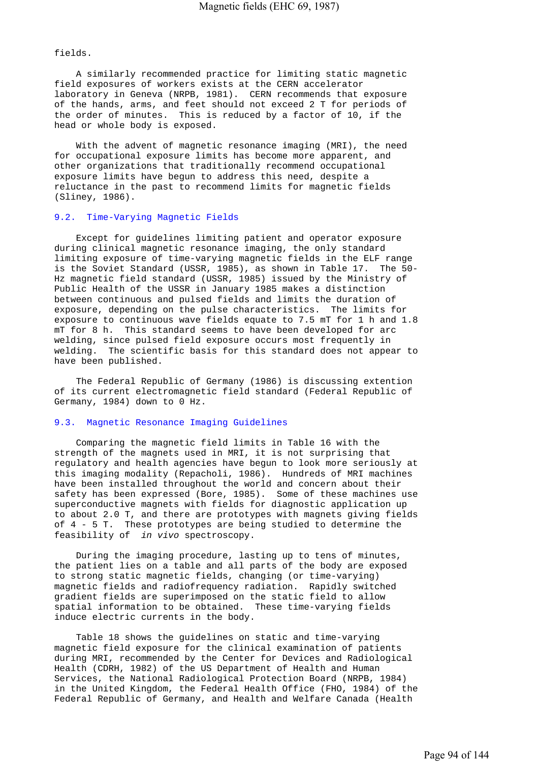fields.

A similarly recommended practice for limiting static magnetic field exposures of workers exists at the CERN accelerator laboratory in Geneva (NRPB, 1981). CERN recommends that exposure of the hands, arms, and feet should not exceed 2 T for periods of the order of minutes. This is reduced by a factor of 10, if the head or whole body is exposed.

With the advent of magnetic resonance imaging (MRI), the need for occupational exposure limits has become more apparent, and other organizations that traditionally recommend occupational exposure limits have begun to address this need, despite a reluctance in the past to recommend limits for magnetic fields (Sliney, 1986).

## 9.2. Time-Varying Magnetic Fields

Except for guidelines limiting patient and operator exposure during clinical magnetic resonance imaging, the only standard limiting exposure of time-varying magnetic fields in the ELF range is the Soviet Standard (USSR, 1985), as shown in Table 17. The 50-Hz magnetic field standard (USSR, 1985) issued by the Ministry of Public Health of the USSR in January 1985 makes a distinction between continuous and pulsed fields and limits the duration of exposure, depending on the pulse characteristics. The limits for exposure to continuous wave fields equate to 7.5 mT for 1 h and 1.8 mT for 8 h. This standard seems to have been developed for arc welding, since pulsed field exposure occurs most frequently in welding. The scientific basis for this standard does not appear to have been published.

The Federal Republic of Germany (1986) is discussing extention of its current electromagnetic field standard (Federal Republic of Germany, 1984) down to 0 Hz.

## 9.3. Magnetic Resonance Imaging Guidelines

Comparing the magnetic field limits in Table 16 with the strength of the magnets used in MRI, it is not surprising that regulatory and health agencies have begun to look more seriously at this imaging modality (Repacholi, 1986). Hundreds of MRI machines have been installed throughout the world and concern about their safety has been expressed (Bore, 1985). Some of these machines use superconductive magnets with fields for diagnostic application up to about 2.0 T, and there are prototypes with magnets giving fields of 4 - 5 T. These prototypes are being studied to determine the feasibility of *in vivo* spectroscopy.

During the imaging procedure, lasting up to tens of minutes, the patient lies on a table and all parts of the body are exposed to strong static magnetic fields, changing (or time-varying) magnetic fields and radiofrequency radiation. Rapidly switched gradient fields are superimposed on the static field to allow spatial information to be obtained. These time-varying fields induce electric currents in the body.

Table 18 shows the guidelines on static and time-varying magnetic field exposure for the clinical examination of patients during MRI, recommended by the Center for Devices and Radiological Health (CDRH, 1982) of the US Department of Health and Human Services, the National Radiological Protection Board (NRPB, 1984) in the United Kingdom, the Federal Health Office (FHO, 1984) of the Federal Republic of Germany, and Health and Welfare Canada (Health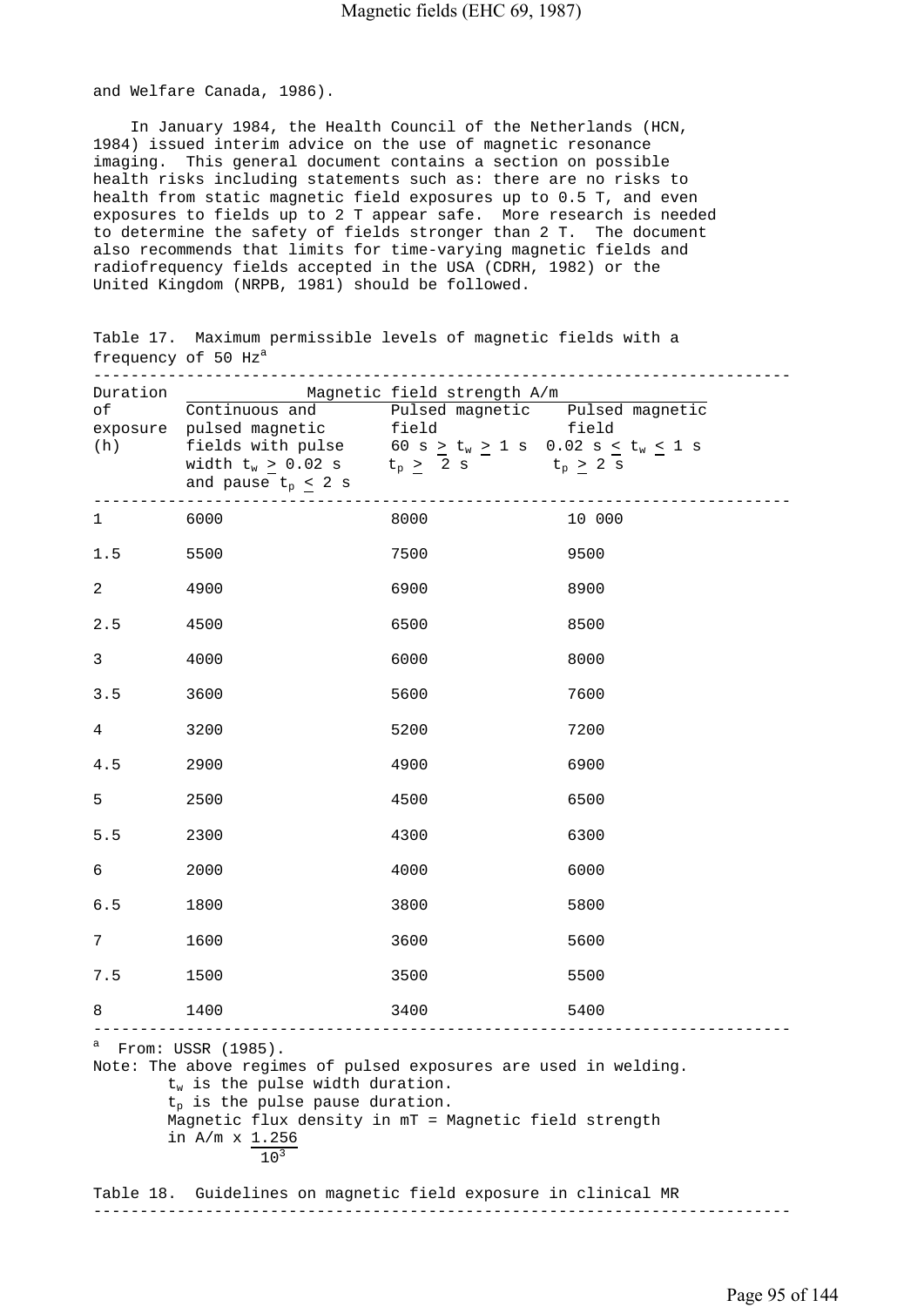and Welfare Canada, 1986).

In January 1984, the Health Council of the Netherlands (HCN, 1984) issued interim advice on the use of magnetic resonance imaging. This general document contains a section on possible health risks including statements such as: there are no risks to health from static magnetic field exposures up to 0.5 T, and even exposures to fields up to 2 T appear safe. More research is needed to determine the safety of fields stronger than 2 T. The document also recommends that limits for time-varying magnetic fields and radiofrequency fields accepted in the USA (CDRH, 1982) or the United Kingdom (NRPB, 1981) should be followed.

Table 17. Maximum permissible levels of magnetic fields with a frequency of 50 Hz[a]

| Duration of exposure (h) | Magnetic field strength A/m | | |
|---|---|---|---|
| | Continuous and pulsed magnetic fields with pulse width $t_w \geq 0.02$ s and pause $t_p \leq 2$ s | Pulsed magnetic field $60 \text{ s} \geq t_w \geq 1$ s $t_p \geq 2$ s | Pulsed magnetic field $0.02 \text{ s} \leq t_w \leq 1$ s $t_p \geq 2$ s |
| 1 | 6000 | 8000 | 10 000 |
| 1.5 | 5500 | 7500 | 9500 |
| 2 | 4900 | 6900 | 8900 |
| 2.5 | 4500 | 6500 | 8500 |
| 3 | 4000 | 6000 | 8000 |
| 3.5 | 3600 | 5600 | 7600 |
| 4 | 3200 | 5200 | 7200 |
| 4.5 | 2900 | 4900 | 6900 |
| 5 | 2500 | 4500 | 6500 |
| 5.5 | 2300 | 4300 | 6300 |
| 6 | 2000 | 4000 | 6000 |
| 6.5 | 1800 | 3800 | 5800 |
| 7 | 1600 | 3600 | 5600 |
| 7.5 | 1500 | 3500 | 5500 |
| 8 | 1400 | 3400 | 5400 |

[a] From: USSR (1985).

Note: The above regimes of pulsed exposures are used in welding.
$t_w$ is the pulse width duration.
$t_p$ is the pulse pause duration.
Magnetic flux density in mT = Magnetic field strength in A/m x $\frac{1.256}{10^3}$

Table 18. Guidelines on magnetic field exposure in clinical MR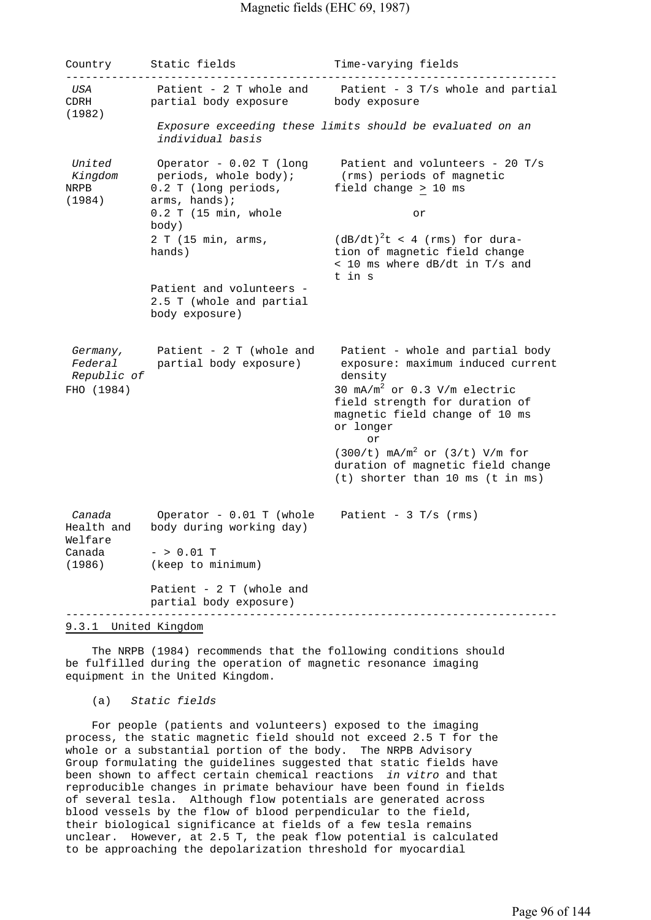| Country | Static fields | Time-varying fields |
|---|---|---|
| *USA* CDRH (1982) | Patient - 2 T whole and partial body exposure | Patient - 3 T/s whole and partial body exposure |
| | *Exposure exceeding these limits should be evaluated on an individual basis* | |
| *United Kingdom* NRPB (1984) | Operator - 0.02 T (long periods, whole body); 0.2 T (long periods, arms, hands); 0.2 T (15 min, whole body) 2 T (15 min, arms, hands) Patient and volunteers - 2.5 T (whole and partial body exposure) | Patient and volunteers - 20 T/s (rms) periods of magnetic field change ≥ 10 ms or $(dB/dt)^2t < 4$ (rms) for duration of magnetic field change < 10 ms where dB/dt in T/s and t in s |
| *Germany, Federal Republic of* FHO (1984) | Patient - 2 T (whole and partial body exposure) | Patient - whole and partial body exposure: maximum induced current density 30 $mA/m^2$ or 0.3 V/m electric field strength for duration of magnetic field change of 10 ms or longer or (300/t) $mA/m^2$ or (3/t) V/m for duration of magnetic field change (t) shorter than 10 ms (t in ms) |
| *Canada* Health and Welfare Canada (1986) | Operator - 0.01 T (whole body during working day) - > 0.01 T (keep to minimum) Patient - 2 T (whole and partial body exposure) | Patient - 3 T/s (rms) |

### 9.3.1 United Kingdom

The NRPB (1984) recommends that the following conditions should be fulfilled during the operation of magnetic resonance imaging equipment in the United Kingdom.

(a) *Static fields*

For people (patients and volunteers) exposed to the imaging process, the static magnetic field should not exceed 2.5 T for the whole or a substantial portion of the body. The NRPB Advisory Group formulating the guidelines suggested that static fields have been shown to affect certain chemical reactions *in vitro* and that reproducible changes in primate behaviour have been found in fields of several tesla. Although flow potentials are generated across blood vessels by the flow of blood perpendicular to the field, their biological significance at fields of a few tesla remains unclear. However, at 2.5 T, the peak flow potential is calculated to be approaching the depolarization threshold for myocardial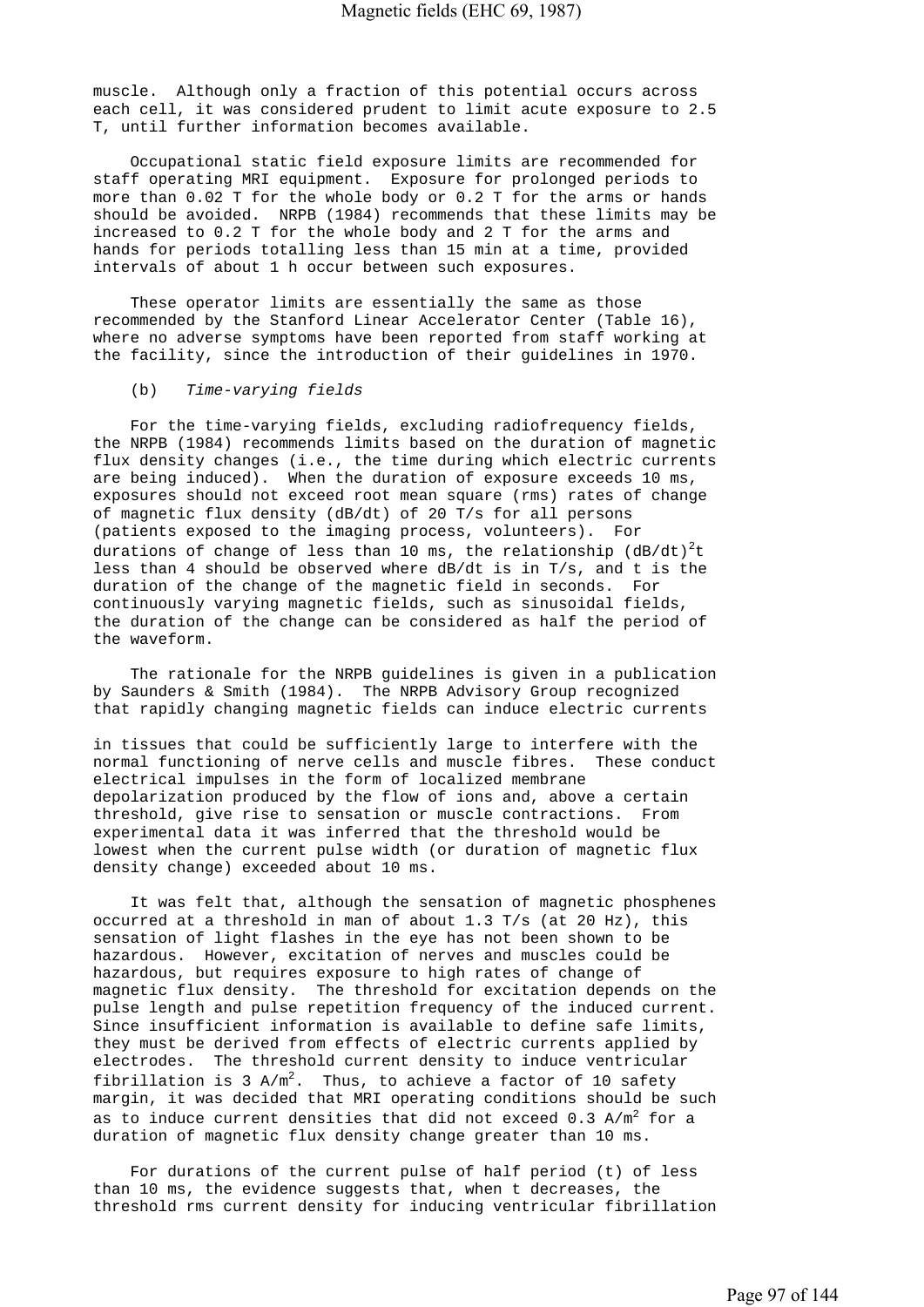muscle. Although only a fraction of this potential occurs across each cell, it was considered prudent to limit acute exposure to 2.5 T, until further information becomes available.

Occupational static field exposure limits are recommended for staff operating MRI equipment. Exposure for prolonged periods to more than 0.02 T for the whole body or 0.2 T for the arms or hands should be avoided. NRPB (1984) recommends that these limits may be increased to 0.2 T for the whole body and 2 T for the arms and hands for periods totalling less than 15 min at a time, provided intervals of about 1 h occur between such exposures.

These operator limits are essentially the same as those recommended by the Stanford Linear Accelerator Center (Table 16), where no adverse symptoms have been reported from staff working at the facility, since the introduction of their guidelines in 1970.

(b) *Time-varying fields*

For the time-varying fields, excluding radiofrequency fields, the NRPB (1984) recommends limits based on the duration of magnetic flux density changes (i.e., the time during which electric currents are being induced). When the duration of exposure exceeds 10 ms, exposures should not exceed root mean square (rms) rates of change of magnetic flux density (dB/dt) of 20 T/s for all persons (patients exposed to the imaging process, volunteers). For durations of change of less than 10 ms, the relationship $(dB/dt)^2t$ less than 4 should be observed where dB/dt is in T/s, and t is the duration of the change of the magnetic field in seconds. For continuously varying magnetic fields, such as sinusoidal fields, the duration of the change can be considered as half the period of the waveform.

The rationale for the NRPB guidelines is given in a publication by Saunders & Smith (1984). The NRPB Advisory Group recognized that rapidly changing magnetic fields can induce electric currents in tissues that could be sufficiently large to interfere with the normal functioning of nerve cells and muscle fibres. These conduct electrical impulses in the form of localized membrane depolarization produced by the flow of ions and, above a certain threshold, give rise to sensation or muscle contractions. From experimental data it was inferred that the threshold would be lowest when the current pulse width (or duration of magnetic flux density change) exceeded about 10 ms.

It was felt that, although the sensation of magnetic phosphenes occurred at a threshold in man of about 1.3 T/s (at 20 Hz), this sensation of light flashes in the eye has not been shown to be hazardous. However, excitation of nerves and muscles could be hazardous, but requires exposure to high rates of change of magnetic flux density. The threshold for excitation depends on the pulse length and pulse repetition frequency of the induced current. Since insufficient information is available to define safe limits, they must be derived from effects of electric currents applied by electrodes. The threshold current density to induce ventricular fibrillation is 3 $A/m^2$. Thus, to achieve a factor of 10 safety margin, it was decided that MRI operating conditions should be such as to induce current densities that did not exceed 0.3 $A/m^2$ for a duration of magnetic flux density change greater than 10 ms.

For durations of the current pulse of half period (t) of less than 10 ms, the evidence suggests that, when t decreases, the threshold rms current density for inducing ventricular fibrillation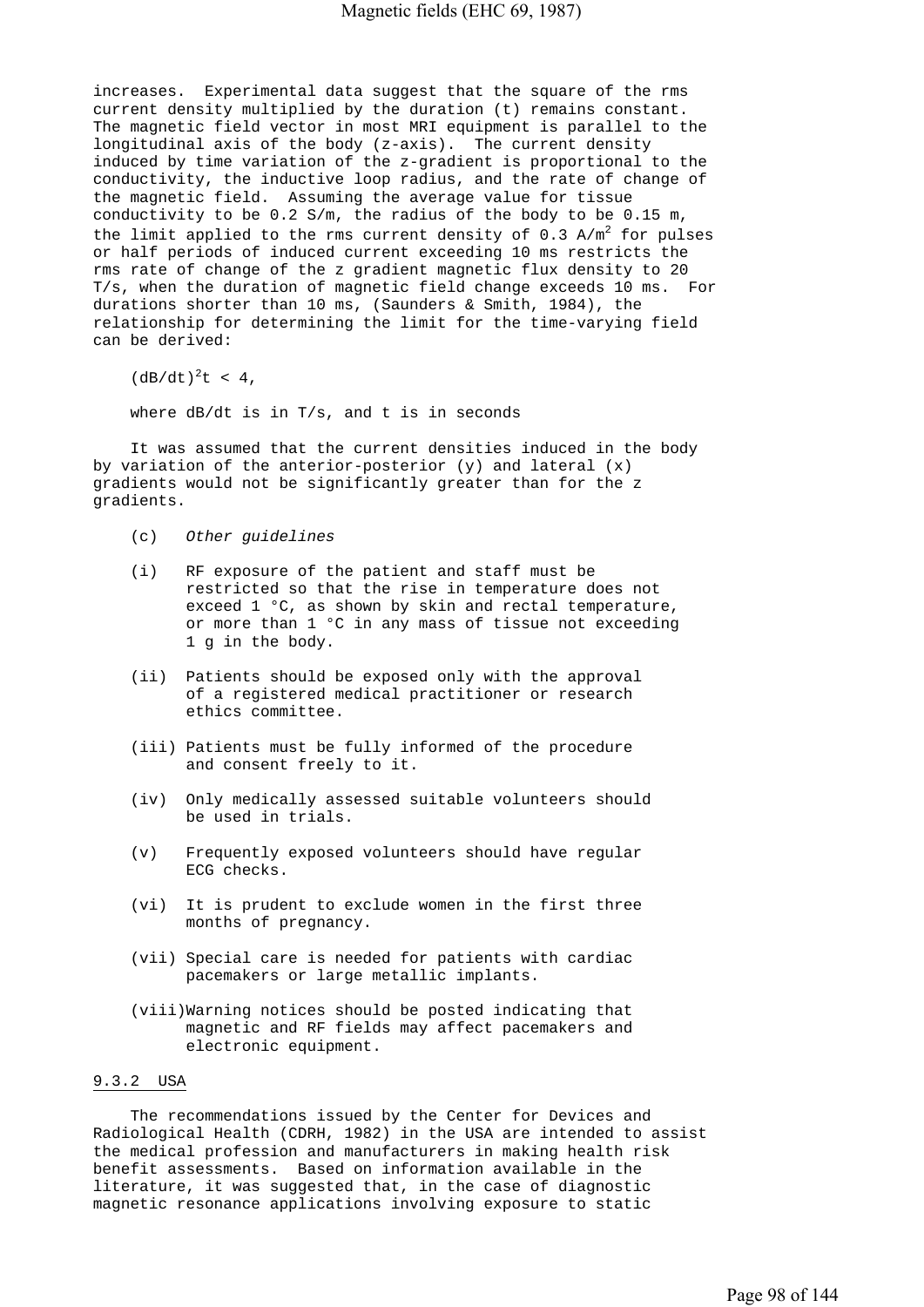increases. Experimental data suggest that the square of the rms current density multiplied by the duration (t) remains constant. The magnetic field vector in most MRI equipment is parallel to the longitudinal axis of the body (z-axis). The current density induced by time variation of the z-gradient is proportional to the conductivity, the inductive loop radius, and the rate of change of the magnetic field. Assuming the average value for tissue conductivity to be 0.2 S/m, the radius of the body to be 0.15 m, the limit applied to the rms current density of 0.3 $A/m^2$ for pulses or half periods of induced current exceeding 10 ms restricts the rms rate of change of the z gradient magnetic flux density to 20 T/s, when the duration of magnetic field change exceeds 10 ms. For durations shorter than 10 ms, (Saunders & Smith, 1984), the relationship for determining the limit for the time-varying field can be derived:

$$(dB/dt)^2 t < 4,$$

where dB/dt is in T/s, and t is in seconds

It was assumed that the current densities induced in the body by variation of the anterior-posterior (y) and lateral (x) gradients would not be significantly greater than for the z gradients.

(c) *Other guidelines*

(i) RF exposure of the patient and staff must be restricted so that the rise in temperature does not exceed 1 °C, as shown by skin and rectal temperature, or more than 1 °C in any mass of tissue not exceeding 1 g in the body.

(ii) Patients should be exposed only with the approval of a registered medical practitioner or research ethics committee.

(iii) Patients must be fully informed of the procedure and consent freely to it.

(iv) Only medically assessed suitable volunteers should be used in trials.

(v) Frequently exposed volunteers should have regular ECG checks.

(vi) It is prudent to exclude women in the first three months of pregnancy.

(vii) Special care is needed for patients with cardiac pacemakers or large metallic implants.

(viii) Warning notices should be posted indicating that magnetic and RF fields may affect pacemakers and electronic equipment.

### 9.3.2 USA

The recommendations issued by the Center for Devices and Radiological Health (CDRH, 1982) in the USA are intended to assist the medical profession and manufacturers in making health risk benefit assessments. Based on information available in the literature, it was suggested that, in the case of diagnostic magnetic resonance applications involving exposure to static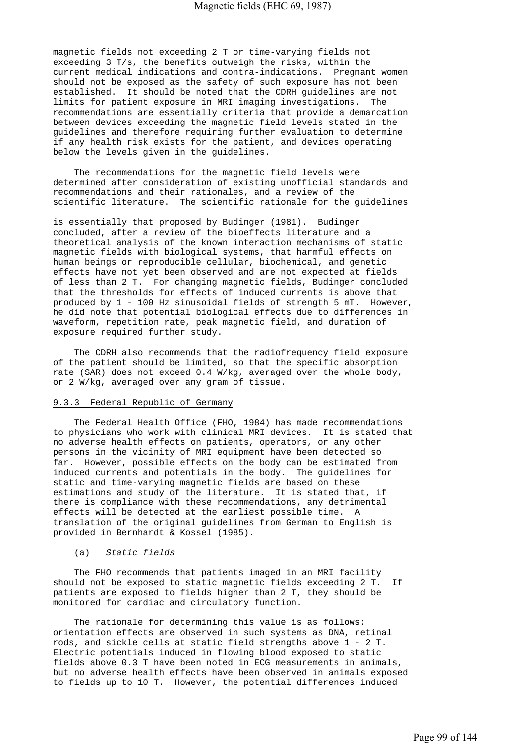magnetic fields not exceeding 2 T or time-varying fields not exceeding 3 T/s, the benefits outweigh the risks, within the current medical indications and contra-indications. Pregnant women should not be exposed as the safety of such exposure has not been established. It should be noted that the CDRH guidelines are not limits for patient exposure in MRI imaging investigations. The recommendations are essentially criteria that provide a demarcation between devices exceeding the magnetic field levels stated in the guidelines and therefore requiring further evaluation to determine if any health risk exists for the patient, and devices operating below the levels given in the guidelines.

The recommendations for the magnetic field levels were determined after consideration of existing unofficial standards and recommendations and their rationales, and a review of the scientific literature. The scientific rationale for the guidelines is essentially that proposed by Budinger (1981). Budinger concluded, after a review of the bioeffects literature and a theoretical analysis of the known interaction mechanisms of static magnetic fields with biological systems, that harmful effects on human beings or reproducible cellular, biochemical, and genetic effects have not yet been observed and are not expected at fields of less than 2 T. For changing magnetic fields, Budinger concluded that the thresholds for effects of induced currents is above that produced by 1 - 100 Hz sinusoidal fields of strength 5 mT. However, he did note that potential biological effects due to differences in waveform, repetition rate, peak magnetic field, and duration of exposure required further study.

The CDRH also recommends that the radiofrequency field exposure of the patient should be limited, so that the specific absorption rate (SAR) does not exceed 0.4 W/kg, averaged over the whole body, or 2 W/kg, averaged over any gram of tissue.

### 9.3.3 Federal Republic of Germany

The Federal Health Office (FHO, 1984) has made recommendations to physicians who work with clinical MRI devices. It is stated that no adverse health effects on patients, operators, or any other persons in the vicinity of MRI equipment have been detected so far. However, possible effects on the body can be estimated from induced currents and potentials in the body. The guidelines for static and time-varying magnetic fields are based on these estimations and study of the literature. It is stated that, if there is compliance with these recommendations, any detrimental effects will be detected at the earliest possible time. A translation of the original guidelines from German to English is provided in Bernhardt & Kossel (1985).

(a) *Static fields*

The FHO recommends that patients imaged in an MRI facility should not be exposed to static magnetic fields exceeding 2 T. If patients are exposed to fields higher than 2 T, they should be monitored for cardiac and circulatory function.

The rationale for determining this value is as follows: orientation effects are observed in such systems as DNA, retinal rods, and sickle cells at static field strengths above 1 - 2 T. Electric potentials induced in flowing blood exposed to static fields above 0.3 T have been noted in ECG measurements in animals, but no adverse health effects have been observed in animals exposed to fields up to 10 T. However, the potential differences induced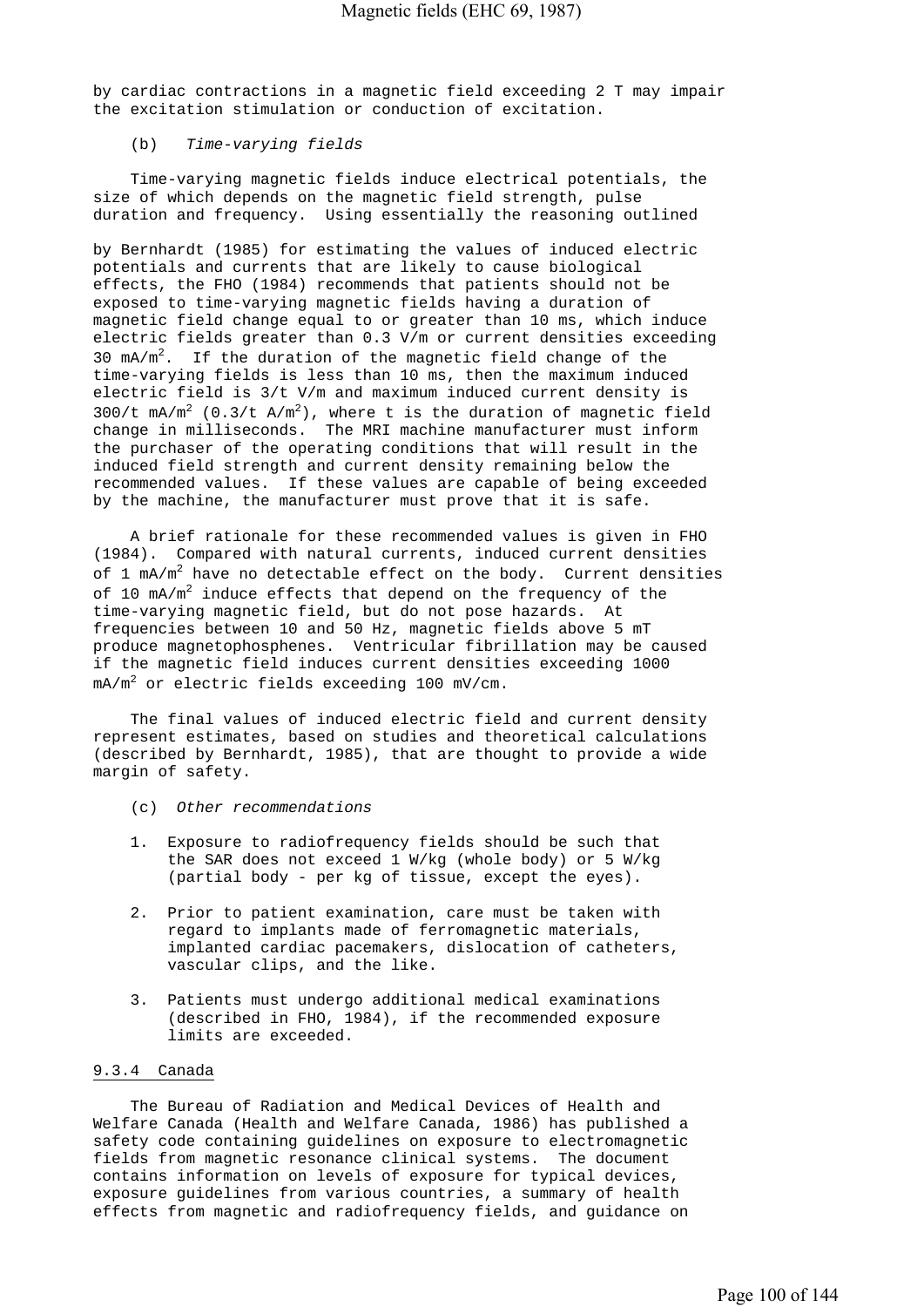by cardiac contractions in a magnetic field exceeding 2 T may impair the excitation stimulation or conduction of excitation.

(b) *Time-varying fields*

Time-varying magnetic fields induce electrical potentials, the size of which depends on the magnetic field strength, pulse duration and frequency. Using essentially the reasoning outlined by Bernhardt (1985) for estimating the values of induced electric potentials and currents that are likely to cause biological effects, the FHO (1984) recommends that patients should not be exposed to time-varying magnetic fields having a duration of magnetic field change equal to or greater than 10 ms, which induce electric fields greater than 0.3 V/m or current densities exceeding 30 $mA/m^2$. If the duration of the magnetic field change of the time-varying fields is less than 10 ms, then the maximum induced electric field is 3/t V/m and maximum induced current density is 300/t $mA/m^2$ (0.3/t $A/m^2$), where t is the duration of magnetic field change in milliseconds. The MRI machine manufacturer must inform the purchaser of the operating conditions that will result in the induced field strength and current density remaining below the recommended values. If these values are capable of being exceeded by the machine, the manufacturer must prove that it is safe.

A brief rationale for these recommended values is given in FHO (1984). Compared with natural currents, induced current densities of 1 $mA/m^2$ have no detectable effect on the body. Current densities of 10 $mA/m^2$ induce effects that depend on the frequency of the time-varying magnetic field, but do not pose hazards. At frequencies between 10 and 50 Hz, magnetic fields above 5 mT produce magnetophosphenes. Ventricular fibrillation may be caused if the magnetic field induces current densities exceeding 1000 $mA/m^2$ or electric fields exceeding 100 mV/cm.

The final values of induced electric field and current density represent estimates, based on studies and theoretical calculations (described by Bernhardt, 1985), that are thought to provide a wide margin of safety.

(c) *Other recommendations*

1. Exposure to radiofrequency fields should be such that the SAR does not exceed 1 W/kg (whole body) or 5 W/kg (partial body - per kg of tissue, except the eyes).
2. Prior to patient examination, care must be taken with regard to implants made of ferromagnetic materials, implanted cardiac pacemakers, dislocation of catheters, vascular clips, and the like.
3. Patients must undergo additional medical examinations (described in FHO, 1984), if the recommended exposure limits are exceeded.

### 9.3.4 Canada

The Bureau of Radiation and Medical Devices of Health and Welfare Canada (Health and Welfare Canada, 1986) has published a safety code containing guidelines on exposure to electromagnetic fields from magnetic resonance clinical systems. The document contains information on levels of exposure for typical devices, exposure guidelines from various countries, a summary of health effects from magnetic and radiofrequency fields, and guidance on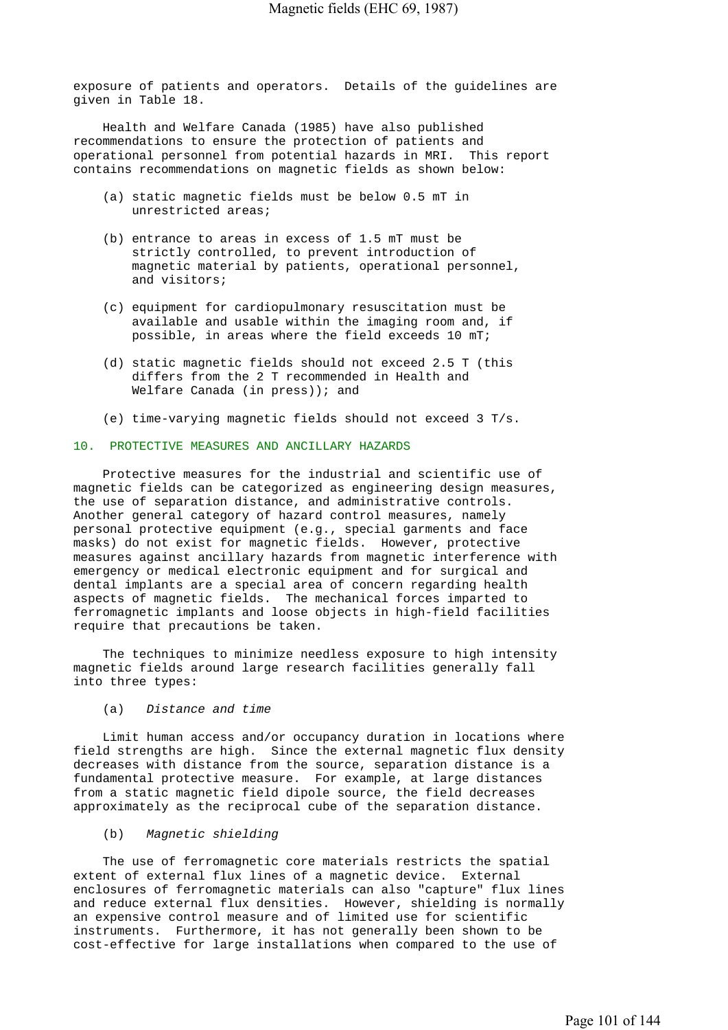exposure of patients and operators. Details of the guidelines are given in Table 18.

Health and Welfare Canada (1985) have also published recommendations to ensure the protection of patients and operational personnel from potential hazards in MRI. This report contains recommendations on magnetic fields as shown below:

(a) static magnetic fields must be below 0.5 mT in unrestricted areas;

(b) entrance to areas in excess of 1.5 mT must be strictly controlled, to prevent introduction of magnetic material by patients, operational personnel, and visitors;

(c) equipment for cardiopulmonary resuscitation must be available and usable within the imaging room and, if possible, in areas where the field exceeds 10 mT;

(d) static magnetic fields should not exceed 2.5 T (this differs from the 2 T recommended in Health and Welfare Canada (in press)); and

(e) time-varying magnetic fields should not exceed 3 T/s.

## 10. PROTECTIVE MEASURES AND ANCILLARY HAZARDS

Protective measures for the industrial and scientific use of magnetic fields can be categorized as engineering design measures, the use of separation distance, and administrative controls. Another general category of hazard control measures, namely personal protective equipment (e.g., special garments and face masks) do not exist for magnetic fields. However, protective measures against ancillary hazards from magnetic interference with emergency or medical electronic equipment and for surgical and dental implants are a special area of concern regarding health aspects of magnetic fields. The mechanical forces imparted to ferromagnetic implants and loose objects in high-field facilities require that precautions be taken.

The techniques to minimize needless exposure to high intensity magnetic fields around large research facilities generally fall into three types:

(a) *Distance and time*

Limit human access and/or occupancy duration in locations where field strengths are high. Since the external magnetic flux density decreases with distance from the source, separation distance is a fundamental protective measure. For example, at large distances from a static magnetic field dipole source, the field decreases approximately as the reciprocal cube of the separation distance.

(b) *Magnetic shielding*

The use of ferromagnetic core materials restricts the spatial extent of external flux lines of a magnetic device. External enclosures of ferromagnetic materials can also "capture" flux lines and reduce external flux densities. However, shielding is normally an expensive control measure and of limited use for scientific instruments. Furthermore, it has not generally been shown to be cost-effective for large installations when compared to the use of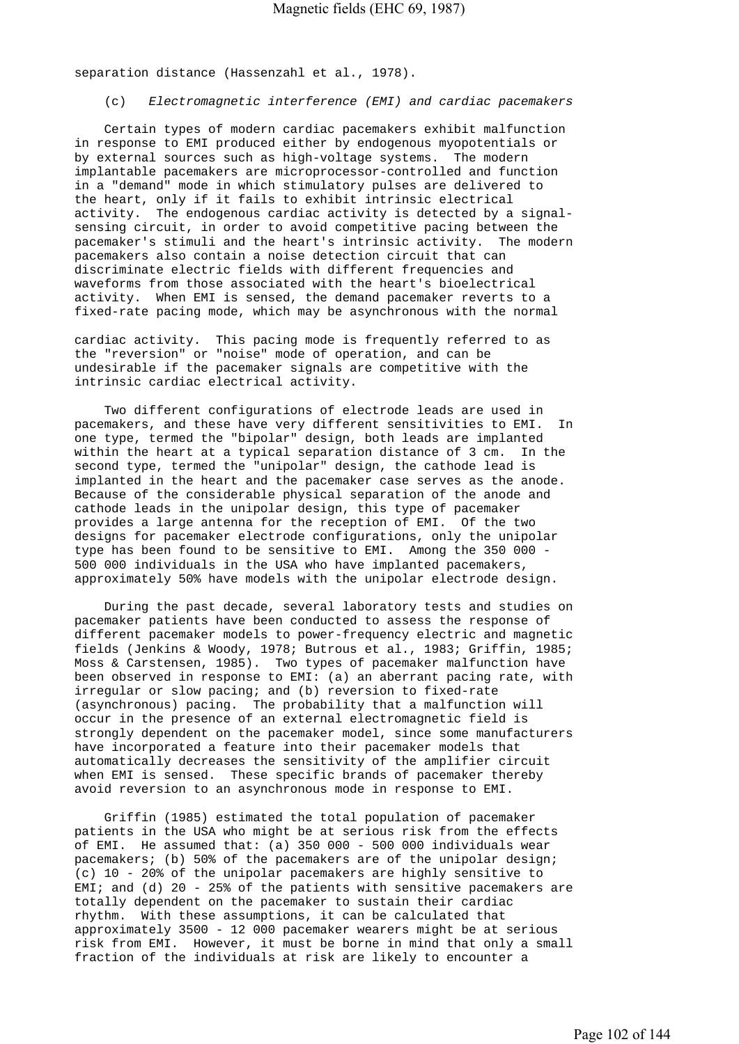separation distance (Hassenzahl et al., 1978).

(c) *Electromagnetic interference (EMI) and cardiac pacemakers*

Certain types of modern cardiac pacemakers exhibit malfunction in response to EMI produced either by endogenous myopotentials or by external sources such as high-voltage systems. The modern implantable pacemakers are microprocessor-controlled and function in a "demand" mode in which stimulatory pulses are delivered to the heart, only if it fails to exhibit intrinsic electrical activity. The endogenous cardiac activity is detected by a signal-sensing circuit, in order to avoid competitive pacing between the pacemaker's stimuli and the heart's intrinsic activity. The modern pacemakers also contain a noise detection circuit that can discriminate electric fields with different frequencies and waveforms from those associated with the heart's bioelectrical activity. When EMI is sensed, the demand pacemaker reverts to a fixed-rate pacing mode, which may be asynchronous with the normal cardiac activity. This pacing mode is frequently referred to as the "reversion" or "noise" mode of operation, and can be undesirable if the pacemaker signals are competitive with the intrinsic cardiac electrical activity.

Two different configurations of electrode leads are used in pacemakers, and these have very different sensitivities to EMI. In one type, termed the "bipolar" design, both leads are implanted within the heart at a typical separation distance of 3 cm. In the second type, termed the "unipolar" design, the cathode lead is implanted in the heart and the pacemaker case serves as the anode. Because of the considerable physical separation of the anode and cathode leads in the unipolar design, this type of pacemaker provides a large antenna for the reception of EMI. Of the two designs for pacemaker electrode configurations, only the unipolar type has been found to be sensitive to EMI. Among the 350 000 - 500 000 individuals in the USA who have implanted pacemakers, approximately 50% have models with the unipolar electrode design.

During the past decade, several laboratory tests and studies on pacemaker patients have been conducted to assess the response of different pacemaker models to power-frequency electric and magnetic fields (Jenkins & Woody, 1978; Butrous et al., 1983; Griffin, 1985; Moss & Carstensen, 1985). Two types of pacemaker malfunction have been observed in response to EMI: (a) an aberrant pacing rate, with irregular or slow pacing; and (b) reversion to fixed-rate (asynchronous) pacing. The probability that a malfunction will occur in the presence of an external electromagnetic field is strongly dependent on the pacemaker model, since some manufacturers have incorporated a feature into their pacemaker models that automatically decreases the sensitivity of the amplifier circuit when EMI is sensed. These specific brands of pacemaker thereby avoid reversion to an asynchronous mode in response to EMI.

Griffin (1985) estimated the total population of pacemaker patients in the USA who might be at serious risk from the effects of EMI. He assumed that: (a) 350 000 - 500 000 individuals wear pacemakers; (b) 50% of the pacemakers are of the unipolar design; (c) 10 - 20% of the unipolar pacemakers are highly sensitive to EMI; and (d) 20 - 25% of the patients with sensitive pacemakers are totally dependent on the pacemaker to sustain their cardiac rhythm. With these assumptions, it can be calculated that approximately 3500 - 12 000 pacemaker wearers might be at serious risk from EMI. However, it must be borne in mind that only a small fraction of the individuals at risk are likely to encounter a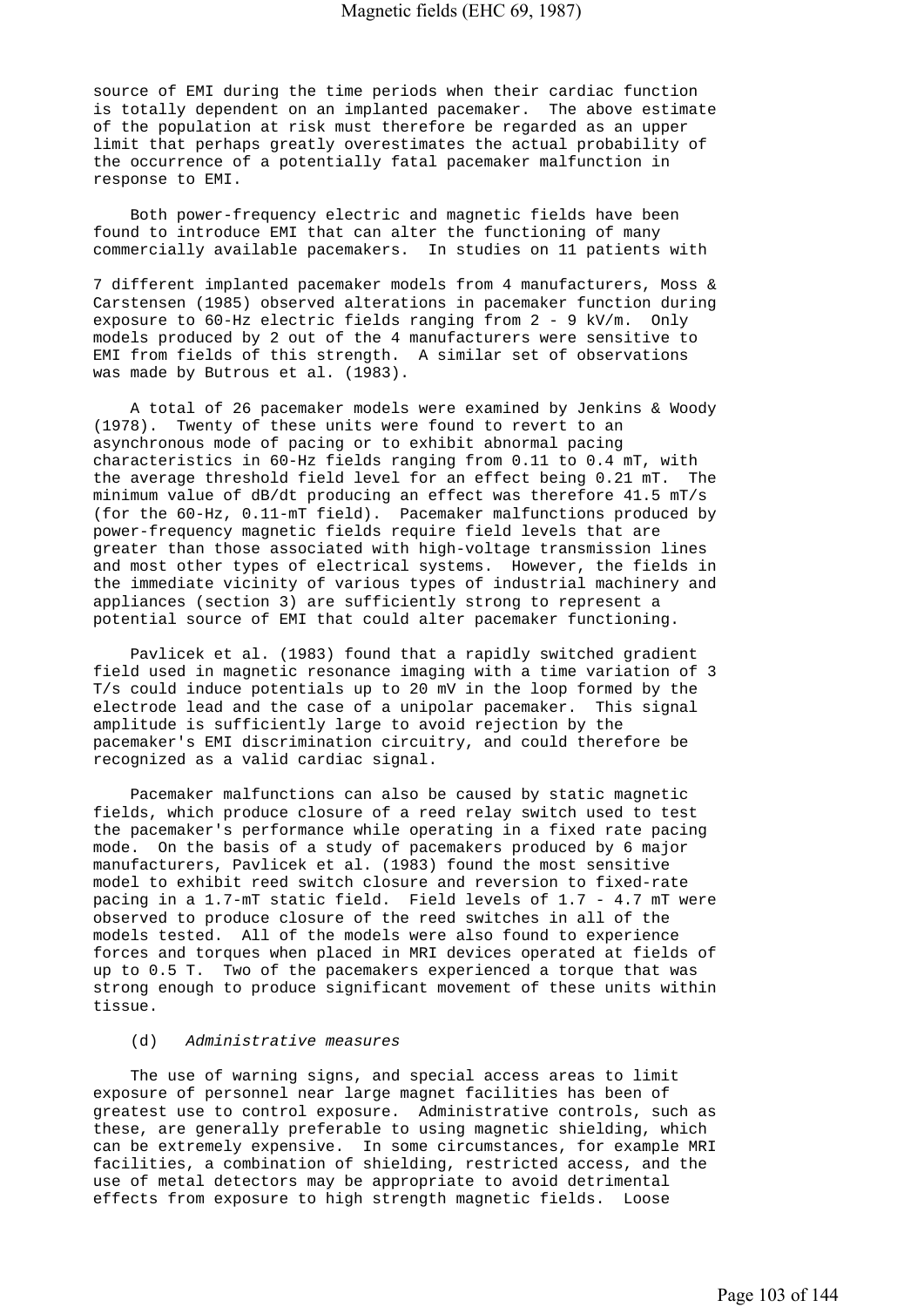source of EMI during the time periods when their cardiac function is totally dependent on an implanted pacemaker. The above estimate of the population at risk must therefore be regarded as an upper limit that perhaps greatly overestimates the actual probability of the occurrence of a potentially fatal pacemaker malfunction in response to EMI.

Both power-frequency electric and magnetic fields have been found to introduce EMI that can alter the functioning of many commercially available pacemakers. In studies on 11 patients with 7 different implanted pacemaker models from 4 manufacturers, Moss & Carstensen (1985) observed alterations in pacemaker function during exposure to 60-Hz electric fields ranging from 2 - 9 kV/m. Only models produced by 2 out of the 4 manufacturers were sensitive to EMI from fields of this strength. A similar set of observations was made by Butrous et al. (1983).

A total of 26 pacemaker models were examined by Jenkins & Woody (1978). Twenty of these units were found to revert to an asynchronous mode of pacing or to exhibit abnormal pacing characteristics in 60-Hz fields ranging from 0.11 to 0.4 mT, with the average threshold field level for an effect being 0.21 mT. The minimum value of dB/dt producing an effect was therefore 41.5 mT/s (for the 60-Hz, 0.11-mT field). Pacemaker malfunctions produced by power-frequency magnetic fields require field levels that are greater than those associated with high-voltage transmission lines and most other types of electrical systems. However, the fields in the immediate vicinity of various types of industrial machinery and appliances (section 3) are sufficiently strong to represent a potential source of EMI that could alter pacemaker functioning.

Pavlicek et al. (1983) found that a rapidly switched gradient field used in magnetic resonance imaging with a time variation of 3 T/s could induce potentials up to 20 mV in the loop formed by the electrode lead and the case of a unipolar pacemaker. This signal amplitude is sufficiently large to avoid rejection by the pacemaker's EMI discrimination circuitry, and could therefore be recognized as a valid cardiac signal.

Pacemaker malfunctions can also be caused by static magnetic fields, which produce closure of a reed relay switch used to test the pacemaker's performance while operating in a fixed rate pacing mode. On the basis of a study of pacemakers produced by 6 major manufacturers, Pavlicek et al. (1983) found the most sensitive model to exhibit reed switch closure and reversion to fixed-rate pacing in a 1.7-mT static field. Field levels of 1.7 - 4.7 mT were observed to produce closure of the reed switches in all of the models tested. All of the models were also found to experience forces and torques when placed in MRI devices operated at fields of up to 0.5 T. Two of the pacemakers experienced a torque that was strong enough to produce significant movement of these units within tissue.

(d) *Administrative measures*

The use of warning signs, and special access areas to limit exposure of personnel near large magnet facilities has been of greatest use to control exposure. Administrative controls, such as these, are generally preferable to using magnetic shielding, which can be extremely expensive. In some circumstances, for example MRI facilities, a combination of shielding, restricted access, and the use of metal detectors may be appropriate to avoid detrimental effects from exposure to high strength magnetic fields. Loose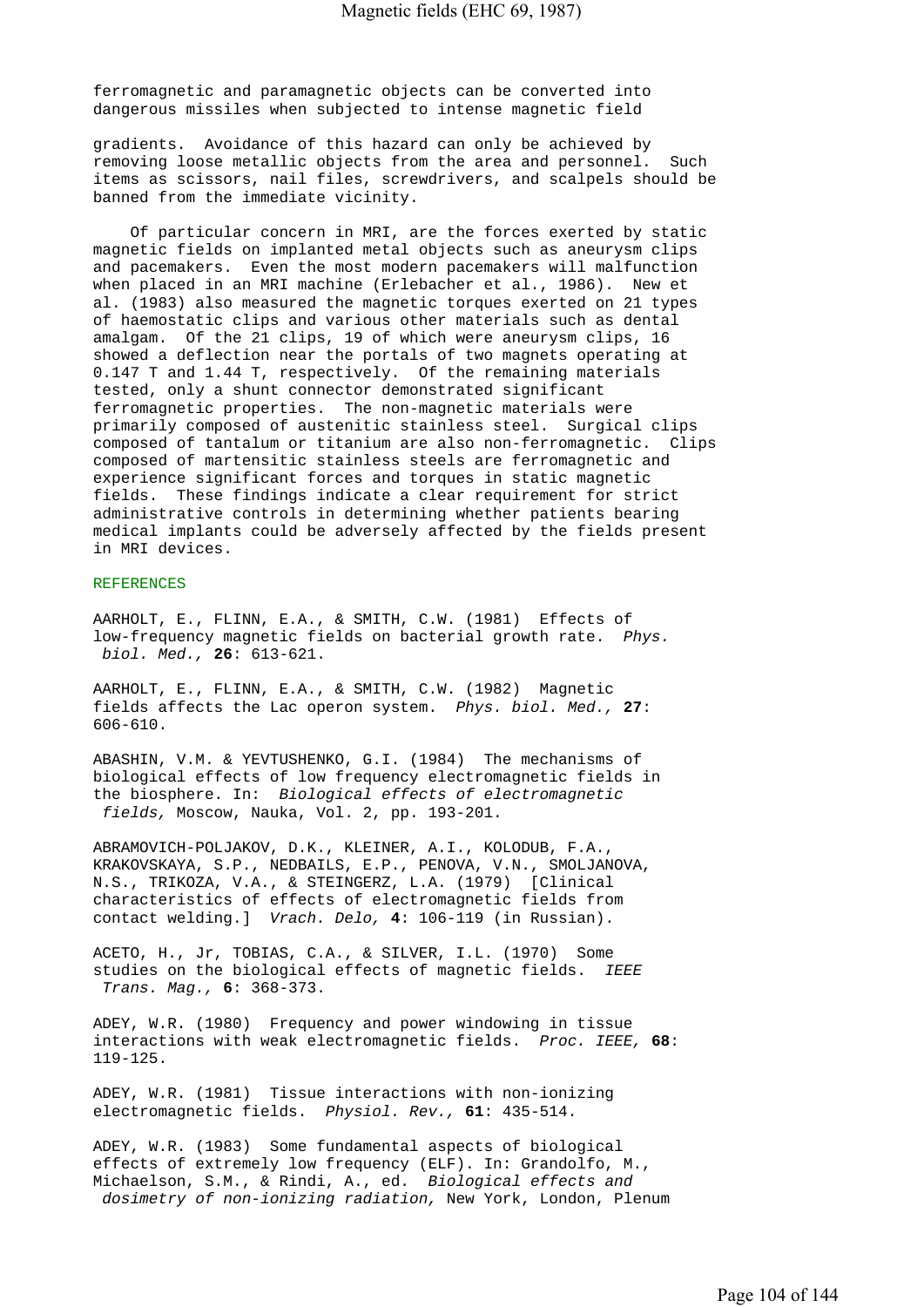ferromagnetic and paramagnetic objects can be converted into dangerous missiles when subjected to intense magnetic field

gradients. Avoidance of this hazard can only be achieved by removing loose metallic objects from the area and personnel. Such items as scissors, nail files, screwdrivers, and scalpels should be banned from the immediate vicinity.

Of particular concern in MRI, are the forces exerted by static magnetic fields on implanted metal objects such as aneurysm clips and pacemakers. Even the most modern pacemakers will malfunction when placed in an MRI machine (Erlebacher et al., 1986). New et al. (1983) also measured the magnetic torques exerted on 21 types of haemostatic clips and various other materials such as dental amalgam. Of the 21 clips, 19 of which were aneurysm clips, 16 showed a deflection near the portals of two magnets operating at 0.147 T and 1.44 T, respectively. Of the remaining materials tested, only a shunt connector demonstrated significant ferromagnetic properties. The non-magnetic materials were primarily composed of austenitic stainless steel. Surgical clips composed of tantalum or titanium are also non-ferromagnetic. Clips composed of martensitic stainless steels are ferromagnetic and experience significant forces and torques in static magnetic fields. These findings indicate a clear requirement for strict administrative controls in determining whether patients bearing medical implants could be adversely affected by the fields present in MRI devices.

## REFERENCES

AARHOLT, E., FLINN, E.A., & SMITH, C.W. (1981) Effects of low-frequency magnetic fields on bacterial growth rate. *Phys. biol. Med.,* **26**: 613-621.

AARHOLT, E., FLINN, E.A., & SMITH, C.W. (1982) Magnetic fields affects the Lac operon system. *Phys. biol. Med.,* **27**: 606-610.

ABASHIN, V.M. & YEVTUSHENKO, G.I. (1984) The mechanisms of biological effects of low frequency electromagnetic fields in the biosphere. In: *Biological effects of electromagnetic fields,* Moscow, Nauka, Vol. 2, pp. 193-201.

ABRAMOVICH-POLJAKOV, D.K., KLEINER, A.I., KOLODUB, F.A., KRAKOVSKAYA, S.P., NEDBAILS, E.P., PENOVA, V.N., SMOLJANOVA, N.S., TRIKOZA, V.A., & STEINGERZ, L.A. (1979) [Clinical characteristics of effects of electromagnetic fields from contact welding.] *Vrach. Delo,* **4**: 106-119 (in Russian).

ACETO, H., Jr, TOBIAS, C.A., & SILVER, I.L. (1970) Some studies on the biological effects of magnetic fields. *IEEE Trans. Mag.,* **6**: 368-373.

ADEY, W.R. (1980) Frequency and power windowing in tissue interactions with weak electromagnetic fields. *Proc. IEEE,* **68**: 119-125.

ADEY, W.R. (1981) Tissue interactions with non-ionizing electromagnetic fields. *Physiol. Rev.,* **61**: 435-514.

ADEY, W.R. (1983) Some fundamental aspects of biological effects of extremely low frequency (ELF). In: Grandolfo, M., Michaelson, S.M., & Rindi, A., ed. *Biological effects and dosimetry of non-ionizing radiation,* New York, London, Plenum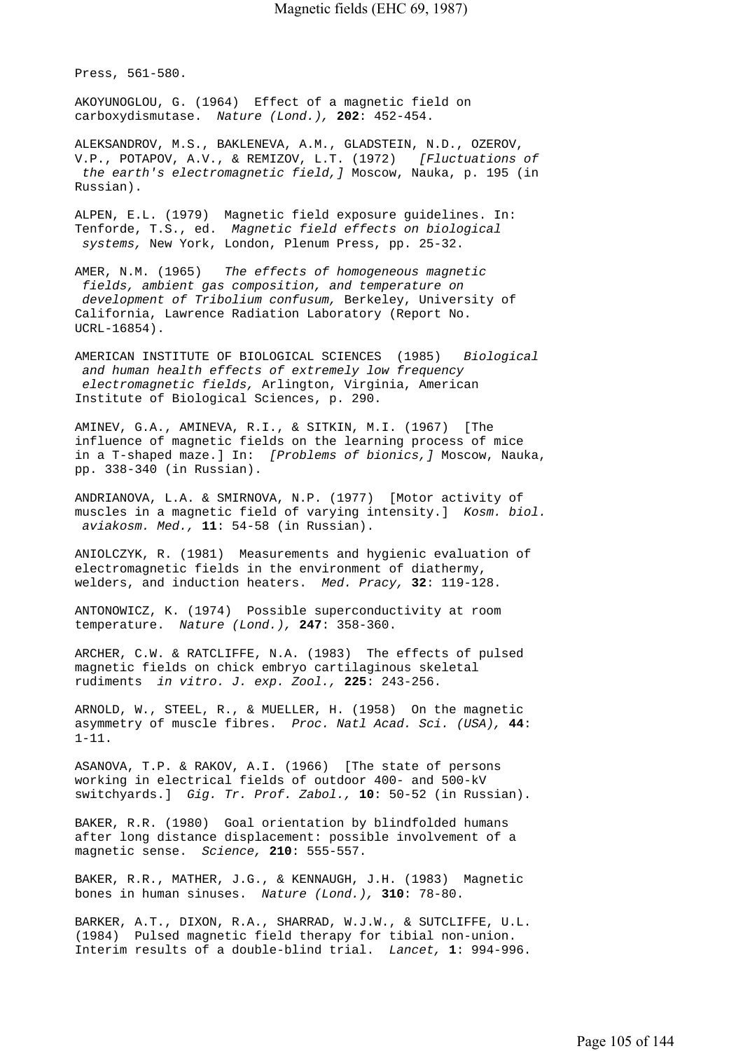Press, 561-580.

AKOYUNOGLOU, G. (1964) Effect of a magnetic field on carboxydismutase. *Nature (Lond.),* **202**: 452-454.

ALEKSANDROV, M.S., BAKLENEVA, A.M., GLADSTEIN, N.D., OZEROV, V.P., POTAPOV, A.V., & REMIZOV, L.T. (1972) *[Fluctuations of the earth's electromagnetic field,]* Moscow, Nauka, p. 195 (in Russian).

ALPEN, E.L. (1979) Magnetic field exposure guidelines. In: Tenforde, T.S., ed. *Magnetic field effects on biological systems,* New York, London, Plenum Press, pp. 25-32.

AMER, N.M. (1965) *The effects of homogeneous magnetic fields, ambient gas composition, and temperature on development of Tribolium confusum,* Berkeley, University of California, Lawrence Radiation Laboratory (Report No. UCRL-16854).

AMERICAN INSTITUTE OF BIOLOGICAL SCIENCES (1985) *Biological and human health effects of extremely low frequency electromagnetic fields,* Arlington, Virginia, American Institute of Biological Sciences, p. 290.

AMINEV, G.A., AMINEVA, R.I., & SITKIN, M.I. (1967) [The influence of magnetic fields on the learning process of mice in a T-shaped maze.] In: *[Problems of bionics,]* Moscow, Nauka, pp. 338-340 (in Russian).

ANDRIANOVA, L.A. & SMIRNOVA, N.P. (1977) [Motor activity of muscles in a magnetic field of varying intensity.] *Kosm. biol. aviakosm. Med.,* **11**: 54-58 (in Russian).

ANIOLCZYK, R. (1981) Measurements and hygienic evaluation of electromagnetic fields in the environment of diathermy, welders, and induction heaters. *Med. Pracy,* **32**: 119-128.

ANTONOWICZ, K. (1974) Possible superconductivity at room temperature. *Nature (Lond.),* **247**: 358-360.

ARCHER, C.W. & RATCLIFFE, N.A. (1983) The effects of pulsed magnetic fields on chick embryo cartilaginous skeletal rudiments *in vitro. J. exp. Zool.,* **225**: 243-256.

ARNOLD, W., STEEL, R., & MUELLER, H. (1958) On the magnetic asymmetry of muscle fibres. *Proc. Natl Acad. Sci. (USA),* **44**: 1-11.

ASANOVA, T.P. & RAKOV, A.I. (1966) [The state of persons working in electrical fields of outdoor 400- and 500-kV switchyards.] *Gig. Tr. Prof. Zabol.,* **10**: 50-52 (in Russian).

BAKER, R.R. (1980) Goal orientation by blindfolded humans after long distance displacement: possible involvement of a magnetic sense. *Science,* **210**: 555-557.

BAKER, R.R., MATHER, J.G., & KENNAUGH, J.H. (1983) Magnetic bones in human sinuses. *Nature (Lond.),* **310**: 78-80.

BARKER, A.T., DIXON, R.A., SHARRAD, W.J.W., & SUTCLIFFE, U.L. (1984) Pulsed magnetic field therapy for tibial non-union. Interim results of a double-blind trial. *Lancet,* **1**: 994-996.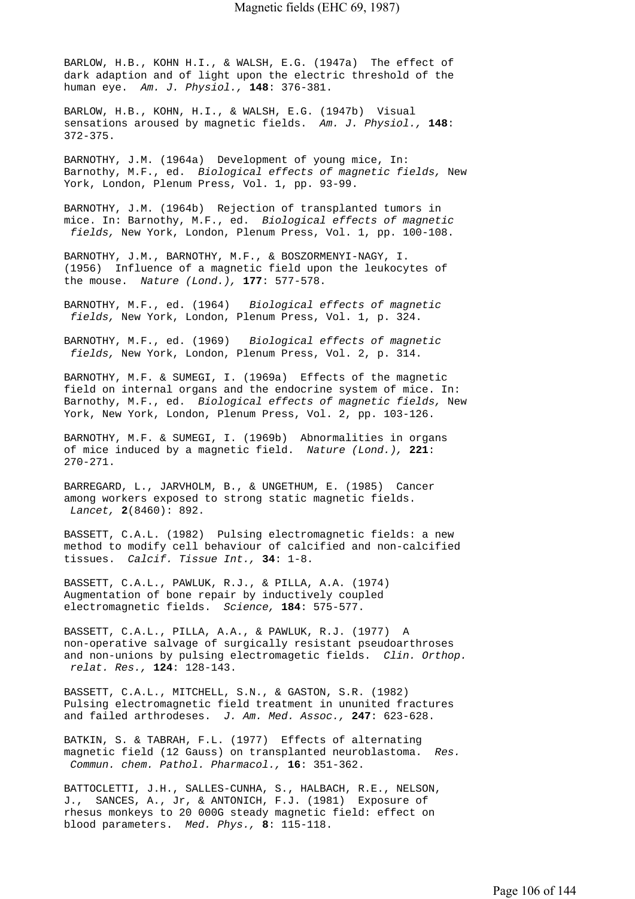BARLOW, H.B., KOHN H.I., & WALSH, E.G. (1947a) The effect of dark adaption and of light upon the electric threshold of the human eye. *Am. J. Physiol.,* **148**: 376-381.

BARLOW, H.B., KOHN, H.I., & WALSH, E.G. (1947b) Visual sensations aroused by magnetic fields. *Am. J. Physiol.,* **148**: 372-375.

BARNOTHY, J.M. (1964a) Development of young mice, In: Barnothy, M.F., ed. *Biological effects of magnetic fields,* New York, London, Plenum Press, Vol. 1, pp. 93-99.

BARNOTHY, J.M. (1964b) Rejection of transplanted tumors in mice. In: Barnothy, M.F., ed. *Biological effects of magnetic fields,* New York, London, Plenum Press, Vol. 1, pp. 100-108.

BARNOTHY, J.M., BARNOTHY, M.F., & BOSZORMENYI-NAGY, I. (1956) Influence of a magnetic field upon the leukocytes of the mouse. *Nature (Lond.),* **177**: 577-578.

BARNOTHY, M.F., ed. (1964) *Biological effects of magnetic fields,* New York, London, Plenum Press, Vol. 1, p. 324.

BARNOTHY, M.F., ed. (1969) *Biological effects of magnetic fields,* New York, London, Plenum Press, Vol. 2, p. 314.

BARNOTHY, M.F. & SUMEGI, I. (1969a) Effects of the magnetic field on internal organs and the endocrine system of mice. In: Barnothy, M.F., ed. *Biological effects of magnetic fields,* New York, New York, London, Plenum Press, Vol. 2, pp. 103-126.

BARNOTHY, M.F. & SUMEGI, I. (1969b) Abnormalities in organs of mice induced by a magnetic field. *Nature (Lond.),* **221**: 270-271.

BARREGARD, L., JARVHOLM, B., & UNGETHUM, E. (1985) Cancer among workers exposed to strong static magnetic fields. *Lancet,* **2**(8460): 892.

BASSETT, C.A.L. (1982) Pulsing electromagnetic fields: a new method to modify cell behaviour of calcified and non-calcified tissues. *Calcif. Tissue Int.,* **34**: 1-8.

BASSETT, C.A.L., PAWLUK, R.J., & PILLA, A.A. (1974) Augmentation of bone repair by inductively coupled electromagnetic fields. *Science,* **184**: 575-577.

BASSETT, C.A.L., PILLA, A.A., & PAWLUK, R.J. (1977) A non-operative salvage of surgically resistant pseudoarthroses and non-unions by pulsing electromagetic fields. *Clin. Orthop. relat. Res.,* **124**: 128-143.

BASSETT, C.A.L., MITCHELL, S.N., & GASTON, S.R. (1982) Pulsing electromagnetic field treatment in ununited fractures and failed arthrodeses. *J. Am. Med. Assoc.,* **247**: 623-628.

BATKIN, S. & TABRAH, F.L. (1977) Effects of alternating magnetic field (12 Gauss) on transplanted neuroblastoma. *Res. Commun. chem. Pathol. Pharmacol.,* **16**: 351-362.

BATTOCLETTI, J.H., SALLES-CUNHA, S., HALBACH, R.E., NELSON, J., SANCES, A., Jr, & ANTONICH, F.J. (1981) Exposure of rhesus monkeys to 20 000G steady magnetic field: effect on blood parameters. *Med. Phys.,* **8**: 115-118.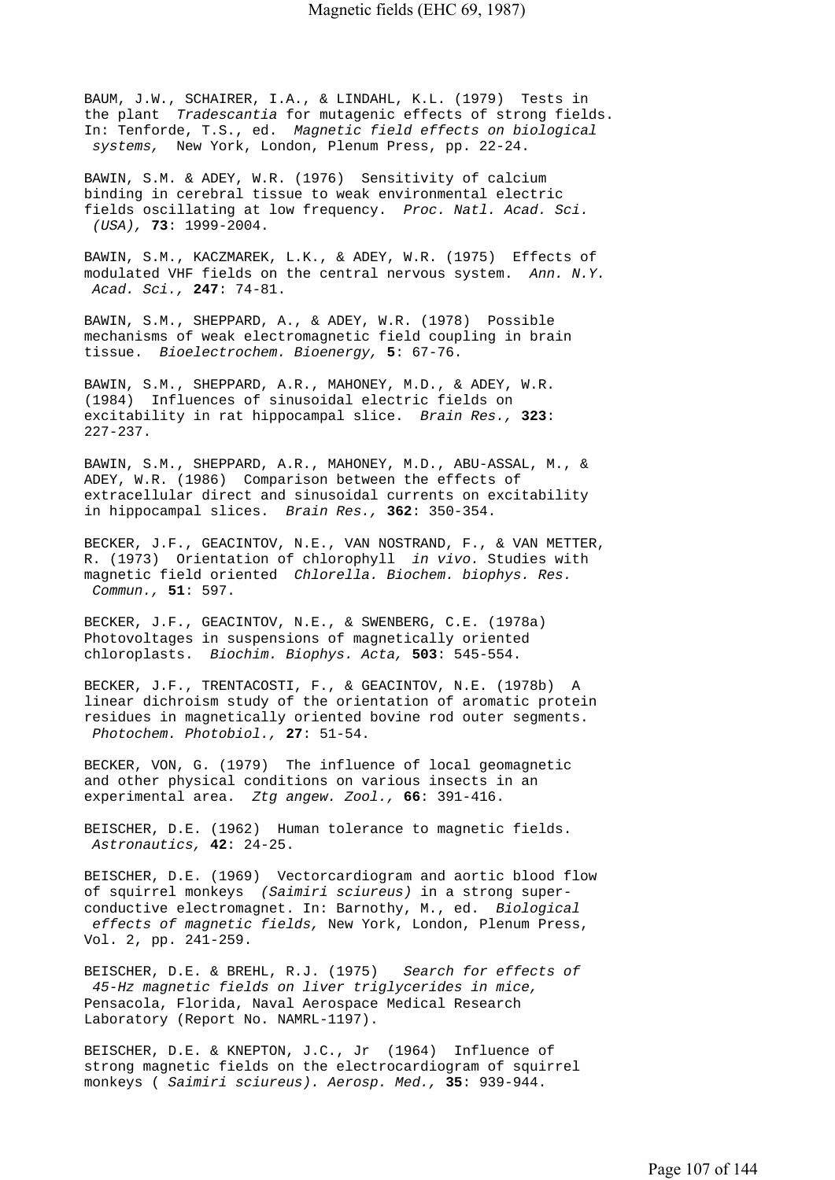BAUM, J.W., SCHAIRER, I.A., & LINDAHL, K.L. (1979) Tests in the plant *Tradescantia* for mutagenic effects of strong fields. In: Tenforde, T.S., ed. *Magnetic field effects on biological systems,* New York, London, Plenum Press, pp. 22-24.

BAWIN, S.M. & ADEY, W.R. (1976) Sensitivity of calcium binding in cerebral tissue to weak environmental electric fields oscillating at low frequency. *Proc. Natl. Acad. Sci. (USA),* **73**: 1999-2004.

BAWIN, S.M., KACZMAREK, L.K., & ADEY, W.R. (1975) Effects of modulated VHF fields on the central nervous system. *Ann. N.Y. Acad. Sci.,* **247**: 74-81.

BAWIN, S.M., SHEPPARD, A., & ADEY, W.R. (1978) Possible mechanisms of weak electromagnetic field coupling in brain tissue. *Bioelectrochem. Bioenergy,* **5**: 67-76.

BAWIN, S.M., SHEPPARD, A.R., MAHONEY, M.D., & ADEY, W.R. (1984) Influences of sinusoidal electric fields on excitability in rat hippocampal slice. *Brain Res.,* **323**: 227-237.

BAWIN, S.M., SHEPPARD, A.R., MAHONEY, M.D., ABU-ASSAL, M., & ADEY, W.R. (1986) Comparison between the effects of extracellular direct and sinusoidal currents on excitability in hippocampal slices. *Brain Res.,* **362**: 350-354.

BECKER, J.F., GEACINTOV, N.E., VAN NOSTRAND, F., & VAN METTER, R. (1973) Orientation of chlorophyll *in vivo.* Studies with magnetic field oriented *Chlorella. Biochem. biophys. Res. Commun.,* **51**: 597.

BECKER, J.F., GEACINTOV, N.E., & SWENBERG, C.E. (1978a) Photovoltages in suspensions of magnetically oriented chloroplasts. *Biochim. Biophys. Acta,* **503**: 545-554.

BECKER, J.F., TRENTACOSTI, F., & GEACINTOV, N.E. (1978b) A linear dichroism study of the orientation of aromatic protein residues in magnetically oriented bovine rod outer segments. *Photochem. Photobiol.,* **27**: 51-54.

BECKER, VON, G. (1979) The influence of local geomagnetic and other physical conditions on various insects in an experimental area. *Ztg angew. Zool.,* **66**: 391-416.

BEISCHER, D.E. (1962) Human tolerance to magnetic fields. *Astronautics,* **42**: 24-25.

BEISCHER, D.E. (1969) Vectorcardiogram and aortic blood flow of squirrel monkeys *(Saimiri sciureus)* in a strong superconductive electromagnet. In: Barnothy, M., ed. *Biological effects of magnetic fields,* New York, London, Plenum Press, Vol. 2, pp. 241-259.

BEISCHER, D.E. & BREHL, R.J. (1975) *Search for effects of 45-Hz magnetic fields on liver triglycerides in mice,* Pensacola, Florida, Naval Aerospace Medical Research Laboratory (Report No. NAMRL-1197).

BEISCHER, D.E. & KNEPTON, J.C., Jr (1964) Influence of strong magnetic fields on the electrocardiogram of squirrel monkeys ( *Saimiri sciureus). Aerosp. Med.,* **35**: 939-944.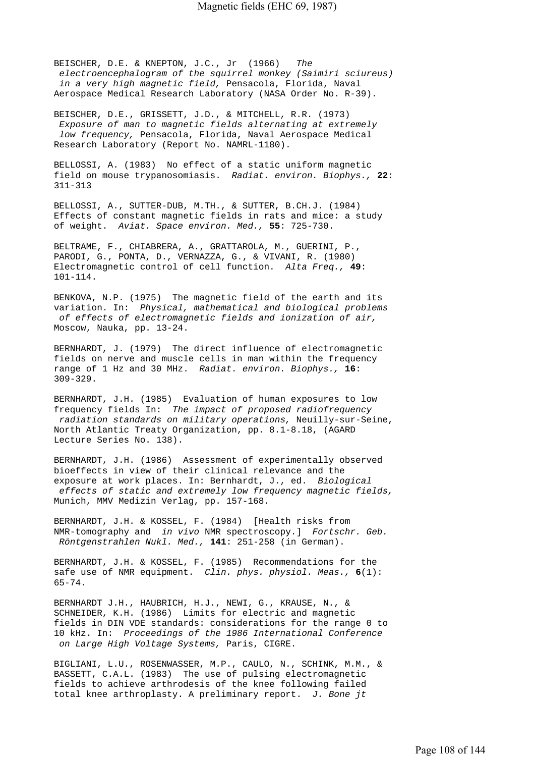BEISCHER, D.E. & KNEPTON, J.C., Jr (1966) *The electroencephalogram of the squirrel monkey (Saimiri sciureus) in a very high magnetic field,* Pensacola, Florida, Naval Aerospace Medical Research Laboratory (NASA Order No. R-39).

BEISCHER, D.E., GRISSETT, J.D., & MITCHELL, R.R. (1973) *Exposure of man to magnetic fields alternating at extremely low frequency,* Pensacola, Florida, Naval Aerospace Medical Research Laboratory (Report No. NAMRL-1180).

BELLOSSI, A. (1983) No effect of a static uniform magnetic field on mouse trypanosomiasis. *Radiat. environ. Biophys.,* **22**: 311-313

BELLOSSI, A., SUTTER-DUB, M.TH., & SUTTER, B.CH.J. (1984) Effects of constant magnetic fields in rats and mice: a study of weight. *Aviat. Space environ. Med.,* **55**: 725-730.

BELTRAME, F., CHIABRERA, A., GRATTAROLA, M., GUERINI, P., PARODI, G., PONTA, D., VERNAZZA, G., & VIVANI, R. (1980) Electromagnetic control of cell function. *Alta Freq.,* **49**: 101-114.

BENKOVA, N.P. (1975) The magnetic field of the earth and its variation. In: *Physical, mathematical and biological problems of effects of electromagnetic fields and ionization of air,* Moscow, Nauka, pp. 13-24.

BERNHARDT, J. (1979) The direct influence of electromagnetic fields on nerve and muscle cells in man within the frequency range of 1 Hz and 30 MHz. *Radiat. environ. Biophys.,* **16**: 309-329.

BERNHARDT, J.H. (1985) Evaluation of human exposures to low frequency fields In: *The impact of proposed radiofrequency radiation standards on military operations,* Neuilly-sur-Seine, North Atlantic Treaty Organization, pp. 8.1-8.18, (AGARD Lecture Series No. 138).

BERNHARDT, J.H. (1986) Assessment of experimentally observed bioeffects in view of their clinical relevance and the exposure at work places. In: Bernhardt, J., ed. *Biological effects of static and extremely low frequency magnetic fields,* Munich, MMV Medizin Verlag, pp. 157-168.

BERNHARDT, J.H. & KOSSEL, F. (1984) [Health risks from NMR-tomography and *in vivo* NMR spectroscopy.] *Fortschr. Geb. Röntgenstrahlen Nukl. Med.,* **141**: 251-258 (in German).

BERNHARDT, J.H. & KOSSEL, F. (1985) Recommendations for the safe use of NMR equipment. *Clin. phys. physiol. Meas.,* **6**(1): 65-74.

BERNHARDT J.H., HAUBRICH, H.J., NEWI, G., KRAUSE, N., & SCHNEIDER, K.H. (1986) Limits for electric and magnetic fields in DIN VDE standards: considerations for the range 0 to 10 kHz. In: *Proceedings of the 1986 International Conference on Large High Voltage Systems,* Paris, CIGRE.

BIGLIANI, L.U., ROSENWASSER, M.P., CAULO, N., SCHINK, M.M., & BASSETT, C.A.L. (1983) The use of pulsing electromagnetic fields to achieve arthrodesis of the knee following failed total knee arthroplasty. A preliminary report. *J. Bone jt*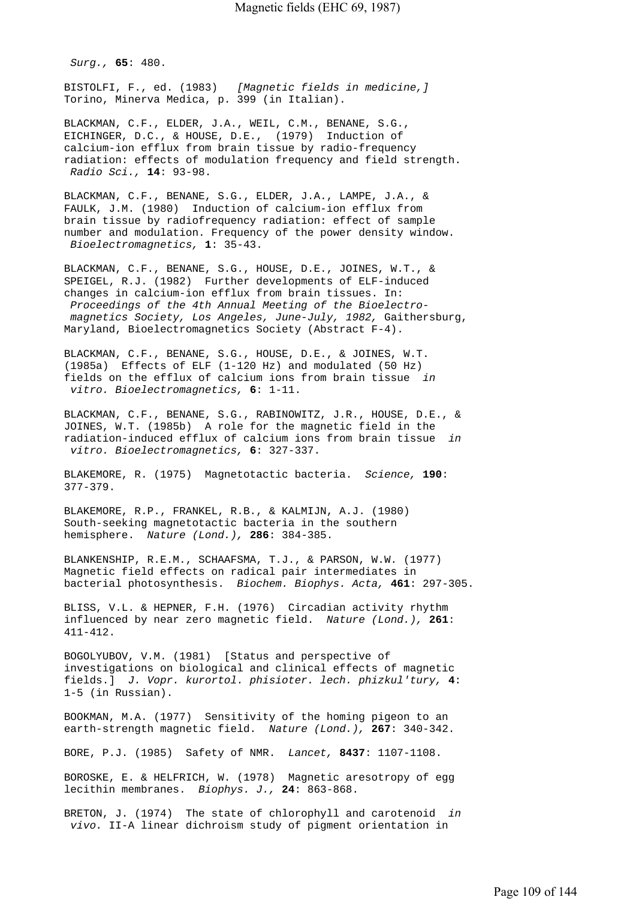*Surg.,* **65**: 480.

BISTOLFI, F., ed. (1983) *[Magnetic fields in medicine,]* Torino, Minerva Medica, p. 399 (in Italian).

BLACKMAN, C.F., ELDER, J.A., WEIL, C.M., BENANE, S.G., EICHINGER, D.C., & HOUSE, D.E., (1979) Induction of calcium-ion efflux from brain tissue by radio-frequency radiation: effects of modulation frequency and field strength. *Radio Sci.,* **14**: 93-98.

BLACKMAN, C.F., BENANE, S.G., ELDER, J.A., LAMPE, J.A., & FAULK, J.M. (1980) Induction of calcium-ion efflux from brain tissue by radiofrequency radiation: effect of sample number and modulation. Frequency of the power density window. *Bioelectromagnetics,* **1**: 35-43.

BLACKMAN, C.F., BENANE, S.G., HOUSE, D.E., JOINES, W.T., & SPEIGEL, R.J. (1982) Further developments of ELF-induced changes in calcium-ion efflux from brain tissues. In: *Proceedings of the 4th Annual Meeting of the Bioelectromagnetics Society, Los Angeles, June-July, 1982,* Gaithersburg, Maryland, Bioelectromagnetics Society (Abstract F-4).

BLACKMAN, C.F., BENANE, S.G., HOUSE, D.E., & JOINES, W.T. (1985a) Effects of ELF (1-120 Hz) and modulated (50 Hz) fields on the efflux of calcium ions from brain tissue *in vitro. Bioelectromagnetics,* **6**: 1-11.

BLACKMAN, C.F., BENANE, S.G., RABINOWITZ, J.R., HOUSE, D.E., & JOINES, W.T. (1985b) A role for the magnetic field in the radiation-induced efflux of calcium ions from brain tissue *in vitro. Bioelectromagnetics,* **6**: 327-337.

BLAKEMORE, R. (1975) Magnetotactic bacteria. *Science,* **190**: 377-379.

BLAKEMORE, R.P., FRANKEL, R.B., & KALMIJN, A.J. (1980) South-seeking magnetotactic bacteria in the southern hemisphere. *Nature (Lond.),* **286**: 384-385.

BLANKENSHIP, R.E.M., SCHAAFSMA, T.J., & PARSON, W.W. (1977) Magnetic field effects on radical pair intermediates in bacterial photosynthesis. *Biochem. Biophys. Acta,* **461**: 297-305.

BLISS, V.L. & HEPNER, F.H. (1976) Circadian activity rhythm influenced by near zero magnetic field. *Nature (Lond.),* **261**: 411-412.

BOGOLYUBOV, V.M. (1981) [Status and perspective of investigations on biological and clinical effects of magnetic fields.] *J. Vopr. kurortol. phisioter. lech. phizkul'tury,* **4**: 1-5 (in Russian).

BOOKMAN, M.A. (1977) Sensitivity of the homing pigeon to an earth-strength magnetic field. *Nature (Lond.),* **267**: 340-342.

BORE, P.J. (1985) Safety of NMR. *Lancet,* **8437**: 1107-1108.

BOROSKE, E. & HELFRICH, W. (1978) Magnetic aresotropy of egg lecithin membranes. *Biophys. J.,* **24**: 863-868.

BRETON, J. (1974) The state of chlorophyll and carotenoid *in vivo.* II-A linear dichroism study of pigment orientation in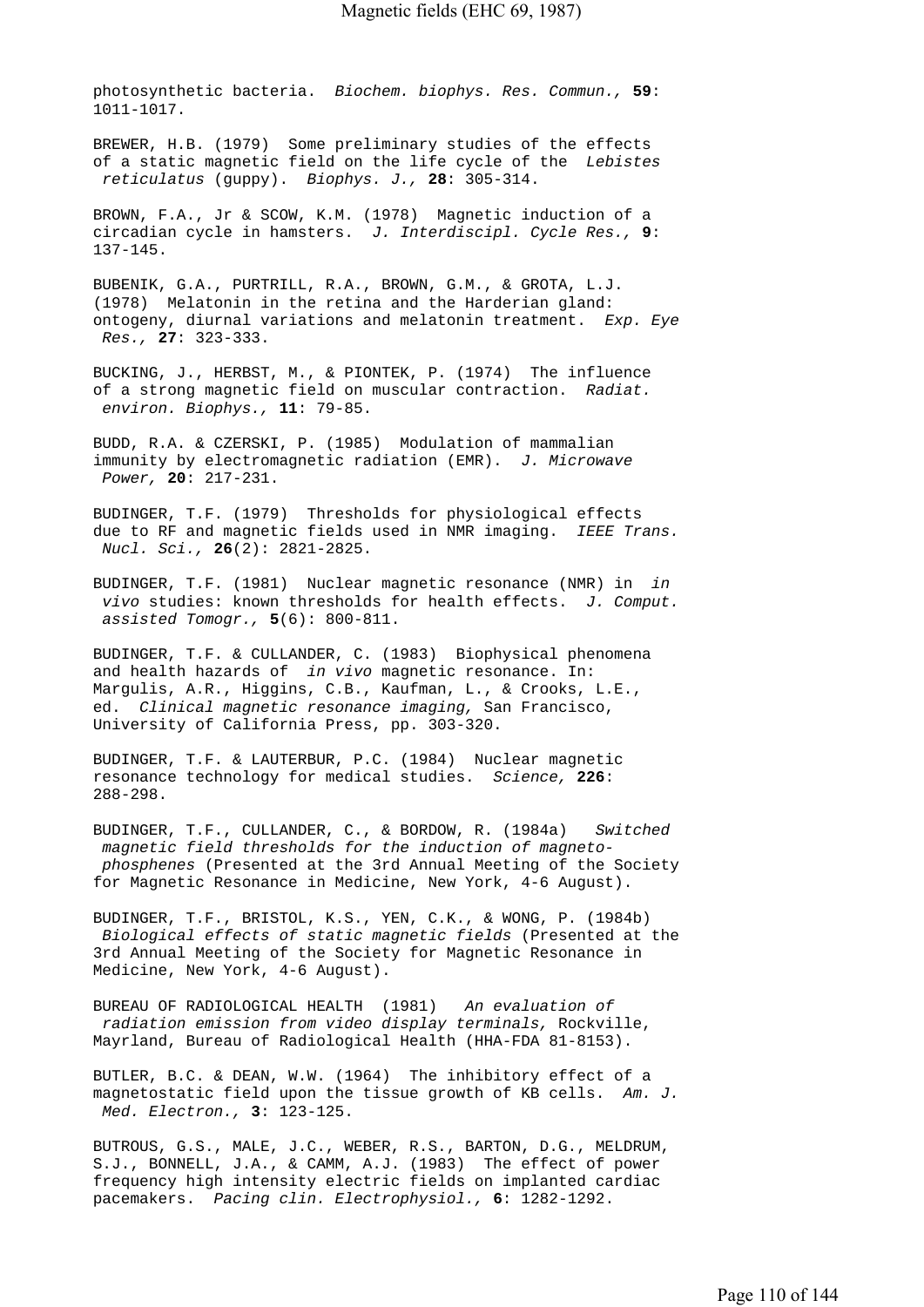photosynthetic bacteria. *Biochem. biophys. Res. Commun.,* **59**: 1011-1017.

BREWER, H.B. (1979) Some preliminary studies of the effects of a static magnetic field on the life cycle of the *Lebistes reticulatus* (guppy). *Biophys. J.,* **28**: 305-314.

BROWN, F.A., Jr & SCOW, K.M. (1978) Magnetic induction of a circadian cycle in hamsters. *J. Interdiscipl. Cycle Res.,* **9**: 137-145.

BUBENIK, G.A., PURTRILL, R.A., BROWN, G.M., & GROTA, L.J. (1978) Melatonin in the retina and the Harderian gland: ontogeny, diurnal variations and melatonin treatment. *Exp. Eye Res.,* **27**: 323-333.

BUCKING, J., HERBST, M., & PIONTEK, P. (1974) The influence of a strong magnetic field on muscular contraction. *Radiat. environ. Biophys.,* **11**: 79-85.

BUDD, R.A. & CZERSKI, P. (1985) Modulation of mammalian immunity by electromagnetic radiation (EMR). *J. Microwave Power,* **20**: 217-231.

BUDINGER, T.F. (1979) Thresholds for physiological effects due to RF and magnetic fields used in NMR imaging. *IEEE Trans. Nucl. Sci.,* **26**(2): 2821-2825.

BUDINGER, T.F. (1981) Nuclear magnetic resonance (NMR) in *in vivo* studies: known thresholds for health effects. *J. Comput. assisted Tomogr.,* **5**(6): 800-811.

BUDINGER, T.F. & CULLANDER, C. (1983) Biophysical phenomena and health hazards of *in vivo* magnetic resonance. In: Margulis, A.R., Higgins, C.B., Kaufman, L., & Crooks, L.E., ed. *Clinical magnetic resonance imaging,* San Francisco, University of California Press, pp. 303-320.

BUDINGER, T.F. & LAUTERBUR, P.C. (1984) Nuclear magnetic resonance technology for medical studies. *Science,* **226**: 288-298.

BUDINGER, T.F., CULLANDER, C., & BORDOW, R. (1984a) *Switched magnetic field thresholds for the induction of magneto-phosphenes* (Presented at the 3rd Annual Meeting of the Society for Magnetic Resonance in Medicine, New York, 4-6 August).

BUDINGER, T.F., BRISTOL, K.S., YEN, C.K., & WONG, P. (1984b) *Biological effects of static magnetic fields* (Presented at the 3rd Annual Meeting of the Society for Magnetic Resonance in Medicine, New York, 4-6 August).

BUREAU OF RADIOLOGICAL HEALTH (1981) *An evaluation of radiation emission from video display terminals,* Rockville, Mayrland, Bureau of Radiological Health (HHA-FDA 81-8153).

BUTLER, B.C. & DEAN, W.W. (1964) The inhibitory effect of a magnetostatic field upon the tissue growth of KB cells. *Am. J. Med. Electron.,* **3**: 123-125.

BUTROUS, G.S., MALE, J.C., WEBER, R.S., BARTON, D.G., MELDRUM, S.J., BONNELL, J.A., & CAMM, A.J. (1983) The effect of power frequency high intensity electric fields on implanted cardiac pacemakers. *Pacing clin. Electrophysiol.,* **6**: 1282-1292.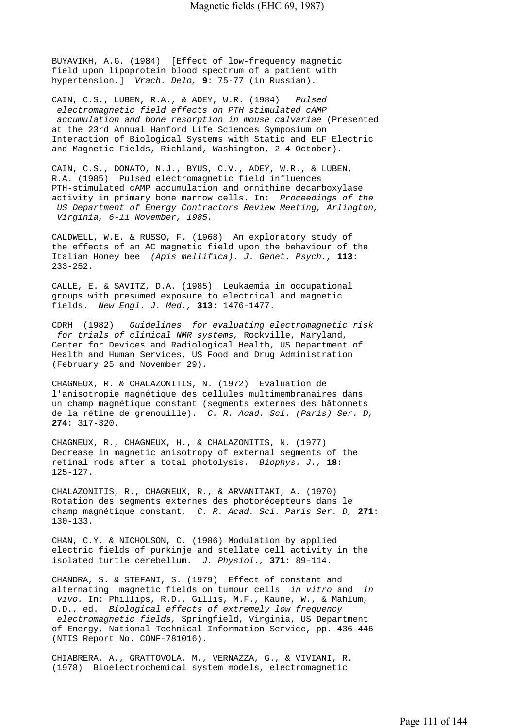BUYAVIKH, A.G. (1984) [Effect of low-frequency magnetic field upon lipoprotein blood spectrum of a patient with hypertension.] *Vrach. Delo,* **9**: 75-77 (in Russian).

CAIN, C.S., LUBEN, R.A., & ADEY, W.R. (1984) *Pulsed electromagnetic field effects on PTH stimulated cAMP accumulation and bone resorption in mouse calvariae* (Presented at the 23rd Annual Hanford Life Sciences Symposium on Interaction of Biological Systems with Static and ELF Electric and Magnetic Fields, Richland, Washington, 2-4 October).

CAIN, C.S., DONATO, N.J., BYUS, C.V., ADEY, W.R., & LUBEN, R.A. (1985) Pulsed electromagnetic field influences PTH-stimulated cAMP accumulation and ornithine decarboxylase activity in primary bone marrow cells. In: *Proceedings of the US Department of Energy Contractors Review Meeting, Arlington, Virginia, 6-11 November, 1985.*

CALDWELL, W.E. & RUSSO, F. (1968) An exploratory study of the effects of an AC magnetic field upon the behaviour of the Italian Honey bee *(Apis mellifica). J. Genet. Psych.,* **113**: 233-252.

CALLE, E. & SAVITZ, D.A. (1985) Leukaemia in occupational groups with presumed exposure to electrical and magnetic fields. *New Engl. J. Med.,* **313**: 1476-1477.

CDRH (1982) *Guidelines for evaluating electromagnetic risk for trials of clinical NMR systems,* Rockville, Maryland, Center for Devices and Radiological Health, US Department of Health and Human Services, US Food and Drug Administration (February 25 and November 29).

CHAGNEUX, R. & CHALAZONITIS, N. (1972) Evaluation de l'anisotropie magnétique des cellules multimembranaires dans un champ magnétique constant (segments externes des bâtonnets de la rétine de grenouille). *C. R. Acad. Sci. (Paris) Ser. D,* **274**: 317-320.

CHAGNEUX, R., CHAGNEUX, H., & CHALAZONITIS, N. (1977) Decrease in magnetic anisotropy of external segments of the retinal rods after a total photolysis. *Biophys. J.,* **18**: 125-127.

CHALAZONITIS, R., CHAGNEUX, R., & ARVANITAKI, A. (1970) Rotation des segments externes des photorécepteurs dans le champ magnétique constant, *C. R. Acad. Sci. Paris Ser. D,* **271**: 130-133.

CHAN, C.Y. & NICHOLSON, C. (1986) Modulation by applied electric fields of purkinje and stellate cell activity in the isolated turtle cerebellum. *J. Physiol.,* **371**: 89-114.

CHANDRA, S. & STEFANI, S. (1979) Effect of constant and alternating magnetic fields on tumour cells *in vitro* and *in vivo.* In: Phillips, R.D., Gillis, M.F., Kaune, W., & Mahlum, D.D., ed. *Biological effects of extremely low frequency electromagnetic fields,* Springfield, Virginia, US Department of Energy, National Technical Information Service, pp. 436-446 (NTIS Report No. CONF-781016).

CHIABRERA, A., GRATTOVOLA, M., VERNAZZA, G., & VIVIANI, R. (1978) Bioelectrochemical system models, electromagnetic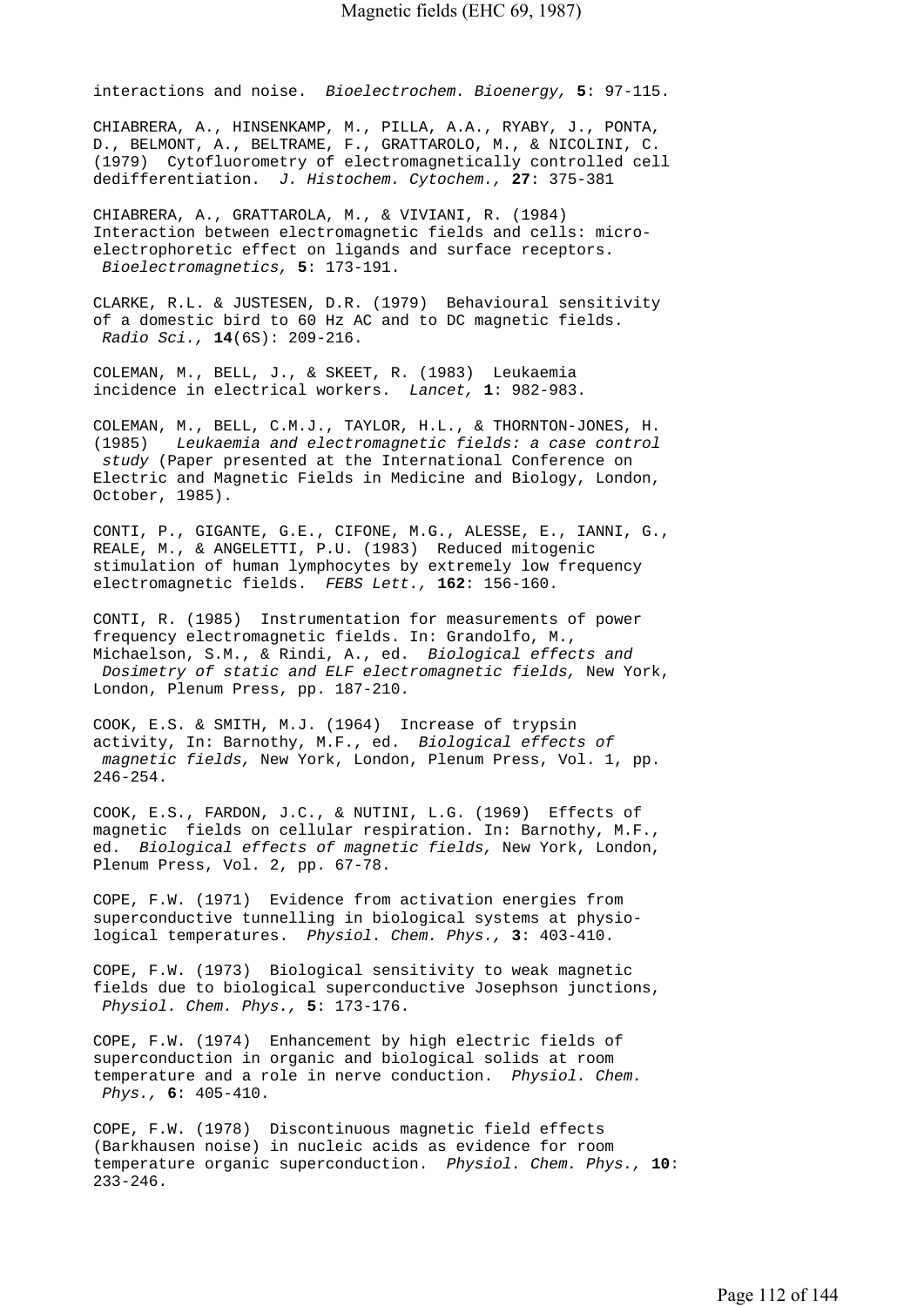interactions and noise. *Bioelectrochem. Bioenergy,* **5**: 97-115.

CHIABRERA, A., HINSENKAMP, M., PILLA, A.A., RYABY, J., PONTA, D., BELMONT, A., BELTRAME, F., GRATTAROLO, M., & NICOLINI, C. (1979) Cytofluorometry of electromagnetically controlled cell dedifferentiation. *J. Histochem. Cytochem.,* **27**: 375-381

CHIABRERA, A., GRATTAROLA, M., & VIVIANI, R. (1984) Interaction between electromagnetic fields and cells: micro-electrophoretic effect on ligands and surface receptors. *Bioelectromagnetics,* **5**: 173-191.

CLARKE, R.L. & JUSTESEN, D.R. (1979) Behavioural sensitivity of a domestic bird to 60 Hz AC and to DC magnetic fields. *Radio Sci.,* **14**(6S): 209-216.

COLEMAN, M., BELL, J., & SKEET, R. (1983) Leukaemia incidence in electrical workers. *Lancet,* **1**: 982-983.

COLEMAN, M., BELL, C.M.J., TAYLOR, H.L., & THORNTON-JONES, H. (1985) *Leukaemia and electromagnetic fields: a case control study* (Paper presented at the International Conference on Electric and Magnetic Fields in Medicine and Biology, London, October, 1985).

CONTI, P., GIGANTE, G.E., CIFONE, M.G., ALESSE, E., IANNI, G., REALE, M., & ANGELETTI, P.U. (1983) Reduced mitogenic stimulation of human lymphocytes by extremely low frequency electromagnetic fields. *FEBS Lett.,* **162**: 156-160.

CONTI, R. (1985) Instrumentation for measurements of power frequency electromagnetic fields. In: Grandolfo, M., Michaelson, S.M., & Rindi, A., ed. *Biological effects and Dosimetry of static and ELF electromagnetic fields,* New York, London, Plenum Press, pp. 187-210.

COOK, E.S. & SMITH, M.J. (1964) Increase of trypsin activity, In: Barnothy, M.F., ed. *Biological effects of magnetic fields,* New York, London, Plenum Press, Vol. 1, pp. 246-254.

COOK, E.S., FARDON, J.C., & NUTINI, L.G. (1969) Effects of magnetic fields on cellular respiration. In: Barnothy, M.F., ed. *Biological effects of magnetic fields,* New York, London, Plenum Press, Vol. 2, pp. 67-78.

COPE, F.W. (1971) Evidence from activation energies from superconductive tunnelling in biological systems at physiological temperatures. *Physiol. Chem. Phys.,* **3**: 403-410.

COPE, F.W. (1973) Biological sensitivity to weak magnetic fields due to biological superconductive Josephson junctions, *Physiol. Chem. Phys.,* **5**: 173-176.

COPE, F.W. (1974) Enhancement by high electric fields of superconduction in organic and biological solids at room temperature and a role in nerve conduction. *Physiol. Chem. Phys.,* **6**: 405-410.

COPE, F.W. (1978) Discontinuous magnetic field effects (Barkhausen noise) in nucleic acids as evidence for room temperature organic superconduction. *Physiol. Chem. Phys.,* **10**: 233-246.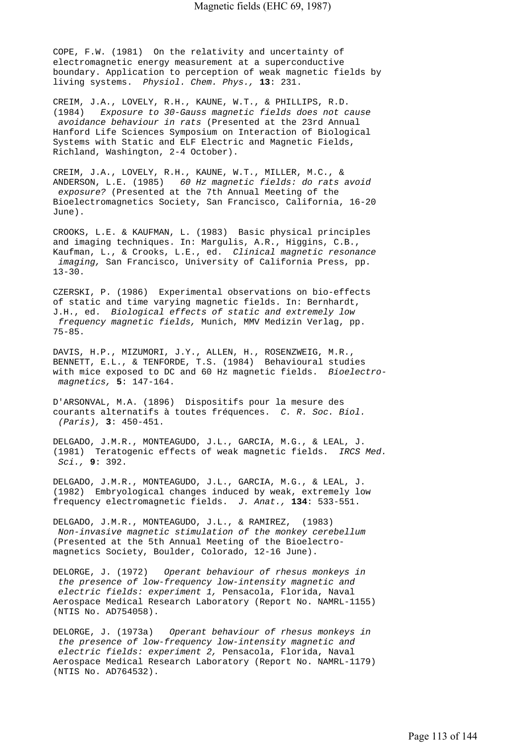COPE, F.W. (1981) On the relativity and uncertainty of electromagnetic energy measurement at a superconductive boundary. Application to perception of weak magnetic fields by living systems. *Physiol. Chem. Phys.,* **13**: 231.

CREIM, J.A., LOVELY, R.H., KAUNE, W.T., & PHILLIPS, R.D. (1984) *Exposure to 30-Gauss magnetic fields does not cause avoidance behaviour in rats* (Presented at the 23rd Annual Hanford Life Sciences Symposium on Interaction of Biological Systems with Static and ELF Electric and Magnetic Fields, Richland, Washington, 2-4 October).

CREIM, J.A., LOVELY, R.H., KAUNE, W.T., MILLER, M.C., & ANDERSON, L.E. (1985) *60 Hz magnetic fields: do rats avoid exposure?* (Presented at the 7th Annual Meeting of the Bioelectromagnetics Society, San Francisco, California, 16-20 June).

CROOKS, L.E. & KAUFMAN, L. (1983) Basic physical principles and imaging techniques. In: Margulis, A.R., Higgins, C.B., Kaufman, L., & Crooks, L.E., ed. *Clinical magnetic resonance imaging,* San Francisco, University of California Press, pp. 13-30.

CZERSKI, P. (1986) Experimental observations on bio-effects of static and time varying magnetic fields. In: Bernhardt, J.H., ed. *Biological effects of static and extremely low frequency magnetic fields,* Munich, MMV Medizin Verlag, pp. 75-85.

DAVIS, H.P., MIZUMORI, J.Y., ALLEN, H., ROSENZWEIG, M.R., BENNETT, E.L., & TENFORDE, T.S. (1984) Behavioural studies with mice exposed to DC and 60 Hz magnetic fields. *Bioelectromagnetics,* **5**: 147-164.

D'ARSONVAL, M.A. (1896) Dispositifs pour la mesure des courants alternatifs à toutes fréquences. *C. R. Soc. Biol. (Paris),* **3**: 450-451.

DELGADO, J.M.R., MONTEAGUDO, J.L., GARCIA, M.G., & LEAL, J. (1981) Teratogenic effects of weak magnetic fields. *IRCS Med. Sci.,* **9**: 392.

DELGADO, J.M.R., MONTEAGUDO, J.L., GARCIA, M.G., & LEAL, J. (1982) Embryological changes induced by weak, extremely low frequency electromagnetic fields. *J. Anat.,* **134**: 533-551.

DELGADO, J.M.R., MONTEAGUDO, J.L., & RAMIREZ, (1983) *Non-invasive magnetic stimulation of the monkey cerebellum* (Presented at the 5th Annual Meeting of the Bioelectromagnetics Society, Boulder, Colorado, 12-16 June).

DELORGE, J. (1972) *Operant behaviour of rhesus monkeys in the presence of low-frequency low-intensity magnetic and electric fields: experiment 1,* Pensacola, Florida, Naval Aerospace Medical Research Laboratory (Report No. NAMRL-1155) (NTIS No. AD754058).

DELORGE, J. (1973a) *Operant behaviour of rhesus monkeys in the presence of low-frequency low-intensity magnetic and electric fields: experiment 2,* Pensacola, Florida, Naval Aerospace Medical Research Laboratory (Report No. NAMRL-1179) (NTIS No. AD764532).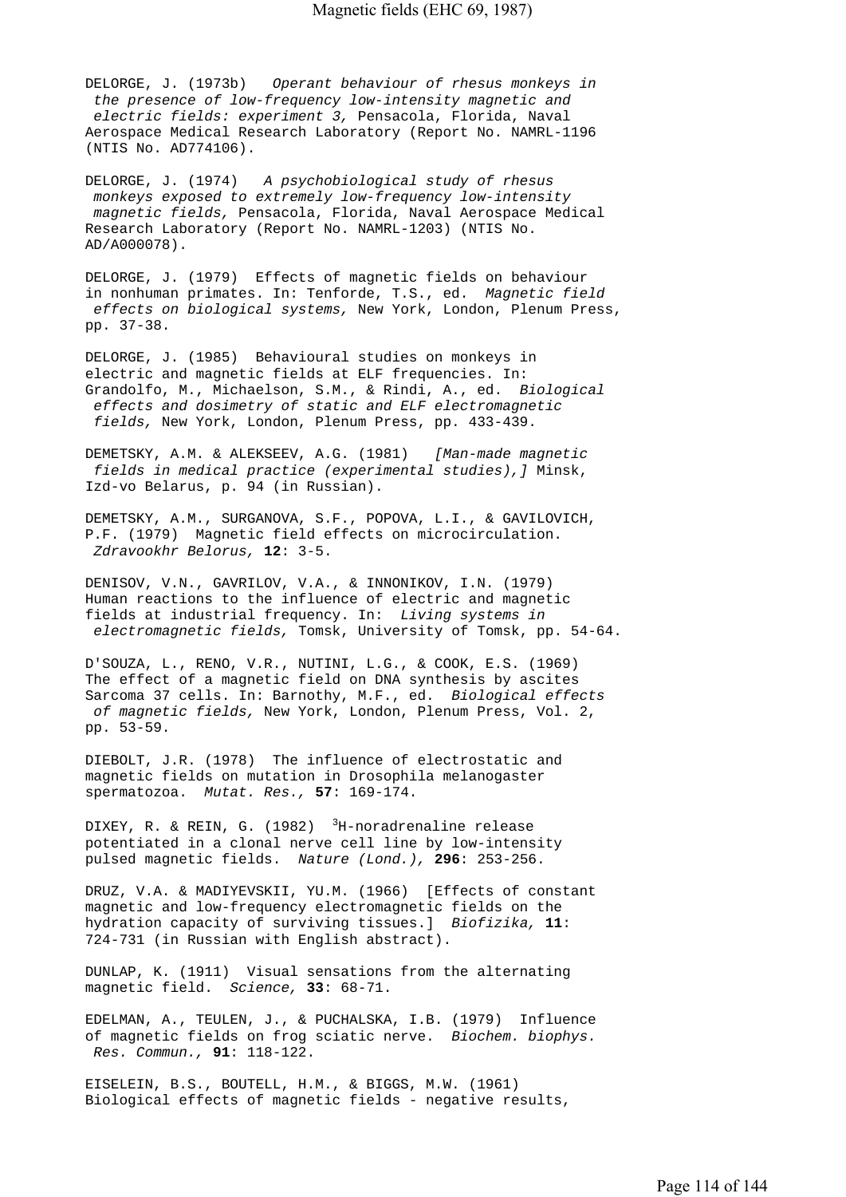DELORGE, J. (1973b) *Operant behaviour of rhesus monkeys in the presence of low-frequency low-intensity magnetic and electric fields: experiment 3,* Pensacola, Florida, Naval Aerospace Medical Research Laboratory (Report No. NAMRL-1196 (NTIS No. AD774106).

DELORGE, J. (1974) *A psychobiological study of rhesus monkeys exposed to extremely low-frequency low-intensity magnetic fields,* Pensacola, Florida, Naval Aerospace Medical Research Laboratory (Report No. NAMRL-1203) (NTIS No. AD/A000078).

DELORGE, J. (1979) Effects of magnetic fields on behaviour in nonhuman primates. In: Tenforde, T.S., ed. *Magnetic field effects on biological systems,* New York, London, Plenum Press, pp. 37-38.

DELORGE, J. (1985) Behavioural studies on monkeys in electric and magnetic fields at ELF frequencies. In: Grandolfo, M., Michaelson, S.M., & Rindi, A., ed. *Biological effects and dosimetry of static and ELF electromagnetic fields,* New York, London, Plenum Press, pp. 433-439.

DEMETSKY, A.M. & ALEKSEEV, A.G. (1981) *[Man-made magnetic fields in medical practice (experimental studies),]* Minsk, Izd-vo Belarus, p. 94 (in Russian).

DEMETSKY, A.M., SURGANOVA, S.F., POPOVA, L.I., & GAVILOVICH, P.F. (1979) Magnetic field effects on microcirculation. *Zdravookhr Belorus,* **12**: 3-5.

DENISOV, V.N., GAVRILOV, V.A., & INNONIKOV, I.N. (1979) Human reactions to the influence of electric and magnetic fields at industrial frequency. In: *Living systems in electromagnetic fields,* Tomsk, University of Tomsk, pp. 54-64.

D'SOUZA, L., RENO, V.R., NUTINI, L.G., & COOK, E.S. (1969) The effect of a magnetic field on DNA synthesis by ascites Sarcoma 37 cells. In: Barnothy, M.F., ed. *Biological effects of magnetic fields,* New York, London, Plenum Press, Vol. 2, pp. 53-59.

DIEBOLT, J.R. (1978) The influence of electrostatic and magnetic fields on mutation in Drosophila melanogaster spermatozoa. *Mutat. Res.,* **57**: 169-174.

DIXEY, R. & REIN, G. (1982) $^{3}$H-noradrenaline release potentiated in a clonal nerve cell line by low-intensity pulsed magnetic fields. *Nature (Lond.),* **296**: 253-256.

DRUZ, V.A. & MADIYEVSKII, YU.M. (1966) [Effects of constant magnetic and low-frequency electromagnetic fields on the hydration capacity of surviving tissues.] *Biofizika,* **11**: 724-731 (in Russian with English abstract).

DUNLAP, K. (1911) Visual sensations from the alternating magnetic field. *Science,* **33**: 68-71.

EDELMAN, A., TEULEN, J., & PUCHALSKA, I.B. (1979) Influence of magnetic fields on frog sciatic nerve. *Biochem. biophys. Res. Commun.,* **91**: 118-122.

EISELEIN, B.S., BOUTELL, H.M., & BIGGS, M.W. (1961) Biological effects of magnetic fields - negative results,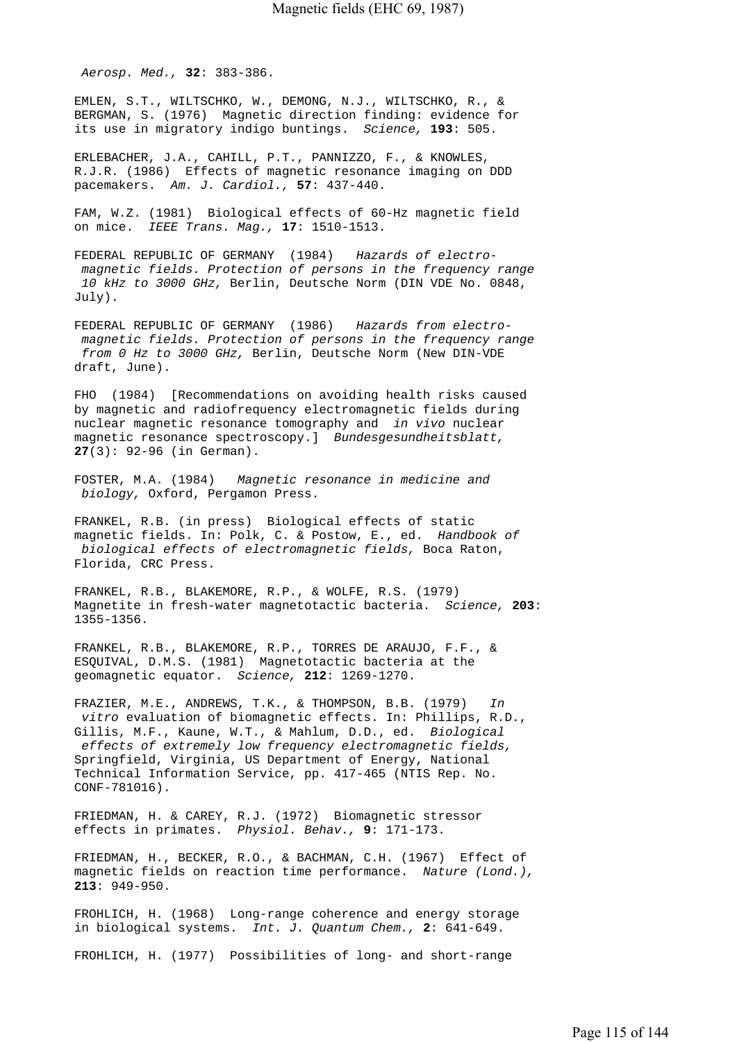*Aerosp. Med.,* **32**: 383-386.

EMLEN, S.T., WILTSCHKO, W., DEMONG, N.J., WILTSCHKO, R., & BERGMAN, S. (1976) Magnetic direction finding: evidence for its use in migratory indigo buntings. *Science,* **193**: 505.

ERLEBACHER, J.A., CAHILL, P.T., PANNIZZO, F., & KNOWLES, R.J.R. (1986) Effects of magnetic resonance imaging on DDD pacemakers. *Am. J. Cardiol.,* **57**: 437-440.

FAM, W.Z. (1981) Biological effects of 60-Hz magnetic field on mice. *IEEE Trans. Mag.,* **17**: 1510-1513.

FEDERAL REPUBLIC OF GERMANY (1984) *Hazards of electro-magnetic fields. Protection of persons in the frequency range 10 kHz to 3000 GHz,* Berlin, Deutsche Norm (DIN VDE No. 0848, July).

FEDERAL REPUBLIC OF GERMANY (1986) *Hazards from electro-magnetic fields. Protection of persons in the frequency range from 0 Hz to 3000 GHz,* Berlin, Deutsche Norm (New DIN-VDE draft, June).

FHO (1984) [Recommendations on avoiding health risks caused by magnetic and radiofrequency electromagnetic fields during nuclear magnetic resonance tomography and *in vivo* nuclear magnetic resonance spectroscopy.] *Bundesgesundheitsblatt,* **27**(3): 92-96 (in German).

FOSTER, M.A. (1984) *Magnetic resonance in medicine and biology,* Oxford, Pergamon Press.

FRANKEL, R.B. (in press) Biological effects of static magnetic fields. In: Polk, C. & Postow, E., ed. *Handbook of biological effects of electromagnetic fields,* Boca Raton, Florida, CRC Press.

FRANKEL, R.B., BLAKEMORE, R.P., & WOLFE, R.S. (1979) Magnetite in fresh-water magnetotactic bacteria. *Science,* **203**: 1355-1356.

FRANKEL, R.B., BLAKEMORE, R.P., TORRES DE ARAUJO, F.F., & ESQUIVAL, D.M.S. (1981) Magnetotactic bacteria at the geomagnetic equator. *Science,* **212**: 1269-1270.

FRAZIER, M.E., ANDREWS, T.K., & THOMPSON, B.B. (1979) *In vitro* evaluation of biomagnetic effects. In: Phillips, R.D., Gillis, M.F., Kaune, W.T., & Mahlum, D.D., ed. *Biological effects of extremely low frequency electromagnetic fields,* Springfield, Virginia, US Department of Energy, National Technical Information Service, pp. 417-465 (NTIS Rep. No. CONF-781016).

FRIEDMAN, H. & CAREY, R.J. (1972) Biomagnetic stressor effects in primates. *Physiol. Behav.,* **9**: 171-173.

FRIEDMAN, H., BECKER, R.O., & BACHMAN, C.H. (1967) Effect of magnetic fields on reaction time performance. *Nature (Lond.),* **213**: 949-950.

FROHLICH, H. (1968) Long-range coherence and energy storage in biological systems. *Int. J. Quantum Chem.,* **2**: 641-649.

FROHLICH, H. (1977) Possibilities of long- and short-range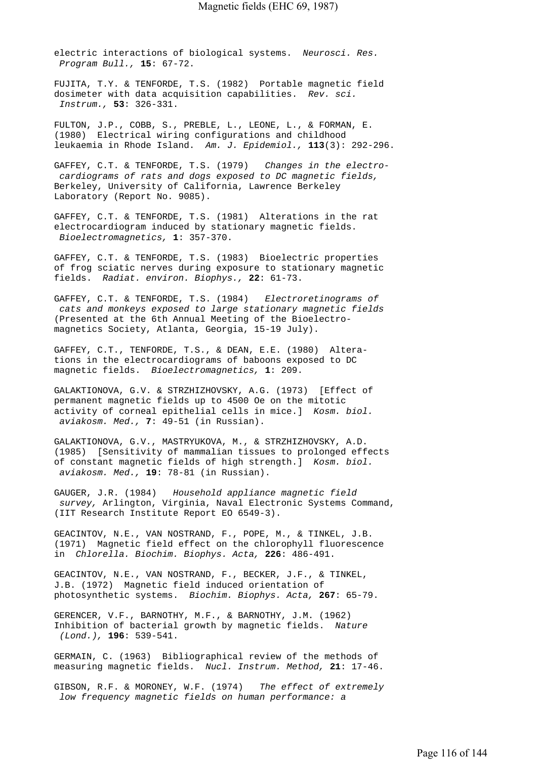electric interactions of biological systems. *Neurosci. Res. Program Bull.,* **15**: 67-72.

FUJITA, T.Y. & TENFORDE, T.S. (1982) Portable magnetic field dosimeter with data acquisition capabilities. *Rev. sci. Instrum.,* **53**: 326-331.

FULTON, J.P., COBB, S., PREBLE, L., LEONE, L., & FORMAN, E. (1980) Electrical wiring configurations and childhood leukaemia in Rhode Island. *Am. J. Epidemiol.,* **113**(3): 292-296.

GAFFEY, C.T. & TENFORDE, T.S. (1979) *Changes in the electrocardiograms of rats and dogs exposed to DC magnetic fields,* Berkeley, University of California, Lawrence Berkeley Laboratory (Report No. 9085).

GAFFEY, C.T. & TENFORDE, T.S. (1981) Alterations in the rat electrocardiogram induced by stationary magnetic fields. *Bioelectromagnetics,* **1**: 357-370.

GAFFEY, C.T. & TENFORDE, T.S. (1983) Bioelectric properties of frog sciatic nerves during exposure to stationary magnetic fields. *Radiat. environ. Biophys.,* **22**: 61-73.

GAFFEY, C.T. & TENFORDE, T.S. (1984) *Electroretinograms of cats and monkeys exposed to large stationary magnetic fields* (Presented at the 6th Annual Meeting of the Bioelectromagnetics Society, Atlanta, Georgia, 15-19 July).

GAFFEY, C.T., TENFORDE, T.S., & DEAN, E.E. (1980) Alterations in the electrocardiograms of baboons exposed to DC magnetic fields. *Bioelectromagnetics,* **1**: 209.

GALAKTIONOVA, G.V. & STRZHIZHOVSKY, A.G. (1973) [Effect of permanent magnetic fields up to 4500 Oe on the mitotic activity of corneal epithelial cells in mice.] *Kosm. biol. aviakosm. Med.,* **7**: 49-51 (in Russian).

GALAKTIONOVA, G.V., MASTRYUKOVA, M., & STRZHIZHOVSKY, A.D. (1985) [Sensitivity of mammalian tissues to prolonged effects of constant magnetic fields of high strength.] *Kosm. biol. aviakosm. Med.,* **19**: 78-81 (in Russian).

GAUGER, J.R. (1984) *Household appliance magnetic field survey,* Arlington, Virginia, Naval Electronic Systems Command, (IIT Research Institute Report EO 6549-3).

GEACINTOV, N.E., VAN NOSTRAND, F., POPE, M., & TINKEL, J.B. (1971) Magnetic field effect on the chlorophyll fluorescence in *Chlorella. Biochim. Biophys. Acta,* **226**: 486-491.

GEACINTOV, N.E., VAN NOSTRAND, F., BECKER, J.F., & TINKEL, J.B. (1972) Magnetic field induced orientation of photosynthetic systems. *Biochim. Biophys. Acta,* **267**: 65-79.

GERENCER, V.F., BARNOTHY, M.F., & BARNOTHY, J.M. (1962) Inhibition of bacterial growth by magnetic fields. *Nature (Lond.),* **196**: 539-541.

GERMAIN, C. (1963) Bibliographical review of the methods of measuring magnetic fields. *Nucl. Instrum. Method,* **21**: 17-46.

GIBSON, R.F. & MORONEY, W.F. (1974) *The effect of extremely low frequency magnetic fields on human performance: a*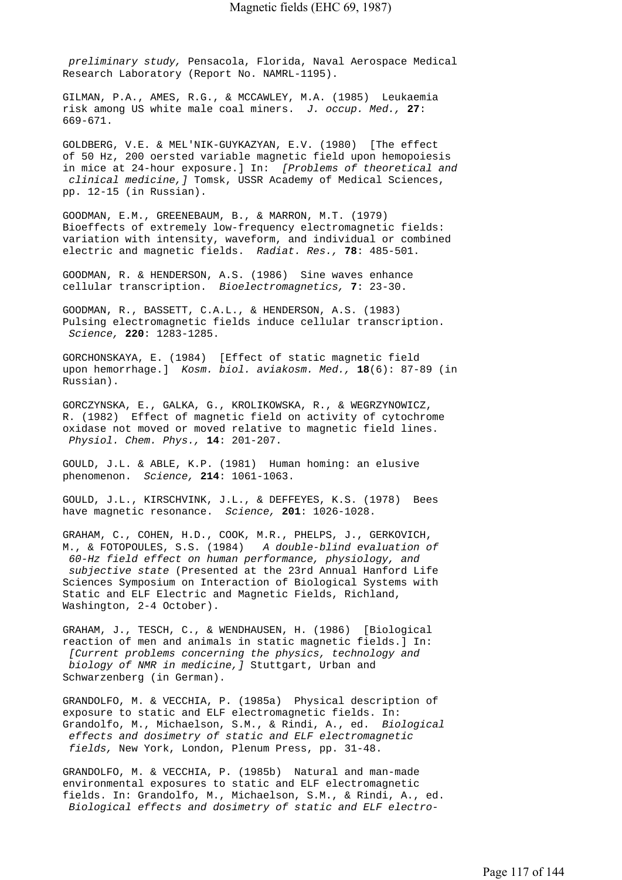*preliminary study,* Pensacola, Florida, Naval Aerospace Medical Research Laboratory (Report No. NAMRL-1195).

GILMAN, P.A., AMES, R.G., & MCCAWLEY, M.A. (1985) Leukaemia risk among US white male coal miners. *J. occup. Med.,* **27**: 669-671.

GOLDBERG, V.E. & MEL'NIK-GUYKAZYAN, E.V. (1980) [The effect of 50 Hz, 200 oersted variable magnetic field upon hemopoiesis in mice at 24-hour exposure.] In: *[Problems of theoretical and clinical medicine,]* Tomsk, USSR Academy of Medical Sciences, pp. 12-15 (in Russian).

GOODMAN, E.M., GREENEBAUM, B., & MARRON, M.T. (1979) Bioeffects of extremely low-frequency electromagnetic fields: variation with intensity, waveform, and individual or combined electric and magnetic fields. *Radiat. Res.,* **78**: 485-501.

GOODMAN, R. & HENDERSON, A.S. (1986) Sine waves enhance cellular transcription. *Bioelectromagnetics,* **7**: 23-30.

GOODMAN, R., BASSETT, C.A.L., & HENDERSON, A.S. (1983) Pulsing electromagnetic fields induce cellular transcription. *Science,* **220**: 1283-1285.

GORCHONSKAYA, E. (1984) [Effect of static magnetic field upon hemorrhage.] *Kosm. biol. aviakosm. Med.,* **18**(6): 87-89 (in Russian).

GORCZYNSKA, E., GALKA, G., KROLIKOWSKA, R., & WEGRZYNOWICZ, R. (1982) Effect of magnetic field on activity of cytochrome oxidase not moved or moved relative to magnetic field lines. *Physiol. Chem. Phys.,* **14**: 201-207.

GOULD, J.L. & ABLE, K.P. (1981) Human homing: an elusive phenomenon. *Science,* **214**: 1061-1063.

GOULD, J.L., KIRSCHVINK, J.L., & DEFFEYES, K.S. (1978) Bees have magnetic resonance. *Science,* **201**: 1026-1028.

GRAHAM, C., COHEN, H.D., COOK, M.R., PHELPS, J., GERKOVICH, M., & FOTOPOULES, S.S. (1984) *A double-blind evaluation of 60-Hz field effect on human performance, physiology, and subjective state* (Presented at the 23rd Annual Hanford Life Sciences Symposium on Interaction of Biological Systems with Static and ELF Electric and Magnetic Fields, Richland, Washington, 2-4 October).

GRAHAM, J., TESCH, C., & WENDHAUSEN, H. (1986) [Biological reaction of men and animals in static magnetic fields.] In: *[Current problems concerning the physics, technology and biology of NMR in medicine,]* Stuttgart, Urban and Schwarzenberg (in German).

GRANDOLFO, M. & VECCHIA, P. (1985a) Physical description of exposure to static and ELF electromagnetic fields. In: Grandolfo, M., Michaelson, S.M., & Rindi, A., ed. *Biological effects and dosimetry of static and ELF electromagnetic fields,* New York, London, Plenum Press, pp. 31-48.

GRANDOLFO, M. & VECCHIA, P. (1985b) Natural and man-made environmental exposures to static and ELF electromagnetic fields. In: Grandolfo, M., Michaelson, S.M., & Rindi, A., ed. *Biological effects and dosimetry of static and ELF electro-*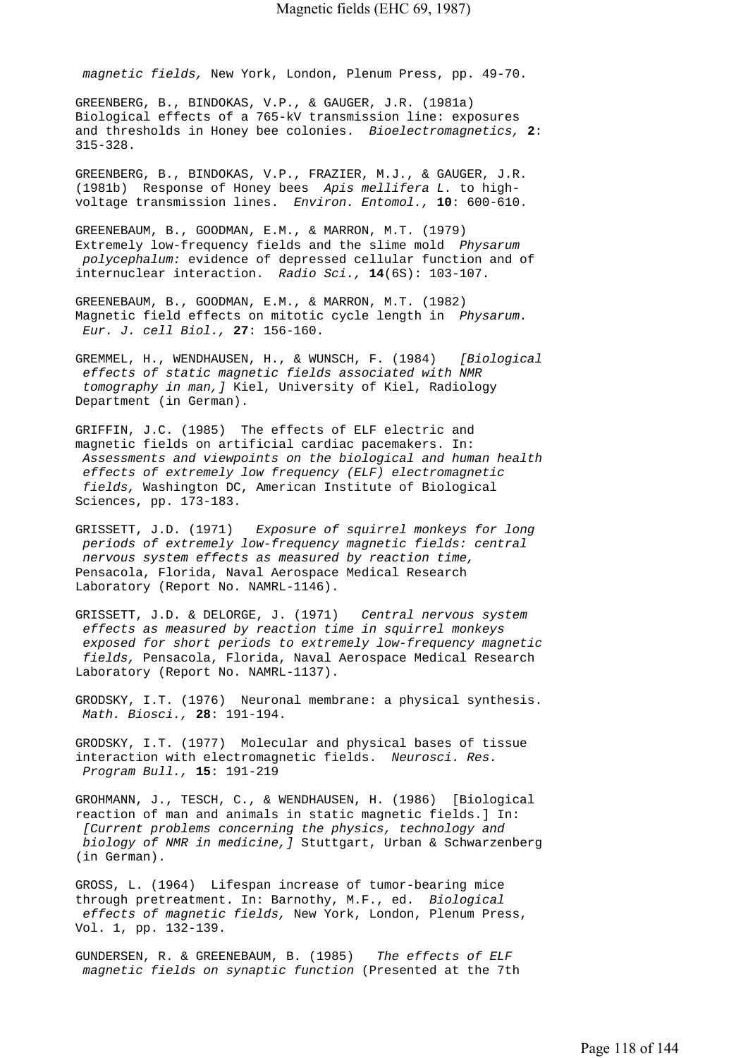*magnetic fields,* New York, London, Plenum Press, pp. 49-70.

GREENBERG, B., BINDOKAS, V.P., & GAUGER, J.R. (1981a) Biological effects of a 765-kV transmission line: exposures and thresholds in Honey bee colonies. *Bioelectromagnetics,* **2**: 315-328.

GREENBERG, B., BINDOKAS, V.P., FRAZIER, M.J., & GAUGER, J.R. (1981b) Response of Honey bees *Apis mellifera L.* to high-voltage transmission lines. *Environ. Entomol.,* **10**: 600-610.

GREENEBAUM, B., GOODMAN, E.M., & MARRON, M.T. (1979) Extremely low-frequency fields and the slime mold *Physarum polycephalum:* evidence of depressed cellular function and of internuclear interaction. *Radio Sci.,* **14**(6S): 103-107.

GREENEBAUM, B., GOODMAN, E.M., & MARRON, M.T. (1982) Magnetic field effects on mitotic cycle length in *Physarum. Eur. J. cell Biol.,* **27**: 156-160.

GREMMEL, H., WENDHAUSEN, H., & WUNSCH, F. (1984) *[Biological effects of static magnetic fields associated with NMR tomography in man,]* Kiel, University of Kiel, Radiology Department (in German).

GRIFFIN, J.C. (1985) The effects of ELF electric and magnetic fields on artificial cardiac pacemakers. In: *Assessments and viewpoints on the biological and human health effects of extremely low frequency (ELF) electromagnetic fields,* Washington DC, American Institute of Biological Sciences, pp. 173-183.

GRISSETT, J.D. (1971) *Exposure of squirrel monkeys for long periods of extremely low-frequency magnetic fields: central nervous system effects as measured by reaction time,* Pensacola, Florida, Naval Aerospace Medical Research Laboratory (Report No. NAMRL-1146).

GRISSETT, J.D. & DELORGE, J. (1971) *Central nervous system effects as measured by reaction time in squirrel monkeys exposed for short periods to extremely low-frequency magnetic fields,* Pensacola, Florida, Naval Aerospace Medical Research Laboratory (Report No. NAMRL-1137).

GRODSKY, I.T. (1976) Neuronal membrane: a physical synthesis. *Math. Biosci.,* **28**: 191-194.

GRODSKY, I.T. (1977) Molecular and physical bases of tissue interaction with electromagnetic fields. *Neurosci. Res. Program Bull.,* **15**: 191-219

GROHMANN, J., TESCH, C., & WENDHAUSEN, H. (1986) [Biological reaction of man and animals in static magnetic fields.] In: *[Current problems concerning the physics, technology and biology of NMR in medicine,]* Stuttgart, Urban & Schwarzenberg (in German).

GROSS, L. (1964) Lifespan increase of tumor-bearing mice through pretreatment. In: Barnothy, M.F., ed. *Biological effects of magnetic fields,* New York, London, Plenum Press, Vol. 1, pp. 132-139.

GUNDERSEN, R. & GREENEBAUM, B. (1985) *The effects of ELF magnetic fields on synaptic function* (Presented at the 7th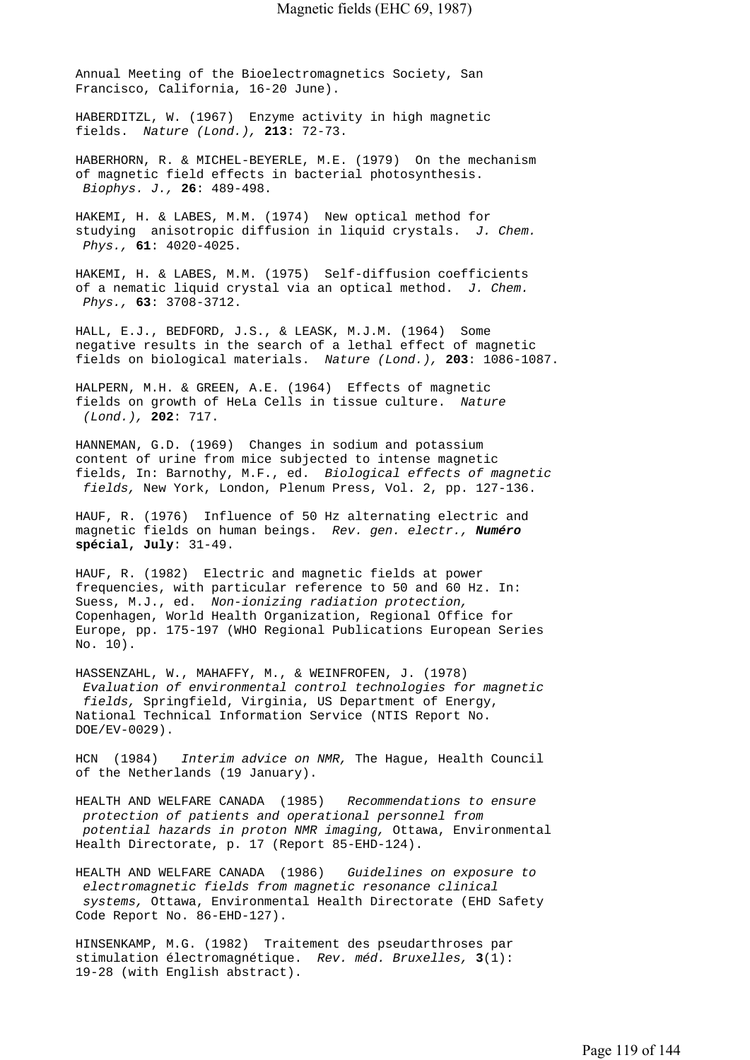Annual Meeting of the Bioelectromagnetics Society, San Francisco, California, 16-20 June).

HABERDITZL, W. (1967) Enzyme activity in high magnetic fields. *Nature (Lond.),* **213**: 72-73.

HABERHORN, R. & MICHEL-BEYERLE, M.E. (1979) On the mechanism of magnetic field effects in bacterial photosynthesis. *Biophys. J.,* **26**: 489-498.

HAKEMI, H. & LABES, M.M. (1974) New optical method for studying anisotropic diffusion in liquid crystals. *J. Chem. Phys.,* **61**: 4020-4025.

HAKEMI, H. & LABES, M.M. (1975) Self-diffusion coefficients of a nematic liquid crystal via an optical method. *J. Chem. Phys.,* **63**: 3708-3712.

HALL, E.J., BEDFORD, J.S., & LEASK, M.J.M. (1964) Some negative results in the search of a lethal effect of magnetic fields on biological materials. *Nature (Lond.),* **203**: 1086-1087.

HALPERN, M.H. & GREEN, A.E. (1964) Effects of magnetic fields on growth of HeLa Cells in tissue culture. *Nature (Lond.),* **202**: 717.

HANNEMAN, G.D. (1969) Changes in sodium and potassium content of urine from mice subjected to intense magnetic fields, In: Barnothy, M.F., ed. *Biological effects of magnetic fields,* New York, London, Plenum Press, Vol. 2, pp. 127-136.

HAUF, R. (1976) Influence of 50 Hz alternating electric and magnetic fields on human beings. *Rev. gen. electr.,* ***Numéro* spécial, July**: 31-49.

HAUF, R. (1982) Electric and magnetic fields at power frequencies, with particular reference to 50 and 60 Hz. In: Suess, M.J., ed. *Non-ionizing radiation protection,* Copenhagen, World Health Organization, Regional Office for Europe, pp. 175-197 (WHO Regional Publications European Series No. 10).

HASSENZAHL, W., MAHAFFY, M., & WEINFROFEN, J. (1978) *Evaluation of environmental control technologies for magnetic fields,* Springfield, Virginia, US Department of Energy, National Technical Information Service (NTIS Report No. DOE/EV-0029).

HCN (1984) *Interim advice on NMR,* The Hague, Health Council of the Netherlands (19 January).

HEALTH AND WELFARE CANADA (1985) *Recommendations to ensure protection of patients and operational personnel from potential hazards in proton NMR imaging,* Ottawa, Environmental Health Directorate, p. 17 (Report 85-EHD-124).

HEALTH AND WELFARE CANADA (1986) *Guidelines on exposure to electromagnetic fields from magnetic resonance clinical systems,* Ottawa, Environmental Health Directorate (EHD Safety Code Report No. 86-EHD-127).

HINSENKAMP, M.G. (1982) Traitement des pseudarthroses par stimulation électromagnétique. *Rev. méd. Bruxelles,* **3**(1): 19-28 (with English abstract).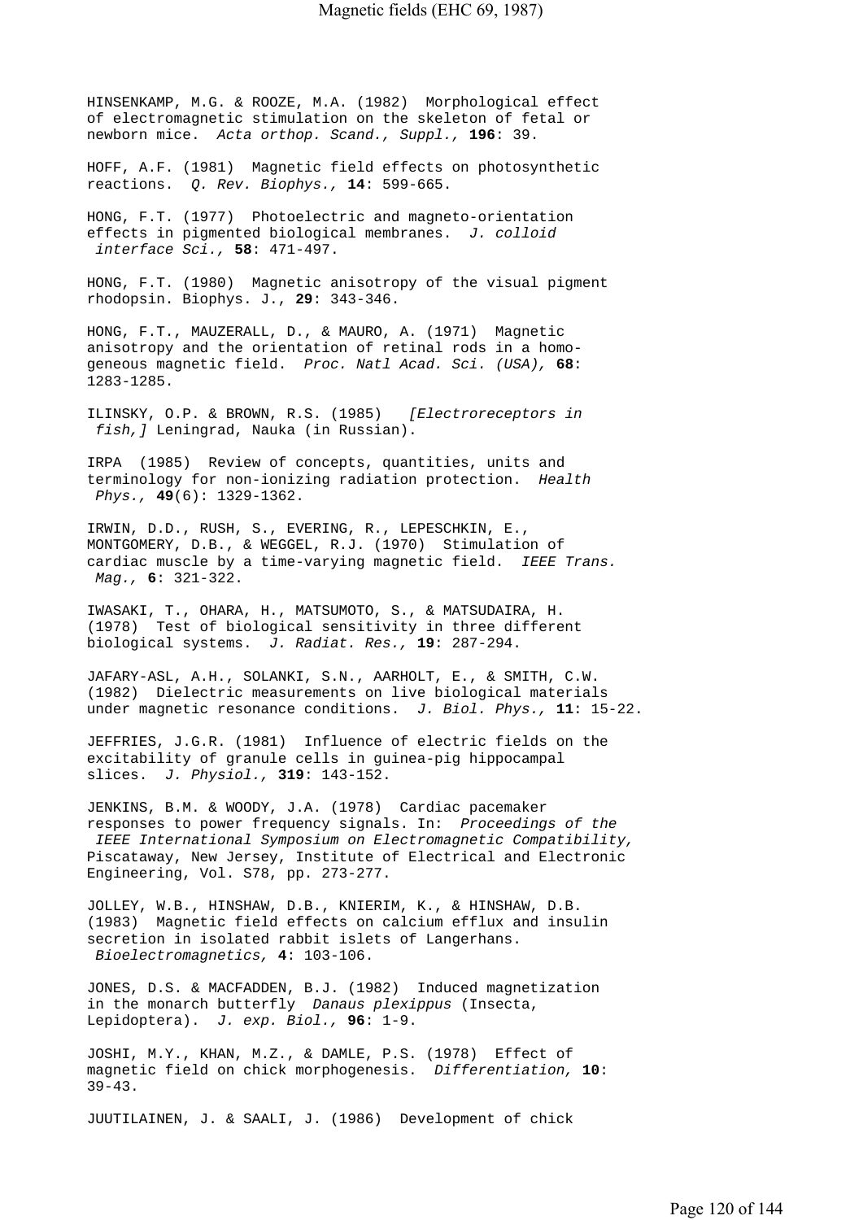HINSENKAMP, M.G. & ROOZE, M.A. (1982) Morphological effect of electromagnetic stimulation on the skeleton of fetal or newborn mice. *Acta orthop. Scand., Suppl.,* **196**: 39.

HOFF, A.F. (1981) Magnetic field effects on photosynthetic reactions. *Q. Rev. Biophys.,* **14**: 599-665.

HONG, F.T. (1977) Photoelectric and magneto-orientation effects in pigmented biological membranes. *J. colloid interface Sci.,* **58**: 471-497.

HONG, F.T. (1980) Magnetic anisotropy of the visual pigment rhodopsin. Biophys. J., **29**: 343-346.

HONG, F.T., MAUZERALL, D., & MAURO, A. (1971) Magnetic anisotropy and the orientation of retinal rods in a homogeneous magnetic field. *Proc. Natl Acad. Sci. (USA),* **68**: 1283-1285.

ILINSKY, O.P. & BROWN, R.S. (1985) *[Electroreceptors in fish,]* Leningrad, Nauka (in Russian).

IRPA (1985) Review of concepts, quantities, units and terminology for non-ionizing radiation protection. *Health Phys.,* **49**(6): 1329-1362.

IRWIN, D.D., RUSH, S., EVERING, R., LEPESCHKIN, E., MONTGOMERY, D.B., & WEGGEL, R.J. (1970) Stimulation of cardiac muscle by a time-varying magnetic field. *IEEE Trans. Mag.,* **6**: 321-322.

IWASAKI, T., OHARA, H., MATSUMOTO, S., & MATSUDAIRA, H. (1978) Test of biological sensitivity in three different biological systems. *J. Radiat. Res.,* **19**: 287-294.

JAFARY-ASL, A.H., SOLANKI, S.N., AARHOLT, E., & SMITH, C.W. (1982) Dielectric measurements on live biological materials under magnetic resonance conditions. *J. Biol. Phys.,* **11**: 15-22.

JEFFRIES, J.G.R. (1981) Influence of electric fields on the excitability of granule cells in guinea-pig hippocampal slices. *J. Physiol.,* **319**: 143-152.

JENKINS, B.M. & WOODY, J.A. (1978) Cardiac pacemaker responses to power frequency signals. In: *Proceedings of the IEEE International Symposium on Electromagnetic Compatibility,* Piscataway, New Jersey, Institute of Electrical and Electronic Engineering, Vol. S78, pp. 273-277.

JOLLEY, W.B., HINSHAW, D.B., KNIERIM, K., & HINSHAW, D.B. (1983) Magnetic field effects on calcium efflux and insulin secretion in isolated rabbit islets of Langerhans. *Bioelectromagnetics,* **4**: 103-106.

JONES, D.S. & MACFADDEN, B.J. (1982) Induced magnetization in the monarch butterfly *Danaus plexippus* (Insecta, Lepidoptera). *J. exp. Biol.,* **96**: 1-9.

JOSHI, M.Y., KHAN, M.Z., & DAMLE, P.S. (1978) Effect of magnetic field on chick morphogenesis. *Differentiation,* **10**: 39-43.

JUUTILAINEN, J. & SAALI, J. (1986) Development of chick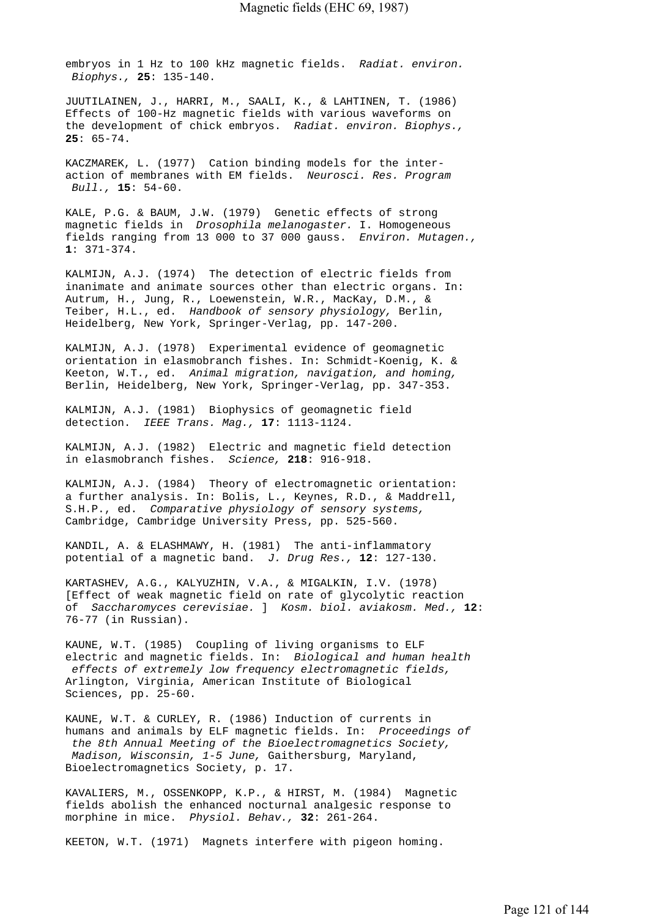embryos in 1 Hz to 100 kHz magnetic fields. *Radiat. environ. Biophys.,* **25**: 135-140.

JUUTILAINEN, J., HARRI, M., SAALI, K., & LAHTINEN, T. (1986) Effects of 100-Hz magnetic fields with various waveforms on the development of chick embryos. *Radiat. environ. Biophys.,* **25**: 65-74.

KACZMAREK, L. (1977) Cation binding models for the interaction of membranes with EM fields. *Neurosci. Res. Program Bull.,* **15**: 54-60.

KALE, P.G. & BAUM, J.W. (1979) Genetic effects of strong magnetic fields in *Drosophila melanogaster.* I. Homogeneous fields ranging from 13 000 to 37 000 gauss. *Environ. Mutagen.,* **1**: 371-374.

KALMIJN, A.J. (1974) The detection of electric fields from inanimate and animate sources other than electric organs. In: Autrum, H., Jung, R., Loewenstein, W.R., MacKay, D.M., & Teiber, H.L., ed. *Handbook of sensory physiology,* Berlin, Heidelberg, New York, Springer-Verlag, pp. 147-200.

KALMIJN, A.J. (1978) Experimental evidence of geomagnetic orientation in elasmobranch fishes. In: Schmidt-Koenig, K. & Keeton, W.T., ed. *Animal migration, navigation, and homing,* Berlin, Heidelberg, New York, Springer-Verlag, pp. 347-353.

KALMIJN, A.J. (1981) Biophysics of geomagnetic field detection. *IEEE Trans. Mag.,* **17**: 1113-1124.

KALMIJN, A.J. (1982) Electric and magnetic field detection in elasmobranch fishes. *Science,* **218**: 916-918.

KALMIJN, A.J. (1984) Theory of electromagnetic orientation: a further analysis. In: Bolis, L., Keynes, R.D., & Maddrell, S.H.P., ed. *Comparative physiology of sensory systems,* Cambridge, Cambridge University Press, pp. 525-560.

KANDIL, A. & ELASHMAWY, H. (1981) The anti-inflammatory potential of a magnetic band. *J. Drug Res.,* **12**: 127-130.

KARTASHEV, A.G., KALYUZHIN, V.A., & MIGALKIN, I.V. (1978) [Effect of weak magnetic field on rate of glycolytic reaction of *Saccharomyces cerevisiae.* ] *Kosm. biol. aviakosm. Med.,* **12**: 76-77 (in Russian).

KAUNE, W.T. (1985) Coupling of living organisms to ELF electric and magnetic fields. In: *Biological and human health effects of extremely low frequency electromagnetic fields,* Arlington, Virginia, American Institute of Biological Sciences, pp. 25-60.

KAUNE, W.T. & CURLEY, R. (1986) Induction of currents in humans and animals by ELF magnetic fields. In: *Proceedings of the 8th Annual Meeting of the Bioelectromagnetics Society, Madison, Wisconsin, 1-5 June,* Gaithersburg, Maryland, Bioelectromagnetics Society, p. 17.

KAVALIERS, M., OSSENKOPP, K.P., & HIRST, M. (1984) Magnetic fields abolish the enhanced nocturnal analgesic response to morphine in mice. *Physiol. Behav.,* **32**: 261-264.

KEETON, W.T. (1971) Magnets interfere with pigeon homing.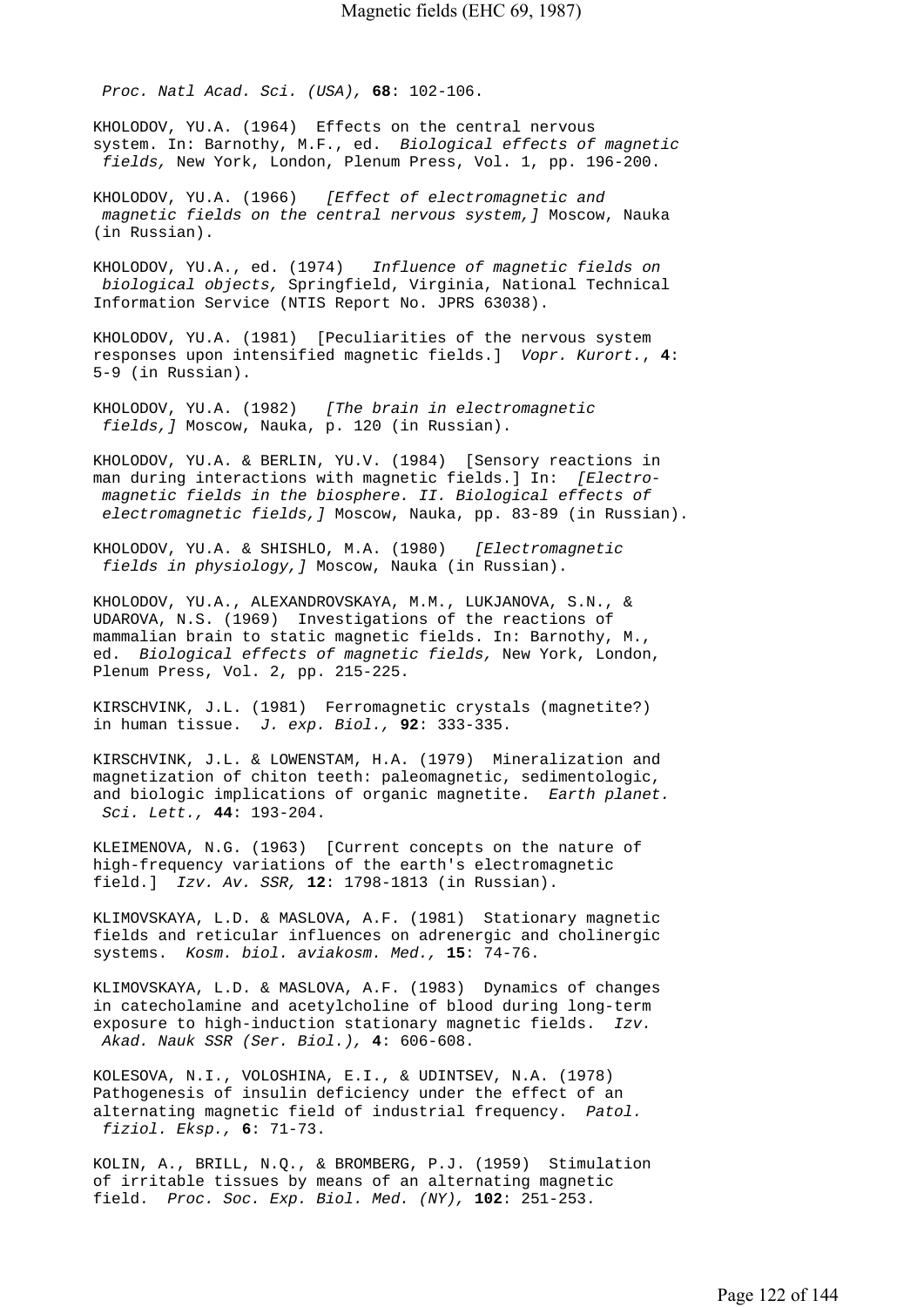*Proc. Natl Acad. Sci. (USA),* **68**: 102-106.

KHOLODOV, YU.A. (1964) Effects on the central nervous system. In: Barnothy, M.F., ed. *Biological effects of magnetic fields,* New York, London, Plenum Press, Vol. 1, pp. 196-200.

KHOLODOV, YU.A. (1966) *[Effect of electromagnetic and magnetic fields on the central nervous system,]* Moscow, Nauka (in Russian).

KHOLODOV, YU.A., ed. (1974) *Influence of magnetic fields on biological objects,* Springfield, Virginia, National Technical Information Service (NTIS Report No. JPRS 63038).

KHOLODOV, YU.A. (1981) [Peculiarities of the nervous system responses upon intensified magnetic fields.] *Vopr. Kurort.*, **4**: 5-9 (in Russian).

KHOLODOV, YU.A. (1982) *[The brain in electromagnetic fields,]* Moscow, Nauka, p. 120 (in Russian).

KHOLODOV, YU.A. & BERLIN, YU.V. (1984) [Sensory reactions in man during interactions with magnetic fields.] In: *[Electromagnetic fields in the biosphere. II. Biological effects of electromagnetic fields,]* Moscow, Nauka, pp. 83-89 (in Russian).

KHOLODOV, YU.A. & SHISHLO, M.A. (1980) *[Electromagnetic fields in physiology,]* Moscow, Nauka (in Russian).

KHOLODOV, YU.A., ALEXANDROVSKAYA, M.M., LUKJANOVA, S.N., & UDAROVA, N.S. (1969) Investigations of the reactions of mammalian brain to static magnetic fields. In: Barnothy, M., ed. *Biological effects of magnetic fields,* New York, London, Plenum Press, Vol. 2, pp. 215-225.

KIRSCHVINK, J.L. (1981) Ferromagnetic crystals (magnetite?) in human tissue. *J. exp. Biol.,* **92**: 333-335.

KIRSCHVINK, J.L. & LOWENSTAM, H.A. (1979) Mineralization and magnetization of chiton teeth: paleomagnetic, sedimentologic, and biologic implications of organic magnetite. *Earth planet. Sci. Lett.,* **44**: 193-204.

KLEIMENOVA, N.G. (1963) [Current concepts on the nature of high-frequency variations of the earth's electromagnetic field.] *Izv. Av. SSR,* **12**: 1798-1813 (in Russian).

KLIMOVSKAYA, L.D. & MASLOVA, A.F. (1981) Stationary magnetic fields and reticular influences on adrenergic and cholinergic systems. *Kosm. biol. aviakosm. Med.,* **15**: 74-76.

KLIMOVSKAYA, L.D. & MASLOVA, A.F. (1983) Dynamics of changes in catecholamine and acetylcholine of blood during long-term exposure to high-induction stationary magnetic fields. *Izv. Akad. Nauk SSR (Ser. Biol.),* **4**: 606-608.

KOLESOVA, N.I., VOLOSHINA, E.I., & UDINTSEV, N.A. (1978) Pathogenesis of insulin deficiency under the effect of an alternating magnetic field of industrial frequency. *Patol. fiziol. Eksp.,* **6**: 71-73.

KOLIN, A., BRILL, N.Q., & BROMBERG, P.J. (1959) Stimulation of irritable tissues by means of an alternating magnetic field. *Proc. Soc. Exp. Biol. Med. (NY),* **102**: 251-253.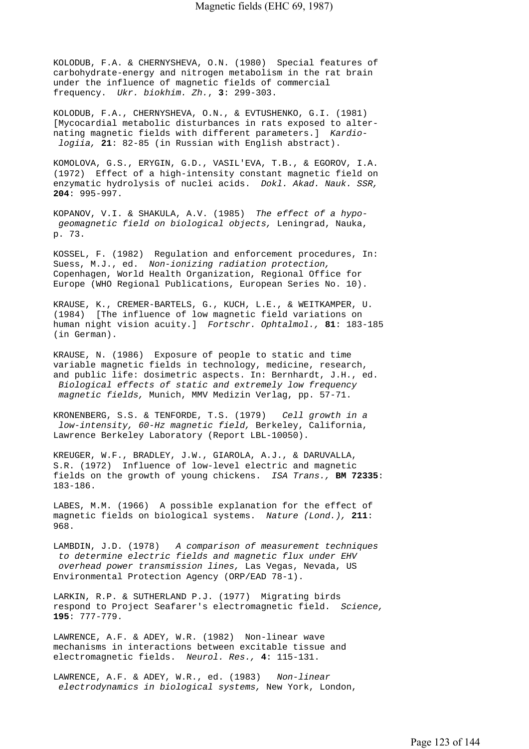KOLODUB, F.A. & CHERNYSHEVA, O.N. (1980) Special features of carbohydrate-energy and nitrogen metabolism in the rat brain under the influence of magnetic fields of commercial frequency. *Ukr. biokhim. Zh.*, **3**: 299-303.

KOLODUB, F.A., CHERNYSHEVA, O.N., & EVTUSHENKO, G.I. (1981) [Mycocardial metabolic disturbances in rats exposed to alternating magnetic fields with different parameters.] *Kardiologiia,* **21**: 82-85 (in Russian with English abstract).

KOMOLOVA, G.S., ERYGIN, G.D., VASIL'EVA, T.B., & EGOROV, I.A. (1972) Effect of a high-intensity constant magnetic field on enzymatic hydrolysis of nuclei acids. *Dokl. Akad. Nauk. SSR,* **204**: 995-997.

KOPANOV, V.I. & SHAKULA, A.V. (1985) *The effect of a hypogeomagnetic field on biological objects,* Leningrad, Nauka, p. 73.

KOSSEL, F. (1982) Regulation and enforcement procedures, In: Suess, M.J., ed. *Non-ionizing radiation protection,* Copenhagen, World Health Organization, Regional Office for Europe (WHO Regional Publications, European Series No. 10).

KRAUSE, K., CREMER-BARTELS, G., KUCH, L.E., & WEITKAMPER, U. (1984) [The influence of low magnetic field variations on human night vision acuity.] *Fortschr. Ophtalmol.,* **81**: 183-185 (in German).

KRAUSE, N. (1986) Exposure of people to static and time variable magnetic fields in technology, medicine, research, and public life: dosimetric aspects. In: Bernhardt, J.H., ed. *Biological effects of static and extremely low frequency magnetic fields,* Munich, MMV Medizin Verlag, pp. 57-71.

KRONENBERG, S.S. & TENFORDE, T.S. (1979) *Cell growth in a low-intensity, 60-Hz magnetic field,* Berkeley, California, Lawrence Berkeley Laboratory (Report LBL-10050).

KREUGER, W.F., BRADLEY, J.W., GIAROLA, A.J., & DARUVALLA, S.R. (1972) Influence of low-level electric and magnetic fields on the growth of young chickens. *ISA Trans.,* **BM 72335**: 183-186.

LABES, M.M. (1966) A possible explanation for the effect of magnetic fields on biological systems. *Nature (Lond.),* **211**: 968.

LAMBDIN, J.D. (1978) *A comparison of measurement techniques to determine electric fields and magnetic flux under EHV overhead power transmission lines,* Las Vegas, Nevada, US Environmental Protection Agency (ORP/EAD 78-1).

LARKIN, R.P. & SUTHERLAND P.J. (1977) Migrating birds respond to Project Seafarer's electromagnetic field. *Science,* **195**: 777-779.

LAWRENCE, A.F. & ADEY, W.R. (1982) Non-linear wave mechanisms in interactions between excitable tissue and electromagnetic fields. *Neurol. Res.,* **4**: 115-131.

LAWRENCE, A.F. & ADEY, W.R., ed. (1983) *Non-linear electrodynamics in biological systems,* New York, London,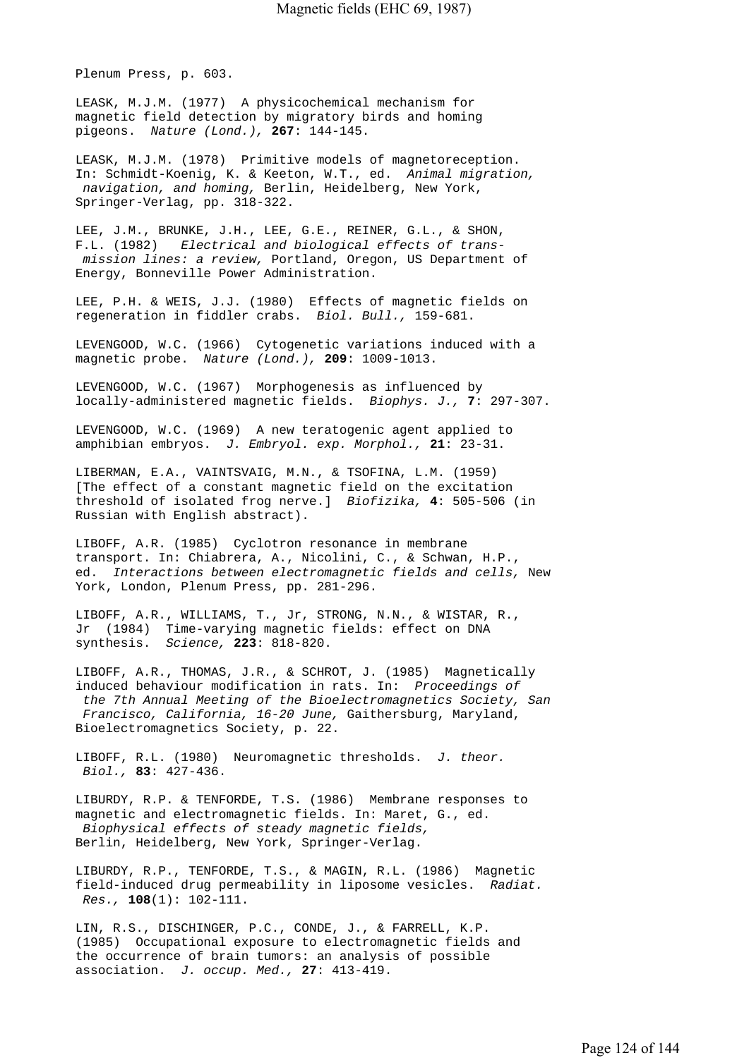Plenum Press, p. 603.

LEASK, M.J.M. (1977) A physicochemical mechanism for magnetic field detection by migratory birds and homing pigeons. *Nature (Lond.),* **267**: 144-145.

LEASK, M.J.M. (1978) Primitive models of magnetoreception. In: Schmidt-Koenig, K. & Keeton, W.T., ed. *Animal migration, navigation, and homing,* Berlin, Heidelberg, New York, Springer-Verlag, pp. 318-322.

LEE, J.M., BRUNKE, J.H., LEE, G.E., REINER, G.L., & SHON, F.L. (1982) *Electrical and biological effects of transmission lines: a review,* Portland, Oregon, US Department of Energy, Bonneville Power Administration.

LEE, P.H. & WEIS, J.J. (1980) Effects of magnetic fields on regeneration in fiddler crabs. *Biol. Bull.,* 159-681.

LEVENGOOD, W.C. (1966) Cytogenetic variations induced with a magnetic probe. *Nature (Lond.),* **209**: 1009-1013.

LEVENGOOD, W.C. (1967) Morphogenesis as influenced by locally-administered magnetic fields. *Biophys. J.,* **7**: 297-307.

LEVENGOOD, W.C. (1969) A new teratogenic agent applied to amphibian embryos. *J. Embryol. exp. Morphol.,* **21**: 23-31.

LIBERMAN, E.A., VAINTSVAIG, M.N., & TSOFINA, L.M. (1959) [The effect of a constant magnetic field on the excitation threshold of isolated frog nerve.] *Biofizika,* **4**: 505-506 (in Russian with English abstract).

LIBOFF, A.R. (1985) Cyclotron resonance in membrane transport. In: Chiabrera, A., Nicolini, C., & Schwan, H.P., ed. *Interactions between electromagnetic fields and cells,* New York, London, Plenum Press, pp. 281-296.

LIBOFF, A.R., WILLIAMS, T., Jr, STRONG, N.N., & WISTAR, R., Jr (1984) Time-varying magnetic fields: effect on DNA synthesis. *Science,* **223**: 818-820.

LIBOFF, A.R., THOMAS, J.R., & SCHROT, J. (1985) Magnetically induced behaviour modification in rats. In: *Proceedings of the 7th Annual Meeting of the Bioelectromagnetics Society, San Francisco, California, 16-20 June,* Gaithersburg, Maryland, Bioelectromagnetics Society, p. 22.

LIBOFF, R.L. (1980) Neuromagnetic thresholds. *J. theor. Biol.,* **83**: 427-436.

LIBURDY, R.P. & TENFORDE, T.S. (1986) Membrane responses to magnetic and electromagnetic fields. In: Maret, G., ed. *Biophysical effects of steady magnetic fields,* Berlin, Heidelberg, New York, Springer-Verlag.

LIBURDY, R.P., TENFORDE, T.S., & MAGIN, R.L. (1986) Magnetic field-induced drug permeability in liposome vesicles. *Radiat. Res.,* **108**(1): 102-111.

LIN, R.S., DISCHINGER, P.C., CONDE, J., & FARRELL, K.P. (1985) Occupational exposure to electromagnetic fields and the occurrence of brain tumors: an analysis of possible association. *J. occup. Med.,* **27**: 413-419.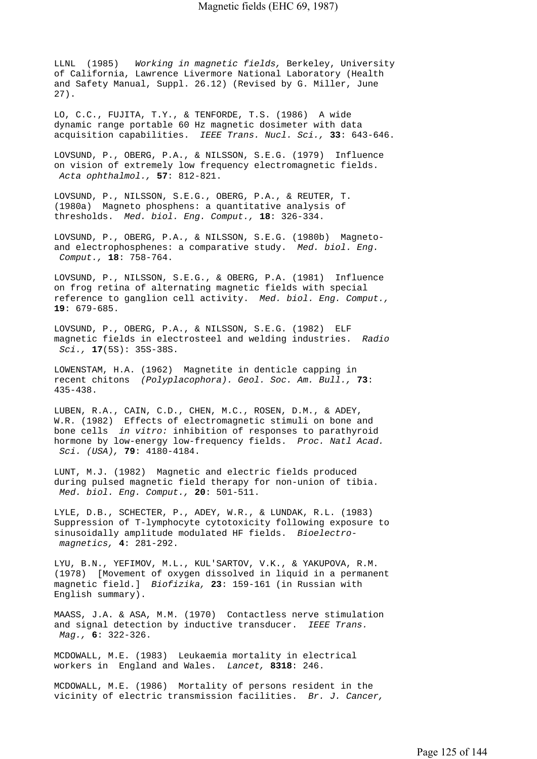LLNL (1985) *Working in magnetic fields,* Berkeley, University of California, Lawrence Livermore National Laboratory (Health and Safety Manual, Suppl. 26.12) (Revised by G. Miller, June 27).

LO, C.C., FUJITA, T.Y., & TENFORDE, T.S. (1986) A wide dynamic range portable 60 Hz magnetic dosimeter with data acquisition capabilities. *IEEE Trans. Nucl. Sci.,* **33**: 643-646.

LOVSUND, P., OBERG, P.A., & NILSSON, S.E.G. (1979) Influence on vision of extremely low frequency electromagnetic fields. *Acta ophthalmol.,* **57**: 812-821.

LOVSUND, P., NILSSON, S.E.G., OBERG, P.A., & REUTER, T. (1980a) Magneto phosphens: a quantitative analysis of thresholds. *Med. biol. Eng. Comput.,* **18**: 326-334.

LOVSUND, P., OBERG, P.A., & NILSSON, S.E.G. (1980b) Magneto- and electrophosphenes: a comparative study. *Med. biol. Eng. Comput.,* **18**: 758-764.

LOVSUND, P., NILSSON, S.E.G., & OBERG, P.A. (1981) Influence on frog retina of alternating magnetic fields with special reference to ganglion cell activity. *Med. biol. Eng. Comput.,* **19**: 679-685.

LOVSUND, P., OBERG, P.A., & NILSSON, S.E.G. (1982) ELF magnetic fields in electrosteel and welding industries. *Radio Sci.,* **17**(5S): 35S-38S.

LOWENSTAM, H.A. (1962) Magnetite in denticle capping in recent chitons *(Polyplacophora). Geol. Soc. Am. Bull.,* **73**: 435-438.

LUBEN, R.A., CAIN, C.D., CHEN, M.C., ROSEN, D.M., & ADEY, W.R. (1982) Effects of electromagnetic stimuli on bone and bone cells *in vitro:* inhibition of responses to parathyroid hormone by low-energy low-frequency fields. *Proc. Natl Acad. Sci. (USA),* **79**: 4180-4184.

LUNT, M.J. (1982) Magnetic and electric fields produced during pulsed magnetic field therapy for non-union of tibia. *Med. biol. Eng. Comput.,* **20**: 501-511.

LYLE, D.B., SCHECTER, P., ADEY, W.R., & LUNDAK, R.L. (1983) Suppression of T-lymphocyte cytotoxicity following exposure to sinusoidally amplitude modulated HF fields. *Bioelectromagnetics,* **4**: 281-292.

LYU, B.N., YEFIMOV, M.L., KUL'SARTOV, V.K., & YAKUPOVA, R.M. (1978) [Movement of oxygen dissolved in liquid in a permanent magnetic field.] *Biofizika,* **23**: 159-161 (in Russian with English summary).

MAASS, J.A. & ASA, M.M. (1970) Contactless nerve stimulation and signal detection by inductive transducer. *IEEE Trans. Mag.,* **6**: 322-326.

MCDOWALL, M.E. (1983) Leukaemia mortality in electrical workers in England and Wales. *Lancet,* **8318**: 246.

MCDOWALL, M.E. (1986) Mortality of persons resident in the vicinity of electric transmission facilities. *Br. J. Cancer,*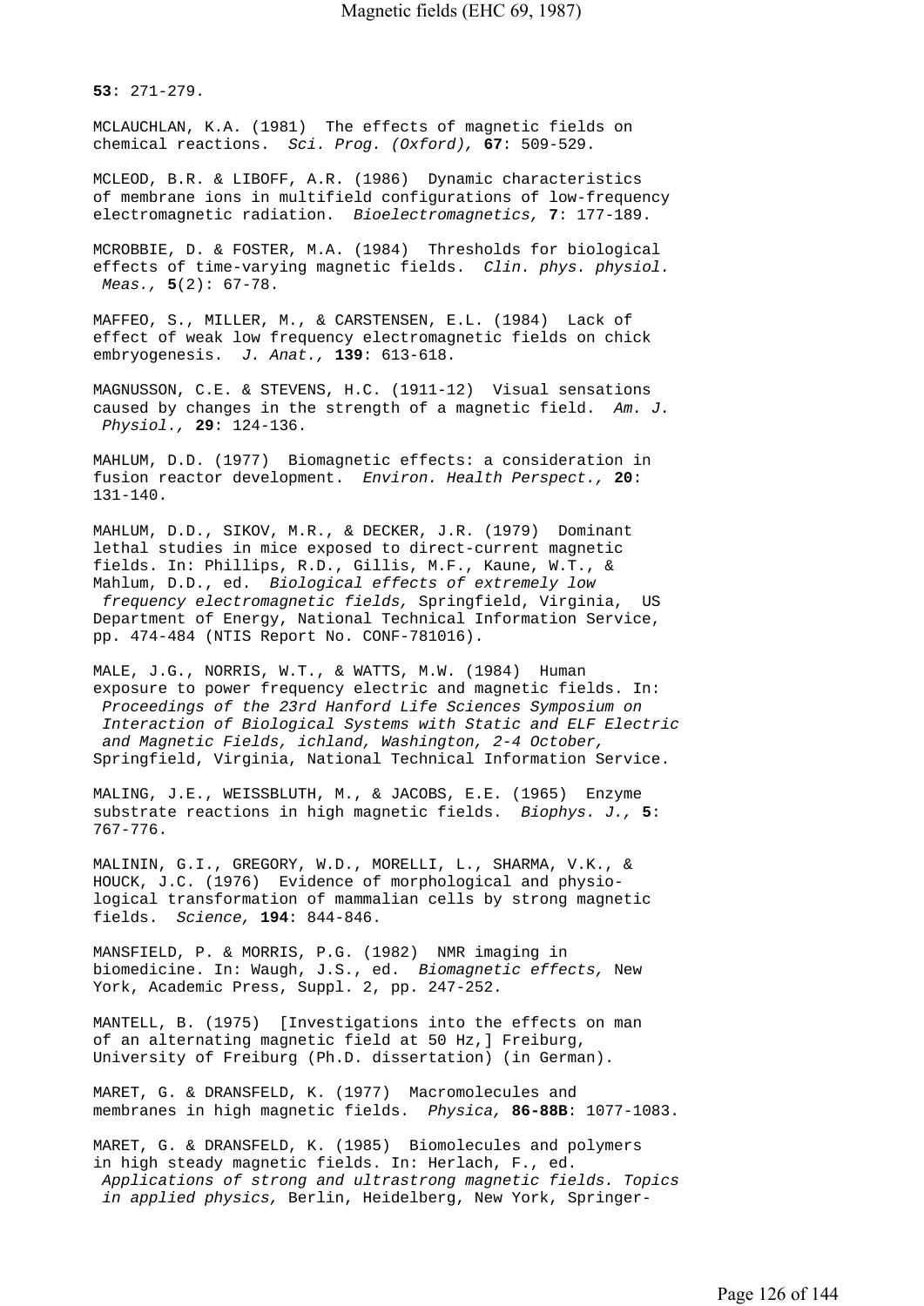**53**: 271-279.

MCLAUCHLAN, K.A. (1981) The effects of magnetic fields on chemical reactions. *Sci. Prog. (Oxford),* **67**: 509-529.

MCLEOD, B.R. & LIBOFF, A.R. (1986) Dynamic characteristics of membrane ions in multifield configurations of low-frequency electromagnetic radiation. *Bioelectromagnetics,* **7**: 177-189.

MCROBBIE, D. & FOSTER, M.A. (1984) Thresholds for biological effects of time-varying magnetic fields. *Clin. phys. physiol. Meas.,* **5**(2): 67-78.

MAFFEO, S., MILLER, M., & CARSTENSEN, E.L. (1984) Lack of effect of weak low frequency electromagnetic fields on chick embryogenesis. *J. Anat.,* **139**: 613-618.

MAGNUSSON, C.E. & STEVENS, H.C. (1911-12) Visual sensations caused by changes in the strength of a magnetic field. *Am. J. Physiol.,* **29**: 124-136.

MAHLUM, D.D. (1977) Biomagnetic effects: a consideration in fusion reactor development. *Environ. Health Perspect.,* **20**: 131-140.

MAHLUM, D.D., SIKOV, M.R., & DECKER, J.R. (1979) Dominant lethal studies in mice exposed to direct-current magnetic fields. In: Phillips, R.D., Gillis, M.F., Kaune, W.T., & Mahlum, D.D., ed. *Biological effects of extremely low frequency electromagnetic fields,* Springfield, Virginia, US Department of Energy, National Technical Information Service, pp. 474-484 (NTIS Report No. CONF-781016).

MALE, J.G., NORRIS, W.T., & WATTS, M.W. (1984) Human exposure to power frequency electric and magnetic fields. In: *Proceedings of the 23rd Hanford Life Sciences Symposium on Interaction of Biological Systems with Static and ELF Electric and Magnetic Fields, ichland, Washington, 2-4 October,* Springfield, Virginia, National Technical Information Service.

MALING, J.E., WEISSBLUTH, M., & JACOBS, E.E. (1965) Enzyme substrate reactions in high magnetic fields. *Biophys. J.,* **5**: 767-776.

MALININ, G.I., GREGORY, W.D., MORELLI, L., SHARMA, V.K., & HOUCK, J.C. (1976) Evidence of morphological and physiological transformation of mammalian cells by strong magnetic fields. *Science,* **194**: 844-846.

MANSFIELD, P. & MORRIS, P.G. (1982) NMR imaging in biomedicine. In: Waugh, J.S., ed. *Biomagnetic effects,* New York, Academic Press, Suppl. 2, pp. 247-252.

MANTELL, B. (1975) [Investigations into the effects on man of an alternating magnetic field at 50 Hz,] Freiburg, University of Freiburg (Ph.D. dissertation) (in German).

MARET, G. & DRANSFELD, K. (1977) Macromolecules and membranes in high magnetic fields. *Physica,* **86-88B**: 1077-1083.

MARET, G. & DRANSFELD, K. (1985) Biomolecules and polymers in high steady magnetic fields. In: Herlach, F., ed. *Applications of strong and ultrastrong magnetic fields. Topics in applied physics,* Berlin, Heidelberg, New York, Springer-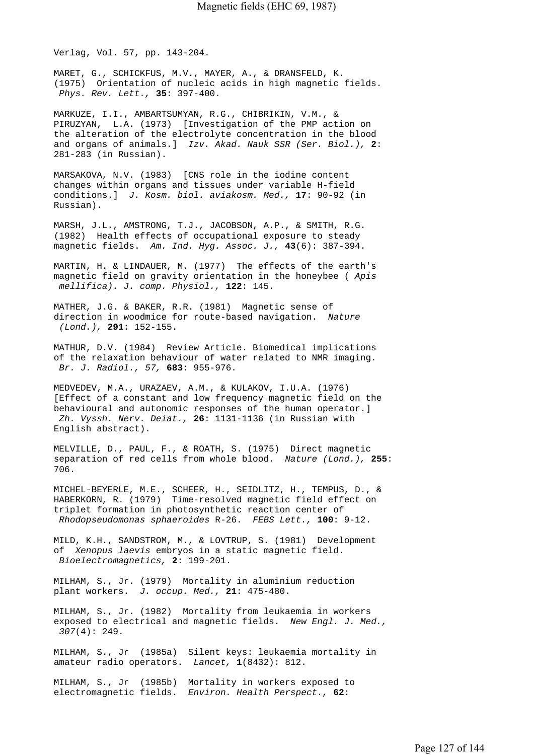Verlag, Vol. 57, pp. 143-204.

MARET, G., SCHICKFUS, M.V., MAYER, A., & DRANSFELD, K. (1975) Orientation of nucleic acids in high magnetic fields. *Phys. Rev. Lett.,* **35**: 397-400.

MARKUZE, I.I., AMBARTSUMYAN, R.G., CHIBRIKIN, V.M., & PIRUZYAN, L.A. (1973) [Investigation of the PMP action on the alteration of the electrolyte concentration in the blood and organs of animals.] *Izv. Akad. Nauk SSR (Ser. Biol.),* **2**: 281-283 (in Russian).

MARSAKOVA, N.V. (1983) [CNS role in the iodine content changes within organs and tissues under variable H-field conditions.] *J. Kosm. biol. aviakosm. Med.,* **17**: 90-92 (in Russian).

MARSH, J.L., AMSTRONG, T.J., JACOBSON, A.P., & SMITH, R.G. (1982) Health effects of occupational exposure to steady magnetic fields. *Am. Ind. Hyg. Assoc. J.,* **43**(6): 387-394.

MARTIN, H. & LINDAUER, M. (1977) The effects of the earth's magnetic field on gravity orientation in the honeybee ( *Apis mellifica). J. comp. Physiol.,* **122**: 145.

MATHER, J.G. & BAKER, R.R. (1981) Magnetic sense of direction in woodmice for route-based navigation. *Nature (Lond.),* **291**: 152-155.

MATHUR, D.V. (1984) Review Article. Biomedical implications of the relaxation behaviour of water related to NMR imaging. *Br. J. Radiol., 57,* **683**: 955-976.

MEDVEDEV, M.A., URAZAEV, A.M., & KULAKOV, I.U.A. (1976) [Effect of a constant and low frequency magnetic field on the behavioural and autonomic responses of the human operator.] *Zh. Vyssh. Nerv. Deiat.,* **26**: 1131-1136 (in Russian with English abstract).

MELVILLE, D., PAUL, F., & ROATH, S. (1975) Direct magnetic separation of red cells from whole blood. *Nature (Lond.),* **255**: 706.

MICHEL-BEYERLE, M.E., SCHEER, H., SEIDLITZ, H., TEMPUS, D., & HABERKORN, R. (1979) Time-resolved magnetic field effect on triplet formation in photosynthetic reaction center of *Rhodopseudomonas sphaeroides* R-26. *FEBS Lett.,* **100**: 9-12.

MILD, K.H., SANDSTROM, M., & LOVTRUP, S. (1981) Development of *Xenopus laevis* embryos in a static magnetic field. *Bioelectromagnetics,* **2**: 199-201.

MILHAM, S., Jr. (1979) Mortality in aluminium reduction plant workers. *J. occup. Med.,* **21**: 475-480.

MILHAM, S., Jr. (1982) Mortality from leukaemia in workers exposed to electrical and magnetic fields. *New Engl. J. Med., 307*(4): 249.

MILHAM, S., Jr (1985a) Silent keys: leukaemia mortality in amateur radio operators. *Lancet,* **1**(8432): 812.

MILHAM, S., Jr (1985b) Mortality in workers exposed to electromagnetic fields. *Environ. Health Perspect.,* **62**: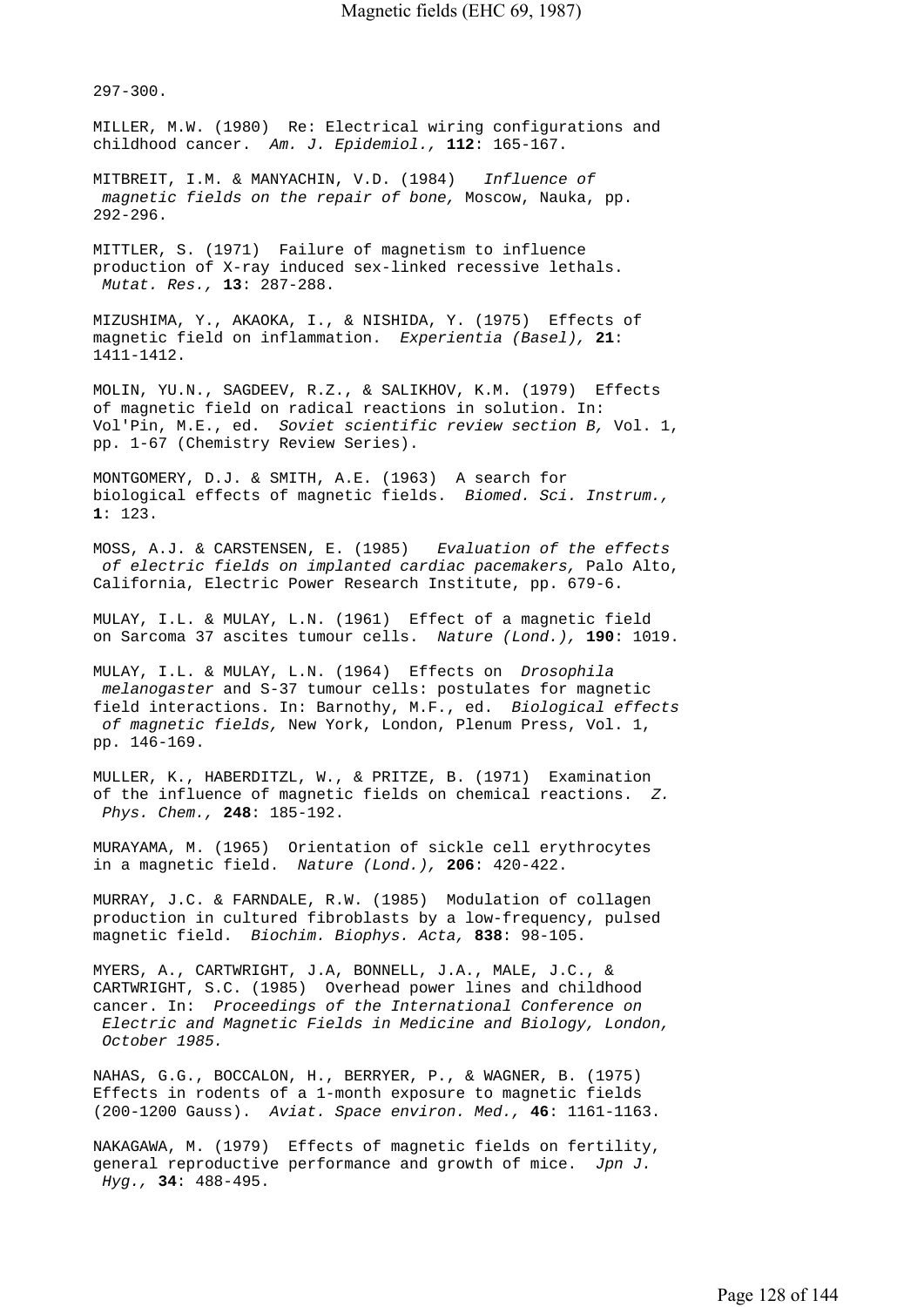297-300.

MILLER, M.W. (1980) Re: Electrical wiring configurations and childhood cancer. *Am. J. Epidemiol.,* **112**: 165-167.

MITBREIT, I.M. & MANYACHIN, V.D. (1984) *Influence of magnetic fields on the repair of bone,* Moscow, Nauka, pp. 292-296.

MITTLER, S. (1971) Failure of magnetism to influence production of X-ray induced sex-linked recessive lethals. *Mutat. Res.,* **13**: 287-288.

MIZUSHIMA, Y., AKAOKA, I., & NISHIDA, Y. (1975) Effects of magnetic field on inflammation. *Experientia (Basel),* **21**: 1411-1412.

MOLIN, YU.N., SAGDEEV, R.Z., & SALIKHOV, K.M. (1979) Effects of magnetic field on radical reactions in solution. In: Vol'Pin, M.E., ed. *Soviet scientific review section B,* Vol. 1, pp. 1-67 (Chemistry Review Series).

MONTGOMERY, D.J. & SMITH, A.E. (1963) A search for biological effects of magnetic fields. *Biomed. Sci. Instrum.,* **1**: 123.

MOSS, A.J. & CARSTENSEN, E. (1985) *Evaluation of the effects of electric fields on implanted cardiac pacemakers,* Palo Alto, California, Electric Power Research Institute, pp. 679-6.

MULAY, I.L. & MULAY, L.N. (1961) Effect of a magnetic field on Sarcoma 37 ascites tumour cells. *Nature (Lond.),* **190**: 1019.

MULAY, I.L. & MULAY, L.N. (1964) Effects on *Drosophila melanogaster* and S-37 tumour cells: postulates for magnetic field interactions. In: Barnothy, M.F., ed. *Biological effects of magnetic fields,* New York, London, Plenum Press, Vol. 1, pp. 146-169.

MULLER, K., HABERDITZL, W., & PRITZE, B. (1971) Examination of the influence of magnetic fields on chemical reactions. *Z. Phys. Chem.,* **248**: 185-192.

MURAYAMA, M. (1965) Orientation of sickle cell erythrocytes in a magnetic field. *Nature (Lond.),* **206**: 420-422.

MURRAY, J.C. & FARNDALE, R.W. (1985) Modulation of collagen production in cultured fibroblasts by a low-frequency, pulsed magnetic field. *Biochim. Biophys. Acta,* **838**: 98-105.

MYERS, A., CARTWRIGHT, J.A, BONNELL, J.A., MALE, J.C., & CARTWRIGHT, S.C. (1985) Overhead power lines and childhood cancer. In: *Proceedings of the International Conference on Electric and Magnetic Fields in Medicine and Biology, London, October 1985.*

NAHAS, G.G., BOCCALON, H., BERRYER, P., & WAGNER, B. (1975) Effects in rodents of a 1-month exposure to magnetic fields (200-1200 Gauss). *Aviat. Space environ. Med.,* **46**: 1161-1163.

NAKAGAWA, M. (1979) Effects of magnetic fields on fertility, general reproductive performance and growth of mice. *Jpn J. Hyg.,* **34**: 488-495.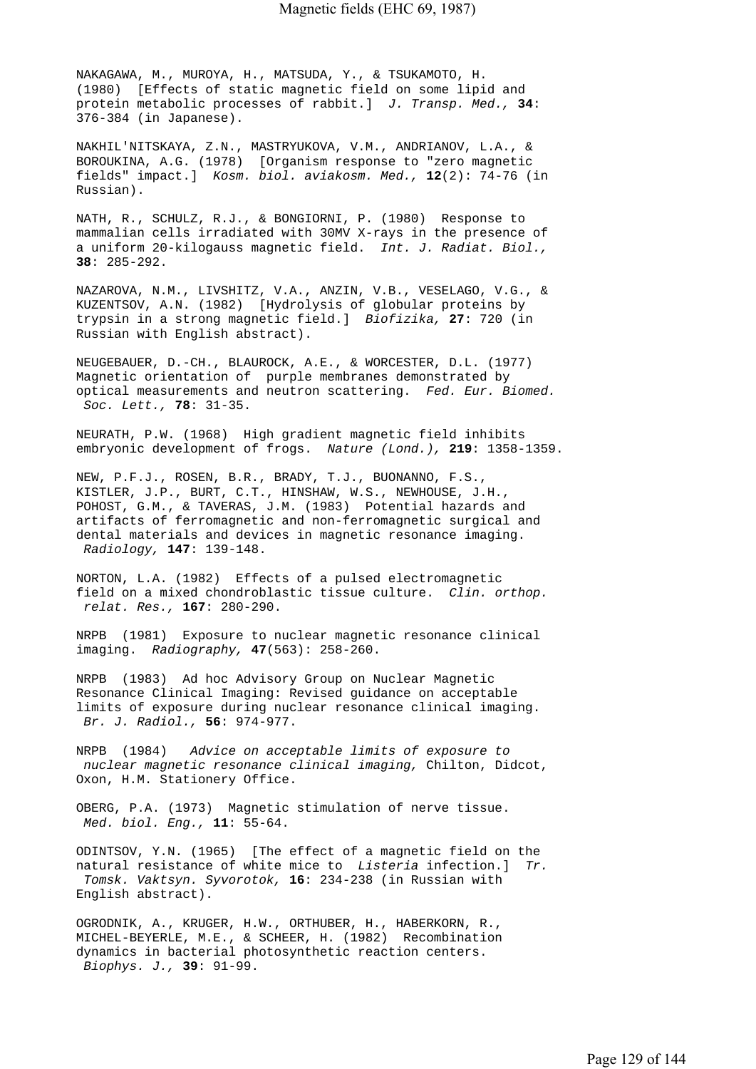NAKAGAWA, M., MUROYA, H., MATSUDA, Y., & TSUKAMOTO, H. (1980) [Effects of static magnetic field on some lipid and protein metabolic processes of rabbit.] *J. Transp. Med.,* **34**: 376-384 (in Japanese).

NAKHIL'NITSKAYA, Z.N., MASTRYUKOVA, V.M., ANDRIANOV, L.A., & BOROUKINA, A.G. (1978) [Organism response to "zero magnetic fields" impact.] *Kosm. biol. aviakosm. Med.,* **12**(2): 74-76 (in Russian).

NATH, R., SCHULZ, R.J., & BONGIORNI, P. (1980) Response to mammalian cells irradiated with 30MV X-rays in the presence of a uniform 20-kilogauss magnetic field. *Int. J. Radiat. Biol.,* **38**: 285-292.

NAZAROVA, N.M., LIVSHITZ, V.A., ANZIN, V.B., VESELAGO, V.G., & KUZENTSOV, A.N. (1982) [Hydrolysis of globular proteins by trypsin in a strong magnetic field.] *Biofizika,* **27**: 720 (in Russian with English abstract).

NEUGEBAUER, D.-CH., BLAUROCK, A.E., & WORCESTER, D.L. (1977) Magnetic orientation of purple membranes demonstrated by optical measurements and neutron scattering. *Fed. Eur. Biomed. Soc. Lett.,* **78**: 31-35.

NEURATH, P.W. (1968) High gradient magnetic field inhibits embryonic development of frogs. *Nature (Lond.),* **219**: 1358-1359.

NEW, P.F.J., ROSEN, B.R., BRADY, T.J., BUONANNO, F.S., KISTLER, J.P., BURT, C.T., HINSHAW, W.S., NEWHOUSE, J.H., POHOST, G.M., & TAVERAS, J.M. (1983) Potential hazards and artifacts of ferromagnetic and non-ferromagnetic surgical and dental materials and devices in magnetic resonance imaging. *Radiology,* **147**: 139-148.

NORTON, L.A. (1982) Effects of a pulsed electromagnetic field on a mixed chondroblastic tissue culture. *Clin. orthop. relat. Res.,* **167**: 280-290.

NRPB (1981) Exposure to nuclear magnetic resonance clinical imaging. *Radiography,* **47**(563): 258-260.

NRPB (1983) Ad hoc Advisory Group on Nuclear Magnetic Resonance Clinical Imaging: Revised guidance on acceptable limits of exposure during nuclear resonance clinical imaging. *Br. J. Radiol.,* **56**: 974-977.

NRPB (1984) *Advice on acceptable limits of exposure to nuclear magnetic resonance clinical imaging,* Chilton, Didcot, Oxon, H.M. Stationery Office.

OBERG, P.A. (1973) Magnetic stimulation of nerve tissue. *Med. biol. Eng.,* **11**: 55-64.

ODINTSOV, Y.N. (1965) [The effect of a magnetic field on the natural resistance of white mice to *Listeria* infection.] *Tr. Tomsk. Vaktsyn. Syvorotok,* **16**: 234-238 (in Russian with English abstract).

OGRODNIK, A., KRUGER, H.W., ORTHUBER, H., HABERKORN, R., MICHEL-BEYERLE, M.E., & SCHEER, H. (1982) Recombination dynamics in bacterial photosynthetic reaction centers. *Biophys. J.,* **39**: 91-99.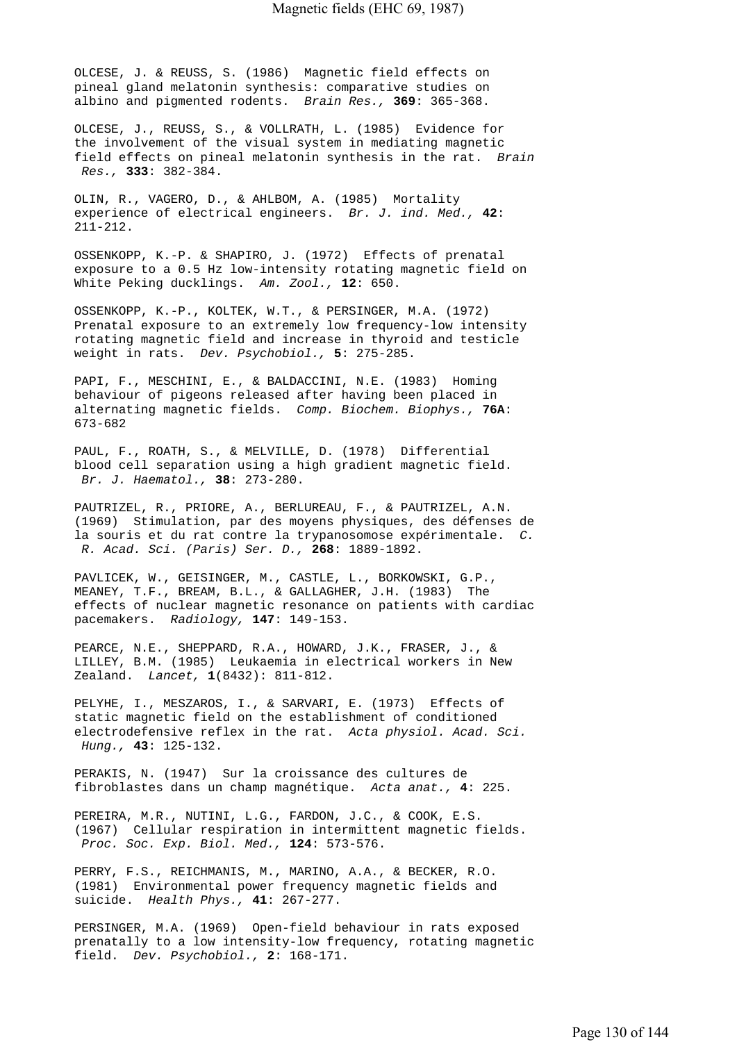OLCESE, J. & REUSS, S. (1986) Magnetic field effects on pineal gland melatonin synthesis: comparative studies on albino and pigmented rodents. *Brain Res.,* **369**: 365-368.

OLCESE, J., REUSS, S., & VOLLRATH, L. (1985) Evidence for the involvement of the visual system in mediating magnetic field effects on pineal melatonin synthesis in the rat. *Brain Res.,* **333**: 382-384.

OLIN, R., VAGERO, D., & AHLBOM, A. (1985) Mortality experience of electrical engineers. *Br. J. ind. Med.,* **42**: 211-212.

OSSENKOPP, K.-P. & SHAPIRO, J. (1972) Effects of prenatal exposure to a 0.5 Hz low-intensity rotating magnetic field on White Peking ducklings. *Am. Zool.,* **12**: 650.

OSSENKOPP, K.-P., KOLTEK, W.T., & PERSINGER, M.A. (1972) Prenatal exposure to an extremely low frequency-low intensity rotating magnetic field and increase in thyroid and testicle weight in rats. *Dev. Psychobiol.,* **5**: 275-285.

PAPI, F., MESCHINI, E., & BALDACCINI, N.E. (1983) Homing behaviour of pigeons released after having been placed in alternating magnetic fields. *Comp. Biochem. Biophys.,* **76A**: 673-682

PAUL, F., ROATH, S., & MELVILLE, D. (1978) Differential blood cell separation using a high gradient magnetic field. *Br. J. Haematol.,* **38**: 273-280.

PAUTRIZEL, R., PRIORE, A., BERLUREAU, F., & PAUTRIZEL, A.N. (1969) Stimulation, par des moyens physiques, des défenses de la souris et du rat contre la trypanosomose expérimentale. *C. R. Acad. Sci. (Paris) Ser. D.,* **268**: 1889-1892.

PAVLICEK, W., GEISINGER, M., CASTLE, L., BORKOWSKI, G.P., MEANEY, T.F., BREAM, B.L., & GALLAGHER, J.H. (1983) The effects of nuclear magnetic resonance on patients with cardiac pacemakers. *Radiology,* **147**: 149-153.

PEARCE, N.E., SHEPPARD, R.A., HOWARD, J.K., FRASER, J., & LILLEY, B.M. (1985) Leukaemia in electrical workers in New Zealand. *Lancet,* **1**(8432): 811-812.

PELYHE, I., MESZAROS, I., & SARVARI, E. (1973) Effects of static magnetic field on the establishment of conditioned electrodefensive reflex in the rat. *Acta physiol. Acad. Sci. Hung.,* **43**: 125-132.

PERAKIS, N. (1947) Sur la croissance des cultures de fibroblastes dans un champ magnétique. *Acta anat.,* **4**: 225.

PEREIRA, M.R., NUTINI, L.G., FARDON, J.C., & COOK, E.S. (1967) Cellular respiration in intermittent magnetic fields. *Proc. Soc. Exp. Biol. Med.,* **124**: 573-576.

PERRY, F.S., REICHMANIS, M., MARINO, A.A., & BECKER, R.O. (1981) Environmental power frequency magnetic fields and suicide. *Health Phys.,* **41**: 267-277.

PERSINGER, M.A. (1969) Open-field behaviour in rats exposed prenatally to a low intensity-low frequency, rotating magnetic field. *Dev. Psychobiol.,* **2**: 168-171.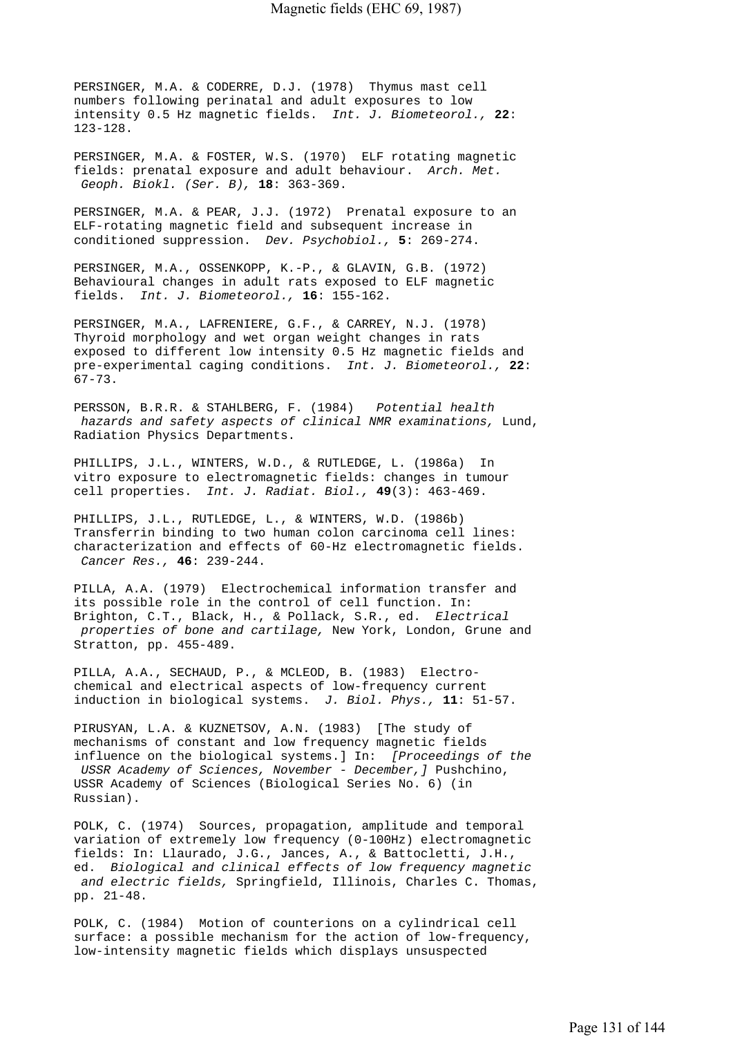PERSINGER, M.A. & CODERRE, D.J. (1978) Thymus mast cell numbers following perinatal and adult exposures to low intensity 0.5 Hz magnetic fields. *Int. J. Biometeorol.,* **22**: 123-128.

PERSINGER, M.A. & FOSTER, W.S. (1970) ELF rotating magnetic fields: prenatal exposure and adult behaviour. *Arch. Met. Geoph. Biokl. (Ser. B),* **18**: 363-369.

PERSINGER, M.A. & PEAR, J.J. (1972) Prenatal exposure to an ELF-rotating magnetic field and subsequent increase in conditioned suppression. *Dev. Psychobiol.,* **5**: 269-274.

PERSINGER, M.A., OSSENKOPP, K.-P., & GLAVIN, G.B. (1972) Behavioural changes in adult rats exposed to ELF magnetic fields. *Int. J. Biometeorol.,* **16**: 155-162.

PERSINGER, M.A., LAFRENIERE, G.F., & CARREY, N.J. (1978) Thyroid morphology and wet organ weight changes in rats exposed to different low intensity 0.5 Hz magnetic fields and pre-experimental caging conditions. *Int. J. Biometeorol.,* **22**: 67-73.

PERSSON, B.R.R. & STAHLBERG, F. (1984) *Potential health hazards and safety aspects of clinical NMR examinations,* Lund, Radiation Physics Departments.

PHILLIPS, J.L., WINTERS, W.D., & RUTLEDGE, L. (1986a) In vitro exposure to electromagnetic fields: changes in tumour cell properties. *Int. J. Radiat. Biol.,* **49**(3): 463-469.

PHILLIPS, J.L., RUTLEDGE, L., & WINTERS, W.D. (1986b) Transferrin binding to two human colon carcinoma cell lines: characterization and effects of 60-Hz electromagnetic fields. *Cancer Res.,* **46**: 239-244.

PILLA, A.A. (1979) Electrochemical information transfer and its possible role in the control of cell function. In: Brighton, C.T., Black, H., & Pollack, S.R., ed. *Electrical properties of bone and cartilage,* New York, London, Grune and Stratton, pp. 455-489.

PILLA, A.A., SECHAUD, P., & MCLEOD, B. (1983) Electrochemical and electrical aspects of low-frequency current induction in biological systems. *J. Biol. Phys.,* **11**: 51-57.

PIRUSYAN, L.A. & KUZNETSOV, A.N. (1983) [The study of mechanisms of constant and low frequency magnetic fields influence on the biological systems.] In: *[Proceedings of the USSR Academy of Sciences, November - December,]* Pushchino, USSR Academy of Sciences (Biological Series No. 6) (in Russian).

POLK, C. (1974) Sources, propagation, amplitude and temporal variation of extremely low frequency (0-100Hz) electromagnetic fields: In: Llaurado, J.G., Jances, A., & Battocletti, J.H., ed. *Biological and clinical effects of low frequency magnetic and electric fields,* Springfield, Illinois, Charles C. Thomas, pp. 21-48.

POLK, C. (1984) Motion of counterions on a cylindrical cell surface: a possible mechanism for the action of low-frequency, low-intensity magnetic fields which displays unsuspected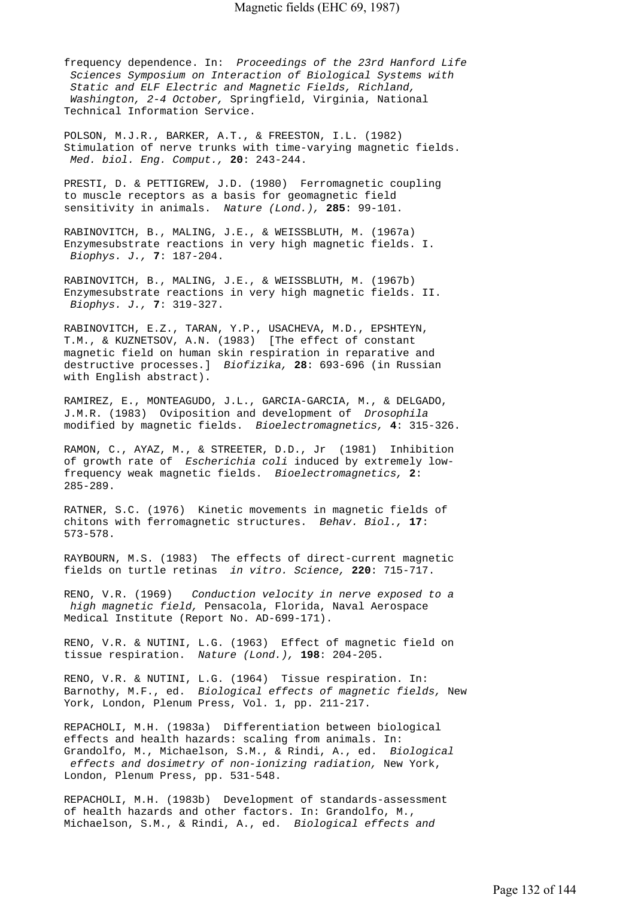frequency dependence. In: *Proceedings of the 23rd Hanford Life Sciences Symposium on Interaction of Biological Systems with Static and ELF Electric and Magnetic Fields, Richland, Washington, 2-4 October,* Springfield, Virginia, National Technical Information Service.

POLSON, M.J.R., BARKER, A.T., & FREESTON, I.L. (1982) Stimulation of nerve trunks with time-varying magnetic fields. *Med. biol. Eng. Comput.,* **20**: 243-244.

PRESTI, D. & PETTIGREW, J.D. (1980) Ferromagnetic coupling to muscle receptors as a basis for geomagnetic field sensitivity in animals. *Nature (Lond.),* **285**: 99-101.

RABINOVITCH, B., MALING, J.E., & WEISSBLUTH, M. (1967a) Enzymesubstrate reactions in very high magnetic fields. I. *Biophys. J.,* **7**: 187-204.

RABINOVITCH, B., MALING, J.E., & WEISSBLUTH, M. (1967b) Enzymesubstrate reactions in very high magnetic fields. II. *Biophys. J.,* **7**: 319-327.

RABINOVITCH, E.Z., TARAN, Y.P., USACHEVA, M.D., EPSHTEYN, T.M., & KUZNETSOV, A.N. (1983) [The effect of constant magnetic field on human skin respiration in reparative and destructive processes.] *Biofizika,* **28**: 693-696 (in Russian with English abstract).

RAMIREZ, E., MONTEAGUDO, J.L., GARCIA-GARCIA, M., & DELGADO, J.M.R. (1983) Oviposition and development of *Drosophila* modified by magnetic fields. *Bioelectromagnetics,* **4**: 315-326.

RAMON, C., AYAZ, M., & STREETER, D.D., Jr (1981) Inhibition of growth rate of *Escherichia coli* induced by extremely low-frequency weak magnetic fields. *Bioelectromagnetics,* **2**: 285-289.

RATNER, S.C. (1976) Kinetic movements in magnetic fields of chitons with ferromagnetic structures. *Behav. Biol.,* **17**: 573-578.

RAYBOURN, M.S. (1983) The effects of direct-current magnetic fields on turtle retinas *in vitro. Science,* **220**: 715-717.

RENO, V.R. (1969) *Conduction velocity in nerve exposed to a high magnetic field,* Pensacola, Florida, Naval Aerospace Medical Institute (Report No. AD-699-171).

RENO, V.R. & NUTINI, L.G. (1963) Effect of magnetic field on tissue respiration. *Nature (Lond.),* **198**: 204-205.

RENO, V.R. & NUTINI, L.G. (1964) Tissue respiration. In: Barnothy, M.F., ed. *Biological effects of magnetic fields,* New York, London, Plenum Press, Vol. 1, pp. 211-217.

REPACHOLI, M.H. (1983a) Differentiation between biological effects and health hazards: scaling from animals. In: Grandolfo, M., Michaelson, S.M., & Rindi, A., ed. *Biological effects and dosimetry of non-ionizing radiation,* New York, London, Plenum Press, pp. 531-548.

REPACHOLI, M.H. (1983b) Development of standards-assessment of health hazards and other factors. In: Grandolfo, M., Michaelson, S.M., & Rindi, A., ed. *Biological effects and*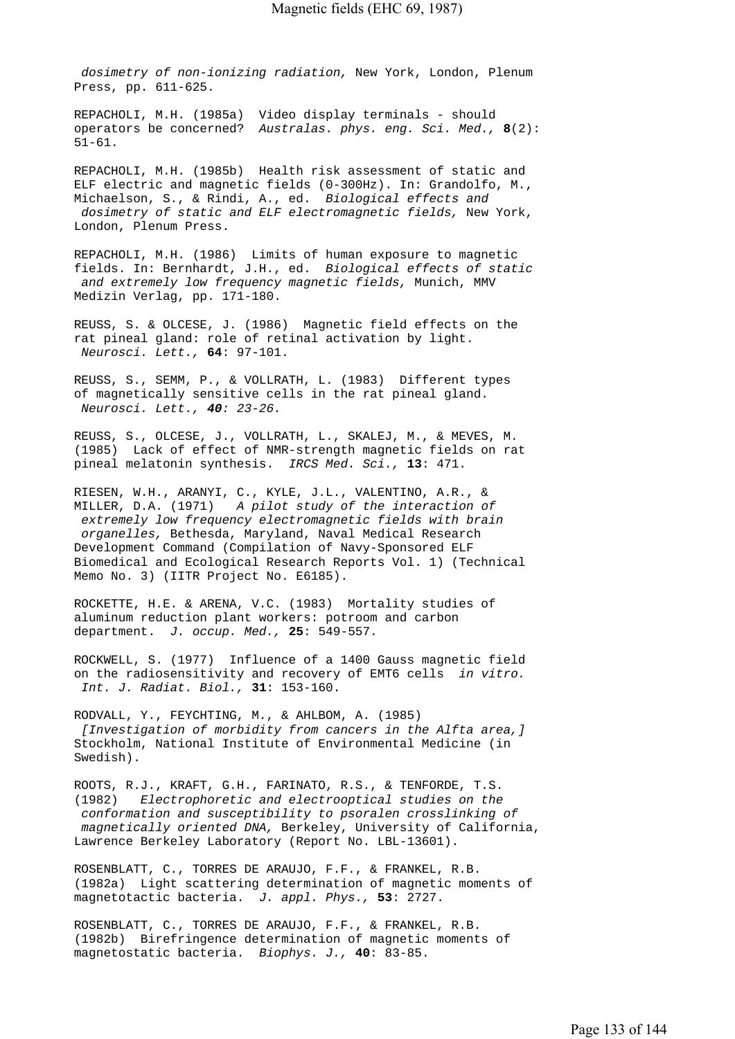*dosimetry of non-ionizing radiation,* New York, London, Plenum Press, pp. 611-625.

REPACHOLI, M.H. (1985a) Video display terminals - should operators be concerned? *Australas. phys. eng. Sci. Med.,* **8**(2): 51-61.

REPACHOLI, M.H. (1985b) Health risk assessment of static and ELF electric and magnetic fields (0-300Hz). In: Grandolfo, M., Michaelson, S., & Rindi, A., ed. *Biological effects and dosimetry of static and ELF electromagnetic fields,* New York, London, Plenum Press.

REPACHOLI, M.H. (1986) Limits of human exposure to magnetic fields. In: Bernhardt, J.H., ed. *Biological effects of static and extremely low frequency magnetic fields,* Munich, MMV Medizin Verlag, pp. 171-180.

REUSS, S. & OLCESE, J. (1986) Magnetic field effects on the rat pineal gland: role of retinal activation by light. *Neurosci. Lett.,* **64**: 97-101.

REUSS, S., SEMM, P., & VOLLRATH, L. (1983) Different types of magnetically sensitive cells in the rat pineal gland. *Neurosci. Lett.,* ***40****: 23-26.*

REUSS, S., OLCESE, J., VOLLRATH, L., SKALEJ, M., & MEVES, M. (1985) Lack of effect of NMR-strength magnetic fields on rat pineal melatonin synthesis. *IRCS Med. Sci.,* **13**: 471.

RIESEN, W.H., ARANYI, C., KYLE, J.L., VALENTINO, A.R., & MILLER, D.A. (1971) *A pilot study of the interaction of extremely low frequency electromagnetic fields with brain organelles,* Bethesda, Maryland, Naval Medical Research Development Command (Compilation of Navy-Sponsored ELF Biomedical and Ecological Research Reports Vol. 1) (Technical Memo No. 3) (IITR Project No. E6185).

ROCKETTE, H.E. & ARENA, V.C. (1983) Mortality studies of aluminum reduction plant workers: potroom and carbon department. *J. occup. Med.,* **25**: 549-557.

ROCKWELL, S. (1977) Influence of a 1400 Gauss magnetic field on the radiosensitivity and recovery of EMT6 cells *in vitro. Int. J. Radiat. Biol.,* **31**: 153-160.

RODVALL, Y., FEYCHTING, M., & AHLBOM, A. (1985) *[Investigation of morbidity from cancers in the Alfta area,]* Stockholm, National Institute of Environmental Medicine (in Swedish).

ROOTS, R.J., KRAFT, G.H., FARINATO, R.S., & TENFORDE, T.S. (1982) *Electrophoretic and electrooptical studies on the conformation and susceptibility to psoralen crosslinking of magnetically oriented DNA,* Berkeley, University of California, Lawrence Berkeley Laboratory (Report No. LBL-13601).

ROSENBLATT, C., TORRES DE ARAUJO, F.F., & FRANKEL, R.B. (1982a) Light scattering determination of magnetic moments of magnetotactic bacteria. *J. appl. Phys.,* **53**: 2727.

ROSENBLATT, C., TORRES DE ARAUJO, F.F., & FRANKEL, R.B. (1982b) Birefringence determination of magnetic moments of magnetostatic bacteria. *Biophys. J.,* **40**: 83-85.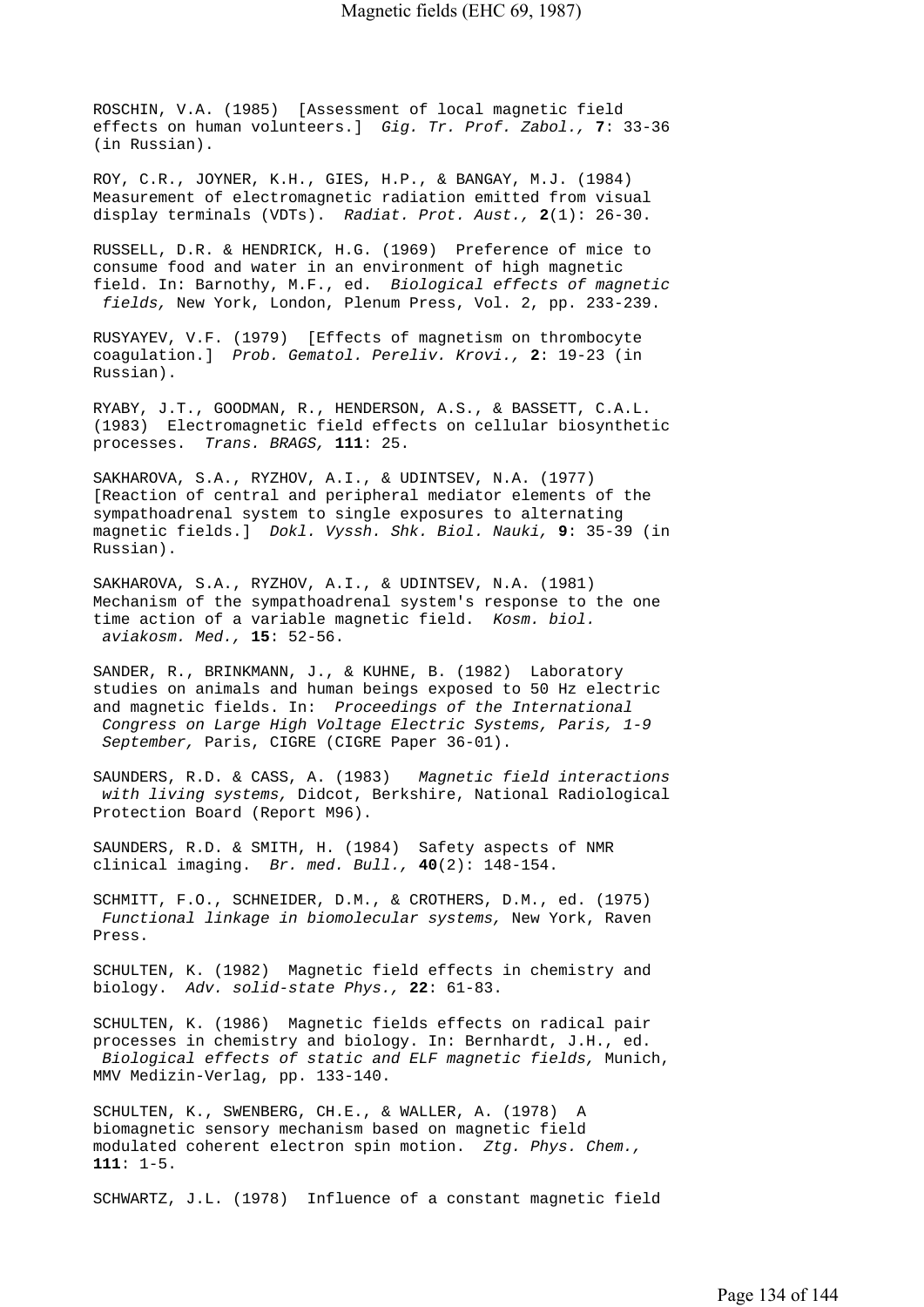ROSCHIN, V.A. (1985) [Assessment of local magnetic field effects on human volunteers.] *Gig. Tr. Prof. Zabol.,* **7**: 33-36 (in Russian).

ROY, C.R., JOYNER, K.H., GIES, H.P., & BANGAY, M.J. (1984) Measurement of electromagnetic radiation emitted from visual display terminals (VDTs). *Radiat. Prot. Aust.,* **2**(1): 26-30.

RUSSELL, D.R. & HENDRICK, H.G. (1969) Preference of mice to consume food and water in an environment of high magnetic field. In: Barnothy, M.F., ed. *Biological effects of magnetic fields,* New York, London, Plenum Press, Vol. 2, pp. 233-239.

RUSYAYEV, V.F. (1979) [Effects of magnetism on thrombocyte coagulation.] *Prob. Gematol. Pereliv. Krovi.,* **2**: 19-23 (in Russian).

RYABY, J.T., GOODMAN, R., HENDERSON, A.S., & BASSETT, C.A.L. (1983) Electromagnetic field effects on cellular biosynthetic processes. *Trans. BRAGS,* **111**: 25.

SAKHAROVA, S.A., RYZHOV, A.I., & UDINTSEV, N.A. (1977) [Reaction of central and peripheral mediator elements of the sympathoadrenal system to single exposures to alternating magnetic fields.] *Dokl. Vyssh. Shk. Biol. Nauki,* **9**: 35-39 (in Russian).

SAKHAROVA, S.A., RYZHOV, A.I., & UDINTSEV, N.A. (1981) Mechanism of the sympathoadrenal system's response to the one time action of a variable magnetic field. *Kosm. biol. aviakosm. Med.,* **15**: 52-56.

SANDER, R., BRINKMANN, J., & KUHNE, B. (1982) Laboratory studies on animals and human beings exposed to 50 Hz electric and magnetic fields. In: *Proceedings of the International Congress on Large High Voltage Electric Systems, Paris, 1-9 September,* Paris, CIGRE (CIGRE Paper 36-01).

SAUNDERS, R.D. & CASS, A. (1983) *Magnetic field interactions with living systems,* Didcot, Berkshire, National Radiological Protection Board (Report M96).

SAUNDERS, R.D. & SMITH, H. (1984) Safety aspects of NMR clinical imaging. *Br. med. Bull.,* **40**(2): 148-154.

SCHMITT, F.O., SCHNEIDER, D.M., & CROTHERS, D.M., ed. (1975) *Functional linkage in biomolecular systems,* New York, Raven Press.

SCHULTEN, K. (1982) Magnetic field effects in chemistry and biology. *Adv. solid-state Phys.,* **22**: 61-83.

SCHULTEN, K. (1986) Magnetic fields effects on radical pair processes in chemistry and biology. In: Bernhardt, J.H., ed. *Biological effects of static and ELF magnetic fields,* Munich, MMV Medizin-Verlag, pp. 133-140.

SCHULTEN, K., SWENBERG, CH.E., & WALLER, A. (1978) A biomagnetic sensory mechanism based on magnetic field modulated coherent electron spin motion. *Ztg. Phys. Chem.,* **111**: 1-5.

SCHWARTZ, J.L. (1978) Influence of a constant magnetic field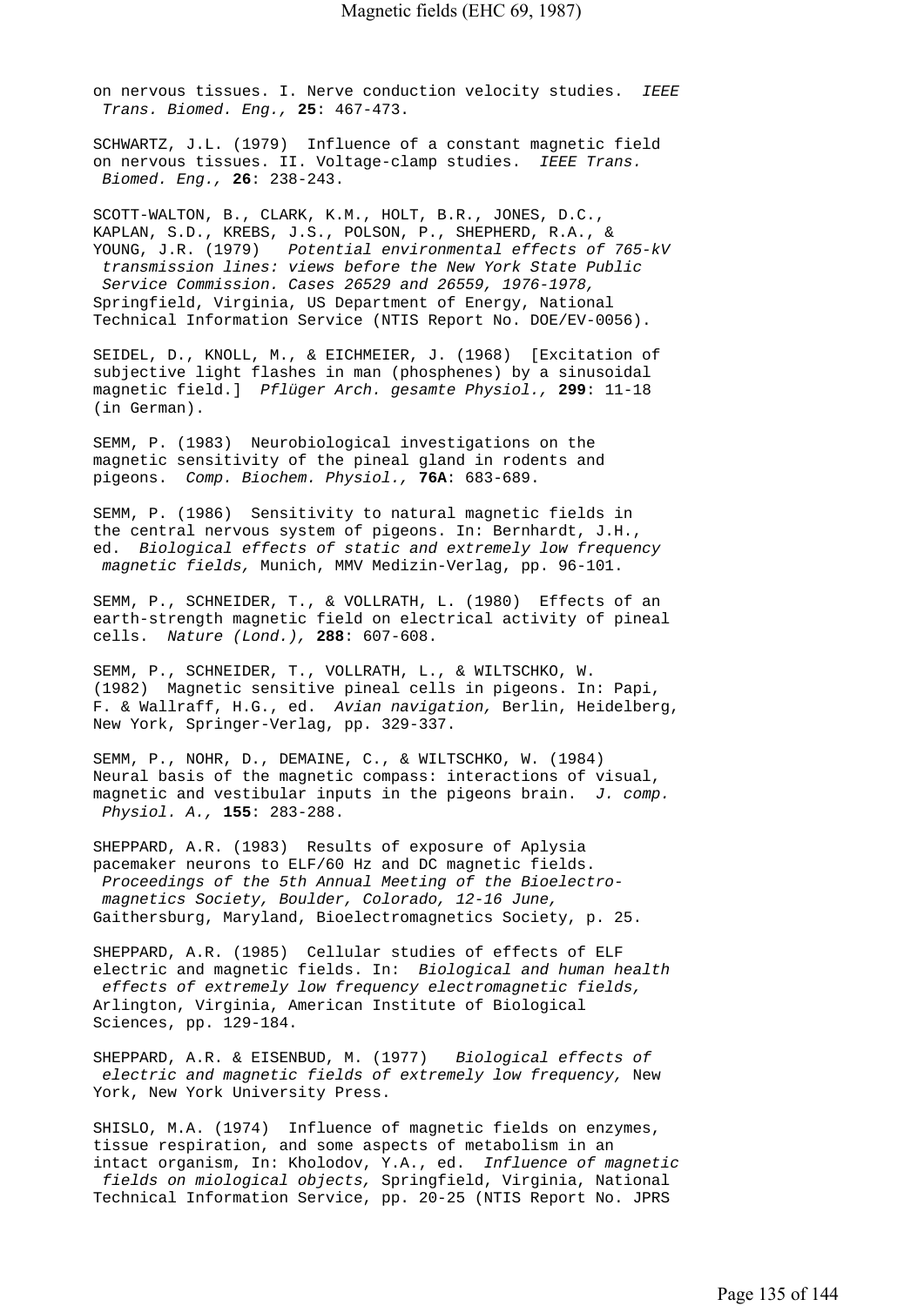on nervous tissues. I. Nerve conduction velocity studies. *IEEE Trans. Biomed. Eng.,* **25**: 467-473.

SCHWARTZ, J.L. (1979) Influence of a constant magnetic field on nervous tissues. II. Voltage-clamp studies. *IEEE Trans. Biomed. Eng.,* **26**: 238-243.

SCOTT-WALTON, B., CLARK, K.M., HOLT, B.R., JONES, D.C., KAPLAN, S.D., KREBS, J.S., POLSON, P., SHEPHERD, R.A., & YOUNG, J.R. (1979) *Potential environmental effects of 765-kV transmission lines: views before the New York State Public Service Commission. Cases 26529 and 26559, 1976-1978,* Springfield, Virginia, US Department of Energy, National Technical Information Service (NTIS Report No. DOE/EV-0056).

SEIDEL, D., KNOLL, M., & EICHMEIER, J. (1968) [Excitation of subjective light flashes in man (phosphenes) by a sinusoidal magnetic field.] *Pflüger Arch. gesamte Physiol.,* **299**: 11-18 (in German).

SEMM, P. (1983) Neurobiological investigations on the magnetic sensitivity of the pineal gland in rodents and pigeons. *Comp. Biochem. Physiol.,* **76A**: 683-689.

SEMM, P. (1986) Sensitivity to natural magnetic fields in the central nervous system of pigeons. In: Bernhardt, J.H., ed. *Biological effects of static and extremely low frequency magnetic fields,* Munich, MMV Medizin-Verlag, pp. 96-101.

SEMM, P., SCHNEIDER, T., & VOLLRATH, L. (1980) Effects of an earth-strength magnetic field on electrical activity of pineal cells. *Nature (Lond.),* **288**: 607-608.

SEMM, P., SCHNEIDER, T., VOLLRATH, L., & WILTSCHKO, W. (1982) Magnetic sensitive pineal cells in pigeons. In: Papi, F. & Wallraff, H.G., ed. *Avian navigation,* Berlin, Heidelberg, New York, Springer-Verlag, pp. 329-337.

SEMM, P., NOHR, D., DEMAINE, C., & WILTSCHKO, W. (1984) Neural basis of the magnetic compass: interactions of visual, magnetic and vestibular inputs in the pigeons brain. *J. comp. Physiol. A.,* **155**: 283-288.

SHEPPARD, A.R. (1983) Results of exposure of Aplysia pacemaker neurons to ELF/60 Hz and DC magnetic fields. *Proceedings of the 5th Annual Meeting of the Bioelectromagnetics Society, Boulder, Colorado, 12-16 June,* Gaithersburg, Maryland, Bioelectromagnetics Society, p. 25.

SHEPPARD, A.R. (1985) Cellular studies of effects of ELF electric and magnetic fields. In: *Biological and human health effects of extremely low frequency electromagnetic fields,* Arlington, Virginia, American Institute of Biological Sciences, pp. 129-184.

SHEPPARD, A.R. & EISENBUD, M. (1977) *Biological effects of electric and magnetic fields of extremely low frequency,* New York, New York University Press.

SHISLO, M.A. (1974) Influence of magnetic fields on enzymes, tissue respiration, and some aspects of metabolism in an intact organism, In: Kholodov, Y.A., ed. *Influence of magnetic fields on miological objects,* Springfield, Virginia, National Technical Information Service, pp. 20-25 (NTIS Report No. JPRS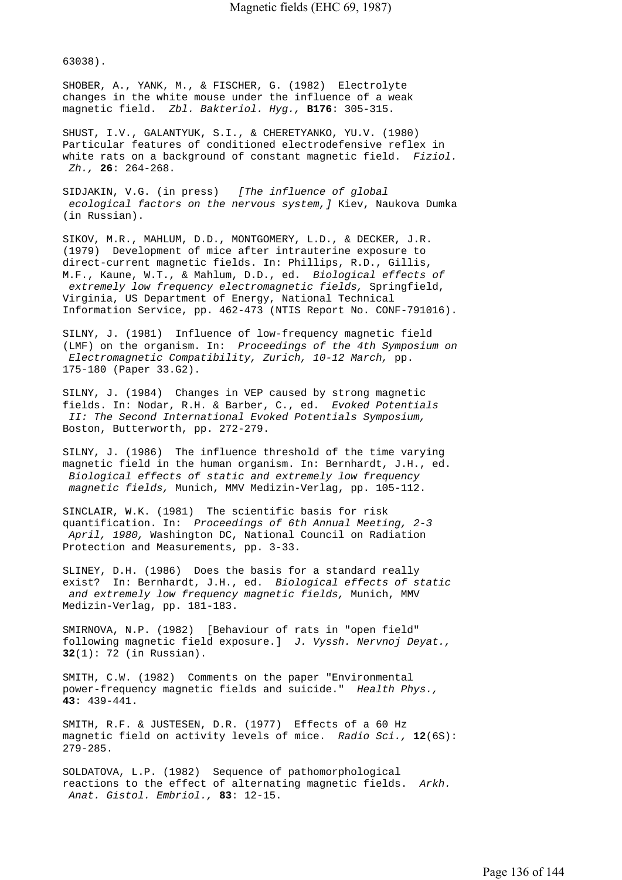63038).

SHOBER, A., YANK, M., & FISCHER, G. (1982) Electrolyte changes in the white mouse under the influence of a weak magnetic field. *Zbl. Bakteriol. Hyg.,* **B176**: 305-315.

SHUST, I.V., GALANTYUK, S.I., & CHERETYANKO, YU.V. (1980) Particular features of conditioned electrodefensive reflex in white rats on a background of constant magnetic field. *Fiziol. Zh.,* **26**: 264-268.

SIDJAKIN, V.G. (in press) *[The influence of global ecological factors on the nervous system,]* Kiev, Naukova Dumka (in Russian).

SIKOV, M.R., MAHLUM, D.D., MONTGOMERY, L.D., & DECKER, J.R. (1979) Development of mice after intrauterine exposure to direct-current magnetic fields. In: Phillips, R.D., Gillis, M.F., Kaune, W.T., & Mahlum, D.D., ed. *Biological effects of extremely low frequency electromagnetic fields,* Springfield, Virginia, US Department of Energy, National Technical Information Service, pp. 462-473 (NTIS Report No. CONF-791016).

SILNY, J. (1981) Influence of low-frequency magnetic field (LMF) on the organism. In: *Proceedings of the 4th Symposium on Electromagnetic Compatibility, Zurich, 10-12 March,* pp. 175-180 (Paper 33.G2).

SILNY, J. (1984) Changes in VEP caused by strong magnetic fields. In: Nodar, R.H. & Barber, C., ed. *Evoked Potentials II: The Second International Evoked Potentials Symposium,* Boston, Butterworth, pp. 272-279.

SILNY, J. (1986) The influence threshold of the time varying magnetic field in the human organism. In: Bernhardt, J.H., ed. *Biological effects of static and extremely low frequency magnetic fields,* Munich, MMV Medizin-Verlag, pp. 105-112.

SINCLAIR, W.K. (1981) The scientific basis for risk quantification. In: *Proceedings of 6th Annual Meeting, 2-3 April, 1980,* Washington DC, National Council on Radiation Protection and Measurements, pp. 3-33.

SLINEY, D.H. (1986) Does the basis for a standard really exist? In: Bernhardt, J.H., ed. *Biological effects of static and extremely low frequency magnetic fields,* Munich, MMV Medizin-Verlag, pp. 181-183.

SMIRNOVA, N.P. (1982) [Behaviour of rats in "open field" following magnetic field exposure.] *J. Vyssh. Nervnoj Deyat.,* **32**(1): 72 (in Russian).

SMITH, C.W. (1982) Comments on the paper "Environmental power-frequency magnetic fields and suicide." *Health Phys.,* **43**: 439-441.

SMITH, R.F. & JUSTESEN, D.R. (1977) Effects of a 60 Hz magnetic field on activity levels of mice. *Radio Sci.,* **12**(6S): 279-285.

SOLDATOVA, L.P. (1982) Sequence of pathomorphological reactions to the effect of alternating magnetic fields. *Arkh. Anat. Gistol. Embriol.,* **83**: 12-15.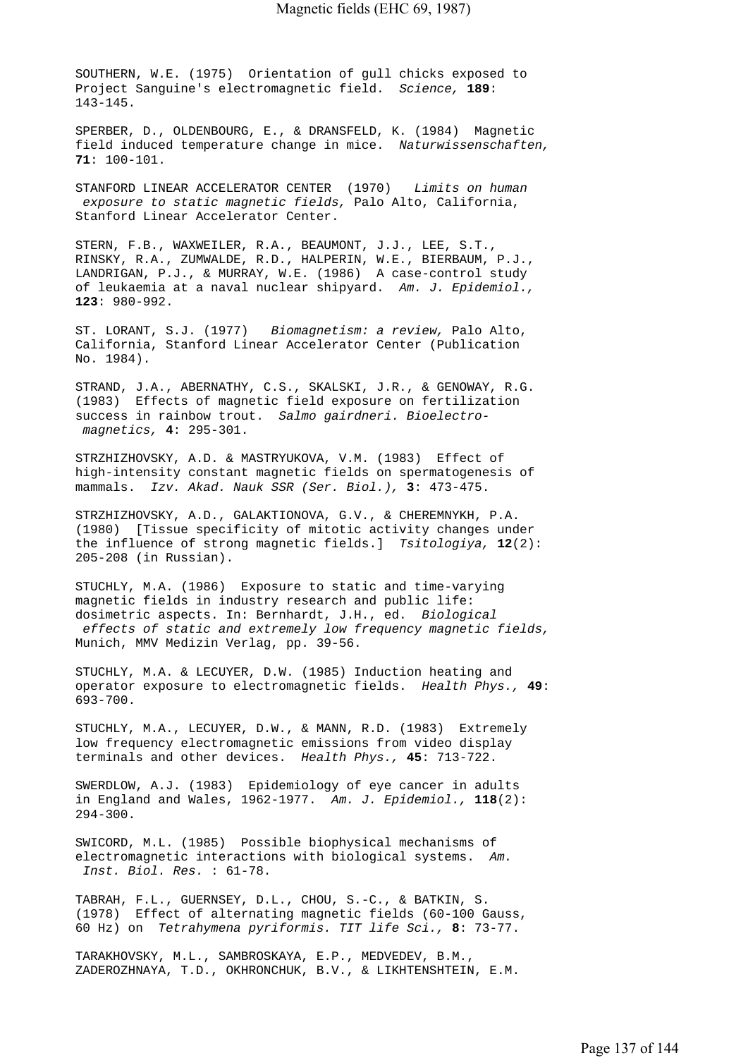SOUTHERN, W.E. (1975) Orientation of gull chicks exposed to Project Sanguine's electromagnetic field. *Science,* **189**: 143-145.

SPERBER, D., OLDENBOURG, E., & DRANSFELD, K. (1984) Magnetic field induced temperature change in mice. *Naturwissenschaften,* **71**: 100-101.

STANFORD LINEAR ACCELERATOR CENTER (1970) *Limits on human exposure to static magnetic fields,* Palo Alto, California, Stanford Linear Accelerator Center.

STERN, F.B., WAXWEILER, R.A., BEAUMONT, J.J., LEE, S.T., RINSKY, R.A., ZUMWALDE, R.D., HALPERIN, W.E., BIERBAUM, P.J., LANDRIGAN, P.J., & MURRAY, W.E. (1986) A case-control study of leukaemia at a naval nuclear shipyard. *Am. J. Epidemiol.,* **123**: 980-992.

ST. LORANT, S.J. (1977) *Biomagnetism: a review,* Palo Alto, California, Stanford Linear Accelerator Center (Publication No. 1984).

STRAND, J.A., ABERNATHY, C.S., SKALSKI, J.R., & GENOWAY, R.G. (1983) Effects of magnetic field exposure on fertilization success in rainbow trout. *Salmo gairdneri. Bioelectromagnetics,* **4**: 295-301.

STRZHIZHOVSKY, A.D. & MASTRYUKOVA, V.M. (1983) Effect of high-intensity constant magnetic fields on spermatogenesis of mammals. *Izv. Akad. Nauk SSR (Ser. Biol.),* **3**: 473-475.

STRZHIZHOVSKY, A.D., GALAKTIONOVA, G.V., & CHEREMNYKH, P.A. (1980) [Tissue specificity of mitotic activity changes under the influence of strong magnetic fields.] *Tsitologiya,* **12**(2): 205-208 (in Russian).

STUCHLY, M.A. (1986) Exposure to static and time-varying magnetic fields in industry research and public life: dosimetric aspects. In: Bernhardt, J.H., ed. *Biological effects of static and extremely low frequency magnetic fields,* Munich, MMV Medizin Verlag, pp. 39-56.

STUCHLY, M.A. & LECUYER, D.W. (1985) Induction heating and operator exposure to electromagnetic fields. *Health Phys.,* **49**: 693-700.

STUCHLY, M.A., LECUYER, D.W., & MANN, R.D. (1983) Extremely low frequency electromagnetic emissions from video display terminals and other devices. *Health Phys.,* **45**: 713-722.

SWERDLOW, A.J. (1983) Epidemiology of eye cancer in adults in England and Wales, 1962-1977. *Am. J. Epidemiol.,* **118**(2): 294-300.

SWICORD, M.L. (1985) Possible biophysical mechanisms of electromagnetic interactions with biological systems. *Am. Inst. Biol. Res.* : 61-78.

TABRAH, F.L., GUERNSEY, D.L., CHOU, S.-C., & BATKIN, S. (1978) Effect of alternating magnetic fields (60-100 Gauss, 60 Hz) on *Tetrahymena pyriformis. TIT life Sci.,* **8**: 73-77.

TARAKHOVSKY, M.L., SAMBROSKAYA, E.P., MEDVEDEV, B.M., ZADEROZHNAYA, T.D., OKHRONCHUK, B.V., & LIKHTENSHTEIN, E.M.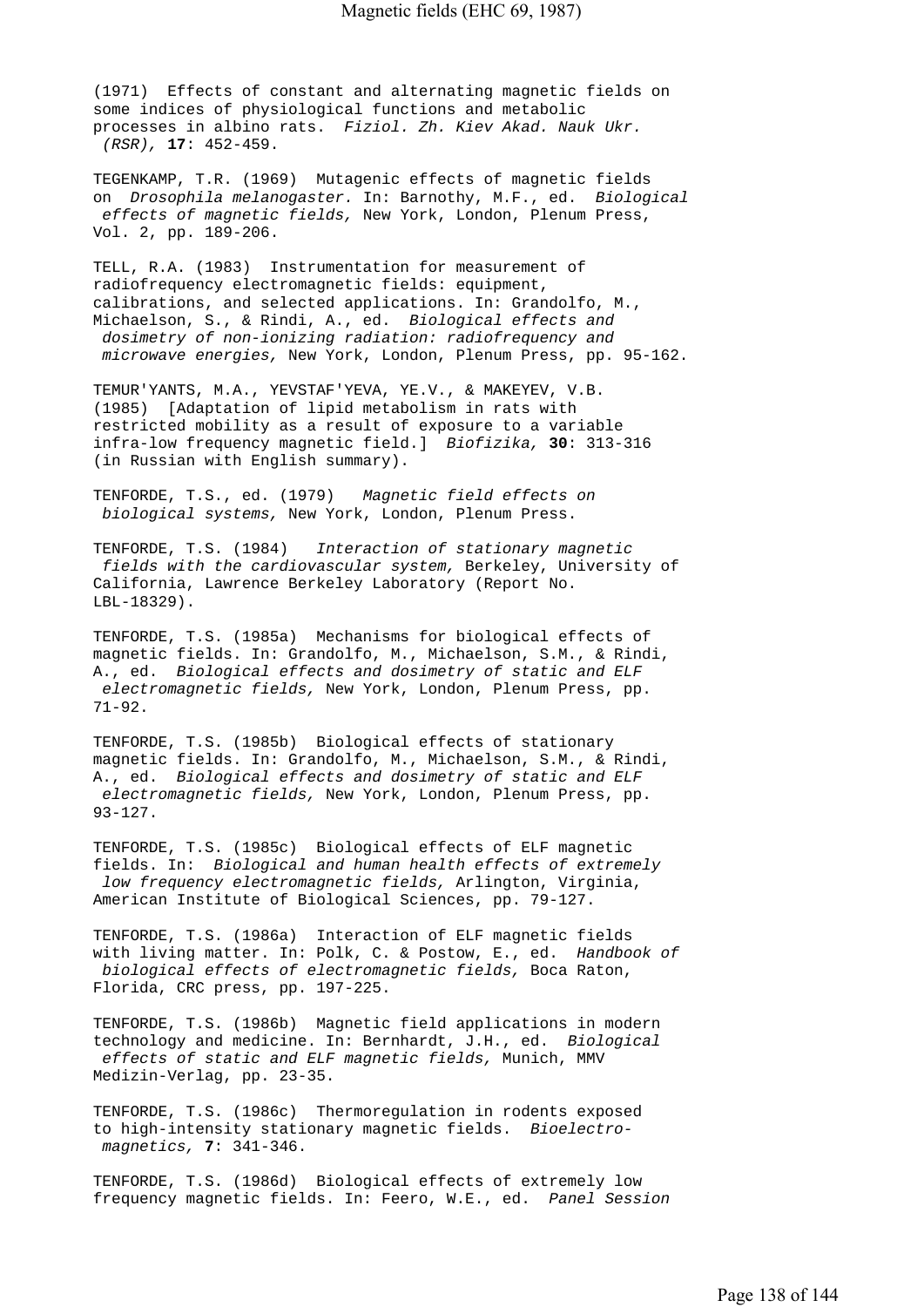(1971) Effects of constant and alternating magnetic fields on some indices of physiological functions and metabolic processes in albino rats. *Fiziol. Zh. Kiev Akad. Nauk Ukr. (RSR),* **17**: 452-459.

TEGENKAMP, T.R. (1969) Mutagenic effects of magnetic fields on *Drosophila melanogaster.* In: Barnothy, M.F., ed. *Biological effects of magnetic fields,* New York, London, Plenum Press, Vol. 2, pp. 189-206.

TELL, R.A. (1983) Instrumentation for measurement of radiofrequency electromagnetic fields: equipment, calibrations, and selected applications. In: Grandolfo, M., Michaelson, S., & Rindi, A., ed. *Biological effects and dosimetry of non-ionizing radiation: radiofrequency and microwave energies,* New York, London, Plenum Press, pp. 95-162.

TEMUR'YANTS, M.A., YEVSTAF'YEVA, YE.V., & MAKEYEV, V.B. (1985) [Adaptation of lipid metabolism in rats with restricted mobility as a result of exposure to a variable infra-low frequency magnetic field.] *Biofizika,* **30**: 313-316 (in Russian with English summary).

TENFORDE, T.S., ed. (1979) *Magnetic field effects on biological systems,* New York, London, Plenum Press.

TENFORDE, T.S. (1984) *Interaction of stationary magnetic fields with the cardiovascular system,* Berkeley, University of California, Lawrence Berkeley Laboratory (Report No. LBL-18329).

TENFORDE, T.S. (1985a) Mechanisms for biological effects of magnetic fields. In: Grandolfo, M., Michaelson, S.M., & Rindi, A., ed. *Biological effects and dosimetry of static and ELF electromagnetic fields,* New York, London, Plenum Press, pp. 71-92.

TENFORDE, T.S. (1985b) Biological effects of stationary magnetic fields. In: Grandolfo, M., Michaelson, S.M., & Rindi, A., ed. *Biological effects and dosimetry of static and ELF electromagnetic fields,* New York, London, Plenum Press, pp. 93-127.

TENFORDE, T.S. (1985c) Biological effects of ELF magnetic fields. In: *Biological and human health effects of extremely low frequency electromagnetic fields,* Arlington, Virginia, American Institute of Biological Sciences, pp. 79-127.

TENFORDE, T.S. (1986a) Interaction of ELF magnetic fields with living matter. In: Polk, C. & Postow, E., ed. *Handbook of biological effects of electromagnetic fields,* Boca Raton, Florida, CRC press, pp. 197-225.

TENFORDE, T.S. (1986b) Magnetic field applications in modern technology and medicine. In: Bernhardt, J.H., ed. *Biological effects of static and ELF magnetic fields,* Munich, MMV Medizin-Verlag, pp. 23-35.

TENFORDE, T.S. (1986c) Thermoregulation in rodents exposed to high-intensity stationary magnetic fields. *Bioelectromagnetics,* **7**: 341-346.

TENFORDE, T.S. (1986d) Biological effects of extremely low frequency magnetic fields. In: Feero, W.E., ed. *Panel Session*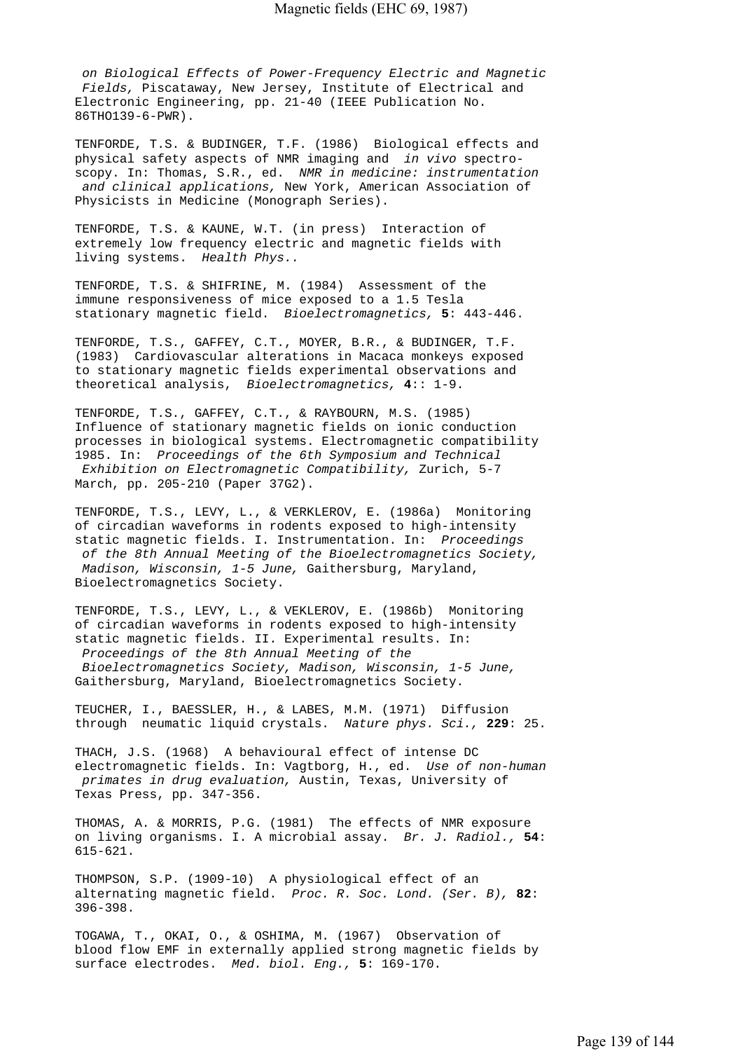*on Biological Effects of Power-Frequency Electric and Magnetic Fields,* Piscataway, New Jersey, Institute of Electrical and Electronic Engineering, pp. 21-40 (IEEE Publication No. 86THO139-6-PWR).

TENFORDE, T.S. & BUDINGER, T.F. (1986) Biological effects and physical safety aspects of NMR imaging and *in vivo* spectroscopy. In: Thomas, S.R., ed. *NMR in medicine: instrumentation and clinical applications,* New York, American Association of Physicists in Medicine (Monograph Series).

TENFORDE, T.S. & KAUNE, W.T. (in press) Interaction of extremely low frequency electric and magnetic fields with living systems. *Health Phys..*

TENFORDE, T.S. & SHIFRINE, M. (1984) Assessment of the immune responsiveness of mice exposed to a 1.5 Tesla stationary magnetic field. *Bioelectromagnetics,* **5**: 443-446.

TENFORDE, T.S., GAFFEY, C.T., MOYER, B.R., & BUDINGER, T.F. (1983) Cardiovascular alterations in Macaca monkeys exposed to stationary magnetic fields experimental observations and theoretical analysis, *Bioelectromagnetics,* **4**:: 1-9.

TENFORDE, T.S., GAFFEY, C.T., & RAYBOURN, M.S. (1985) Influence of stationary magnetic fields on ionic conduction processes in biological systems. Electromagnetic compatibility 1985. In: *Proceedings of the 6th Symposium and Technical Exhibition on Electromagnetic Compatibility,* Zurich, 5-7 March, pp. 205-210 (Paper 37G2).

TENFORDE, T.S., LEVY, L., & VERKLEROV, E. (1986a) Monitoring of circadian waveforms in rodents exposed to high-intensity static magnetic fields. I. Instrumentation. In: *Proceedings of the 8th Annual Meeting of the Bioelectromagnetics Society, Madison, Wisconsin, 1-5 June,* Gaithersburg, Maryland, Bioelectromagnetics Society.

TENFORDE, T.S., LEVY, L., & VEKLEROV, E. (1986b) Monitoring of circadian waveforms in rodents exposed to high-intensity static magnetic fields. II. Experimental results. In: *Proceedings of the 8th Annual Meeting of the Bioelectromagnetics Society, Madison, Wisconsin, 1-5 June,* Gaithersburg, Maryland, Bioelectromagnetics Society.

TEUCHER, I., BAESSLER, H., & LABES, M.M. (1971) Diffusion through neumatic liquid crystals. *Nature phys. Sci.,* **229**: 25.

THACH, J.S. (1968) A behavioural effect of intense DC electromagnetic fields. In: Vagtborg, H., ed. *Use of non-human primates in drug evaluation,* Austin, Texas, University of Texas Press, pp. 347-356.

THOMAS, A. & MORRIS, P.G. (1981) The effects of NMR exposure on living organisms. I. A microbial assay. *Br. J. Radiol.,* **54**: 615-621.

THOMPSON, S.P. (1909-10) A physiological effect of an alternating magnetic field. *Proc. R. Soc. Lond. (Ser. B),* **82**: 396-398.

TOGAWA, T., OKAI, O., & OSHIMA, M. (1967) Observation of blood flow EMF in externally applied strong magnetic fields by surface electrodes. *Med. biol. Eng.,* **5**: 169-170.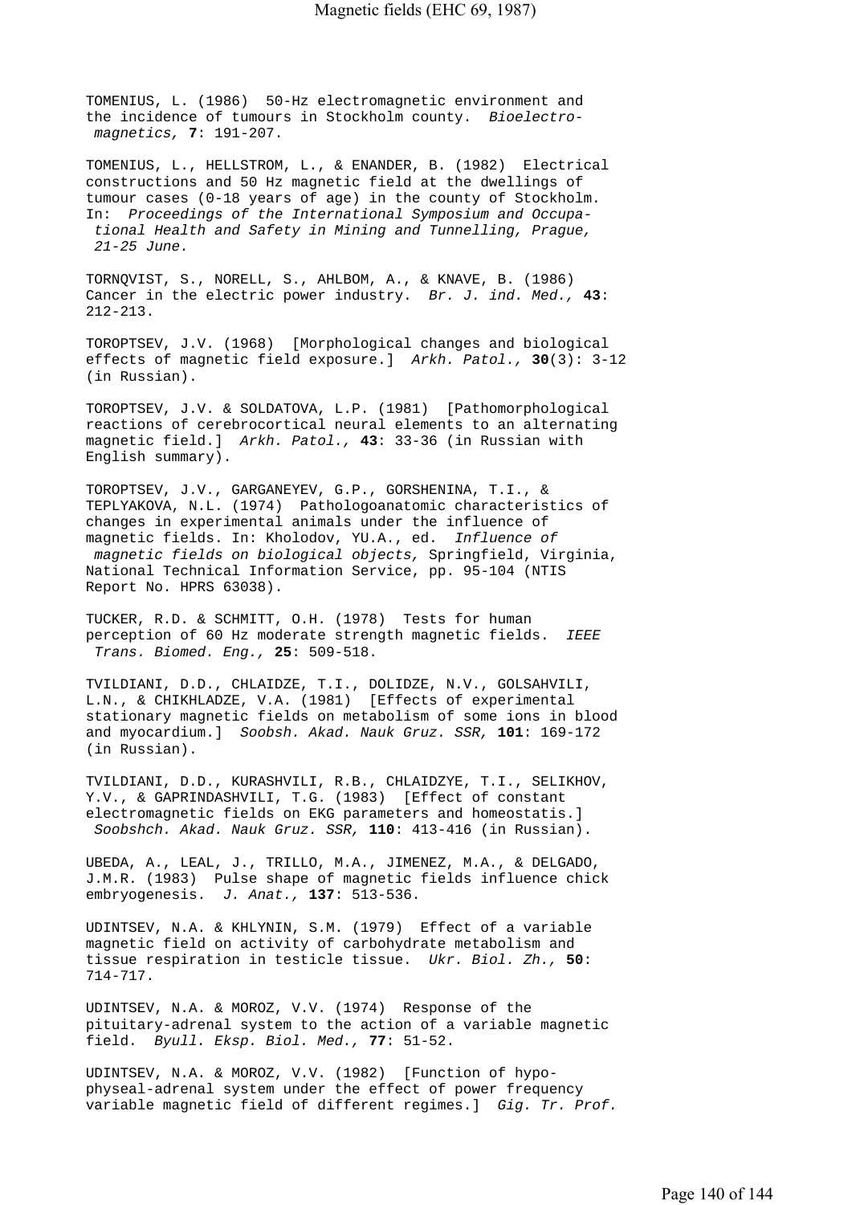TOMENIUS, L. (1986) 50-Hz electromagnetic environment and the incidence of tumours in Stockholm county. *Bioelectromagnetics,* **7**: 191-207.

TOMENIUS, L., HELLSTROM, L., & ENANDER, B. (1982) Electrical constructions and 50 Hz magnetic field at the dwellings of tumour cases (0-18 years of age) in the county of Stockholm. In: *Proceedings of the International Symposium and Occupational Health and Safety in Mining and Tunnelling, Prague, 21-25 June.*

TORNQVIST, S., NORELL, S., AHLBOM, A., & KNAVE, B. (1986) Cancer in the electric power industry. *Br. J. ind. Med.,* **43**: 212-213.

TOROPTSEV, J.V. (1968) [Morphological changes and biological effects of magnetic field exposure.] *Arkh. Patol.,* **30**(3): 3-12 (in Russian).

TOROPTSEV, J.V. & SOLDATOVA, L.P. (1981) [Pathomorphological reactions of cerebrocortical neural elements to an alternating magnetic field.] *Arkh. Patol.,* **43**: 33-36 (in Russian with English summary).

TOROPTSEV, J.V., GARGANEYEV, G.P., GORSHENINA, T.I., & TEPLYAKOVA, N.L. (1974) Pathologoanatomic characteristics of changes in experimental animals under the influence of magnetic fields. In: Kholodov, YU.A., ed. *Influence of magnetic fields on biological objects,* Springfield, Virginia, National Technical Information Service, pp. 95-104 (NTIS Report No. HPRS 63038).

TUCKER, R.D. & SCHMITT, O.H. (1978) Tests for human perception of 60 Hz moderate strength magnetic fields. *IEEE Trans. Biomed. Eng.,* **25**: 509-518.

TVILDIANI, D.D., CHLAIDZE, T.I., DOLIDZE, N.V., GOLSAHVILI, L.N., & CHIKHLADZE, V.A. (1981) [Effects of experimental stationary magnetic fields on metabolism of some ions in blood and myocardium.] *Soobsh. Akad. Nauk Gruz. SSR,* **101**: 169-172 (in Russian).

TVILDIANI, D.D., KURASHVILI, R.B., CHLAIDZYE, T.I., SELIKHOV, Y.V., & GAPRINDASHVILI, T.G. (1983) [Effect of constant electromagnetic fields on EKG parameters and homeostatis.] *Soobshch. Akad. Nauk Gruz. SSR,* **110**: 413-416 (in Russian).

UBEDA, A., LEAL, J., TRILLO, M.A., JIMENEZ, M.A., & DELGADO, J.M.R. (1983) Pulse shape of magnetic fields influence chick embryogenesis. *J. Anat.,* **137**: 513-536.

UDINTSEV, N.A. & KHLYNIN, S.M. (1979) Effect of a variable magnetic field on activity of carbohydrate metabolism and tissue respiration in testicle tissue. *Ukr. Biol. Zh.,* **50**: 714-717.

UDINTSEV, N.A. & MOROZ, V.V. (1974) Response of the pituitary-adrenal system to the action of a variable magnetic field. *Byull. Eksp. Biol. Med.,* **77**: 51-52.

UDINTSEV, N.A. & MOROZ, V.V. (1982) [Function of hypophyseal-adrenal system under the effect of power frequency variable magnetic field of different regimes.] *Gig. Tr. Prof.*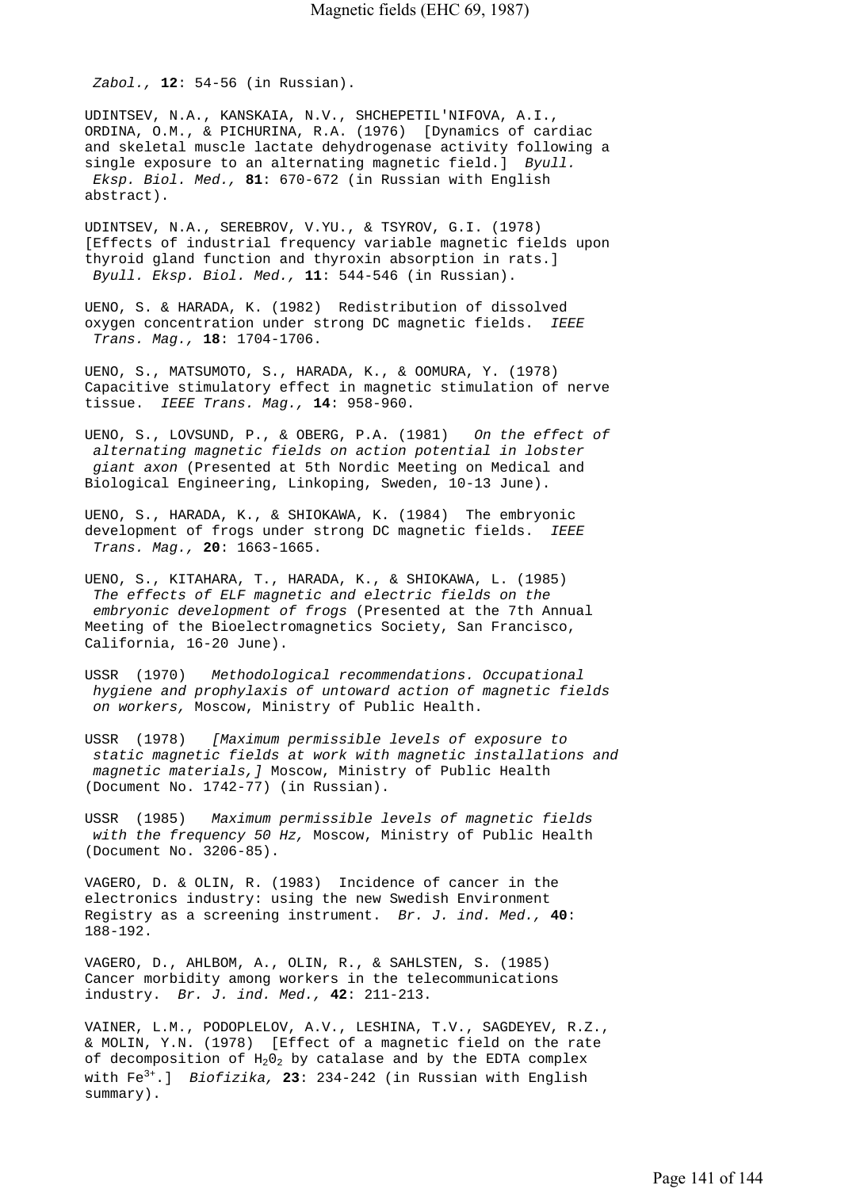*Zabol.,* **12**: 54-56 (in Russian).

UDINTSEV, N.A., KANSKAIA, N.V., SHCHEPETIL'NIFOVA, A.I., ORDINA, O.M., & PICHURINA, R.A. (1976) [Dynamics of cardiac and skeletal muscle lactate dehydrogenase activity following a single exposure to an alternating magnetic field.] *Byull. Eksp. Biol. Med.,* **81**: 670-672 (in Russian with English abstract).

UDINTSEV, N.A., SEREBROV, V.YU., & TSYROV, G.I. (1978) [Effects of industrial frequency variable magnetic fields upon thyroid gland function and thyroxin absorption in rats.] *Byull. Eksp. Biol. Med.,* **11**: 544-546 (in Russian).

UENO, S. & HARADA, K. (1982) Redistribution of dissolved oxygen concentration under strong DC magnetic fields. *IEEE Trans. Mag.,* **18**: 1704-1706.

UENO, S., MATSUMOTO, S., HARADA, K., & OOMURA, Y. (1978) Capacitive stimulatory effect in magnetic stimulation of nerve tissue. *IEEE Trans. Mag.,* **14**: 958-960.

UENO, S., LOVSUND, P., & OBERG, P.A. (1981) *On the effect of alternating magnetic fields on action potential in lobster giant axon* (Presented at 5th Nordic Meeting on Medical and Biological Engineering, Linkoping, Sweden, 10-13 June).

UENO, S., HARADA, K., & SHIOKAWA, K. (1984) The embryonic development of frogs under strong DC magnetic fields. *IEEE Trans. Mag.,* **20**: 1663-1665.

UENO, S., KITAHARA, T., HARADA, K., & SHIOKAWA, L. (1985) *The effects of ELF magnetic and electric fields on the embryonic development of frogs* (Presented at the 7th Annual Meeting of the Bioelectromagnetics Society, San Francisco, California, 16-20 June).

USSR (1970) *Methodological recommendations. Occupational hygiene and prophylaxis of untoward action of magnetic fields on workers,* Moscow, Ministry of Public Health.

USSR (1978) *[Maximum permissible levels of exposure to static magnetic fields at work with magnetic installations and magnetic materials,]* Moscow, Ministry of Public Health (Document No. 1742-77) (in Russian).

USSR (1985) *Maximum permissible levels of magnetic fields with the frequency 50 Hz,* Moscow, Ministry of Public Health (Document No. 3206-85).

VAGERO, D. & OLIN, R. (1983) Incidence of cancer in the electronics industry: using the new Swedish Environment Registry as a screening instrument. *Br. J. ind. Med.,* **40**: 188-192.

VAGERO, D., AHLBOM, A., OLIN, R., & SAHLSTEN, S. (1985) Cancer morbidity among workers in the telecommunications industry. *Br. J. ind. Med.,* **42**: 211-213.

VAINER, L.M., PODOPLELOV, A.V., LESHINA, T.V., SAGDEYEV, R.Z., & MOLIN, Y.N. (1978) [Effect of a magnetic field on the rate of decomposition of $H_2O_2$ by catalase and by the EDTA complex with $Fe^{3+}$.] *Biofizika,* **23**: 234-242 (in Russian with English summary).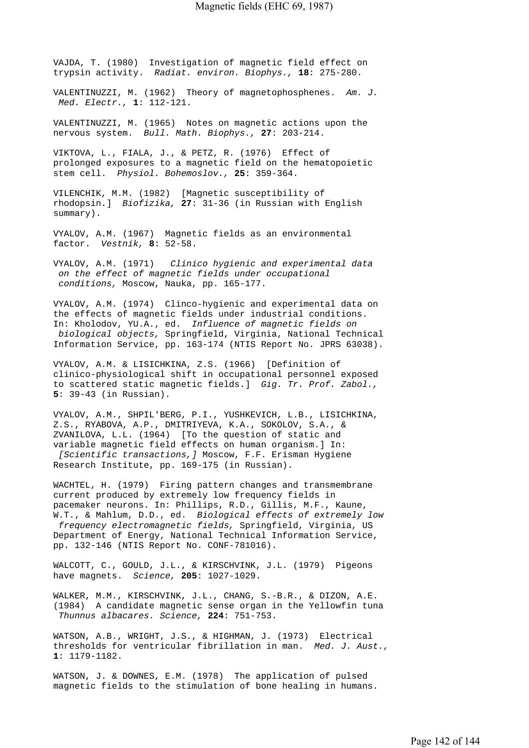VAJDA, T. (1980) Investigation of magnetic field effect on trypsin activity. *Radiat. environ. Biophys.,* **18**: 275-280.

VALENTINUZZI, M. (1962) Theory of magnetophosphenes. *Am. J. Med. Electr.,* **1**: 112-121.

VALENTINUZZI, M. (1965) Notes on magnetic actions upon the nervous system. *Bull. Math. Biophys.,* **27**: 203-214.

VIKTOVA, L., FIALA, J., & PETZ, R. (1976) Effect of prolonged exposures to a magnetic field on the hematopoietic stem cell. *Physiol. Bohemoslov.,* **25**: 359-364.

VILENCHIK, M.M. (1982) [Magnetic susceptibility of rhodopsin.] *Biofizika,* **27**: 31-36 (in Russian with English summary).

VYALOV, A.M. (1967) Magnetic fields as an environmental factor. *Vestnik,* **8**: 52-58.

VYALOV, A.M. (1971) *Clinico hygienic and experimental data on the effect of magnetic fields under occupational conditions,* Moscow, Nauka, pp. 165-177.

VYALOV, A.M. (1974) Clinco-hygienic and experimental data on the effects of magnetic fields under industrial conditions. In: Kholodov, YU.A., ed. *Influence of magnetic fields on biological objects,* Springfield, Virginia, National Technical Information Service, pp. 163-174 (NTIS Report No. JPRS 63038).

VYALOV, A.M. & LISICHKINA, Z.S. (1966) [Definition of clinico-physiological shift in occupational personnel exposed to scattered static magnetic fields.] *Gig. Tr. Prof. Zabol.,* **5**: 39-43 (in Russian).

VYALOV, A.M., SHPIL'BERG, P.I., YUSHKEVICH, L.B., LISICHKINA, Z.S., RYABOVA, A.P., DMITRIYEVA, K.A., SOKOLOV, S.A., & ZVANILOVA, L.L. (1964) [To the question of static and variable magnetic field effects on human organism.] In: *[Scientific transactions,]* Moscow, F.F. Erisman Hygiene Research Institute, pp. 169-175 (in Russian).

WACHTEL, H. (1979) Firing pattern changes and transmembrane current produced by extremely low frequency fields in pacemaker neurons. In: Phillips, R.D., Gillis, M.F., Kaune, W.T., & Mahlum, D.D., ed. *Biological effects of extremely low frequency electromagnetic fields,* Springfield, Virginia, US Department of Energy, National Technical Information Service, pp. 132-146 (NTIS Report No. CONF-781016).

WALCOTT, C., GOULD, J.L., & KIRSCHVINK, J.L. (1979) Pigeons have magnets. *Science,* **205**: 1027-1029.

WALKER, M.M., KIRSCHVINK, J.L., CHANG, S.-B.R., & DIZON, A.E. (1984) A candidate magnetic sense organ in the Yellowfin tuna *Thunnus albacares. Science,* **224**: 751-753.

WATSON, A.B., WRIGHT, J.S., & HIGHMAN, J. (1973) Electrical thresholds for ventricular fibrillation in man. *Med. J. Aust.,* **1**: 1179-1182.

WATSON, J. & DOWNES, E.M. (1978) The application of pulsed magnetic fields to the stimulation of bone healing in humans.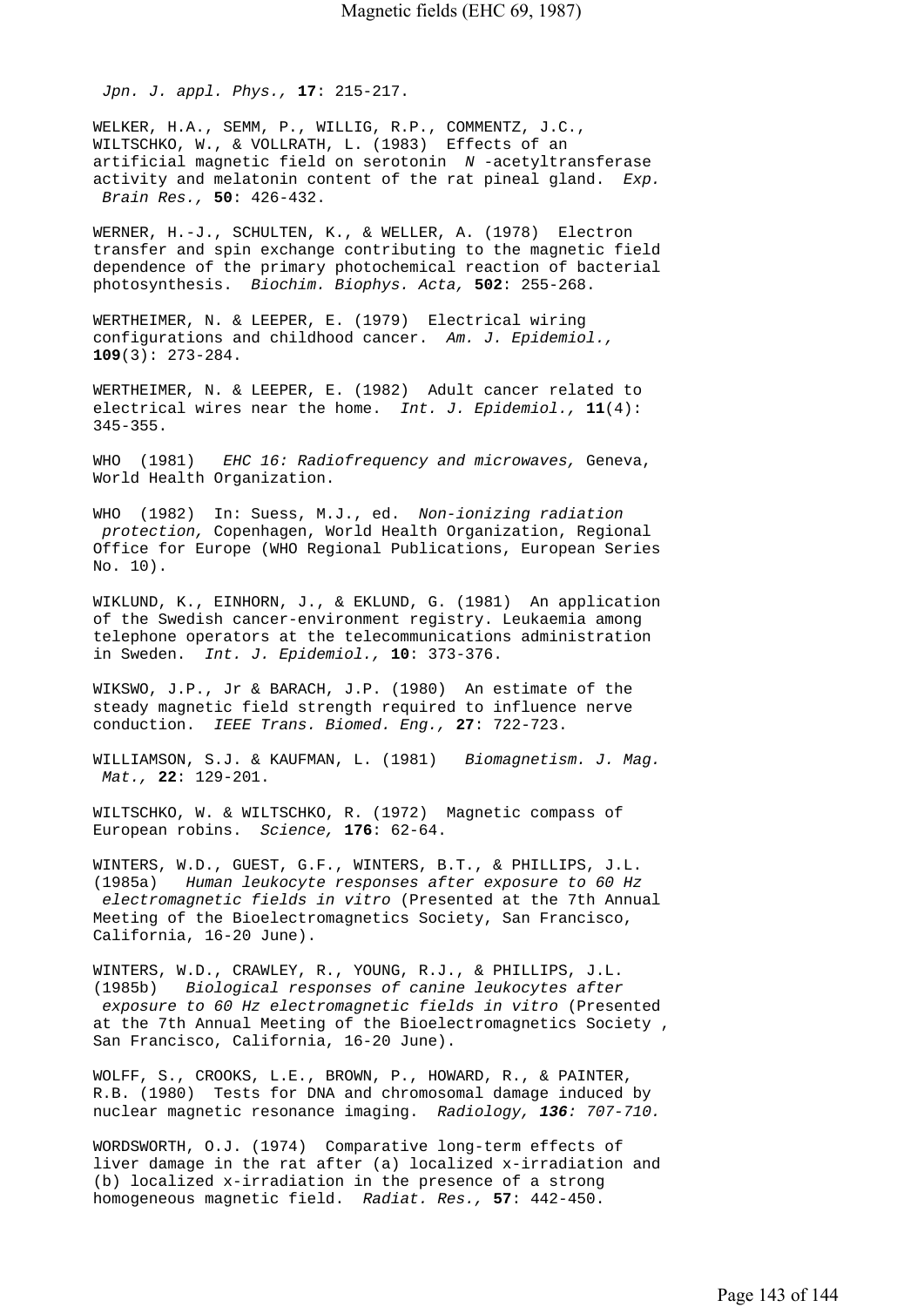*Jpn. J. appl. Phys.,* **17**: 215-217.

WELKER, H.A., SEMM, P., WILLIG, R.P., COMMENTZ, J.C., WILTSCHKO, W., & VOLLRATH, L. (1983) Effects of an artificial magnetic field on serotonin *N* -acetyltransferase activity and melatonin content of the rat pineal gland. *Exp. Brain Res.,* **50**: 426-432.

WERNER, H.-J., SCHULTEN, K., & WELLER, A. (1978) Electron transfer and spin exchange contributing to the magnetic field dependence of the primary photochemical reaction of bacterial photosynthesis. *Biochim. Biophys. Acta,* **502**: 255-268.

WERTHEIMER, N. & LEEPER, E. (1979) Electrical wiring configurations and childhood cancer. *Am. J. Epidemiol.,* **109**(3): 273-284.

WERTHEIMER, N. & LEEPER, E. (1982) Adult cancer related to electrical wires near the home. *Int. J. Epidemiol.,* **11**(4): 345-355.

WHO (1981) *EHC 16: Radiofrequency and microwaves,* Geneva, World Health Organization.

WHO (1982) In: Suess, M.J., ed. *Non-ionizing radiation protection,* Copenhagen, World Health Organization, Regional Office for Europe (WHO Regional Publications, European Series No. 10).

WIKLUND, K., EINHORN, J., & EKLUND, G. (1981) An application of the Swedish cancer-environment registry. Leukaemia among telephone operators at the telecommunications administration in Sweden. *Int. J. Epidemiol.,* **10**: 373-376.

WIKSWO, J.P., Jr & BARACH, J.P. (1980) An estimate of the steady magnetic field strength required to influence nerve conduction. *IEEE Trans. Biomed. Eng.,* **27**: 722-723.

WILLIAMSON, S.J. & KAUFMAN, L. (1981) *Biomagnetism. J. Mag. Mat.,* **22**: 129-201.

WILTSCHKO, W. & WILTSCHKO, R. (1972) Magnetic compass of European robins. *Science,* **176**: 62-64.

WINTERS, W.D., GUEST, G.F., WINTERS, B.T., & PHILLIPS, J.L. (1985a) *Human leukocyte responses after exposure to 60 Hz electromagnetic fields in vitro* (Presented at the 7th Annual Meeting of the Bioelectromagnetics Society, San Francisco, California, 16-20 June).

WINTERS, W.D., CRAWLEY, R., YOUNG, R.J., & PHILLIPS, J.L. (1985b) *Biological responses of canine leukocytes after exposure to 60 Hz electromagnetic fields in vitro* (Presented at the 7th Annual Meeting of the Bioelectromagnetics Society , San Francisco, California, 16-20 June).

WOLFF, S., CROOKS, L.E., BROWN, P., HOWARD, R., & PAINTER, R.B. (1980) Tests for DNA and chromosomal damage induced by nuclear magnetic resonance imaging. *Radiology,* ***136****: 707-710.*

WORDSWORTH, O.J. (1974) Comparative long-term effects of liver damage in the rat after (a) localized x-irradiation and (b) localized x-irradiation in the presence of a strong homogeneous magnetic field. *Radiat. Res.,* **57**: 442-450.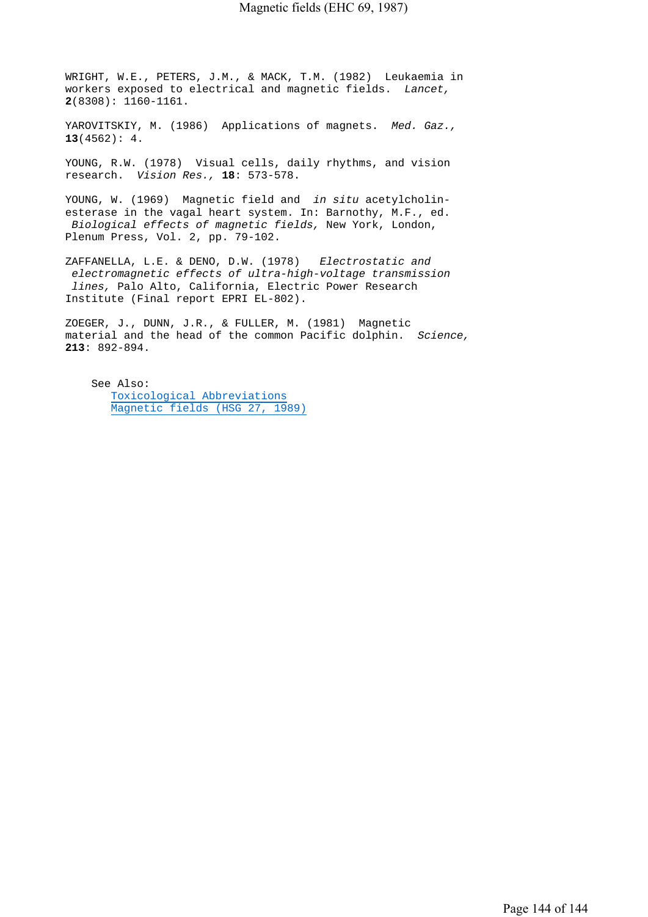WRIGHT, W.E., PETERS, J.M., & MACK, T.M. (1982) Leukaemia in workers exposed to electrical and magnetic fields. *Lancet,* **2**(8308): 1160-1161.

YAROVITSKIY, M. (1986) Applications of magnets. *Med. Gaz.,* **13**(4562): 4.

YOUNG, R.W. (1978) Visual cells, daily rhythms, and vision research. *Vision Res.,* **18**: 573-578.

YOUNG, W. (1969) Magnetic field and *in situ* acetylcholinesterase in the vagal heart system. In: Barnothy, M.F., ed. *Biological effects of magnetic fields,* New York, London, Plenum Press, Vol. 2, pp. 79-102.

ZAFFANELLA, L.E. & DENO, D.W. (1978) *Electrostatic and electromagnetic effects of ultra-high-voltage transmission lines,* Palo Alto, California, Electric Power Research Institute (Final report EPRI EL-802).

ZOEGER, J., DUNN, J.R., & FULLER, M. (1981) Magnetic material and the head of the common Pacific dolphin. *Science,* **213**: 892-894.

See Also:
- Toxicological Abbreviations
- Magnetic fields (HSG 27, 1989)